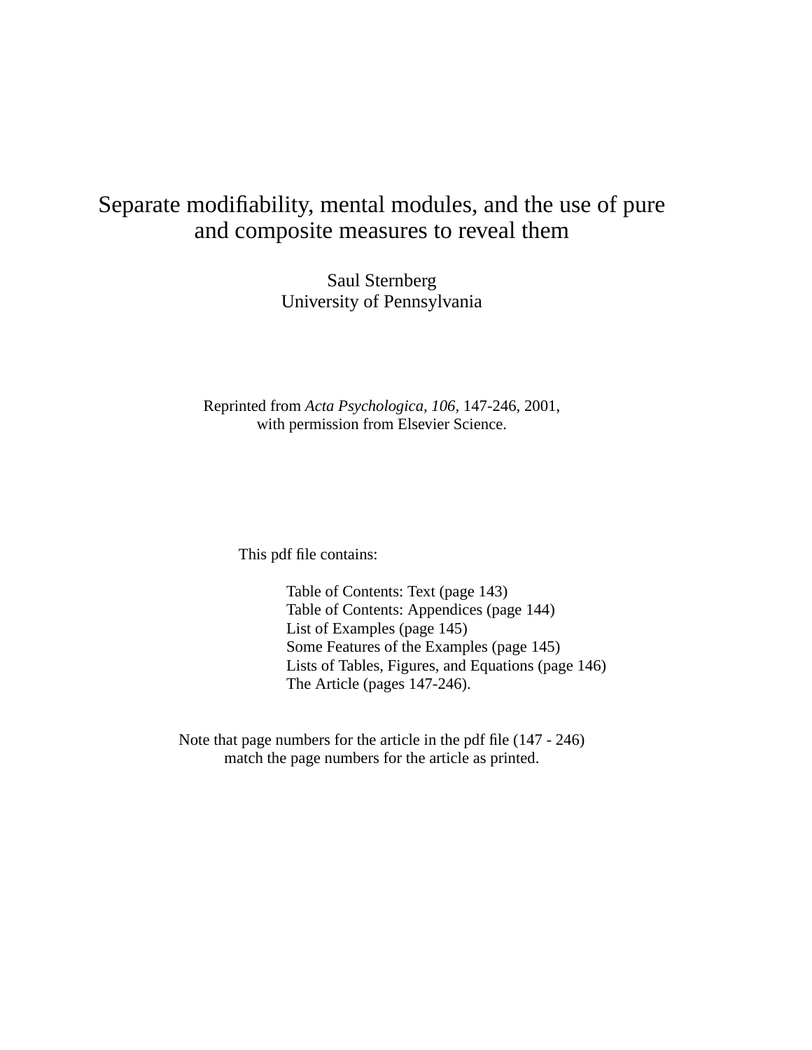# Separate modifiability, mental modules, and the use of pure and composite measures to reveal them

Saul Sternberg
University of Pennsylvania

Reprinted from *Acta Psychologica, 106*, 147-246, 2001,
with permission from Elsevier Science.

This pdf file contains:

- Table of Contents: Text (page 143)
- Table of Contents: Appendices (page 144)
- List of Examples (page 145)
- Some Features of the Examples (page 145)
- Lists of Tables, Figures, and Equations (page 146)
- The Article (pages 147-246).

Note that page numbers for the article in the pdf file (147 - 246)
match the page numbers for the article as printed.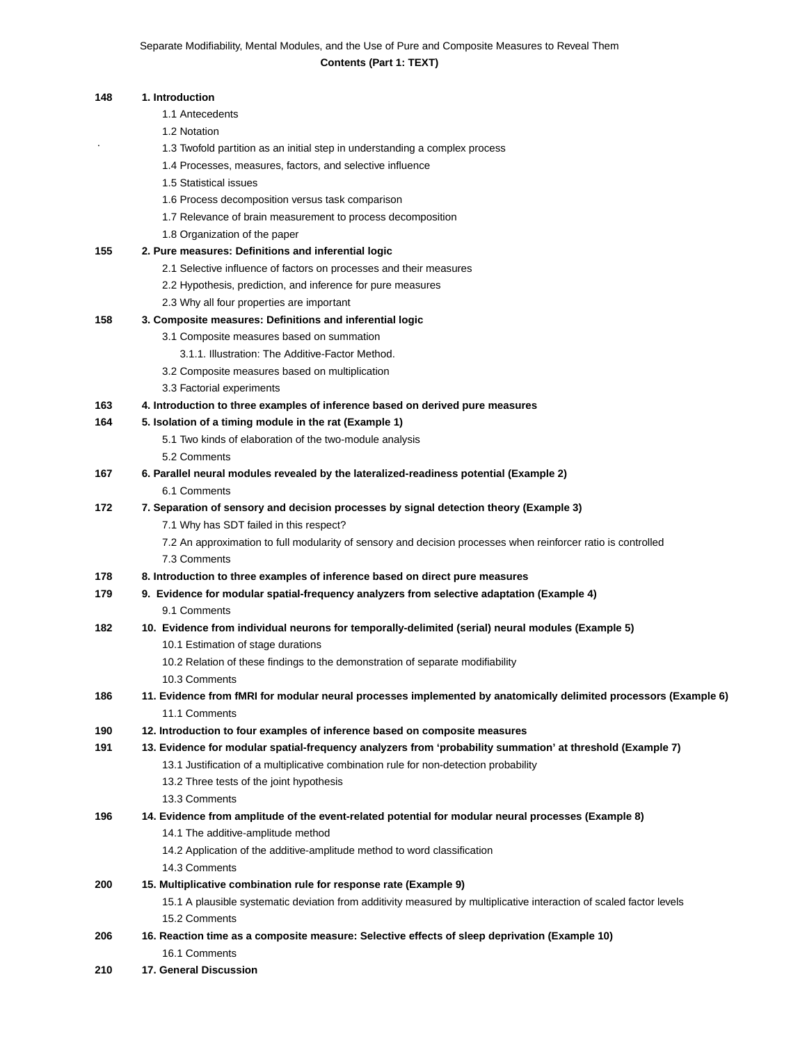Separate Modifiability, Mental Modules, and the Use of Pure and Composite Measures to Reveal Them

**Contents (Part 1: TEXT)**

**148** **1. Introduction**
- 1.1 Antecedents
- 1.2 Notation
- 1.3 Twofold partition as an initial step in understanding a complex process
- 1.4 Processes, measures, factors, and selective influence
- 1.5 Statistical issues
- 1.6 Process decomposition versus task comparison
- 1.7 Relevance of brain measurement to process decomposition
- 1.8 Organization of the paper

**155** **2. Pure measures: Definitions and inferential logic**
- 2.1 Selective influence of factors on processes and their measures
- 2.2 Hypothesis, prediction, and inference for pure measures
- 2.3 Why all four properties are important

**158** **3. Composite measures: Definitions and inferential logic**
- 3.1 Composite measures based on summation
    - 3.1.1. Illustration: The Additive-Factor Method.
- 3.2 Composite measures based on multiplication
- 3.3 Factorial experiments

**163** **4. Introduction to three examples of inference based on derived pure measures**

**164** **5. Isolation of a timing module in the rat (Example 1)**
- 5.1 Two kinds of elaboration of the two-module analysis
- 5.2 Comments

**167** **6. Parallel neural modules revealed by the lateralized-readiness potential (Example 2)**
- 6.1 Comments

**172** **7. Separation of sensory and decision processes by signal detection theory (Example 3)**
- 7.1 Why has SDT failed in this respect?
- 7.2 An approximation to full modularity of sensory and decision processes when reinforcer ratio is controlled
- 7.3 Comments

**178** **8. Introduction to three examples of inference based on direct pure measures**

**179** **9. Evidence for modular spatial-frequency analyzers from selective adaptation (Example 4)**
- 9.1 Comments

**182** **10. Evidence from individual neurons for temporally-delimited (serial) neural modules (Example 5)**
- 10.1 Estimation of stage durations
- 10.2 Relation of these findings to the demonstration of separate modifiability
- 10.3 Comments

**186** **11. Evidence from fMRI for modular neural processes implemented by anatomically delimited processors (Example 6)**
- 11.1 Comments

**190** **12. Introduction to four examples of inference based on composite measures**

**191** **13. Evidence for modular spatial-frequency analyzers from 'probability summation' at threshold (Example 7)**
- 13.1 Justification of a multiplicative combination rule for non-detection probability
- 13.2 Three tests of the joint hypothesis
- 13.3 Comments

**196** **14. Evidence from amplitude of the event-related potential for modular neural processes (Example 8)**
- 14.1 The additive-amplitude method
- 14.2 Application of the additive-amplitude method to word classification
- 14.3 Comments

**200** **15. Multiplicative combination rule for response rate (Example 9)**
- 15.1 A plausible systematic deviation from additivity measured by multiplicative interaction of scaled factor levels
- 15.2 Comments

**206** **16. Reaction time as a composite measure: Selective effects of sleep deprivation (Example 10)**
- 16.1 Comments

**210** **17. General Discussion**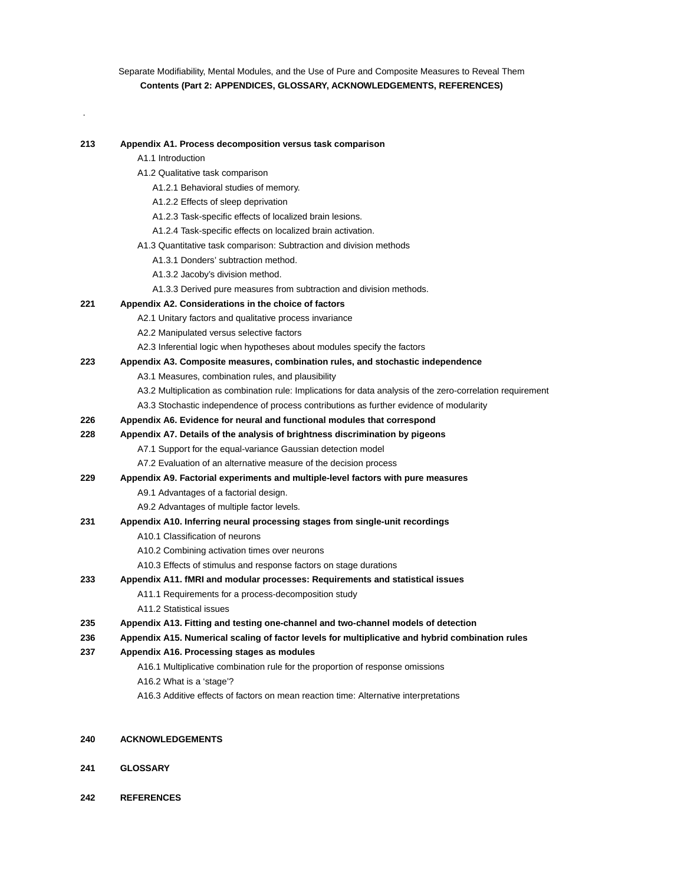Separate Modifiability, Mental Modules, and the Use of Pure and Composite Measures to Reveal Them

**Contents (Part 2: APPENDICES, GLOSSARY, ACKNOWLEDGEMENTS, REFERENCES)**

.

**213 Appendix A1. Process decomposition versus task comparison**

- A1.1 Introduction
- A1.2 Qualitative task comparison
  - A1.2.1 Behavioral studies of memory.
  - A1.2.2 Effects of sleep deprivation
  - A1.2.3 Task-specific effects of localized brain lesions.
  - A1.2.4 Task-specific effects on localized brain activation.
- A1.3 Quantitative task comparison: Subtraction and division methods
  - A1.3.1 Donders' subtraction method.
  - A1.3.2 Jacoby's division method.
  - A1.3.3 Derived pure measures from subtraction and division methods.

**221 Appendix A2. Considerations in the choice of factors**

- A2.1 Unitary factors and qualitative process invariance
- A2.2 Manipulated versus selective factors
- A2.3 Inferential logic when hypotheses about modules specify the factors

**223 Appendix A3. Composite measures, combination rules, and stochastic independence**

- A3.1 Measures, combination rules, and plausibility
- A3.2 Multiplication as combination rule: Implications for data analysis of the zero-correlation requirement
- A3.3 Stochastic independence of process contributions as further evidence of modularity

**226 Appendix A6. Evidence for neural and functional modules that correspond**

**228 Appendix A7. Details of the analysis of brightness discrimination by pigeons**

- A7.1 Support for the equal-variance Gaussian detection model
- A7.2 Evaluation of an alternative measure of the decision process

**229 Appendix A9. Factorial experiments and multiple-level factors with pure measures**

- A9.1 Advantages of a factorial design.
- A9.2 Advantages of multiple factor levels.

**231 Appendix A10. Inferring neural processing stages from single-unit recordings**

- A10.1 Classification of neurons
- A10.2 Combining activation times over neurons
- A10.3 Effects of stimulus and response factors on stage durations

**233 Appendix A11. fMRI and modular processes: Requirements and statistical issues**

- A11.1 Requirements for a process-decomposition study
- A11.2 Statistical issues

**235 Appendix A13. Fitting and testing one-channel and two-channel models of detection**

**236 Appendix A15. Numerical scaling of factor levels for multiplicative and hybrid combination rules**

**237 Appendix A16. Processing stages as modules**

- A16.1 Multiplicative combination rule for the proportion of response omissions
- A16.2 What is a 'stage'?
- A16.3 Additive effects of factors on mean reaction time: Alternative interpretations

**240 ACKNOWLEDGEMENTS**

**241 GLOSSARY**

**242 REFERENCES**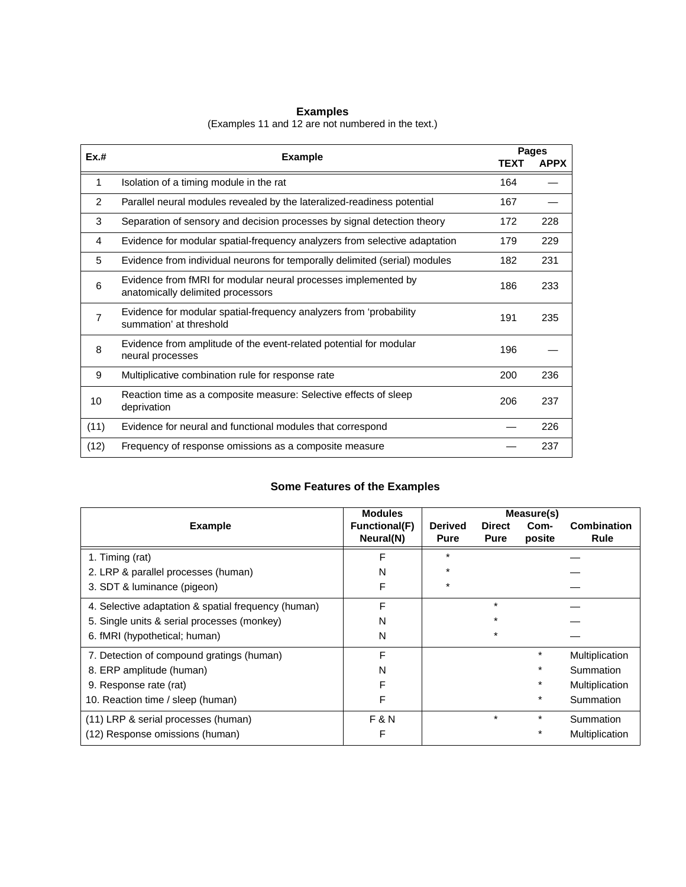## Examples

(Examples 11 and 12 are not numbered in the text.)

| Ex.# | Example | Pages TEXT | Pages APPX |
|---|---|---|---|
| 1 | Isolation of a timing module in the rat | 164 | — |
| 2 | Parallel neural modules revealed by the lateralized-readiness potential | 167 | — |
| 3 | Separation of sensory and decision processes by signal detection theory | 172 | 228 |
| 4 | Evidence for modular spatial-frequency analyzers from selective adaptation | 179 | 229 |
| 5 | Evidence from individual neurons for temporally delimited (serial) modules | 182 | 231 |
| 6 | Evidence from fMRI for modular neural processes implemented by anatomically delimited processors | 186 | 233 |
| 7 | Evidence for modular spatial-frequency analyzers from 'probability summation' at threshold | 191 | 235 |
| 8 | Evidence from amplitude of the event-related potential for modular neural processes | 196 | — |
| 9 | Multiplicative combination rule for response rate | 200 | 236 |
| 10 | Reaction time as a composite measure: Selective effects of sleep deprivation | 206 | 237 |
| (11) | Evidence for neural and functional modules that correspond | — | 226 |
| (12) | Frequency of response omissions as a composite measure | — | 237 |

## Some Features of the Examples

| Example | Modules Functional(F) Neural(N) | Measure(s) Derived Pure | Direct Pure | Com-posite | Combination Rule |
|---|---|---|---|---|---|
| 1. Timing (rat) | F | * | | | — |
| 2. LRP & parallel processes (human) | N | * | | | — |
| 3. SDT & luminance (pigeon) | F | * | | | — |
| 4. Selective adaptation & spatial frequency (human) | F | | * | | — |
| 5. Single units & serial processes (monkey) | N | | * | | — |
| 6. fMRI (hypothetical; human) | N | | * | | — |
| 7. Detection of compound gratings (human) | F | | | * | Multiplication |
| 8. ERP amplitude (human) | N | | | * | Summation |
| 9. Response rate (rat) | F | | | * | Multiplication |
| 10. Reaction time / sleep (human) | F | | | * | Summation |
| (11) LRP & serial processes (human) | F & N | | * | * | Summation |
| (12) Response omissions (human) | F | | | * | Multiplication |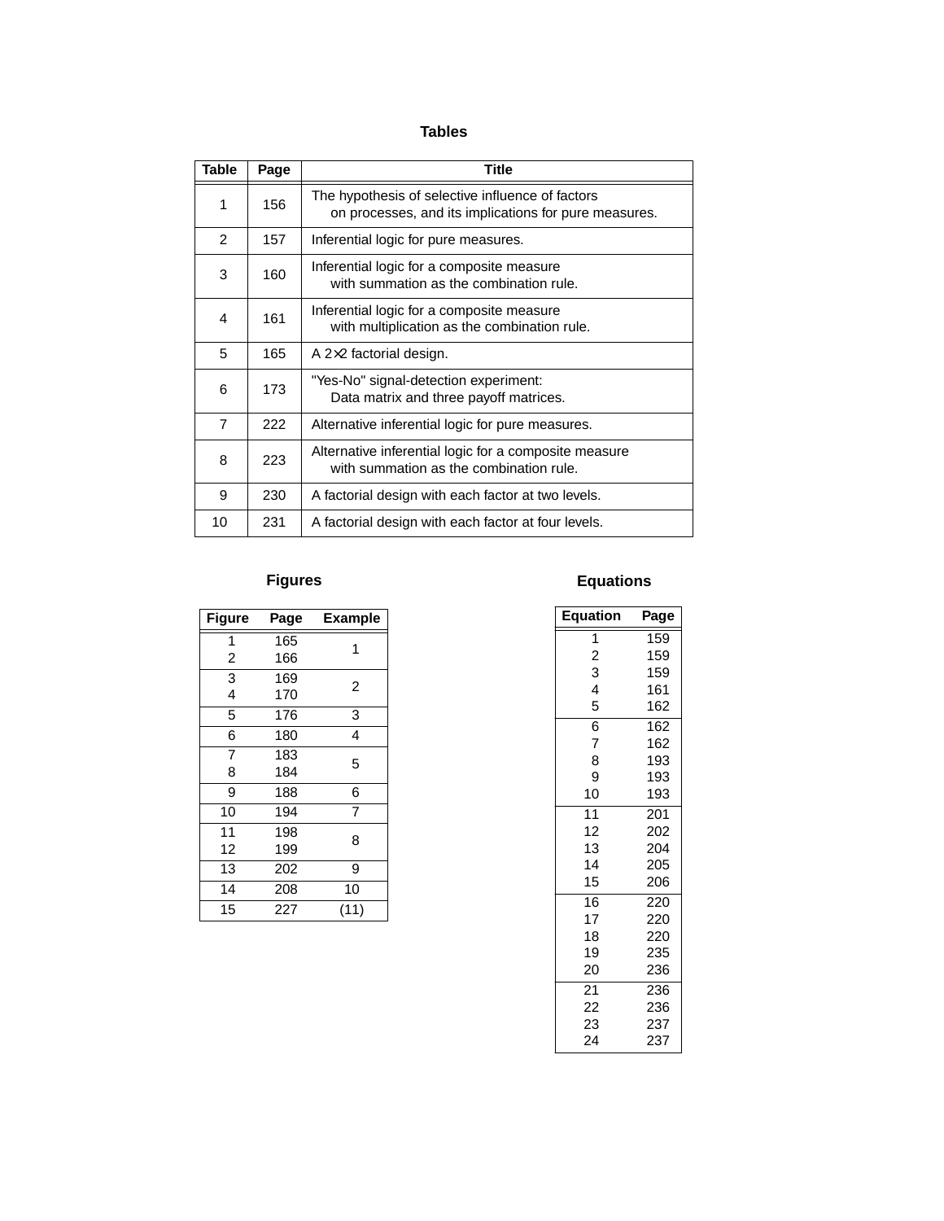## Tables

| Table | Page | Title |
|---|---|---|
| 1 | 156 | The hypothesis of selective influence of factors on processes, and its implications for pure measures. |
| 2 | 157 | Inferential logic for pure measures. |
| 3 | 160 | Inferential logic for a composite measure with summation as the combination rule. |
| 4 | 161 | Inferential logic for a composite measure with multiplication as the combination rule. |
| 5 | 165 | A 2×2 factorial design. |
| 6 | 173 | "Yes-No" signal-detection experiment: Data matrix and three payoff matrices. |
| 7 | 222 | Alternative inferential logic for pure measures. |
| 8 | 223 | Alternative inferential logic for a composite measure with summation as the combination rule. |
| 9 | 230 | A factorial design with each factor at two levels. |
| 10 | 231 | A factorial design with each factor at four levels. |

## Figures

| Figure | Page | Example |
|---|---|---|
| 1 | 165 | 1 |
| 2 | 166 | 1 |
| 3 | 169 | 2 |
| 4 | 170 | 2 |
| 5 | 176 | 3 |
| 6 | 180 | 4 |
| 7 | 183 | 5 |
| 8 | 184 | 5 |
| 9 | 188 | 6 |
| 10 | 194 | 7 |
| 11 | 198 | 8 |
| 12 | 199 | 8 |
| 13 | 202 | 9 |
| 14 | 208 | 10 |
| 15 | 227 | (11) |

## Equations

| Equation | Page |
|---|---|
| 1 | 159 |
| 2 | 159 |
| 3 | 159 |
| 4 | 161 |
| 5 | 162 |
| 6 | 162 |
| 7 | 162 |
| 8 | 193 |
| 9 | 193 |
| 10 | 193 |
| 11 | 201 |
| 12 | 202 |
| 13 | 204 |
| 14 | 205 |
| 15 | 206 |
| 16 | 220 |
| 17 | 220 |
| 18 | 220 |
| 19 | 235 |
| 20 | 236 |
| 21 | 236 |
| 22 | 236 |
| 23 | 237 |
| 24 | 237 |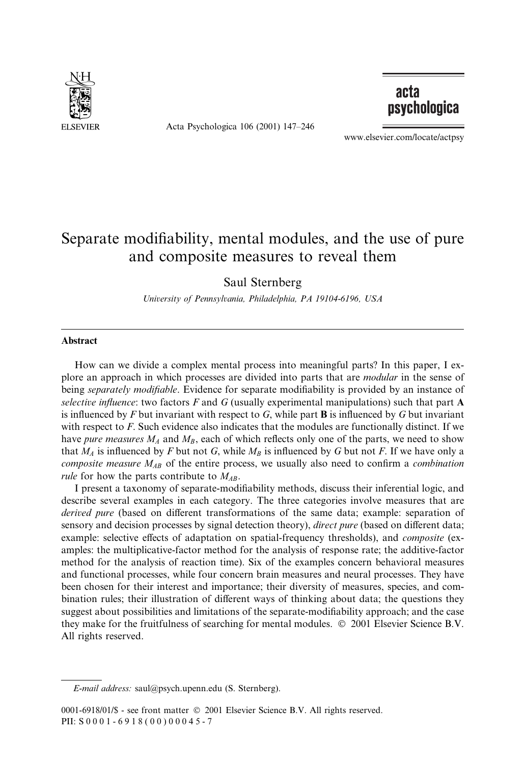# Separate modifiability, mental modules, and the use of pure and composite measures to reveal them

Saul Sternberg

*University of Pennsylvania, Philadelphia, PA 19104-6196, USA*

## Abstract

How can we divide a complex mental process into meaningful parts? In this paper, I explore an approach in which processes are divided into parts that are *modular* in the sense of being *separately modifiable*. Evidence for separate modifiability is provided by an instance of *selective influence*: two factors $F$ and $G$ (usually experimental manipulations) such that part **A** is influenced by $F$ but invariant with respect to $G$, while part **B** is influenced by $G$ but invariant with respect to $F$. Such evidence also indicates that the modules are functionally distinct. If we have *pure measures* $M_A$ and $M_B$, each of which reflects only one of the parts, we need to show that $M_A$ is influenced by $F$ but not $G$, while $M_B$ is influenced by $G$ but not $F$. If we have only a *composite measure* $M_{AB}$ of the entire process, we usually also need to confirm a *combination rule* for how the parts contribute to $M_{AB}$.

I present a taxonomy of separate-modifiability methods, discuss their inferential logic, and describe several examples in each category. The three categories involve measures that are *derived pure* (based on different transformations of the same data; example: separation of sensory and decision processes by signal detection theory), *direct pure* (based on different data; example: selective effects of adaptation on spatial-frequency thresholds), and *composite* (examples: the multiplicative-factor method for the analysis of response rate; the additive-factor method for the analysis of reaction time). Six of the examples concern behavioral measures and functional processes, while four concern brain measures and neural processes. They have been chosen for their interest and importance; their diversity of measures, species, and combination rules; their illustration of different ways of thinking about data; the questions they suggest about possibilities and limitations of the separate-modifiability approach; and the case they make for the fruitfulness of searching for mental modules. © 2001 Elsevier Science B.V. All rights reserved.

---

*E-mail address:* saul@psych.upenn.edu (S. Sternberg).

0001-6918/01/$ - see front matter © 2001 Elsevier Science B.V. All rights reserved.
PII: S0001-6918(00)00045-7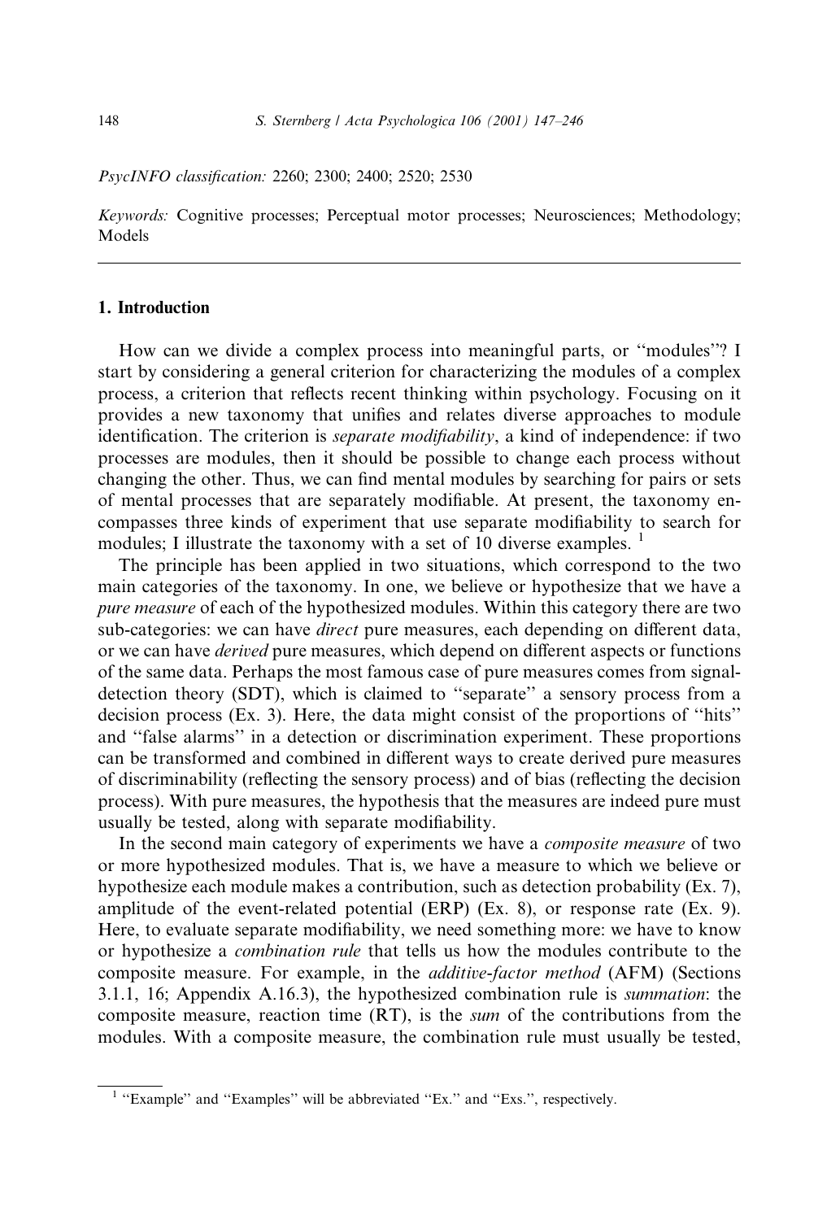PsycINFO classification: 2260; 2300; 2400; 2520; 2530

*Keywords:* Cognitive processes; Perceptual motor processes; Neurosciences; Methodology; Models

## 1. Introduction

How can we divide a complex process into meaningful parts, or ''modules''? I start by considering a general criterion for characterizing the modules of a complex process, a criterion that reflects recent thinking within psychology. Focusing on it provides a new taxonomy that unifies and relates diverse approaches to module identification. The criterion is *separate modifiability*, a kind of independence: if two processes are modules, then it should be possible to change each process without changing the other. Thus, we can find mental modules by searching for pairs or sets of mental processes that are separately modifiable. At present, the taxonomy encompasses three kinds of experiment that use separate modifiability to search for modules; I illustrate the taxonomy with a set of 10 diverse examples. [1]

The principle has been applied in two situations, which correspond to the two main categories of the taxonomy. In one, we believe or hypothesize that we have a *pure measure* of each of the hypothesized modules. Within this category there are two sub-categories: we can have *direct* pure measures, each depending on different data, or we can have *derived* pure measures, which depend on different aspects or functions of the same data. Perhaps the most famous case of pure measures comes from signal-detection theory (SDT), which is claimed to ''separate'' a sensory process from a decision process (Ex. 3). Here, the data might consist of the proportions of ''hits'' and ''false alarms'' in a detection or discrimination experiment. These proportions can be transformed and combined in different ways to create derived pure measures of discriminability (reflecting the sensory process) and of bias (reflecting the decision process). With pure measures, the hypothesis that the measures are indeed pure must usually be tested, along with separate modifiability.

In the second main category of experiments we have a *composite measure* of two or more hypothesized modules. That is, we have a measure to which we believe or hypothesize each module makes a contribution, such as detection probability (Ex. 7), amplitude of the event-related potential (ERP) (Ex. 8), or response rate (Ex. 9). Here, to evaluate separate modifiability, we need something more: we have to know or hypothesize a *combination rule* that tells us how the modules contribute to the composite measure. For example, in the *additive-factor method* (AFM) (Sections 3.1.1, 16; Appendix A.16.3), the hypothesized combination rule is *summation*: the composite measure, reaction time (RT), is the *sum* of the contributions from the modules. With a composite measure, the combination rule must usually be tested,

[1] ''Example'' and ''Examples'' will be abbreviated ''Ex.'' and ''Exs.'', respectively.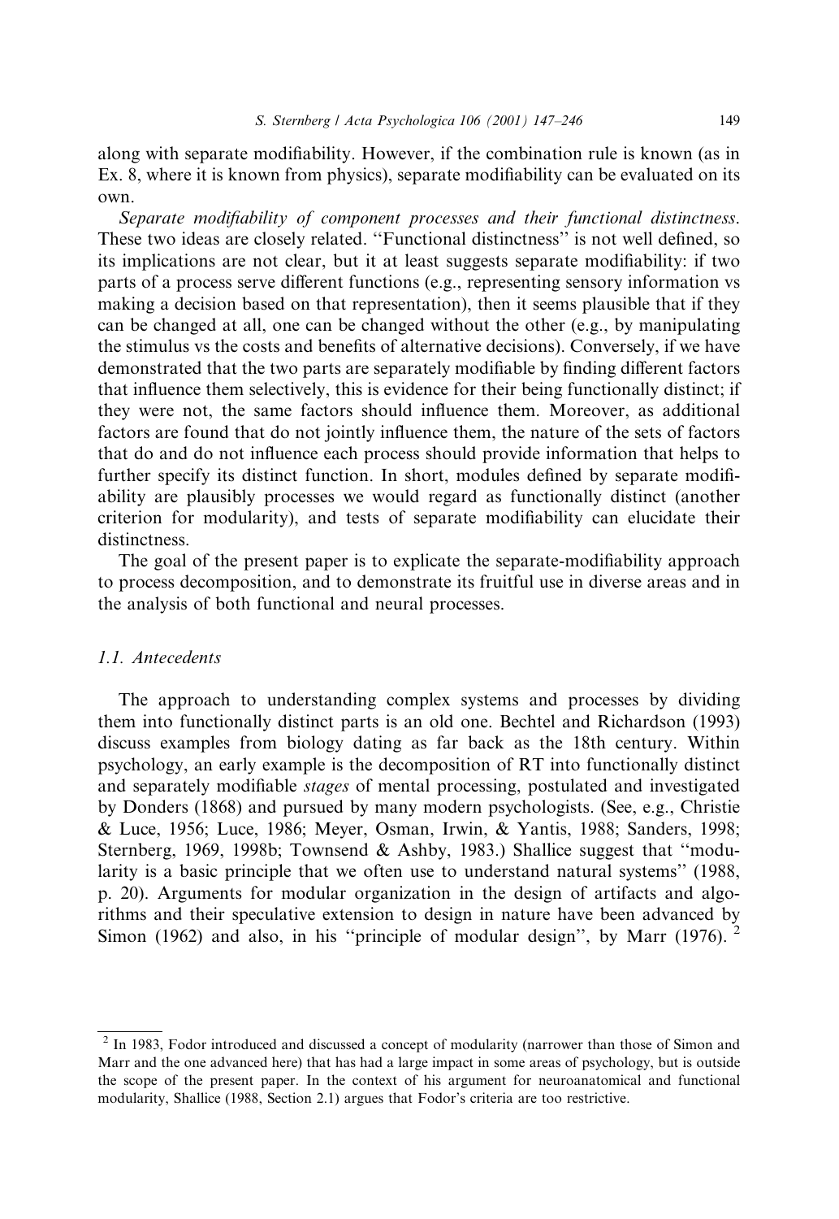along with separate modifiability. However, if the combination rule is known (as in Ex. 8, where it is known from physics), separate modifiability can be evaluated on its own.

*Separate modifiability of component processes and their functional distinctness.* These two ideas are closely related. "Functional distinctness" is not well defined, so its implications are not clear, but it at least suggests separate modifiability: if two parts of a process serve different functions (e.g., representing sensory information vs making a decision based on that representation), then it seems plausible that if they can be changed at all, one can be changed without the other (e.g., by manipulating the stimulus vs the costs and benefits of alternative decisions). Conversely, if we have demonstrated that the two parts are separately modifiable by finding different factors that influence them selectively, this is evidence for their being functionally distinct; if they were not, the same factors should influence them. Moreover, as additional factors are found that do not jointly influence them, the nature of the sets of factors that do and do not influence each process should provide information that helps to further specify its distinct function. In short, modules defined by separate modifiability are plausibly processes we would regard as functionally distinct (another criterion for modularity), and tests of separate modifiability can elucidate their distinctness.

The goal of the present paper is to explicate the separate-modifiability approach to process decomposition, and to demonstrate its fruitful use in diverse areas and in the analysis of both functional and neural processes.

### 1.1. Antecedents

The approach to understanding complex systems and processes by dividing them into functionally distinct parts is an old one. Bechtel and Richardson (1993) discuss examples from biology dating as far back as the 18th century. Within psychology, an early example is the decomposition of RT into functionally distinct and separately modifiable *stages* of mental processing, postulated and investigated by Donders (1868) and pursued by many modern psychologists. (See, e.g., Christie & Luce, 1956; Luce, 1986; Meyer, Osman, Irwin, & Yantis, 1988; Sanders, 1998; Sternberg, 1969, 1998b; Townsend & Ashby, 1983.) Shallice suggest that "modularity is a basic principle that we often use to understand natural systems" (1988, p. 20). Arguments for modular organization in the design of artifacts and algorithms and their speculative extension to design in nature have been advanced by Simon (1962) and also, in his "principle of modular design", by Marr (1976). [2]

---

[2] In 1983, Fodor introduced and discussed a concept of modularity (narrower than those of Simon and Marr and the one advanced here) that has had a large impact in some areas of psychology, but is outside the scope of the present paper. In the context of his argument for neuroanatomical and functional modularity, Shallice (1988, Section 2.1) argues that Fodor's criteria are too restrictive.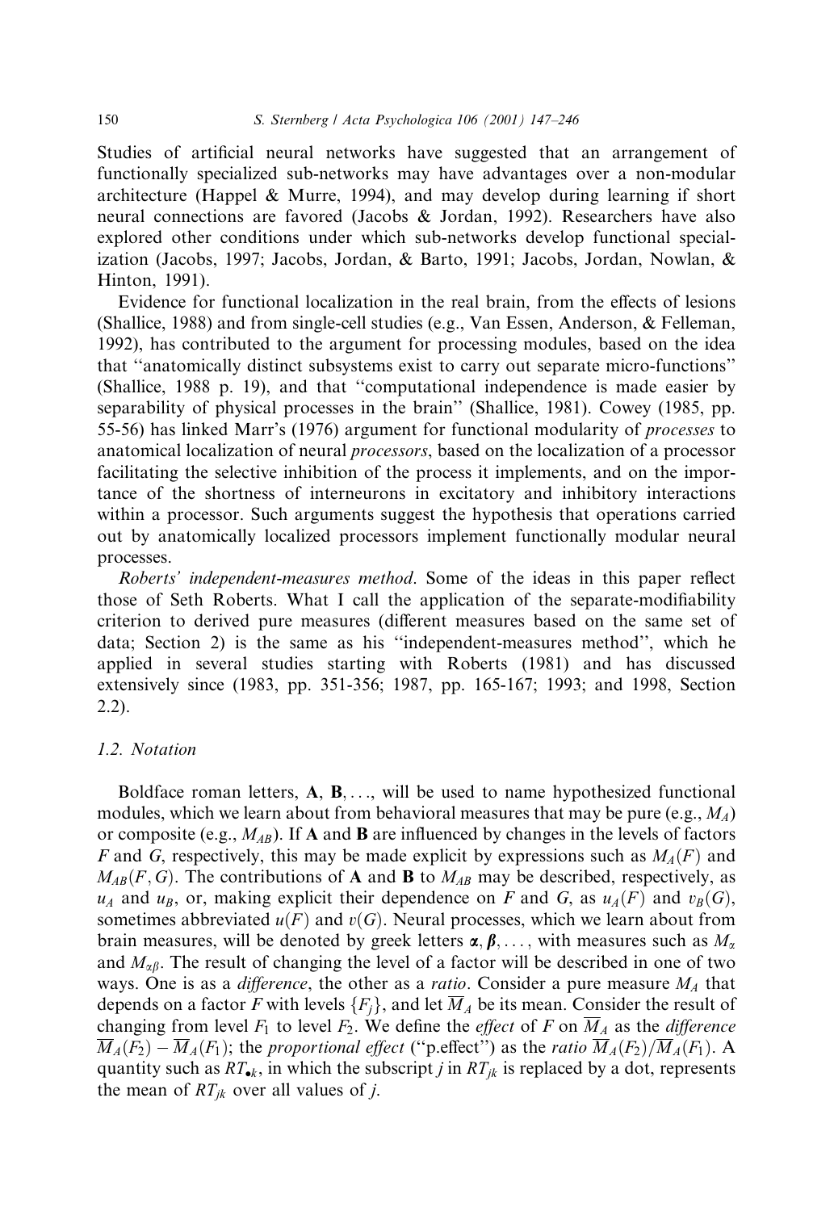Studies of artificial neural networks have suggested that an arrangement of functionally specialized sub-networks may have advantages over a non-modular architecture (Happel & Murre, 1994), and may develop during learning if short neural connections are favored (Jacobs & Jordan, 1992). Researchers have also explored other conditions under which sub-networks develop functional specialization (Jacobs, 1997; Jacobs, Jordan, & Barto, 1991; Jacobs, Jordan, Nowlan, & Hinton, 1991).

Evidence for functional localization in the real brain, from the effects of lesions (Shallice, 1988) and from single-cell studies (e.g., Van Essen, Anderson, & Felleman, 1992), has contributed to the argument for processing modules, based on the idea that "anatomically distinct subsystems exist to carry out separate micro-functions" (Shallice, 1988 p. 19), and that "computational independence is made easier by separability of physical processes in the brain" (Shallice, 1981). Cowey (1985, pp. 55-56) has linked Marr's (1976) argument for functional modularity of *processes* to anatomical localization of neural *processors*, based on the localization of a processor facilitating the selective inhibition of the process it implements, and on the importance of the shortness of interneurons in excitatory and inhibitory interactions within a processor. Such arguments suggest the hypothesis that operations carried out by anatomically localized processors implement functionally modular neural processes.

*Roberts' independent-measures method*. Some of the ideas in this paper reflect those of Seth Roberts. What I call the application of the separate-modifiability criterion to derived pure measures (different measures based on the same set of data; Section 2) is the same as his "independent-measures method", which he applied in several studies starting with Roberts (1981) and has discussed extensively since (1983, pp. 351-356; 1987, pp. 165-167; 1993; and 1998, Section 2.2).

### 1.2. Notation

Boldface roman letters, **A**, **B**, ..., will be used to name hypothesized functional modules, which we learn about from behavioral measures that may be pure (e.g., $M_A$) or composite (e.g., $M_{AB}$). If **A** and **B** are influenced by changes in the levels of factors $F$ and $G$, respectively, this may be made explicit by expressions such as $M_A(F)$ and $M_{AB}(F, G)$. The contributions of **A** and **B** to $M_{AB}$ may be described, respectively, as $u_A$ and $u_B$, or, making explicit their dependence on $F$ and $G$, as $u_A(F)$ and $v_B(G)$, sometimes abbreviated $u(F)$ and $v(G)$. Neural processes, which we learn about from brain measures, will be denoted by greek letters $\boldsymbol{\alpha}, \boldsymbol{\beta}, \ldots$, with measures such as $M_\alpha$ and $M_{\alpha\beta}$. The result of changing the level of a factor will be described in one of two ways. One is as a *difference*, the other as a *ratio*. Consider a pure measure $M_A$ that depends on a factor $F$ with levels $\{F_j\}$, and let $\overline{M}_A$ be its mean. Consider the result of changing from level $F_1$ to level $F_2$. We define the *effect* of $F$ on $\overline{M}_A$ as the *difference* $\overline{M}_A(F_2) - \overline{M}_A(F_1)$; the *proportional effect* ("p.effect") as the *ratio* $\overline{M}_A(F_2)/\overline{M}_A(F_1)$. A quantity such as $RT_{\bullet k}$, in which the subscript $j$ in $RT_{jk}$ is replaced by a dot, represents the mean of $RT_{jk}$ over all values of $j$.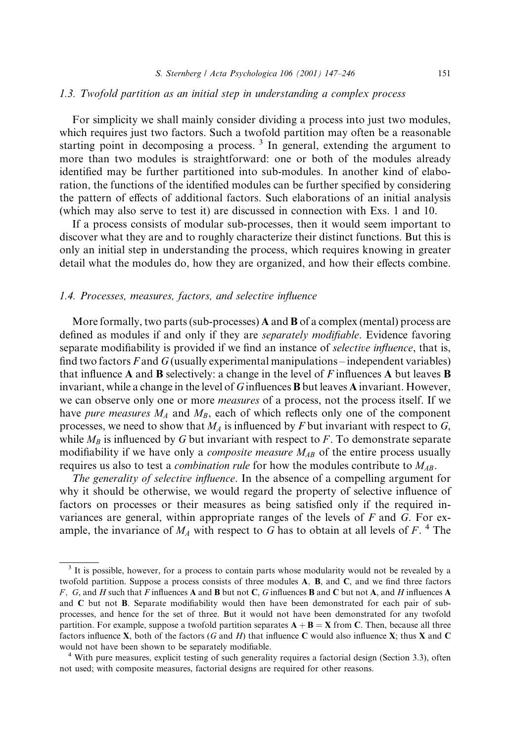### 1.3. Twofold partition as an initial step in understanding a complex process

For simplicity we shall mainly consider dividing a process into just two modules, which requires just two factors. Such a twofold partition may often be a reasonable starting point in decomposing a process. [3] In general, extending the argument to more than two modules is straightforward: one or both of the modules already identified may be further partitioned into sub-modules. In another kind of elaboration, the functions of the identified modules can be further specified by considering the pattern of effects of additional factors. Such elaborations of an initial analysis (which may also serve to test it) are discussed in connection with Exs. 1 and 10.

If a process consists of modular sub-processes, then it would seem important to discover what they are and to roughly characterize their distinct functions. But this is only an initial step in understanding the process, which requires knowing in greater detail what the modules do, how they are organized, and how their effects combine.

### 1.4. Processes, measures, factors, and selective influence

More formally, two parts (sub-processes) **A** and **B** of a complex (mental) process are defined as modules if and only if they are *separately modifiable*. Evidence favoring separate modifiability is provided if we find an instance of *selective influence*, that is, find two factors $F$ and $G$ (usually experimental manipulations – independent variables) that influence **A** and **B** selectively: a change in the level of $F$ influences **A** but leaves **B** invariant, while a change in the level of $G$ influences **B** but leaves **A** invariant. However, we can observe only one or more *measures* of a process, not the process itself. If we have *pure measures* $M_A$ and $M_B$, each of which reflects only one of the component processes, we need to show that $M_A$ is influenced by $F$ but invariant with respect to $G$, while $M_B$ is influenced by $G$ but invariant with respect to $F$. To demonstrate separate modifiability if we have only a *composite measure* $M_{AB}$ of the entire process usually requires us also to test a *combination rule* for how the modules contribute to $M_{AB}$.

*The generality of selective influence*. In the absence of a compelling argument for why it should be otherwise, we would regard the property of selective influence of factors on processes or their measures as being satisfied only if the required invariances are general, within appropriate ranges of the levels of $F$ and $G$. For example, the invariance of $M_A$ with respect to $G$ has to obtain at all levels of $F$. [4] The

---

[3] It is possible, however, for a process to contain parts whose modularity would not be revealed by a twofold partition. Suppose a process consists of three modules **A**, **B**, and **C**, and we find three factors $F$, $G$, and $H$ such that $F$ influences **A** and **B** but not **C**, $G$ influences **B** and **C** but not **A**, and $H$ influences **A** and **C** but not **B**. Separate modifiability would then have been demonstrated for each pair of sub-processes, and hence for the set of three. But it would not have been demonstrated for any twofold partition. For example, suppose a twofold partition separates $\mathbf{A} + \mathbf{B} = \mathbf{X}$ from **C**. Then, because all three factors influence **X**, both of the factors ($G$ and $H$) that influence **C** would also influence **X**; thus **X** and **C** would not have been shown to be separately modifiable.

[4] With pure measures, explicit testing of such generality requires a factorial design (Section 3.3), often not used; with composite measures, factorial designs are required for other reasons.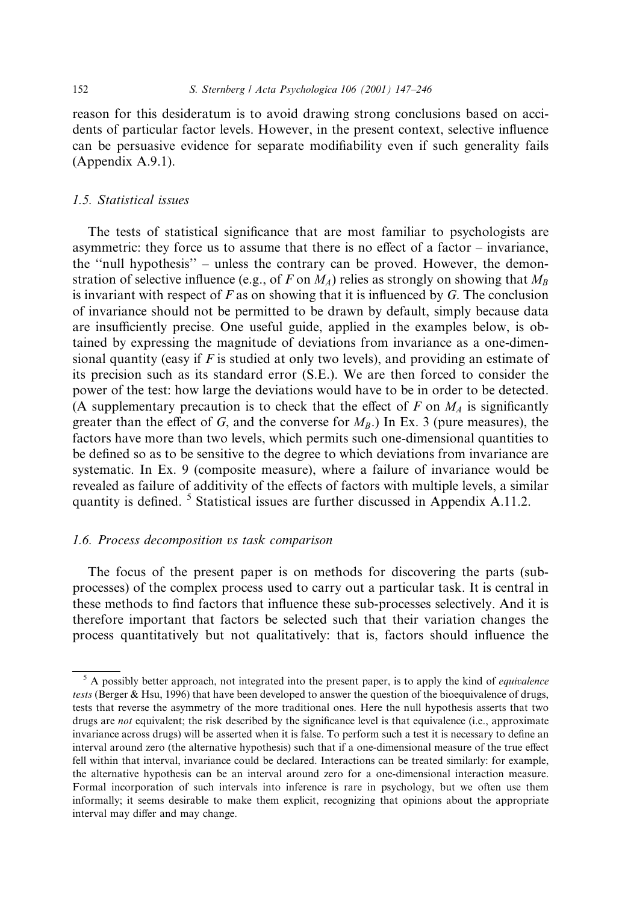reason for this desideratum is to avoid drawing strong conclusions based on accidents of particular factor levels. However, in the present context, selective influence can be persuasive evidence for separate modifiability even if such generality fails (Appendix A.9.1).

### 1.5. Statistical issues

The tests of statistical significance that are most familiar to psychologists are asymmetric: they force us to assume that there is no effect of a factor – invariance, the "null hypothesis" – unless the contrary can be proved. However, the demonstration of selective influence (e.g., of $F$ on $M_A$) relies as strongly on showing that $M_B$ is invariant with respect of $F$ as on showing that it is influenced by $G$. The conclusion of invariance should not be permitted to be drawn by default, simply because data are insufficiently precise. One useful guide, applied in the examples below, is obtained by expressing the magnitude of deviations from invariance as a one-dimensional quantity (easy if $F$ is studied at only two levels), and providing an estimate of its precision such as its standard error (S.E.). We are then forced to consider the power of the test: how large the deviations would have to be in order to be detected. (A supplementary precaution is to check that the effect of $F$ on $M_A$ is significantly greater than the effect of $G$, and the converse for $M_B$.) In Ex. 3 (pure measures), the factors have more than two levels, which permits such one-dimensional quantities to be defined so as to be sensitive to the degree to which deviations from invariance are systematic. In Ex. 9 (composite measure), where a failure of invariance would be revealed as failure of additivity of the effects of factors with multiple levels, a similar quantity is defined. [5] Statistical issues are further discussed in Appendix A.11.2.

### 1.6. Process decomposition *vs* task comparison

The focus of the present paper is on methods for discovering the parts (sub-processes) of the complex process used to carry out a particular task. It is central in these methods to find factors that influence these sub-processes selectively. And it is therefore important that factors be selected such that their variation changes the process quantitatively but not qualitatively: that is, factors should influence the

---

[5] A possibly better approach, not integrated into the present paper, is to apply the kind of *equivalence tests* (Berger & Hsu, 1996) that have been developed to answer the question of the bioequivalence of drugs, tests that reverse the asymmetry of the more traditional ones. Here the null hypothesis asserts that two drugs are *not* equivalent; the risk described by the significance level is that equivalence (i.e., approximate invariance across drugs) will be asserted when it is false. To perform such a test it is necessary to define an interval around zero (the alternative hypothesis) such that if a one-dimensional measure of the true effect fell within that interval, invariance could be declared. Interactions can be treated similarly: for example, the alternative hypothesis can be an interval around zero for a one-dimensional interaction measure. Formal incorporation of such intervals into inference is rare in psychology, but we often use them informally; it seems desirable to make them explicit, recognizing that opinions about the appropriate interval may differ and may change.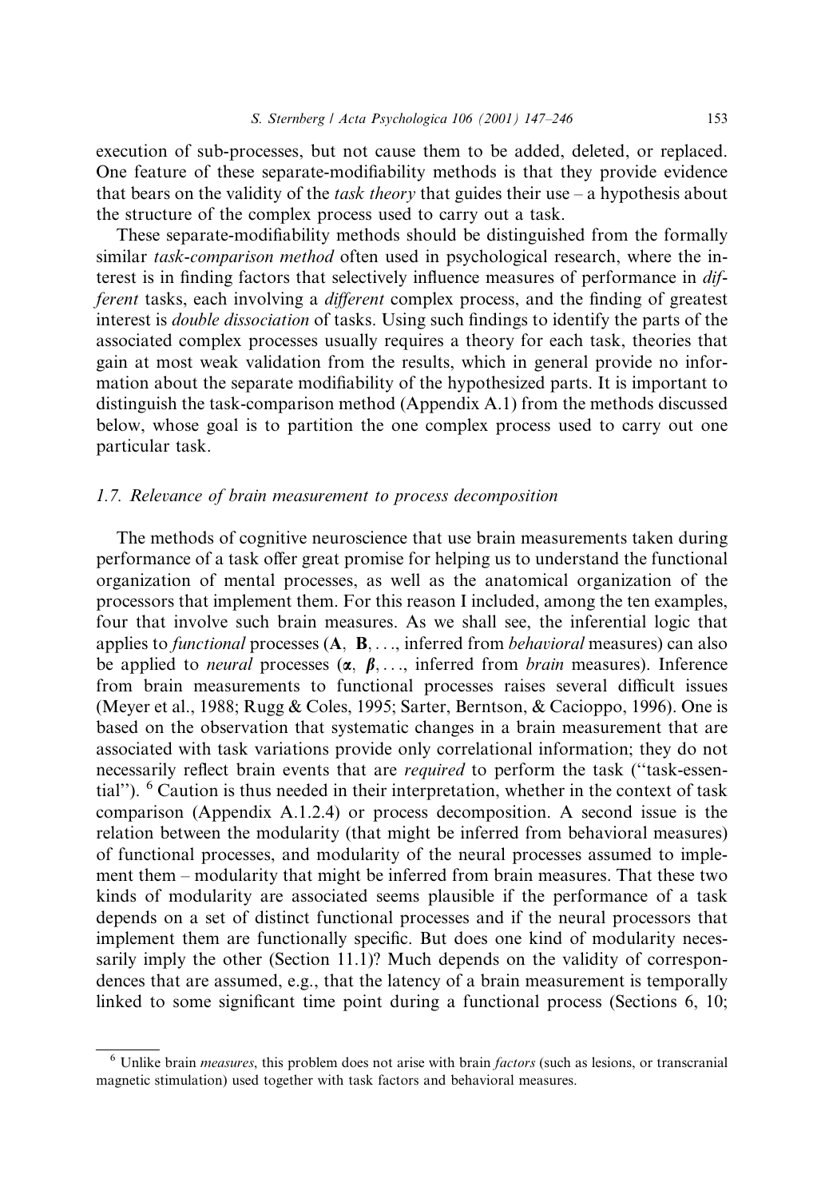execution of sub-processes, but not cause them to be added, deleted, or replaced. One feature of these separate-modifiability methods is that they provide evidence that bears on the validity of the *task theory* that guides their use – a hypothesis about the structure of the complex process used to carry out a task.

These separate-modifiability methods should be distinguished from the formally similar *task-comparison method* often used in psychological research, where the interest is in finding factors that selectively influence measures of performance in *different* tasks, each involving a *different* complex process, and the finding of greatest interest is *double dissociation* of tasks. Using such findings to identify the parts of the associated complex processes usually requires a theory for each task, theories that gain at most weak validation from the results, which in general provide no information about the separate modifiability of the hypothesized parts. It is important to distinguish the task-comparison method (Appendix A.1) from the methods discussed below, whose goal is to partition the one complex process used to carry out one particular task.

### *1.7. Relevance of brain measurement to process decomposition*

The methods of cognitive neuroscience that use brain measurements taken during performance of a task offer great promise for helping us to understand the functional organization of mental processes, as well as the anatomical organization of the processors that implement them. For this reason I included, among the ten examples, four that involve such brain measures. As we shall see, the inferential logic that applies to *functional* processes (**A**, **B**, ..., inferred from *behavioral* measures) can also be applied to *neural* processes ($\boldsymbol{\alpha}$, $\boldsymbol{\beta}$, ..., inferred from *brain* measures). Inference from brain measurements to functional processes raises several difficult issues (Meyer et al., 1988; Rugg & Coles, 1995; Sarter, Berntson, & Cacioppo, 1996). One is based on the observation that systematic changes in a brain measurement that are associated with task variations provide only correlational information; they do not necessarily reflect brain events that are *required* to perform the task ("task-essential"). [6] Caution is thus needed in their interpretation, whether in the context of task comparison (Appendix A.1.2.4) or process decomposition. A second issue is the relation between the modularity (that might be inferred from behavioral measures) of functional processes, and modularity of the neural processes assumed to implement them – modularity that might be inferred from brain measures. That these two kinds of modularity are associated seems plausible if the performance of a task depends on a set of distinct functional processes and if the neural processors that implement them are functionally specific. But does one kind of modularity necessarily imply the other (Section 11.1)? Much depends on the validity of correspondences that are assumed, e.g., that the latency of a brain measurement is temporally linked to some significant time point during a functional process (Sections 6, 10;

---

[6] Unlike brain *measures*, this problem does not arise with brain *factors* (such as lesions, or transcranial magnetic stimulation) used together with task factors and behavioral measures.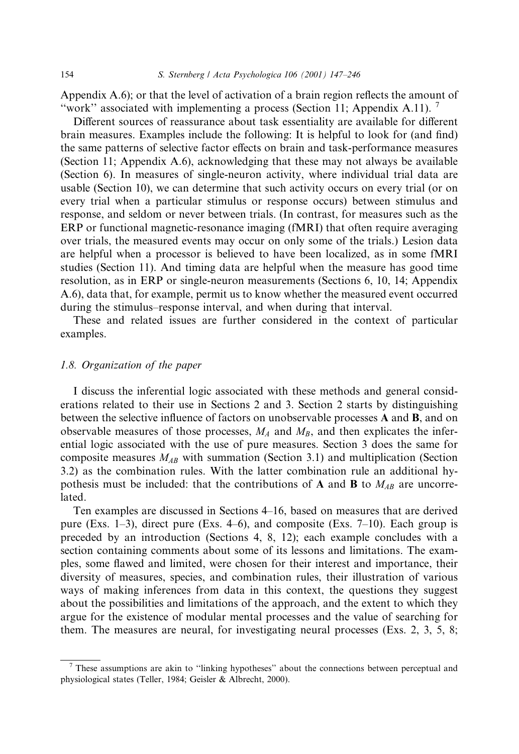Appendix A.6); or that the level of activation of a brain region reflects the amount of "work" associated with implementing a process (Section 11; Appendix A.11). [7]

Different sources of reassurance about task essentiality are available for different brain measures. Examples include the following: It is helpful to look for (and find) the same patterns of selective factor effects on brain and task-performance measures (Section 11; Appendix A.6), acknowledging that these may not always be available (Section 6). In measures of single-neuron activity, where individual trial data are usable (Section 10), we can determine that such activity occurs on every trial (or on every trial when a particular stimulus or response occurs) between stimulus and response, and seldom or never between trials. (In contrast, for measures such as the ERP or functional magnetic-resonance imaging (fMRI) that often require averaging over trials, the measured events may occur on only some of the trials.) Lesion data are helpful when a processor is believed to have been localized, as in some fMRI studies (Section 11). And timing data are helpful when the measure has good time resolution, as in ERP or single-neuron measurements (Sections 6, 10, 14; Appendix A.6), data that, for example, permit us to know whether the measured event occurred during the stimulus–response interval, and when during that interval.

These and related issues are further considered in the context of particular examples.

### *1.8. Organization of the paper*

I discuss the inferential logic associated with these methods and general considerations related to their use in Sections 2 and 3. Section 2 starts by distinguishing between the selective influence of factors on unobservable processes **A** and **B**, and on observable measures of those processes, $M_A$ and $M_B$, and then explicates the inferential logic associated with the use of pure measures. Section 3 does the same for composite measures $M_{AB}$ with summation (Section 3.1) and multiplication (Section 3.2) as the combination rules. With the latter combination rule an additional hypothesis must be included: that the contributions of **A** and **B** to $M_{AB}$ are uncorrelated.

Ten examples are discussed in Sections 4–16, based on measures that are derived pure (Exs. 1–3), direct pure (Exs. 4–6), and composite (Exs. 7–10). Each group is preceded by an introduction (Sections 4, 8, 12); each example concludes with a section containing comments about some of its lessons and limitations. The examples, some flawed and limited, were chosen for their interest and importance, their diversity of measures, species, and combination rules, their illustration of various ways of making inferences from data in this context, the questions they suggest about the possibilities and limitations of the approach, and the extent to which they argue for the existence of modular mental processes and the value of searching for them. The measures are neural, for investigating neural processes (Exs. 2, 3, 5, 8;

[7] These assumptions are akin to "linking hypotheses" about the connections between perceptual and physiological states (Teller, 1984; Geisler & Albrecht, 2000).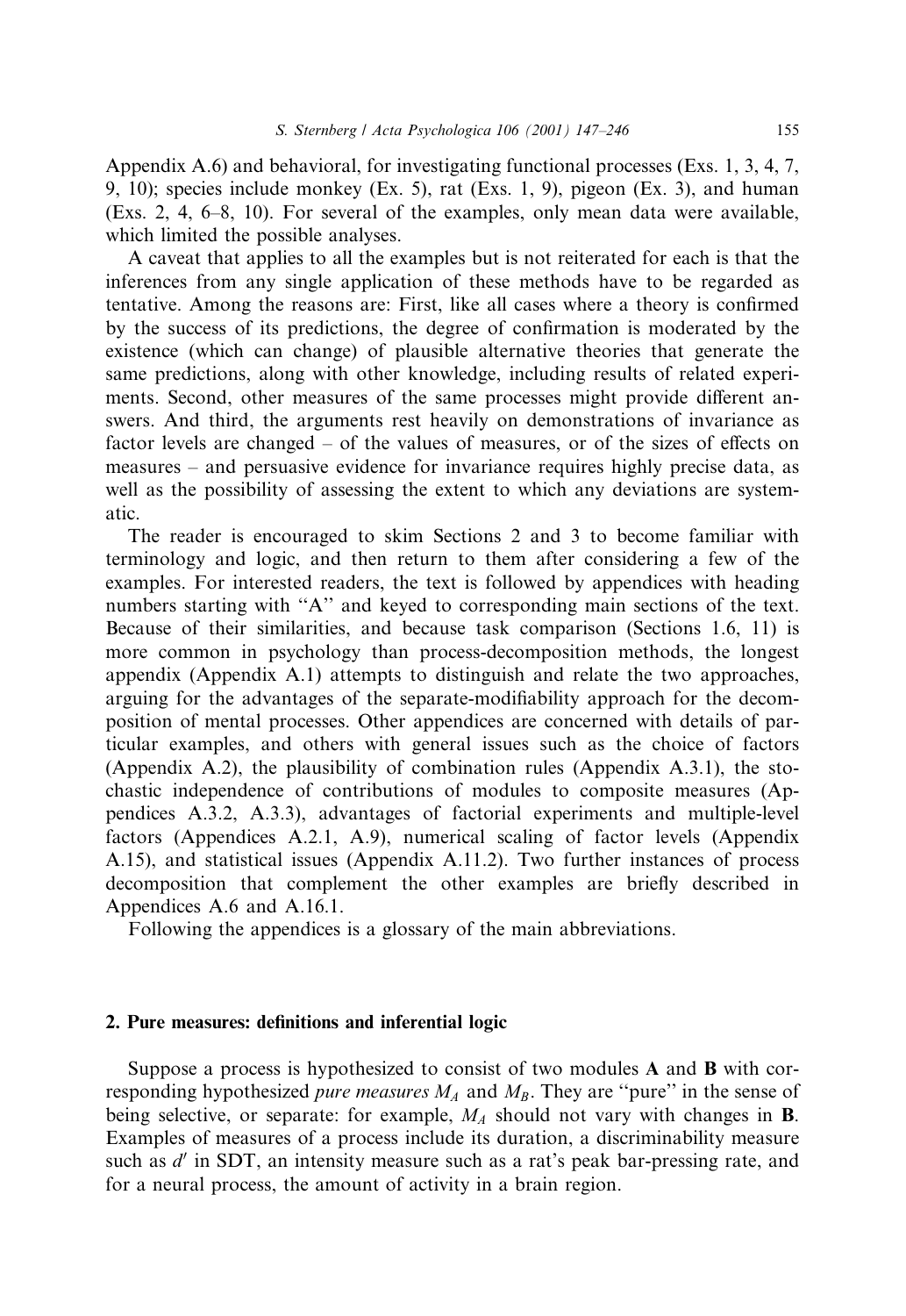Appendix A.6) and behavioral, for investigating functional processes (Exs. 1, 3, 4, 7, 9, 10); species include monkey (Ex. 5), rat (Exs. 1, 9), pigeon (Ex. 3), and human (Exs. 2, 4, 6–8, 10). For several of the examples, only mean data were available, which limited the possible analyses.

A caveat that applies to all the examples but is not reiterated for each is that the inferences from any single application of these methods have to be regarded as tentative. Among the reasons are: First, like all cases where a theory is confirmed by the success of its predictions, the degree of confirmation is moderated by the existence (which can change) of plausible alternative theories that generate the same predictions, along with other knowledge, including results of related experiments. Second, other measures of the same processes might provide different answers. And third, the arguments rest heavily on demonstrations of invariance as factor levels are changed – of the values of measures, or of the sizes of effects on measures – and persuasive evidence for invariance requires highly precise data, as well as the possibility of assessing the extent to which any deviations are systematic.

The reader is encouraged to skim Sections 2 and 3 to become familiar with terminology and logic, and then return to them after considering a few of the examples. For interested readers, the text is followed by appendices with heading numbers starting with "A" and keyed to corresponding main sections of the text. Because of their similarities, and because task comparison (Sections 1.6, 11) is more common in psychology than process-decomposition methods, the longest appendix (Appendix A.1) attempts to distinguish and relate the two approaches, arguing for the advantages of the separate-modifiability approach for the decomposition of mental processes. Other appendices are concerned with details of particular examples, and others with general issues such as the choice of factors (Appendix A.2), the plausibility of combination rules (Appendix A.3.1), the stochastic independence of contributions of modules to composite measures (Appendices A.3.2, A.3.3), advantages of factorial experiments and multiple-level factors (Appendices A.2.1, A.9), numerical scaling of factor levels (Appendix A.15), and statistical issues (Appendix A.11.2). Two further instances of process decomposition that complement the other examples are briefly described in Appendices A.6 and A.16.1.

Following the appendices is a glossary of the main abbreviations.

## 2. Pure measures: definitions and inferential logic

Suppose a process is hypothesized to consist of two modules **A** and **B** with corresponding hypothesized *pure measures* $M_A$ and $M_B$. They are "pure" in the sense of being selective, or separate: for example, $M_A$ should not vary with changes in **B**. Examples of measures of a process include its duration, a discriminability measure such as $d'$ in SDT, an intensity measure such as a rat's peak bar-pressing rate, and for a neural process, the amount of activity in a brain region.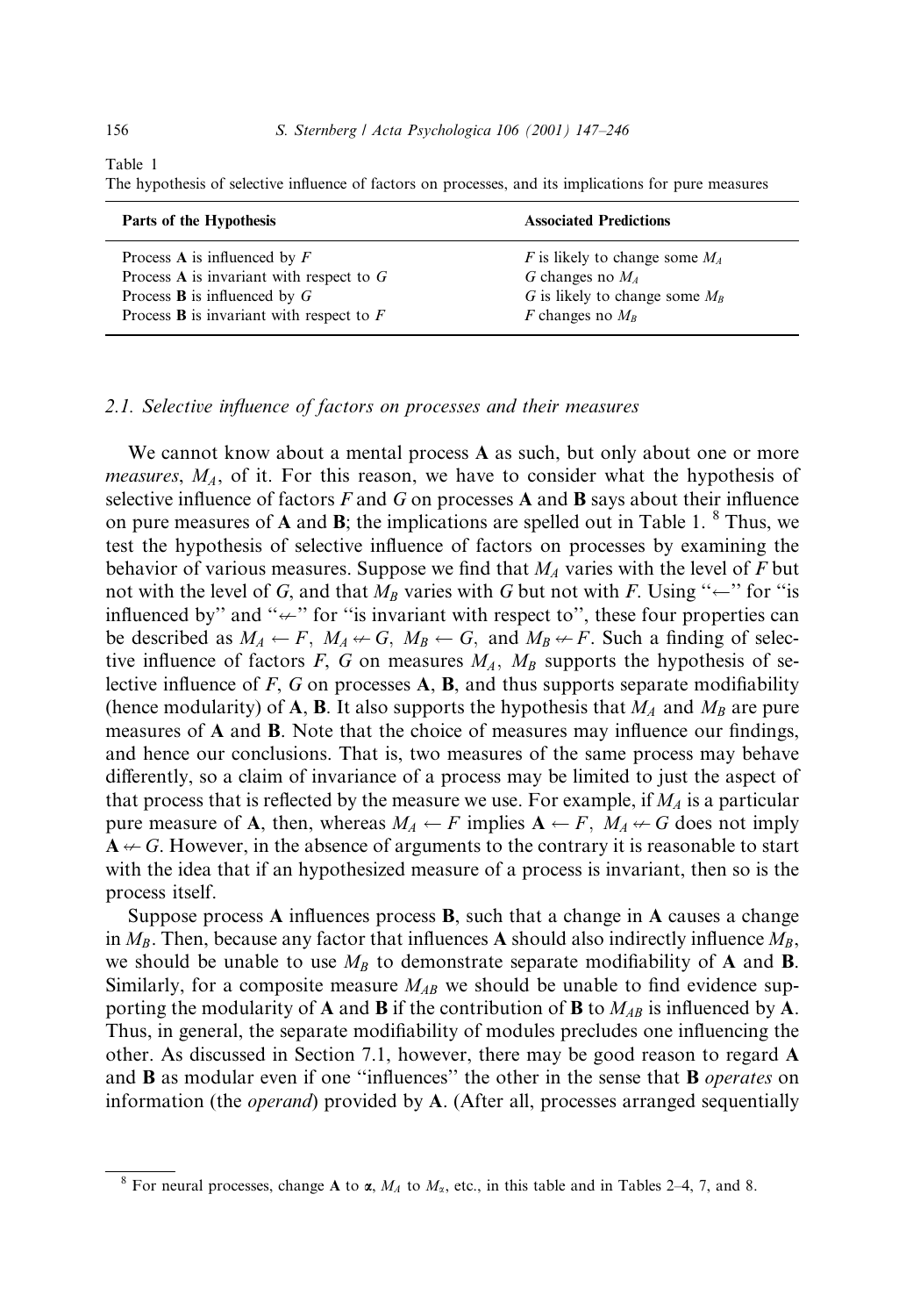Table 1

The hypothesis of selective influence of factors on processes, and its implications for pure measures

| Parts of the Hypothesis | Associated Predictions |
|---|---|
| Process **A** is influenced by $F$ | $F$ is likely to change some $M_A$ |
| Process **A** is invariant with respect to $G$ | $G$ changes no $M_A$ |
| Process **B** is influenced by $G$ | $G$ is likely to change some $M_B$ |
| Process **B** is invariant with respect to $F$ | $F$ changes no $M_B$ |

### 2.1. Selective influence of factors on processes and their measures

We cannot know about a mental process **A** as such, but only about one or more *measures*, $M_A$, of it. For this reason, we have to consider what the hypothesis of selective influence of factors $F$ and $G$ on processes **A** and **B** says about their influence on pure measures of **A** and **B**; the implications are spelled out in Table 1. [8] Thus, we test the hypothesis of selective influence of factors on processes by examining the behavior of various measures. Suppose we find that $M_A$ varies with the level of $F$ but not with the level of $G$, and that $M_B$ varies with $G$ but not with $F$. Using "$\leftarrow$" for "is influenced by" and "$\nleftarrow$" for "is invariant with respect to", these four properties can be described as $M_A \leftarrow F$, $M_A \nleftarrow G$, $M_B \leftarrow G$, and $M_B \nleftarrow F$. Such a finding of selective influence of factors $F$, $G$ on measures $M_A$, $M_B$ supports the hypothesis of selective influence of $F$, $G$ on processes **A**, **B**, and thus supports separate modifiability (hence modularity) of **A**, **B**. It also supports the hypothesis that $M_A$ and $M_B$ are pure measures of **A** and **B**. Note that the choice of measures may influence our findings, and hence our conclusions. That is, two measures of the same process may behave differently, so a claim of invariance of a process may be limited to just the aspect of that process that is reflected by the measure we use. For example, if $M_A$ is a particular pure measure of **A**, then, whereas $M_A \leftarrow F$ implies $\mathbf{A} \leftarrow F$, $M_A \nleftarrow G$ does not imply $\mathbf{A} \nleftarrow G$. However, in the absence of arguments to the contrary it is reasonable to start with the idea that if an hypothesized measure of a process is invariant, then so is the process itself.

Suppose process **A** influences process **B**, such that a change in **A** causes a change in $M_B$. Then, because any factor that influences **A** should also indirectly influence $M_B$, we should be unable to use $M_B$ to demonstrate separate modifiability of **A** and **B**. Similarly, for a composite measure $M_{AB}$ we should be unable to find evidence supporting the modularity of **A** and **B** if the contribution of **B** to $M_{AB}$ is influenced by **A**. Thus, in general, the separate modifiability of modules precludes one influencing the other. As discussed in Section 7.1, however, there may be good reason to regard **A** and **B** as modular even if one "influences" the other in the sense that **B** *operates* on information (the *operand*) provided by **A**. (After all, processes arranged sequentially

[8] For neural processes, change **A** to $\boldsymbol{\alpha}$, $M_A$ to $M_\alpha$, etc., in this table and in Tables 2–4, 7, and 8.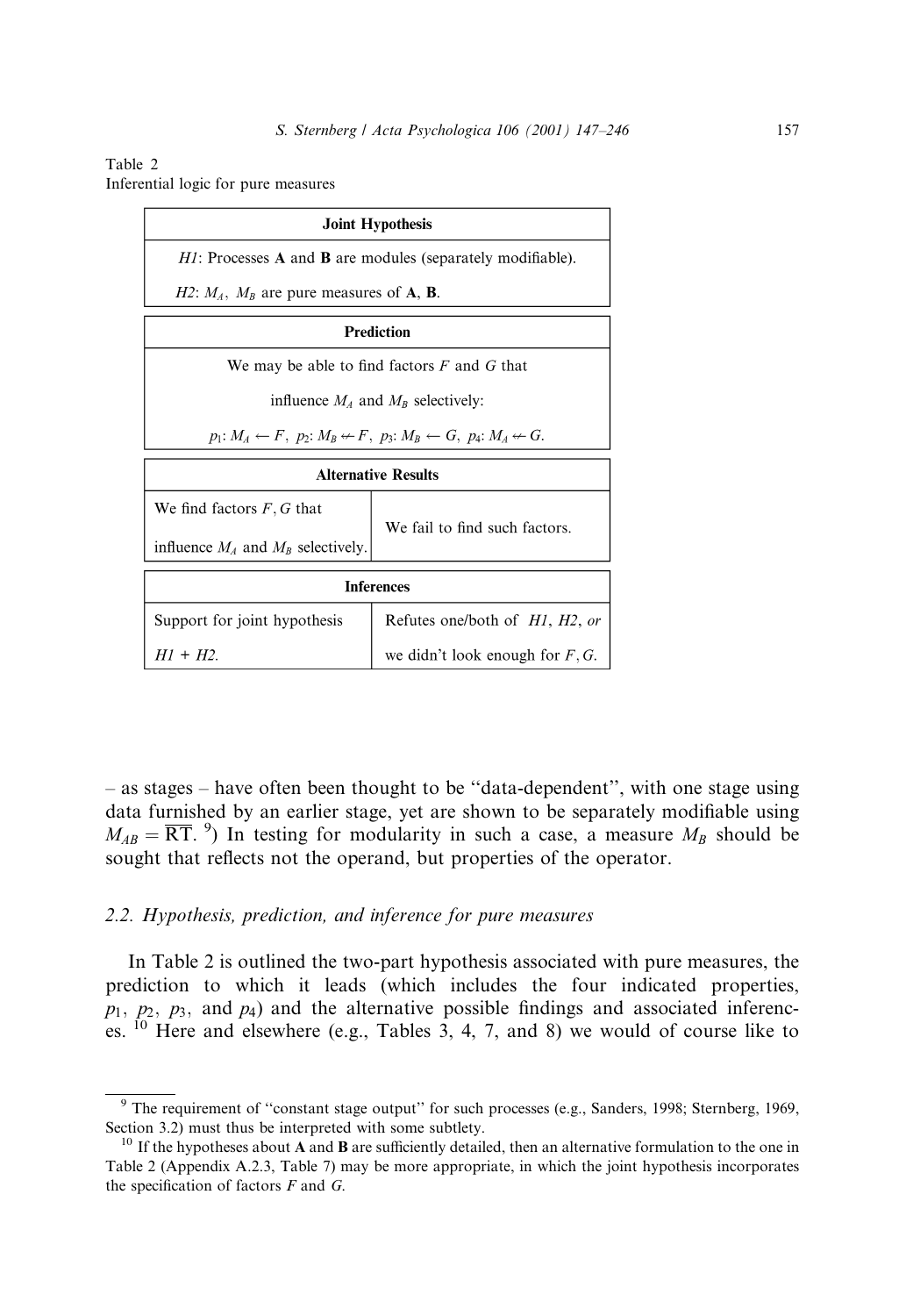Table 2
Inferential logic for pure measures

| Joint Hypothesis | |
|---|---|
| *H1*: Processes **A** and **B** are modules (separately modifiable). *H2*: $M_A$, $M_B$ are pure measures of **A**, **B**. | |
| **Prediction** | |
| We may be able to find factors $F$ and $G$ that influence $M_A$ and $M_B$ selectively: $p_1$: $M_A \leftarrow F$, $p_2$: $M_B \not\leftarrow F$, $p_3$: $M_B \leftarrow G$, $p_4$: $M_A \not\leftarrow G$. | |
| **Alternative Results** | |
| We find factors $F, G$ that influence $M_A$ and $M_B$ selectively. | We fail to find such factors. |
| **Inferences** | |
| Support for joint hypothesis *H1* + *H2*. | Refutes one/both of *H1*, *H2*, *or* we didn't look enough for $F, G$. |

– as stages – have often been thought to be "data-dependent", with one stage using data furnished by an earlier stage, yet are shown to be separately modifiable using $M_{AB} = \overline{\mathrm{RT}}$. [9]) In testing for modularity in such a case, a measure $M_B$ should be sought that reflects not the operand, but properties of the operator.

## 2.2. Hypothesis, prediction, and inference for pure measures

In Table 2 is outlined the two-part hypothesis associated with pure measures, the prediction to which it leads (which includes the four indicated properties, $p_1$, $p_2$, $p_3$, and $p_4$) and the alternative possible findings and associated inferences. [10] Here and elsewhere (e.g., Tables 3, 4, 7, and 8) we would of course like to

[9] The requirement of "constant stage output" for such processes (e.g., Sanders, 1998; Sternberg, 1969, Section 3.2) must thus be interpreted with some subtlety.

[10] If the hypotheses about **A** and **B** are sufficiently detailed, then an alternative formulation to the one in Table 2 (Appendix A.2.3, Table 7) may be more appropriate, in which the joint hypothesis incorporates the specification of factors $F$ and $G$.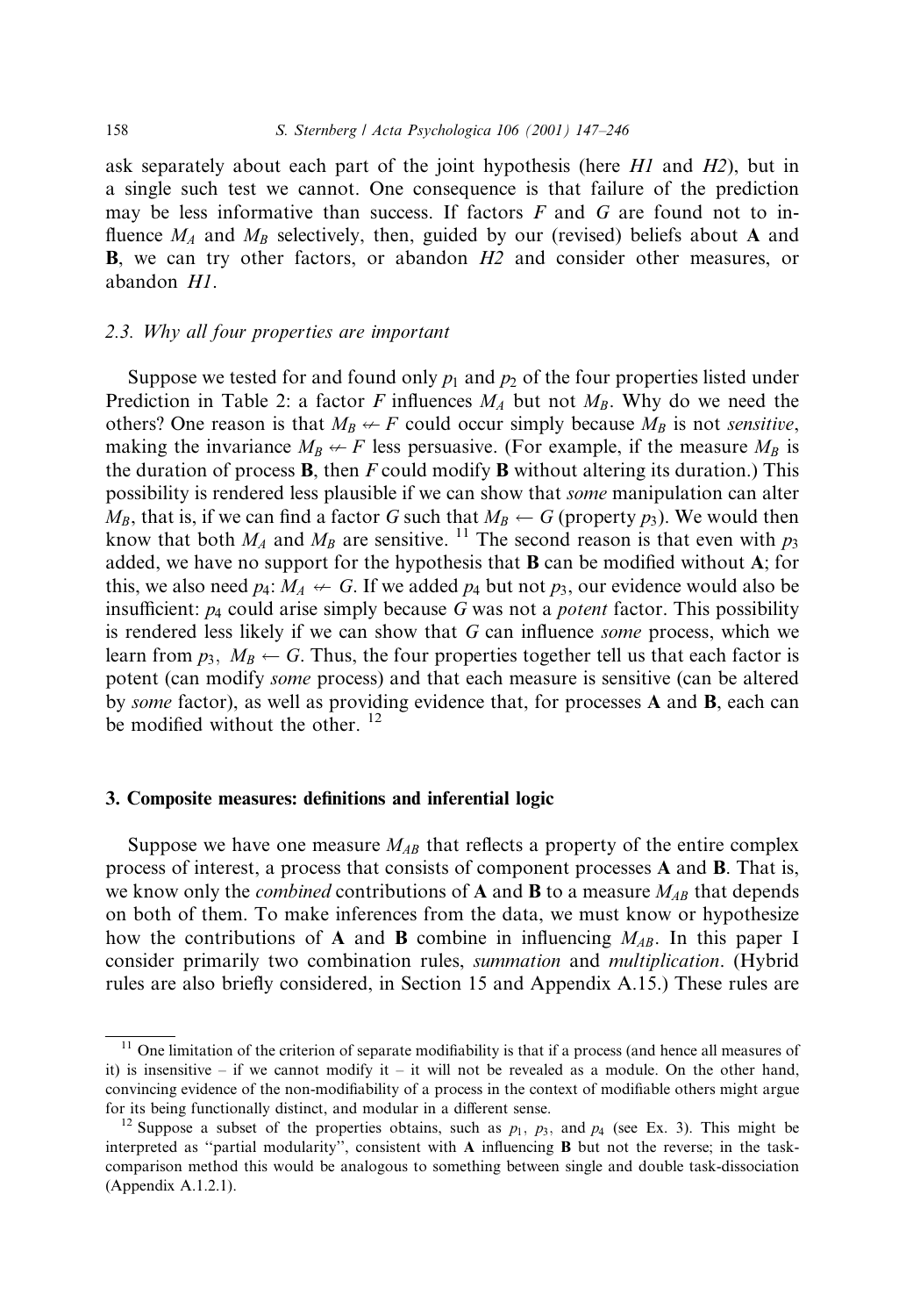ask separately about each part of the joint hypothesis (here *H1* and *H2*), but in a single such test we cannot. One consequence is that failure of the prediction may be less informative than success. If factors $F$ and $G$ are found not to influence $M_A$ and $M_B$ selectively, then, guided by our (revised) beliefs about **A** and **B**, we can try other factors, or abandon *H2* and consider other measures, or abandon *H1*.

### 2.3. Why all four properties are important

Suppose we tested for and found only $p_1$ and $p_2$ of the four properties listed under Prediction in Table 2: a factor $F$ influences $M_A$ but not $M_B$. Why do we need the others? One reason is that $M_B \nleftarrow F$ could occur simply because $M_B$ is not *sensitive*, making the invariance $M_B \nleftarrow F$ less persuasive. (For example, if the measure $M_B$ is the duration of process **B**, then $F$ could modify **B** without altering its duration.) This possibility is rendered less plausible if we can show that *some* manipulation can alter $M_B$, that is, if we can find a factor $G$ such that $M_B \leftarrow G$ (property $p_3$). We would then know that both $M_A$ and $M_B$ are sensitive. [11] The second reason is that even with $p_3$ added, we have no support for the hypothesis that **B** can be modified without **A**; for this, we also need $p_4$: $M_A \nleftarrow G$. If we added $p_4$ but not $p_3$, our evidence would also be insufficient: $p_4$ could arise simply because $G$ was not a *potent* factor. This possibility is rendered less likely if we can show that $G$ can influence *some* process, which we learn from $p_3$, $M_B \leftarrow G$. Thus, the four properties together tell us that each factor is potent (can modify *some* process) and that each measure is sensitive (can be altered by *some* factor), as well as providing evidence that, for processes **A** and **B**, each can be modified without the other. [12]

## 3. Composite measures: definitions and inferential logic

Suppose we have one measure $M_{AB}$ that reflects a property of the entire complex process of interest, a process that consists of component processes **A** and **B**. That is, we know only the *combined* contributions of **A** and **B** to a measure $M_{AB}$ that depends on both of them. To make inferences from the data, we must know or hypothesize how the contributions of **A** and **B** combine in influencing $M_{AB}$. In this paper I consider primarily two combination rules, *summation* and *multiplication*. (Hybrid rules are also briefly considered, in Section 15 and Appendix A.15.) These rules are

---

[11] One limitation of the criterion of separate modifiability is that if a process (and hence all measures of it) is insensitive – if we cannot modify it – it will not be revealed as a module. On the other hand, convincing evidence of the non-modifiability of a process in the context of modifiable others might argue for its being functionally distinct, and modular in a different sense.

[12] Suppose a subset of the properties obtains, such as $p_1$, $p_3$, and $p_4$ (see Ex. 3). This might be interpreted as "partial modularity", consistent with **A** influencing **B** but not the reverse; in the task-comparison method this would be analogous to something between single and double task-dissociation (Appendix A.1.2.1).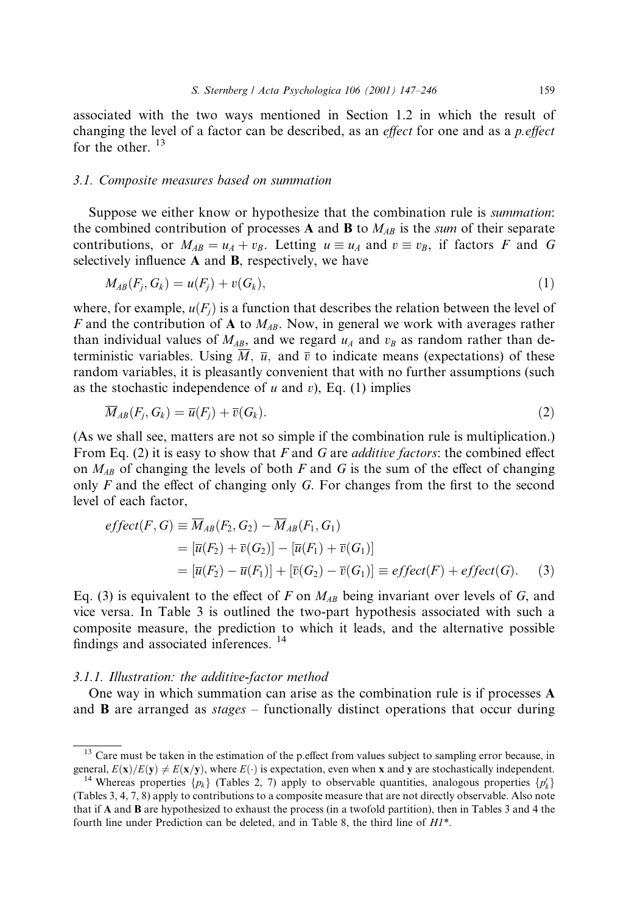associated with the two ways mentioned in Section 1.2 in which the result of changing the level of a factor can be described, as an *effect* for one and as a *p.effect* for the other. [13]

### 3.1. Composite measures based on summation

Suppose we either know or hypothesize that the combination rule is *summation*: the combined contribution of processes **A** and **B** to $M_{AB}$ is the *sum* of their separate contributions, or $M_{AB} = u_A + v_B$. Letting $u \equiv u_A$ and $v \equiv v_B$, if factors $F$ and $G$ selectively influence **A** and **B**, respectively, we have

$$M_{AB}(F_j, G_k) = u(F_j) + v(G_k), \tag{1}$$

where, for example, $u(F_j)$ is a function that describes the relation between the level of $F$ and the contribution of **A** to $M_{AB}$. Now, in general we work with averages rather than individual values of $M_{AB}$, and we regard $u_A$ and $v_B$ as random rather than deterministic variables. Using $\overline{M}$, $\overline{u}$, and $\overline{v}$ to indicate means (expectations) of these random variables, it is pleasantly convenient that with no further assumptions (such as the stochastic independence of $u$ and $v$), Eq. (1) implies

$$\overline{M}_{AB}(F_j, G_k) = \overline{u}(F_j) + \overline{v}(G_k). \tag{2}$$

(As we shall see, matters are not so simple if the combination rule is multiplication.) From Eq. (2) it is easy to show that $F$ and $G$ are *additive factors*: the combined effect on $M_{AB}$ of changing the levels of both $F$ and $G$ is the sum of the effect of changing only $F$ and the effect of changing only $G$. For changes from the first to the second level of each factor,

$$\begin{aligned} effect(F, G) &\equiv \overline{M}_{AB}(F_2, G_2) - \overline{M}_{AB}(F_1, G_1) \\ &= [\overline{u}(F_2) + \overline{v}(G_2)] - [\overline{u}(F_1) + \overline{v}(G_1)] \\ &= [\overline{u}(F_2) - \overline{u}(F_1)] + [\overline{v}(G_2) - \overline{v}(G_1)] \equiv effect(F) + effect(G). \end{aligned} \tag{3}$$

Eq. (3) is equivalent to the effect of $F$ on $M_{AB}$ being invariant over levels of $G$, and vice versa. In Table 3 is outlined the two-part hypothesis associated with such a composite measure, the prediction to which it leads, and the alternative possible findings and associated inferences. [14]

#### 3.1.1. Illustration: the additive-factor method

One way in which summation can arise as the combination rule is if processes **A** and **B** are arranged as *stages* – functionally distinct operations that occur during

[13] Care must be taken in the estimation of the p.effect from values subject to sampling error because, in general, $E(\mathbf{x})/E(\mathbf{y}) \neq E(\mathbf{x}/\mathbf{y})$, where $E(\cdot)$ is expectation, even when $\mathbf{x}$ and $\mathbf{y}$ are stochastically independent.

[14] Whereas properties $\{p_k\}$ (Tables 2, 7) apply to observable quantities, analogous properties $\{p'_k\}$ (Tables 3, 4, 7, 8) apply to contributions to a composite measure that are not directly observable. Also note that if **A** and **B** are hypothesized to exhaust the process (in a twofold partition), then in Tables 3 and 4 the fourth line under Prediction can be deleted, and in Table 8, the third line of *H1\**.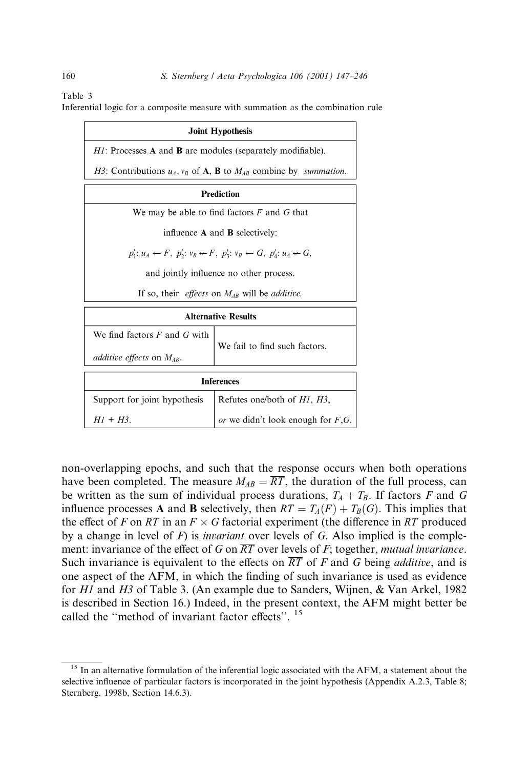Table 3
Inferential logic for a composite measure with summation as the combination rule

| Joint Hypothesis |
|---|
| *H1*: Processes **A** and **B** are modules (separately modifiable). |
| *H3*: Contributions $u_A, v_B$ of **A**, **B** to $M_{AB}$ combine by *summation*. |

| Prediction |
|---|
| We may be able to find factors *F* and *G* that influence **A** and **B** selectively: $p'_1$: $u_A \leftarrow F$, $p'_2$: $v_B \not\leftarrow F$, $p'_3$: $v_B \leftarrow G$, $p'_4$: $u_A \not\leftarrow G$, and jointly influence no other process. If so, their *effects* on $M_{AB}$ will be *additive*. |

| Alternative Results | |
|---|---|
| We find factors *F* and *G* with *additive effects* on $M_{AB}$. | We fail to find such factors. |

| Inferences | |
|---|---|
| Support for joint hypothesis *H1* + *H3*. | Refutes one/both of *H1*, *H3*, *or* we didn't look enough for *F*,*G*. |

non-overlapping epochs, and such that the response occurs when both operations have been completed. The measure $M_{AB} = \overline{RT}$, the duration of the full process, can be written as the sum of individual process durations, $T_A + T_B$. If factors *F* and *G* influence processes **A** and **B** selectively, then $RT = T_A(F) + T_B(G)$. This implies that the effect of *F* on $\overline{RT}$ in an $F \times G$ factorial experiment (the difference in $\overline{RT}$ produced by a change in level of *F*) is *invariant* over levels of *G*. Also implied is the complement: invariance of the effect of *G* on $\overline{RT}$ over levels of *F*; together, *mutual invariance*. Such invariance is equivalent to the effects on $\overline{RT}$ of *F* and *G* being *additive*, and is one aspect of the AFM, in which the finding of such invariance is used as evidence for *H1* and *H3* of Table 3. (An example due to Sanders, Wijnen, & Van Arkel, 1982 is described in Section 16.) Indeed, in the present context, the AFM might better be called the "method of invariant factor effects". [15]

[15] In an alternative formulation of the inferential logic associated with the AFM, a statement about the selective influence of particular factors is incorporated in the joint hypothesis (Appendix A.2.3, Table 8; Sternberg, 1998b, Section 14.6.3).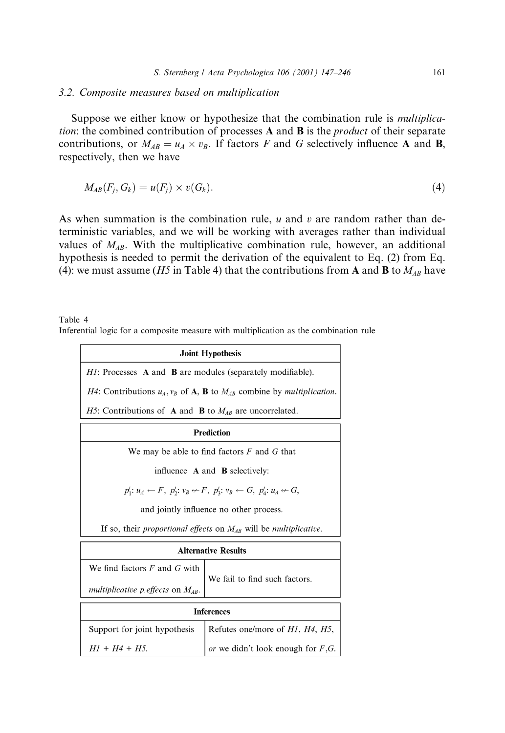### 3.2. Composite measures based on multiplication

Suppose we either know or hypothesize that the combination rule is *multiplication*: the combined contribution of processes **A** and **B** is the *product* of their separate contributions, or $M_{AB} = u_A \times v_B$. If factors $F$ and $G$ selectively influence **A** and **B**, respectively, then we have

$$M_{AB}(F_j, G_k) = u(F_j) \times v(G_k). \tag{4}$$

As when summation is the combination rule, $u$ and $v$ are random rather than deterministic variables, and we will be working with averages rather than individual values of $M_{AB}$. With the multiplicative combination rule, however, an additional hypothesis is needed to permit the derivation of the equivalent to Eq. (2) from Eq. (4): we must assume (*H5* in Table 4) that the contributions from **A** and **B** to $M_{AB}$ have

Table 4
Inferential logic for a composite measure with multiplication as the combination rule

| **Joint Hypothesis** | |
|---|---|
| *H1*: Processes **A** and **B** are modules (separately modifiable). | |
| *H4*: Contributions $u_A, v_B$ of **A**, **B** to $M_{AB}$ combine by *multiplication*. | |
| *H5*: Contributions of **A** and **B** to $M_{AB}$ are uncorrelated. | |
| **Prediction** | |
| We may be able to find factors $F$ and $G$ that influence **A** and **B** selectively: $p'_1$: $u_A \leftarrow F$, $p'_2$: $v_B \not\leftarrow F$, $p'_3$: $v_B \leftarrow G$, $p'_4$: $u_A \not\leftarrow G$, and jointly influence no other process. If so, their *proportional effects* on $M_{AB}$ will be *multiplicative*. | |
| **Alternative Results** | |
| We find factors $F$ and $G$ with *multiplicative p.effects* on $M_{AB}$. | We fail to find such factors. |
| **Inferences** | |
| Support for joint hypothesis *H1* + *H4* + *H5*. | Refutes one/more of *H1*, *H4*, *H5*, *or* we didn't look enough for $F$,$G$. |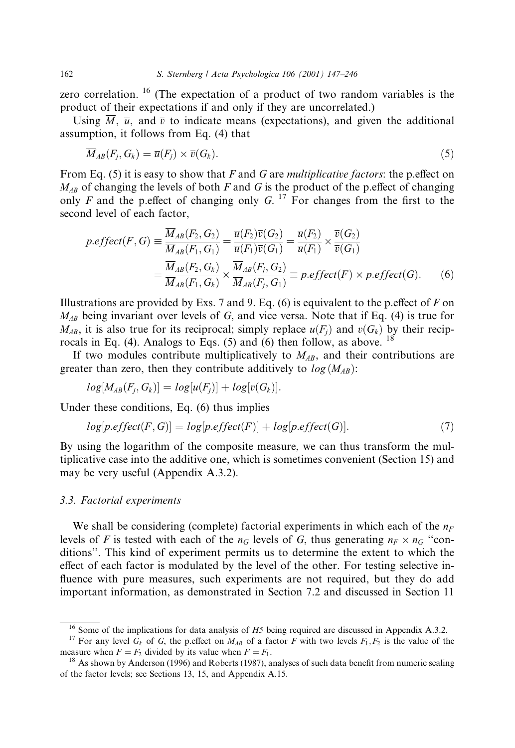zero correlation. [16] (The expectation of a product of two random variables is the product of their expectations if and only if they are uncorrelated.)

Using $\overline{M}$, $\overline{u}$, and $\overline{v}$ to indicate means (expectations), and given the additional assumption, it follows from Eq. (4) that

$$\overline{M}_{AB}(F_j, G_k) = \overline{u}(F_j) \times \overline{v}(G_k). \tag{5}$$

From Eq. (5) it is easy to show that $F$ and $G$ are *multiplicative factors*: the p.effect on $M_{AB}$ of changing the levels of both $F$ and $G$ is the product of the p.effect of changing only $F$ and the p.effect of changing only $G$. [17] For changes from the first to the second level of each factor,

$$\begin{aligned} p.effect(F, G) &\equiv \frac{\overline{M}_{AB}(F_2, G_2)}{\overline{M}_{AB}(F_1, G_1)} = \frac{\overline{u}(F_2)\overline{v}(G_2)}{\overline{u}(F_1)\overline{v}(G_1)} = \frac{\overline{u}(F_2)}{\overline{u}(F_1)} \times \frac{\overline{v}(G_2)}{\overline{v}(G_1)} \\ &= \frac{\overline{M}_{AB}(F_2, G_k)}{\overline{M}_{AB}(F_1, G_k)} \times \frac{\overline{M}_{AB}(F_j, G_2)}{\overline{M}_{AB}(F_j, G_1)} \equiv p.effect(F) \times p.effect(G). \end{aligned} \tag{6}$$

Illustrations are provided by Exs. 7 and 9. Eq. (6) is equivalent to the p.effect of $F$ on $M_{AB}$ being invariant over levels of $G$, and vice versa. Note that if Eq. (4) is true for $M_{AB}$, it is also true for its reciprocal; simply replace $u(F_j)$ and $v(G_k)$ by their reciprocals in Eq. (4). Analogs to Eqs. (5) and (6) then follow, as above. [18]

If two modules contribute multiplicatively to $M_{AB}$, and their contributions are greater than zero, then they contribute additively to $log(M_{AB})$:

$$log[M_{AB}(F_j, G_k)] = log[u(F_j)] + log[v(G_k)].$$

Under these conditions, Eq. (6) thus implies

$$log[p.effect(F, G)] = log[p.effect(F)] + log[p.effect(G)]. \tag{7}$$

By using the logarithm of the composite measure, we can thus transform the multiplicative case into the additive one, which is sometimes convenient (Section 15) and may be very useful (Appendix A.3.2).

### 3.3. Factorial experiments

We shall be considering (complete) factorial experiments in which each of the $n_F$ levels of $F$ is tested with each of the $n_G$ levels of $G$, thus generating $n_F \times n_G$ "conditions". This kind of experiment permits us to determine the extent to which the effect of each factor is modulated by the level of the other. For testing selective influence with pure measures, such experiments are not required, but they do add important information, as demonstrated in Section 7.2 and discussed in Section 11

---

[16] Some of the implications for data analysis of *H5* being required are discussed in Appendix A.3.2.

[17] For any level $G_k$ of $G$, the p.effect on $M_{AB}$ of a factor $F$ with two levels $F_1, F_2$ is the value of the measure when $F = F_2$ divided by its value when $F = F_1$.

[18] As shown by Anderson (1996) and Roberts (1987), analyses of such data benefit from numeric scaling of the factor levels; see Sections 13, 15, and Appendix A.15.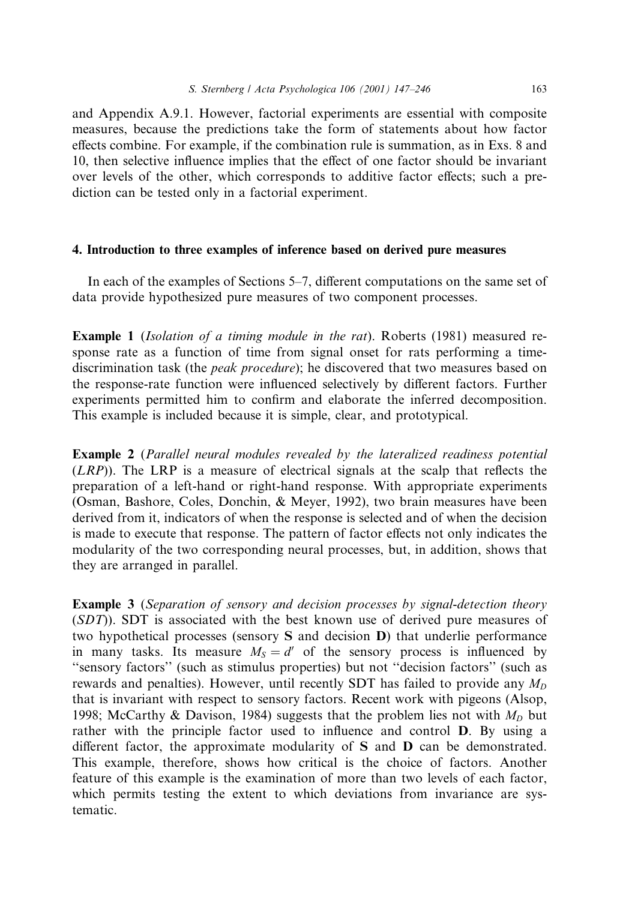and Appendix A.9.1. However, factorial experiments are essential with composite measures, because the predictions take the form of statements about how factor effects combine. For example, if the combination rule is summation, as in Exs. 8 and 10, then selective influence implies that the effect of one factor should be invariant over levels of the other, which corresponds to additive factor effects; such a prediction can be tested only in a factorial experiment.

## 4. Introduction to three examples of inference based on derived pure measures

In each of the examples of Sections 5–7, different computations on the same set of data provide hypothesized pure measures of two component processes.

**Example 1** (*Isolation of a timing module in the rat*). Roberts (1981) measured response rate as a function of time from signal onset for rats performing a time-discrimination task (the *peak procedure*); he discovered that two measures based on the response-rate function were influenced selectively by different factors. Further experiments permitted him to confirm and elaborate the inferred decomposition. This example is included because it is simple, clear, and prototypical.

**Example 2** (*Parallel neural modules revealed by the lateralized readiness potential* (*LRP*)). The LRP is a measure of electrical signals at the scalp that reflects the preparation of a left-hand or right-hand response. With appropriate experiments (Osman, Bashore, Coles, Donchin, & Meyer, 1992), two brain measures have been derived from it, indicators of when the response is selected and of when the decision is made to execute that response. The pattern of factor effects not only indicates the modularity of the two corresponding neural processes, but, in addition, shows that they are arranged in parallel.

**Example 3** (*Separation of sensory and decision processes by signal-detection theory* (*SDT*)). SDT is associated with the best known use of derived pure measures of two hypothetical processes (sensory **S** and decision **D**) that underlie performance in many tasks. Its measure $M_S = d'$ of the sensory process is influenced by "sensory factors" (such as stimulus properties) but not "decision factors" (such as rewards and penalties). However, until recently SDT has failed to provide any $M_D$ that is invariant with respect to sensory factors. Recent work with pigeons (Alsop, 1998; McCarthy & Davison, 1984) suggests that the problem lies not with $M_D$ but rather with the principle factor used to influence and control **D**. By using a different factor, the approximate modularity of **S** and **D** can be demonstrated. This example, therefore, shows how critical is the choice of factors. Another feature of this example is the examination of more than two levels of each factor, which permits testing the extent to which deviations from invariance are systematic.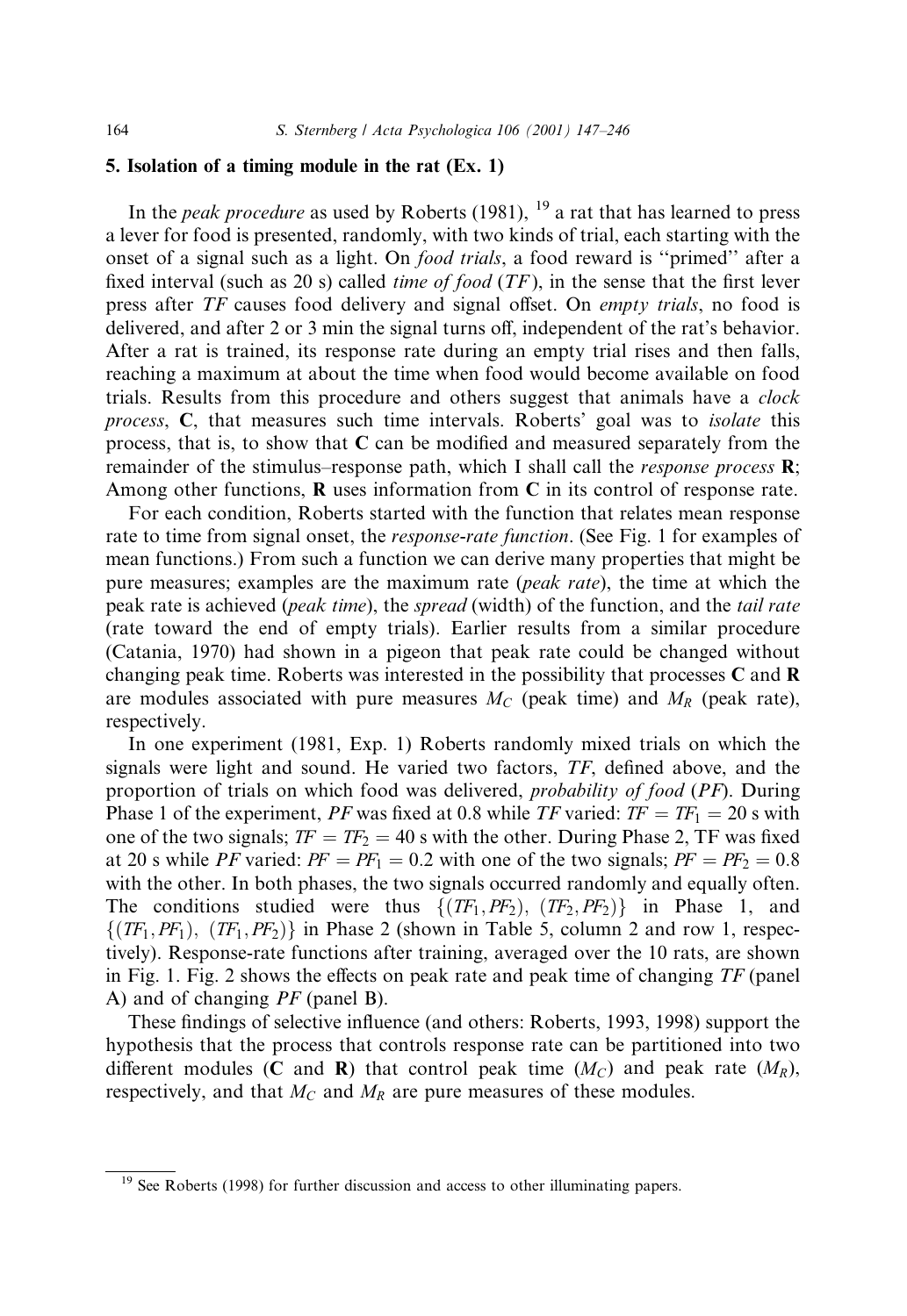## 5. Isolation of a timing module in the rat (Ex. 1)

In the *peak procedure* as used by Roberts (1981), [19] a rat that has learned to press a lever for food is presented, randomly, with two kinds of trial, each starting with the onset of a signal such as a light. On *food trials*, a food reward is ''primed'' after a fixed interval (such as 20 s) called *time of food* (*TF*), in the sense that the first lever press after *TF* causes food delivery and signal offset. On *empty trials*, no food is delivered, and after 2 or 3 min the signal turns off, independent of the rat's behavior. After a rat is trained, its response rate during an empty trial rises and then falls, reaching a maximum at about the time when food would become available on food trials. Results from this procedure and others suggest that animals have a *clock process*, **C**, that measures such time intervals. Roberts' goal was to *isolate* this process, that is, to show that **C** can be modified and measured separately from the remainder of the stimulus–response path, which I shall call the *response process* **R**; Among other functions, **R** uses information from **C** in its control of response rate.

For each condition, Roberts started with the function that relates mean response rate to time from signal onset, the *response-rate function*. (See Fig. 1 for examples of mean functions.) From such a function we can derive many properties that might be pure measures; examples are the maximum rate (*peak rate*), the time at which the peak rate is achieved (*peak time*), the *spread* (width) of the function, and the *tail rate* (rate toward the end of empty trials). Earlier results from a similar procedure (Catania, 1970) had shown in a pigeon that peak rate could be changed without changing peak time. Roberts was interested in the possibility that processes **C** and **R** are modules associated with pure measures $M_C$ (peak time) and $M_R$ (peak rate), respectively.

In one experiment (1981, Exp. 1) Roberts randomly mixed trials on which the signals were light and sound. He varied two factors, *TF*, defined above, and the proportion of trials on which food was delivered, *probability of food* (*PF*). During Phase 1 of the experiment, *PF* was fixed at 0.8 while *TF* varied: $TF = TF_1 = 20$ s with one of the two signals; $TF = TF_2 = 40$ s with the other. During Phase 2, TF was fixed at 20 s while *PF* varied: $PF = PF_1 = 0.2$ with one of the two signals; $PF = PF_2 = 0.8$ with the other. In both phases, the two signals occurred randomly and equally often. The conditions studied were thus $\{(TF_1, PF_2),\ (TF_2, PF_2)\}$ in Phase 1, and $\{(TF_1, PF_1),\ (TF_1, PF_2)\}$ in Phase 2 (shown in Table 5, column 2 and row 1, respectively). Response-rate functions after training, averaged over the 10 rats, are shown in Fig. 1. Fig. 2 shows the effects on peak rate and peak time of changing *TF* (panel A) and of changing *PF* (panel B).

These findings of selective influence (and others: Roberts, 1993, 1998) support the hypothesis that the process that controls response rate can be partitioned into two different modules (**C** and **R**) that control peak time ($M_C$) and peak rate ($M_R$), respectively, and that $M_C$ and $M_R$ are pure measures of these modules.

---

[19] See Roberts (1998) for further discussion and access to other illuminating papers.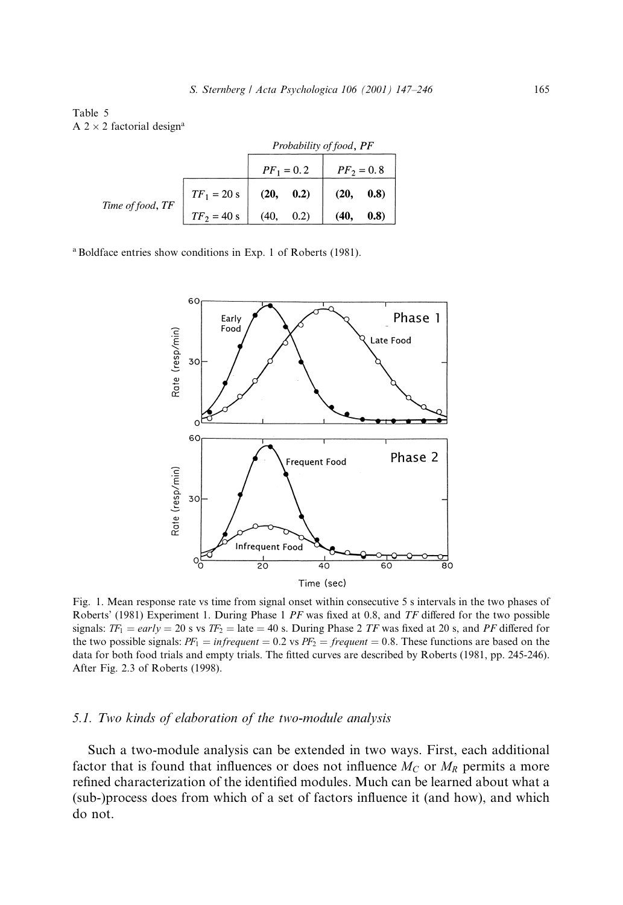Table 5
A 2 × 2 factorial design[a]

| | | Probability of food, *PF* | |
|---|---|---|---|
| | | $PF_1 = 0.2$ | $PF_2 = 0.8$ |
| Time of food, *TF* | $TF_1 = 20$ s | **(20, 0.2)** | **(20, 0.8)** |
| | $TF_2 = 40$ s | (40, 0.2) | **(40, 0.8)** |

[a] Boldface entries show conditions in Exp. 1 of Roberts (1981).

Fig. 1. Mean response rate vs time from signal onset within consecutive 5 s intervals in the two phases of Roberts' (1981) Experiment 1. During Phase 1 *PF* was fixed at 0.8, and *TF* differed for the two possible signals: $TF_1 = early = 20$ s vs $TF_2 =$ late $= 40$ s. During Phase 2 *TF* was fixed at 20 s, and *PF* differed for the two possible signals: $PF_1 = infrequent = 0.2$ vs $PF_2 = frequent = 0.8$. These functions are based on the data for both food trials and empty trials. The fitted curves are described by Roberts (1981, pp. 245-246). After Fig. 2.3 of Roberts (1998).

### 5.1. Two kinds of elaboration of the two-module analysis

Such a two-module analysis can be extended in two ways. First, each additional factor that is found that influences or does not influence $M_C$ or $M_R$ permits a more refined characterization of the identified modules. Much can be learned about what a (sub-)process does from which of a set of factors influence it (and how), and which do not.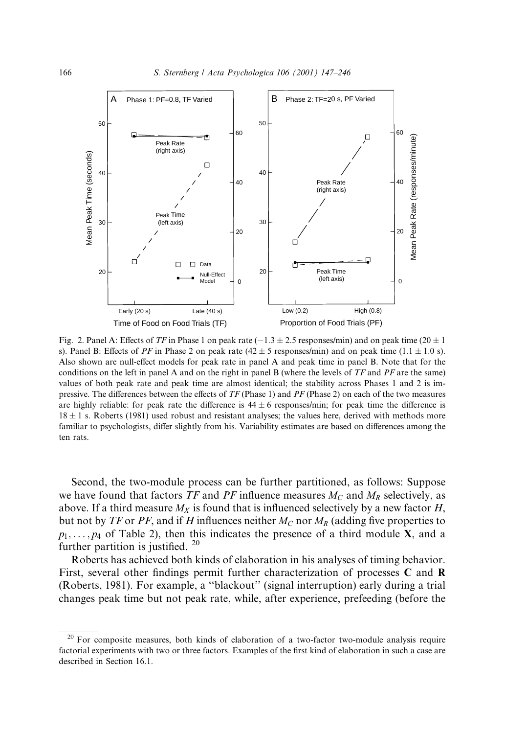Fig. 2. Panel A: Effects of *TF* in Phase 1 on peak rate ($-1.3 \pm 2.5$ responses/min) and on peak time ($20 \pm 1$ s). Panel B: Effects of *PF* in Phase 2 on peak rate ($42 \pm 5$ responses/min) and on peak time ($1.1 \pm 1.0$ s). Also shown are null-effect models for peak rate in panel A and peak time in panel B. Note that for the conditions on the left in panel A and on the right in panel B (where the levels of *TF* and *PF* are the same) values of both peak rate and peak time are almost identical; the stability across Phases 1 and 2 is impressive. The differences between the effects of *TF* (Phase 1) and *PF* (Phase 2) on each of the two measures are highly reliable: for peak rate the difference is $44 \pm 6$ responses/min; for peak time the difference is $18 \pm 1$ s. Roberts (1981) used robust and resistant analyses; the values here, derived with methods more familiar to psychologists, differ slightly from his. Variability estimates are based on differences among the ten rats.

Second, the two-module process can be further partitioned, as follows: Suppose we have found that factors *TF* and *PF* influence measures $M_C$ and $M_R$ selectively, as above. If a third measure $M_X$ is found that is influenced selectively by a new factor $H$, but not by *TF* or *PF*, and if $H$ influences neither $M_C$ nor $M_R$ (adding five properties to $p_1, \ldots, p_4$ of Table 2), then this indicates the presence of a third module **X**, and a further partition is justified. [20]

Roberts has achieved both kinds of elaboration in his analyses of timing behavior. First, several other findings permit further characterization of processes **C** and **R** (Roberts, 1981). For example, a "blackout" (signal interruption) early during a trial changes peak time but not peak rate, while, after experience, prefeeding (before the

[20] For composite measures, both kinds of elaboration of a two-factor two-module analysis require factorial experiments with two or three factors. Examples of the first kind of elaboration in such a case are described in Section 16.1.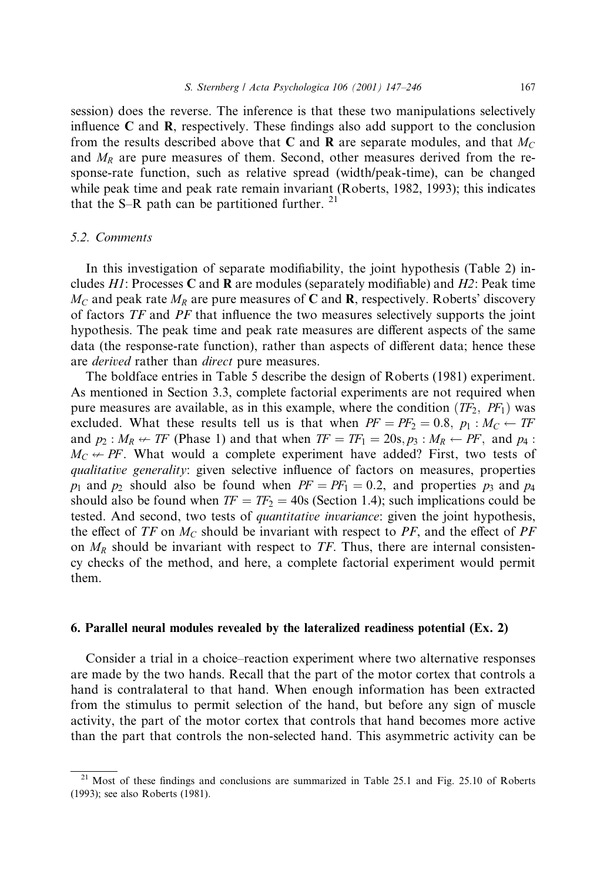session) does the reverse. The inference is that these two manipulations selectively influence **C** and **R**, respectively. These findings also add support to the conclusion from the results described above that **C** and **R** are separate modules, and that $M_C$ and $M_R$ are pure measures of them. Second, other measures derived from the response-rate function, such as relative spread (width/peak-time), can be changed while peak time and peak rate remain invariant (Roberts, 1982, 1993); this indicates that the S–R path can be partitioned further. [21]

### 5.2. Comments

In this investigation of separate modifiability, the joint hypothesis (Table 2) includes *H1*: Processes **C** and **R** are modules (separately modifiable) and *H2*: Peak time $M_C$ and peak rate $M_R$ are pure measures of **C** and **R**, respectively. Roberts' discovery of factors *TF* and *PF* that influence the two measures selectively supports the joint hypothesis. The peak time and peak rate measures are different aspects of the same data (the response-rate function), rather than aspects of different data; hence these are *derived* rather than *direct* pure measures.

The boldface entries in Table 5 describe the design of Roberts (1981) experiment. As mentioned in Section 3.3, complete factorial experiments are not required when pure measures are available, as in this example, where the condition $(TF_2,\ PF_1)$ was excluded. What these results tell us is that when $PF = PF_2 = 0.8$, $p_1 : M_C \leftarrow TF$ and $p_2 : M_R \not\leftarrow TF$ (Phase 1) and that when $TF = TF_1 = 20\text{s}, p_3 : M_R \leftarrow PF,$ and $p_4 : M_C \not\leftarrow PF$. What would a complete experiment have added? First, two tests of *qualitative generality*: given selective influence of factors on measures, properties $p_1$ and $p_2$ should also be found when $PF = PF_1 = 0.2$, and properties $p_3$ and $p_4$ should also be found when $TF = TF_2 = 40\text{s}$ (Section 1.4); such implications could be tested. And second, two tests of *quantitative invariance*: given the joint hypothesis, the effect of *TF* on $M_C$ should be invariant with respect to *PF*, and the effect of *PF* on $M_R$ should be invariant with respect to *TF*. Thus, there are internal consistency checks of the method, and here, a complete factorial experiment would permit them.

## 6. Parallel neural modules revealed by the lateralized readiness potential (Ex. 2)

Consider a trial in a choice–reaction experiment where two alternative responses are made by the two hands. Recall that the part of the motor cortex that controls a hand is contralateral to that hand. When enough information has been extracted from the stimulus to permit selection of the hand, but before any sign of muscle activity, the part of the motor cortex that controls that hand becomes more active than the part that controls the non-selected hand. This asymmetric activity can be

[21] Most of these findings and conclusions are summarized in Table 25.1 and Fig. 25.10 of Roberts (1993); see also Roberts (1981).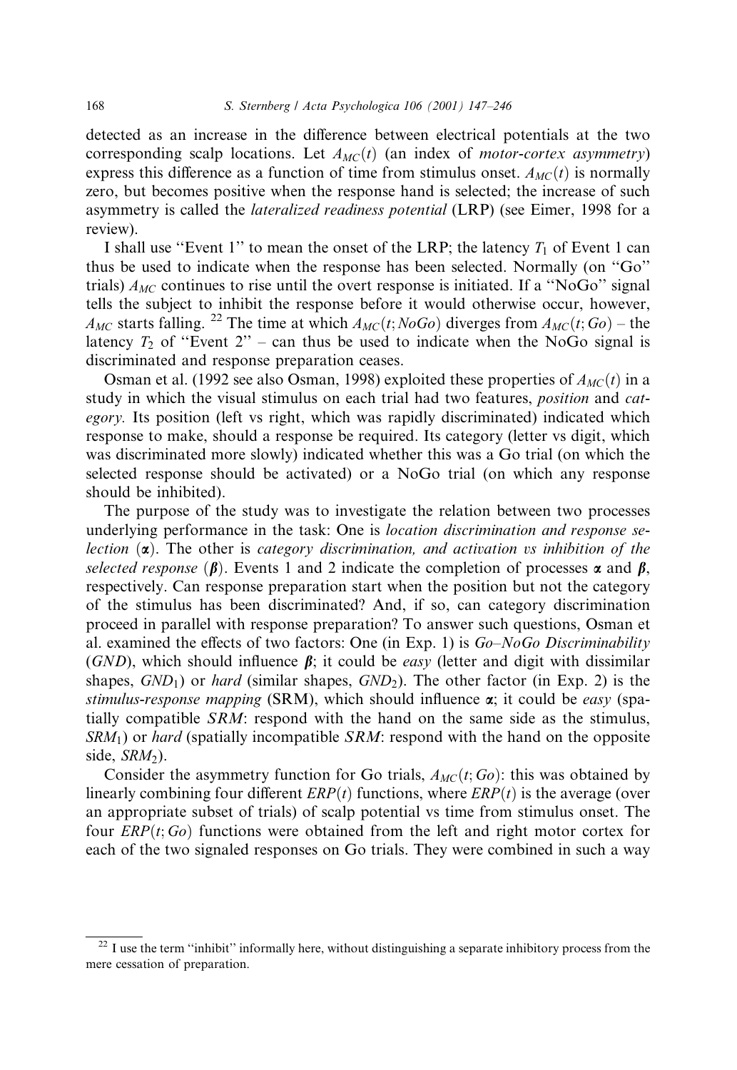detected as an increase in the difference between electrical potentials at the two corresponding scalp locations. Let $A_{MC}(t)$ (an index of *motor-cortex asymmetry*) express this difference as a function of time from stimulus onset. $A_{MC}(t)$ is normally zero, but becomes positive when the response hand is selected; the increase of such asymmetry is called the *lateralized readiness potential* (LRP) (see Eimer, 1998 for a review).

I shall use "Event 1" to mean the onset of the LRP; the latency $T_1$ of Event 1 can thus be used to indicate when the response has been selected. Normally (on "Go" trials) $A_{MC}$ continues to rise until the overt response is initiated. If a "NoGo" signal tells the subject to inhibit the response before it would otherwise occur, however, $A_{MC}$ starts falling. [22] The time at which $A_{MC}(t; NoGo)$ diverges from $A_{MC}(t; Go)$ – the latency $T_2$ of "Event 2" – can thus be used to indicate when the NoGo signal is discriminated and response preparation ceases.

Osman et al. (1992 see also Osman, 1998) exploited these properties of $A_{MC}(t)$ in a study in which the visual stimulus on each trial had two features, *position* and *category*. Its position (left vs right, which was rapidly discriminated) indicated which response to make, should a response be required. Its category (letter vs digit, which was discriminated more slowly) indicated whether this was a Go trial (on which the selected response should be activated) or a NoGo trial (on which any response should be inhibited).

The purpose of the study was to investigate the relation between two processes underlying performance in the task: One is *location discrimination and response selection* ($\boldsymbol{\alpha}$). The other is *category discrimination, and activation vs inhibition of the selected response* ($\boldsymbol{\beta}$). Events 1 and 2 indicate the completion of processes $\boldsymbol{\alpha}$ and $\boldsymbol{\beta}$, respectively. Can response preparation start when the position but not the category of the stimulus has been discriminated? And, if so, can category discrimination proceed in parallel with response preparation? To answer such questions, Osman et al. examined the effects of two factors: One (in Exp. 1) is *Go–NoGo Discriminability* (*GND*), which should influence $\boldsymbol{\beta}$; it could be *easy* (letter and digit with dissimilar shapes, $GND_1$) or *hard* (similar shapes, $GND_2$). The other factor (in Exp. 2) is the *stimulus-response mapping* (SRM), which should influence $\boldsymbol{\alpha}$; it could be *easy* (spatially compatible *SRM*: respond with the hand on the same side as the stimulus, $SRM_1$) or *hard* (spatially incompatible *SRM*: respond with the hand on the opposite side, $SRM_2$).

Consider the asymmetry function for Go trials, $A_{MC}(t; Go)$: this was obtained by linearly combining four different $ERP(t)$ functions, where $ERP(t)$ is the average (over an appropriate subset of trials) of scalp potential vs time from stimulus onset. The four $ERP(t; Go)$ functions were obtained from the left and right motor cortex for each of the two signaled responses on Go trials. They were combined in such a way

---

[22] I use the term "inhibit" informally here, without distinguishing a separate inhibitory process from the mere cessation of preparation.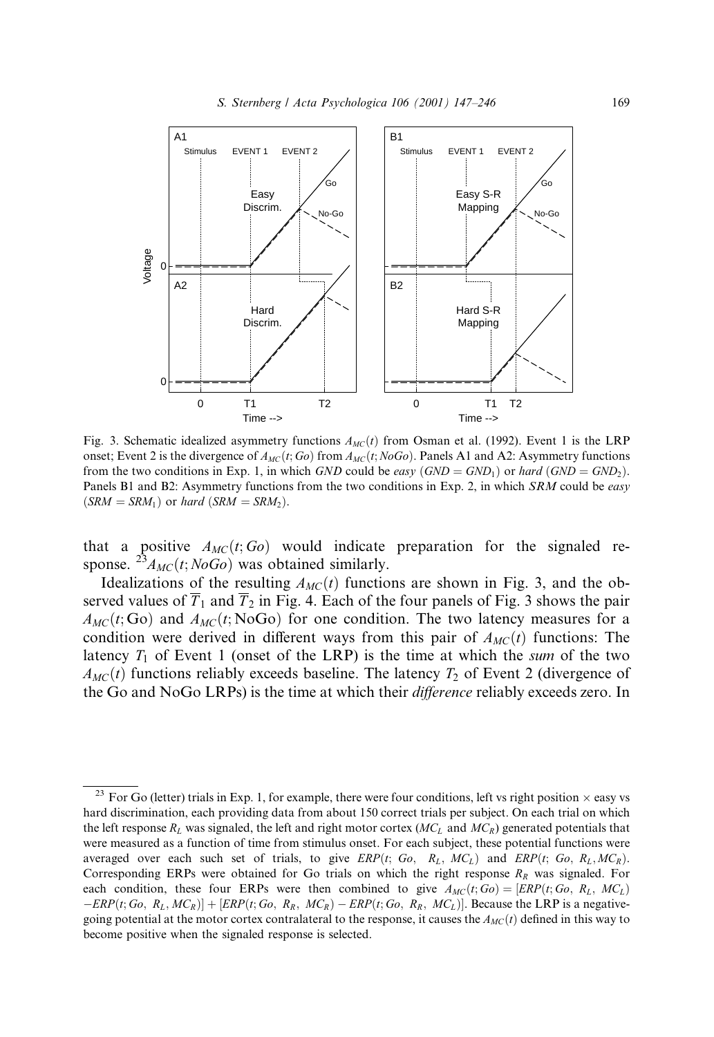Fig. 3. Schematic idealized asymmetry functions $A_{MC}(t)$ from Osman et al. (1992). Event 1 is the LRP onset; Event 2 is the divergence of $A_{MC}(t; Go)$ from $A_{MC}(t; NoGo)$. Panels A1 and A2: Asymmetry functions from the two conditions in Exp. 1, in which $GND$ could be *easy* ($GND = GND_1$) or *hard* ($GND = GND_2$). Panels B1 and B2: Asymmetry functions from the two conditions in Exp. 2, in which $SRM$ could be *easy* ($SRM = SRM_1$) or *hard* ($SRM = SRM_2$).

that a positive $A_{MC}(t; Go)$ would indicate preparation for the signaled response.[23] $A_{MC}(t; NoGo)$ was obtained similarly.

Idealizations of the resulting $A_{MC}(t)$ functions are shown in Fig. 3, and the observed values of $\overline{T}_1$ and $\overline{T}_2$ in Fig. 4. Each of the four panels of Fig. 3 shows the pair $A_{MC}(t; \text{Go})$ and $A_{MC}(t; \text{NoGo})$ for one condition. The two latency measures for a condition were derived in different ways from this pair of $A_{MC}(t)$ functions: The latency $T_1$ of Event 1 (onset of the LRP) is the time at which the *sum* of the two $A_{MC}(t)$ functions reliably exceeds baseline. The latency $T_2$ of Event 2 (divergence of the Go and NoGo LRPs) is the time at which their *difference* reliably exceeds zero. In

---

[23] For Go (letter) trials in Exp. 1, for example, there were four conditions, left vs right position × easy vs hard discrimination, each providing data from about 150 correct trials per subject. On each trial on which the left response $R_L$ was signaled, the left and right motor cortex ($MC_L$ and $MC_R$) generated potentials that were measured as a function of time from stimulus onset. For each subject, these potential functions were averaged over each such set of trials, to give $ERP(t;\ Go,\ R_L,\ MC_L)$ and $ERP(t;\ Go,\ R_L, MC_R)$. Corresponding ERPs were obtained for Go trials on which the right response $R_R$ was signaled. For each condition, these four ERPs were then combined to give $A_{MC}(t; Go) = [ERP(t; Go,\ R_L,\ MC_L) - ERP(t; Go,\ R_L, MC_R)] + [ERP(t; Go,\ R_R,\ MC_R) - ERP(t; Go,\ R_R,\ MC_L)]$. Because the LRP is a negative-going potential at the motor cortex contralateral to the response, it causes the $A_{MC}(t)$ defined in this way to become positive when the signaled response is selected.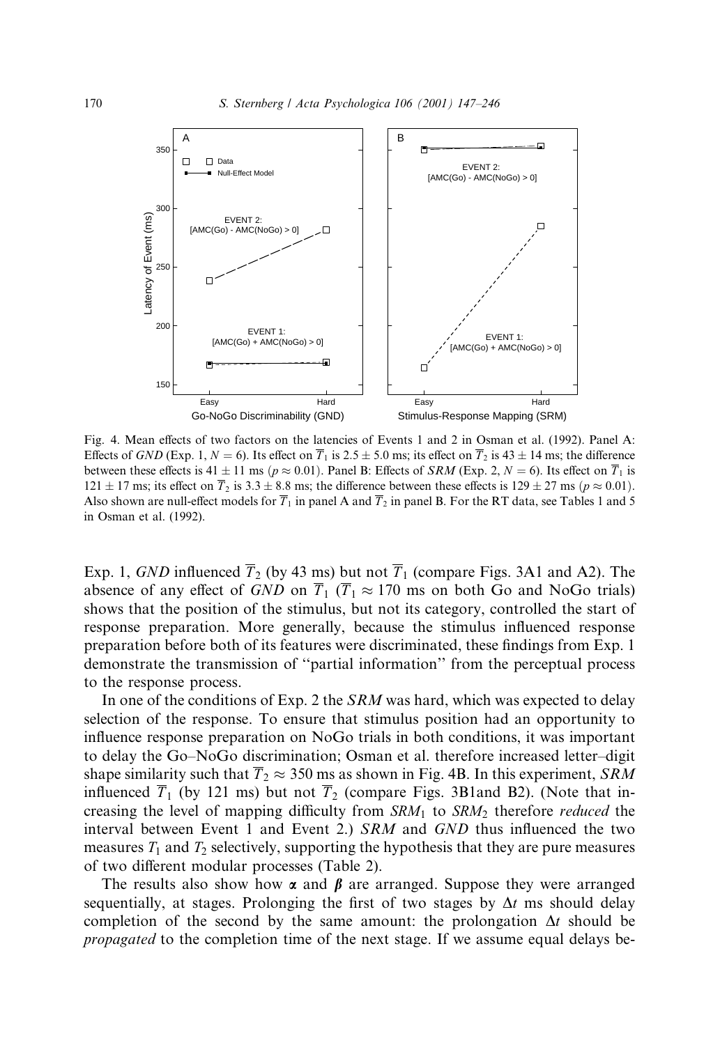Fig. 4. Mean effects of two factors on the latencies of Events 1 and 2 in Osman et al. (1992). Panel A: Effects of *GND* (Exp. 1, $N = 6$). Its effect on $\overline{T}_1$ is $2.5 \pm 5.0$ ms; its effect on $\overline{T}_2$ is $43 \pm 14$ ms; the difference between these effects is $41 \pm 11$ ms ($p \approx 0.01$). Panel B: Effects of *SRM* (Exp. 2, $N = 6$). Its effect on $\overline{T}_1$ is $121 \pm 17$ ms; its effect on $\overline{T}_2$ is $3.3 \pm 8.8$ ms; the difference between these effects is $129 \pm 27$ ms ($p \approx 0.01$). Also shown are null-effect models for $\overline{T}_1$ in panel A and $\overline{T}_2$ in panel B. For the RT data, see Tables 1 and 5 in Osman et al. (1992).

Exp. 1, *GND* influenced $\overline{T}_2$ (by 43 ms) but not $\overline{T}_1$ (compare Figs. 3A1 and A2). The absence of any effect of *GND* on $\overline{T}_1$ ($\overline{T}_1 \approx 170$ ms on both Go and NoGo trials) shows that the position of the stimulus, but not its category, controlled the start of response preparation. More generally, because the stimulus influenced response preparation before both of its features were discriminated, these findings from Exp. 1 demonstrate the transmission of ''partial information'' from the perceptual process to the response process.

In one of the conditions of Exp. 2 the *SRM* was hard, which was expected to delay selection of the response. To ensure that stimulus position had an opportunity to influence response preparation on NoGo trials in both conditions, it was important to delay the Go–NoGo discrimination; Osman et al. therefore increased letter–digit shape similarity such that $\overline{T}_2 \approx 350$ ms as shown in Fig. 4B. In this experiment, *SRM* influenced $\overline{T}_1$ (by 121 ms) but not $\overline{T}_2$ (compare Figs. 3B1and B2). (Note that increasing the level of mapping difficulty from $SRM_1$ to $SRM_2$ therefore *reduced* the interval between Event 1 and Event 2.) *SRM* and *GND* thus influenced the two measures $T_1$ and $T_2$ selectively, supporting the hypothesis that they are pure measures of two different modular processes (Table 2).

The results also show how $\boldsymbol{\alpha}$ and $\boldsymbol{\beta}$ are arranged. Suppose they were arranged sequentially, at stages. Prolonging the first of two stages by $\Delta t$ ms should delay completion of the second by the same amount: the prolongation $\Delta t$ should be *propagated* to the completion time of the next stage. If we assume equal delays be-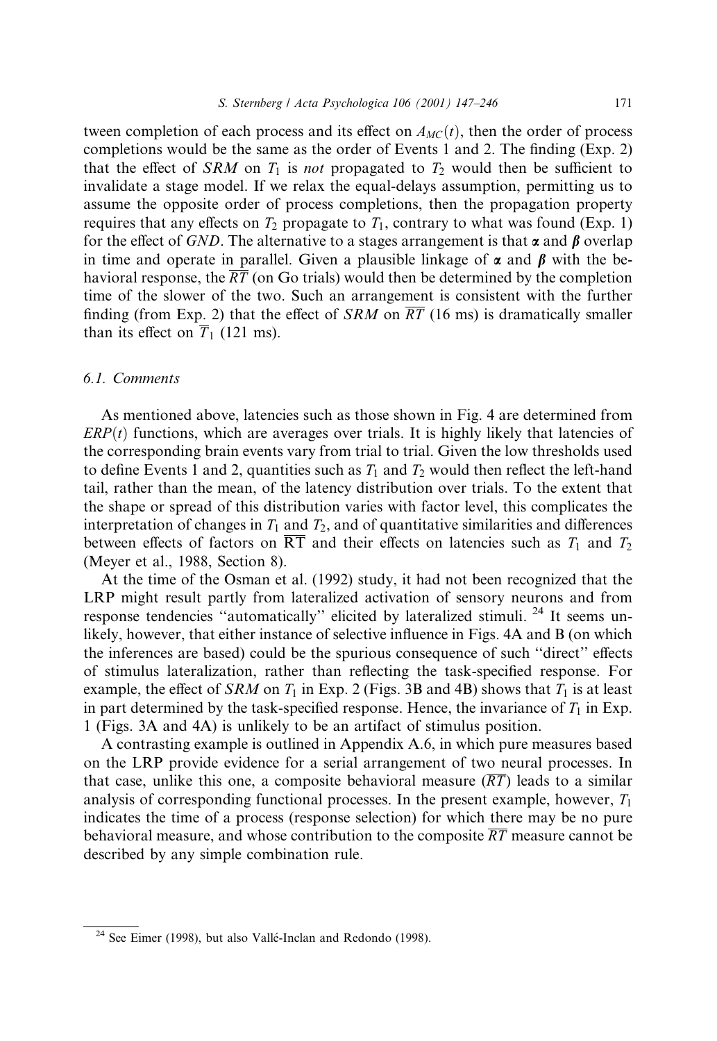tween completion of each process and its effect on $A_{MC}(t)$, then the order of process completions would be the same as the order of Events 1 and 2. The finding (Exp. 2) that the effect of *SRM* on $T_1$ is *not* propagated to $T_2$ would then be sufficient to invalidate a stage model. If we relax the equal-delays assumption, permitting us to assume the opposite order of process completions, then the propagation property requires that any effects on $T_2$ propagate to $T_1$, contrary to what was found (Exp. 1) for the effect of *GND*. The alternative to a stages arrangement is that $\boldsymbol{\alpha}$ and $\boldsymbol{\beta}$ overlap in time and operate in parallel. Given a plausible linkage of $\boldsymbol{\alpha}$ and $\boldsymbol{\beta}$ with the behavioral response, the $\overline{RT}$ (on Go trials) would then be determined by the completion time of the slower of the two. Such an arrangement is consistent with the further finding (from Exp. 2) that the effect of *SRM* on $\overline{RT}$ (16 ms) is dramatically smaller than its effect on $\overline{T}_1$ (121 ms).

### 6.1. Comments

As mentioned above, latencies such as those shown in Fig. 4 are determined from $ERP(t)$ functions, which are averages over trials. It is highly likely that latencies of the corresponding brain events vary from trial to trial. Given the low thresholds used to define Events 1 and 2, quantities such as $T_1$ and $T_2$ would then reflect the left-hand tail, rather than the mean, of the latency distribution over trials. To the extent that the shape or spread of this distribution varies with factor level, this complicates the interpretation of changes in $T_1$ and $T_2$, and of quantitative similarities and differences between effects of factors on $\overline{\mathrm{RT}}$ and their effects on latencies such as $T_1$ and $T_2$ (Meyer et al., 1988, Section 8).

At the time of the Osman et al. (1992) study, it had not been recognized that the LRP might result partly from lateralized activation of sensory neurons and from response tendencies "automatically" elicited by lateralized stimuli. [24] It seems unlikely, however, that either instance of selective influence in Figs. 4A and B (on which the inferences are based) could be the spurious consequence of such "direct" effects of stimulus lateralization, rather than reflecting the task-specified response. For example, the effect of *SRM* on $T_1$ in Exp. 2 (Figs. 3B and 4B) shows that $T_1$ is at least in part determined by the task-specified response. Hence, the invariance of $T_1$ in Exp. 1 (Figs. 3A and 4A) is unlikely to be an artifact of stimulus position.

A contrasting example is outlined in Appendix A.6, in which pure measures based on the LRP provide evidence for a serial arrangement of two neural processes. In that case, unlike this one, a composite behavioral measure ($\overline{RT}$) leads to a similar analysis of corresponding functional processes. In the present example, however, $T_1$ indicates the time of a process (response selection) for which there may be no pure behavioral measure, and whose contribution to the composite $\overline{RT}$ measure cannot be described by any simple combination rule.

---

[24] See Eimer (1998), but also Vallé-Inclan and Redondo (1998).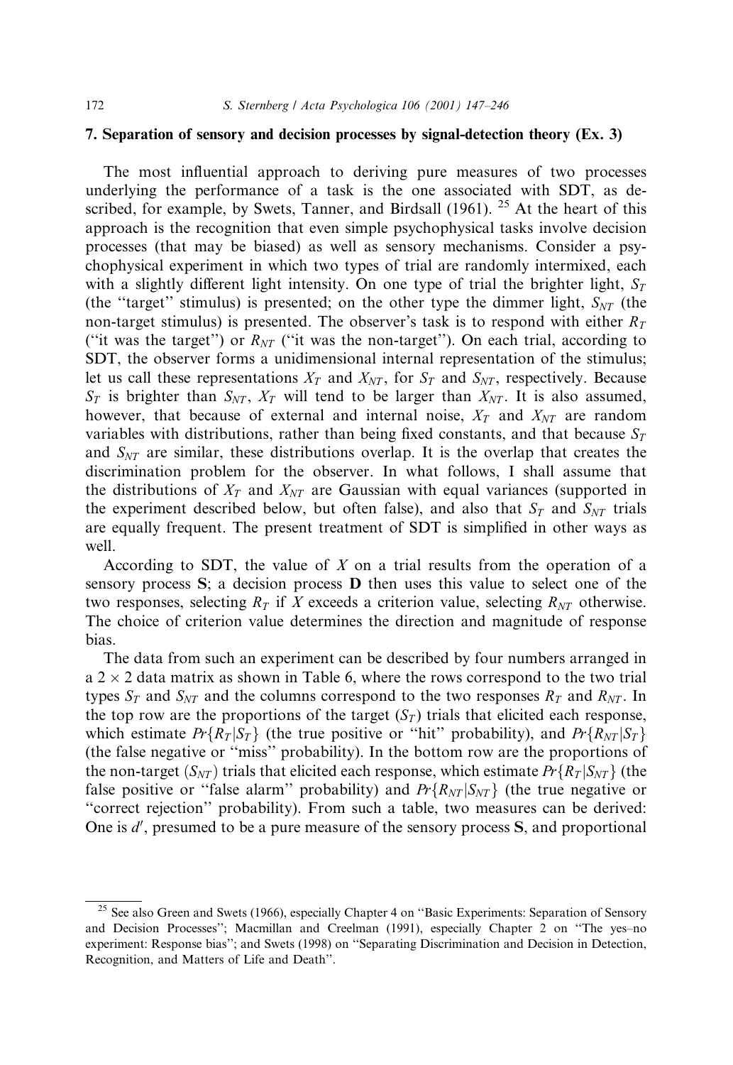## 7. Separation of sensory and decision processes by signal-detection theory (Ex. 3)

The most influential approach to deriving pure measures of two processes underlying the performance of a task is the one associated with SDT, as described, for example, by Swets, Tanner, and Birdsall (1961). [25] At the heart of this approach is the recognition that even simple psychophysical tasks involve decision processes (that may be biased) as well as sensory mechanisms. Consider a psychophysical experiment in which two types of trial are randomly intermixed, each with a slightly different light intensity. On one type of trial the brighter light, $S_T$ (the "target" stimulus) is presented; on the other type the dimmer light, $S_{NT}$ (the non-target stimulus) is presented. The observer's task is to respond with either $R_T$ ("it was the target") or $R_{NT}$ ("it was the non-target"). On each trial, according to SDT, the observer forms a unidimensional internal representation of the stimulus; let us call these representations $X_T$ and $X_{NT}$, for $S_T$ and $S_{NT}$, respectively. Because $S_T$ is brighter than $S_{NT}$, $X_T$ will tend to be larger than $X_{NT}$. It is also assumed, however, that because of external and internal noise, $X_T$ and $X_{NT}$ are random variables with distributions, rather than being fixed constants, and that because $S_T$ and $S_{NT}$ are similar, these distributions overlap. It is the overlap that creates the discrimination problem for the observer. In what follows, I shall assume that the distributions of $X_T$ and $X_{NT}$ are Gaussian with equal variances (supported in the experiment described below, but often false), and also that $S_T$ and $S_{NT}$ trials are equally frequent. The present treatment of SDT is simplified in other ways as well.

According to SDT, the value of $X$ on a trial results from the operation of a sensory process **S**; a decision process **D** then uses this value to select one of the two responses, selecting $R_T$ if $X$ exceeds a criterion value, selecting $R_{NT}$ otherwise. The choice of criterion value determines the direction and magnitude of response bias.

The data from such an experiment can be described by four numbers arranged in a $2 \times 2$ data matrix as shown in Table 6, where the rows correspond to the two trial types $S_T$ and $S_{NT}$ and the columns correspond to the two responses $R_T$ and $R_{NT}$. In the top row are the proportions of the target ($S_T$) trials that elicited each response, which estimate $Pr\{R_T|S_T\}$ (the true positive or "hit" probability), and $Pr\{R_{NT}|S_T\}$ (the false negative or "miss" probability). In the bottom row are the proportions of the non-target ($S_{NT}$) trials that elicited each response, which estimate $Pr\{R_T|S_{NT}\}$ (the false positive or "false alarm" probability) and $Pr\{R_{NT}|S_{NT}\}$ (the true negative or "correct rejection" probability). From such a table, two measures can be derived: One is $d'$, presumed to be a pure measure of the sensory process **S**, and proportional

[25] See also Green and Swets (1966), especially Chapter 4 on "Basic Experiments: Separation of Sensory and Decision Processes"; Macmillan and Creelman (1991), especially Chapter 2 on "The yes–no experiment: Response bias"; and Swets (1998) on "Separating Discrimination and Decision in Detection, Recognition, and Matters of Life and Death".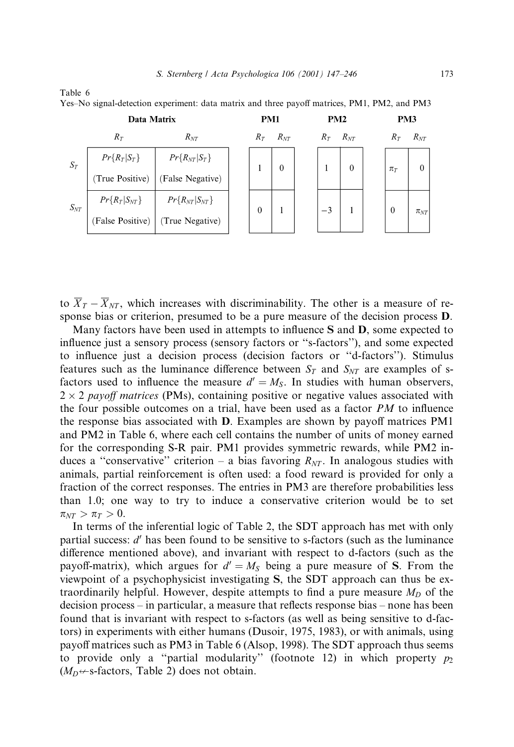Table 6
Yes–No signal-detection experiment: data matrix and three payoff matrices, PM1, PM2, and PM3

| | Data Matrix | | PM1 | | PM2 | | PM3 | |
|---|---|---|---|---|---|---|---|---|
| | $R_T$ | $R_{NT}$ | $R_T$ | $R_{NT}$ | $R_T$ | $R_{NT}$ | $R_T$ | $R_{NT}$ |
| $S_T$ | $Pr\{R_T \vert S_T\}$ (True Positive) | $Pr\{R_{NT} \vert S_T\}$ (False Negative) | 1 | 0 | 1 | 0 | $\pi_T$ | 0 |
| $S_{NT}$ | $Pr\{R_T \vert S_{NT}\}$ (False Positive) | $Pr\{R_{NT} \vert S_{NT}\}$ (True Negative) | 0 | 1 | −3 | 1 | 0 | $\pi_{NT}$ |

to $\overline{X}_T - \overline{X}_{NT}$, which increases with discriminability. The other is a measure of response bias or criterion, presumed to be a pure measure of the decision process **D**.

Many factors have been used in attempts to influence **S** and **D**, some expected to influence just a sensory process (sensory factors or "s-factors"), and some expected to influence just a decision process (decision factors or "d-factors"). Stimulus features such as the luminance difference between $S_T$ and $S_{NT}$ are examples of s-factors used to influence the measure $d' = M_S$. In studies with human observers, $2 \times 2$ *payoff matrices* (PMs), containing positive or negative values associated with the four possible outcomes on a trial, have been used as a factor $PM$ to influence the response bias associated with **D**. Examples are shown by payoff matrices PM1 and PM2 in Table 6, where each cell contains the number of units of money earned for the corresponding S-R pair. PM1 provides symmetric rewards, while PM2 induces a "conservative" criterion – a bias favoring $R_{NT}$. In analogous studies with animals, partial reinforcement is often used: a food reward is provided for only a fraction of the correct responses. The entries in PM3 are therefore probabilities less than 1.0; one way to try to induce a conservative criterion would be to set $\pi_{NT} > \pi_T > 0$.

In terms of the inferential logic of Table 2, the SDT approach has met with only partial success: $d'$ has been found to be sensitive to s-factors (such as the luminance difference mentioned above), and invariant with respect to d-factors (such as the payoff-matrix), which argues for $d' = M_S$ being a pure measure of **S**. From the viewpoint of a psychophysicist investigating **S**, the SDT approach can thus be extraordinarily helpful. However, despite attempts to find a pure measure $M_D$ of the decision process – in particular, a measure that reflects response bias – none has been found that is invariant with respect to s-factors (as well as being sensitive to d-factors) in experiments with either humans (Dusoir, 1975, 1983), or with animals, using payoff matrices such as PM3 in Table 6 (Alsop, 1998). The SDT approach thus seems to provide only a "partial modularity" (footnote 12) in which property $p_2$ ($M_D \not\leftarrow$ s-factors, Table 2) does not obtain.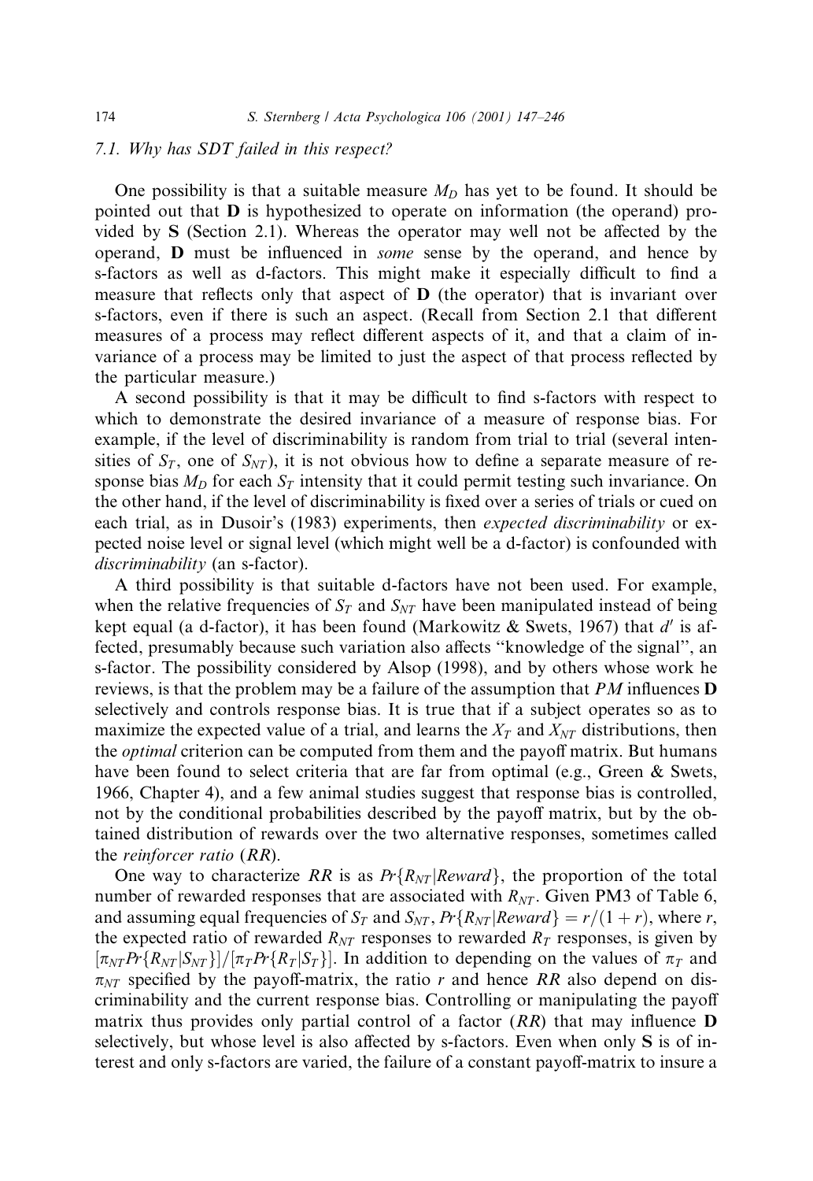### 7.1. Why has SDT failed in this respect?

One possibility is that a suitable measure $M_D$ has yet to be found. It should be pointed out that **D** is hypothesized to operate on information (the operand) provided by **S** (Section 2.1). Whereas the operator may well not be affected by the operand, **D** must be influenced in *some* sense by the operand, and hence by s-factors as well as d-factors. This might make it especially difficult to find a measure that reflects only that aspect of **D** (the operator) that is invariant over s-factors, even if there is such an aspect. (Recall from Section 2.1 that different measures of a process may reflect different aspects of it, and that a claim of invariance of a process may be limited to just the aspect of that process reflected by the particular measure.)

A second possibility is that it may be difficult to find s-factors with respect to which to demonstrate the desired invariance of a measure of response bias. For example, if the level of discriminability is random from trial to trial (several intensities of $S_T$, one of $S_{NT}$), it is not obvious how to define a separate measure of response bias $M_D$ for each $S_T$ intensity that it could permit testing such invariance. On the other hand, if the level of discriminability is fixed over a series of trials or cued on each trial, as in Dusoir's (1983) experiments, then *expected discriminability* or expected noise level or signal level (which might well be a d-factor) is confounded with *discriminability* (an s-factor).

A third possibility is that suitable d-factors have not been used. For example, when the relative frequencies of $S_T$ and $S_{NT}$ have been manipulated instead of being kept equal (a d-factor), it has been found (Markowitz & Swets, 1967) that $d'$ is affected, presumably because such variation also affects "knowledge of the signal", an s-factor. The possibility considered by Alsop (1998), and by others whose work he reviews, is that the problem may be a failure of the assumption that $PM$ influences **D** selectively and controls response bias. It is true that if a subject operates so as to maximize the expected value of a trial, and learns the $X_T$ and $X_{NT}$ distributions, then the *optimal* criterion can be computed from them and the payoff matrix. But humans have been found to select criteria that are far from optimal (e.g., Green & Swets, 1966, Chapter 4), and a few animal studies suggest that response bias is controlled, not by the conditional probabilities described by the payoff matrix, but by the obtained distribution of rewards over the two alternative responses, sometimes called the *reinforcer ratio* ($RR$).

One way to characterize $RR$ is as $Pr\{R_{NT}|Reward\}$, the proportion of the total number of rewarded responses that are associated with $R_{NT}$. Given PM3 of Table 6, and assuming equal frequencies of $S_T$ and $S_{NT}$, $Pr\{R_{NT}|Reward\} = r/(1+r)$, where $r$, the expected ratio of rewarded $R_{NT}$ responses to rewarded $R_T$ responses, is given by $[\pi_{NT}Pr\{R_{NT}|S_{NT}\}]/[\pi_T Pr\{R_T|S_T\}]$. In addition to depending on the values of $\pi_T$ and $\pi_{NT}$ specified by the payoff-matrix, the ratio $r$ and hence $RR$ also depend on discriminability and the current response bias. Controlling or manipulating the payoff matrix thus provides only partial control of a factor ($RR$) that may influence **D** selectively, but whose level is also affected by s-factors. Even when only **S** is of interest and only s-factors are varied, the failure of a constant payoff-matrix to insure a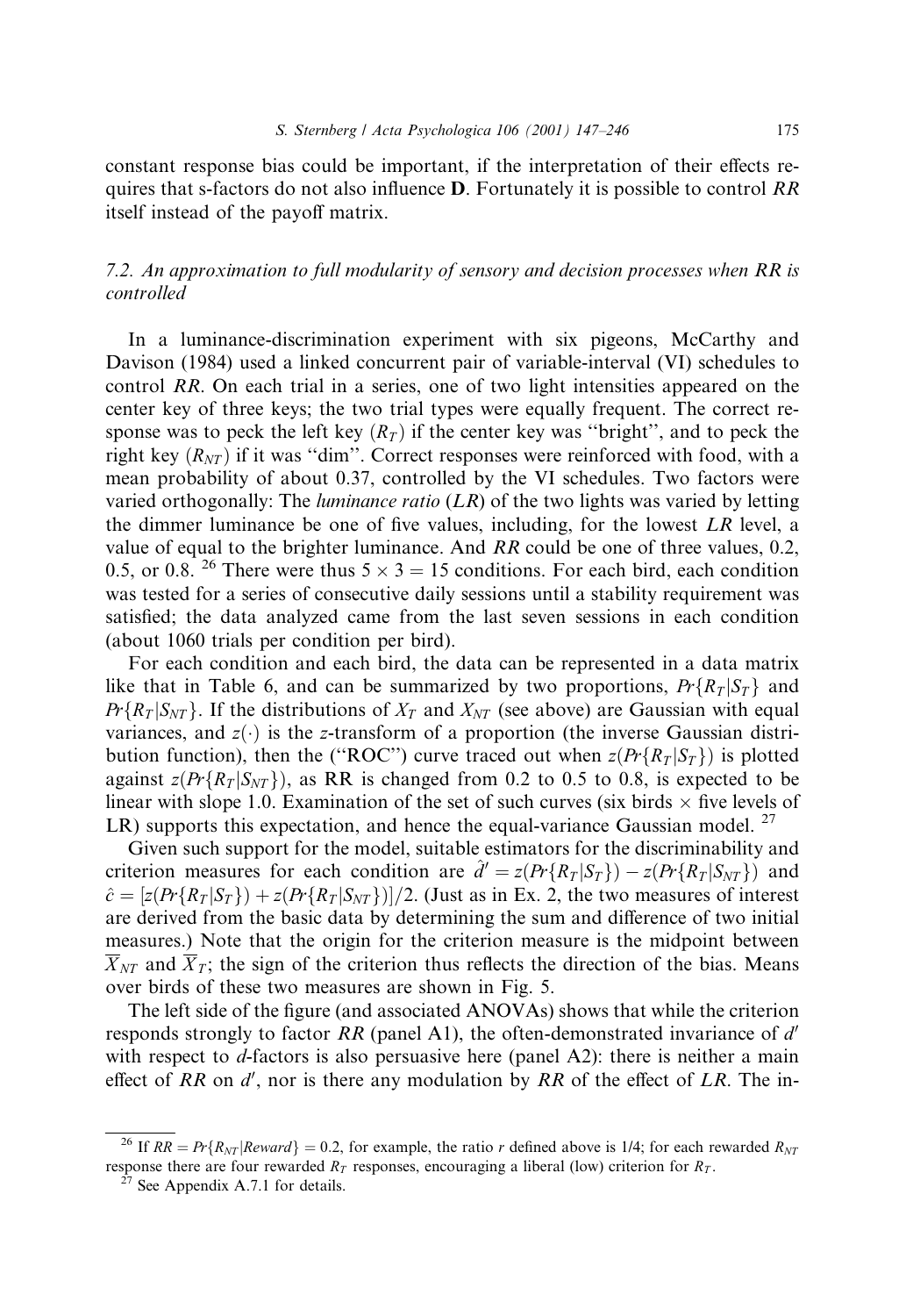constant response bias could be important, if the interpretation of their effects requires that s-factors do not also influence **D**. Fortunately it is possible to control *RR* itself instead of the payoff matrix.

### 7.2. An approximation to full modularity of sensory and decision processes when RR is controlled

In a luminance-discrimination experiment with six pigeons, McCarthy and Davison (1984) used a linked concurrent pair of variable-interval (VI) schedules to control *RR*. On each trial in a series, one of two light intensities appeared on the center key of three keys; the two trial types were equally frequent. The correct response was to peck the left key ($R_T$) if the center key was "bright", and to peck the right key ($R_{NT}$) if it was "dim". Correct responses were reinforced with food, with a mean probability of about 0.37, controlled by the VI schedules. Two factors were varied orthogonally: The *luminance ratio* (*LR*) of the two lights was varied by letting the dimmer luminance be one of five values, including, for the lowest *LR* level, a value of equal to the brighter luminance. And *RR* could be one of three values, 0.2, 0.5, or 0.8. [26] There were thus $5 \times 3 = 15$ conditions. For each bird, each condition was tested for a series of consecutive daily sessions until a stability requirement was satisfied; the data analyzed came from the last seven sessions in each condition (about 1060 trials per condition per bird).

For each condition and each bird, the data can be represented in a data matrix like that in Table 6, and can be summarized by two proportions, $Pr\{R_T|S_T\}$ and $Pr\{R_T|S_{NT}\}$. If the distributions of $X_T$ and $X_{NT}$ (see above) are Gaussian with equal variances, and $z(\cdot)$ is the *z*-transform of a proportion (the inverse Gaussian distribution function), then the ("ROC") curve traced out when $z(Pr\{R_T|S_T\})$ is plotted against $z(Pr\{R_T|S_{NT}\})$, as RR is changed from 0.2 to 0.5 to 0.8, is expected to be linear with slope 1.0. Examination of the set of such curves (six birds × five levels of LR) supports this expectation, and hence the equal-variance Gaussian model. [27]

Given such support for the model, suitable estimators for the discriminability and criterion measures for each condition are $\hat{d}' = z(Pr\{R_T|S_T\}) - z(Pr\{R_T|S_{NT}\})$ and $\hat{c} = [z(Pr\{R_T|S_T\}) + z(Pr\{R_T|S_{NT}\})]/2$. (Just as in Ex. 2, the two measures of interest are derived from the basic data by determining the sum and difference of two initial measures.) Note that the origin for the criterion measure is the midpoint between $\overline{X}_{NT}$ and $\overline{X}_T$; the sign of the criterion thus reflects the direction of the bias. Means over birds of these two measures are shown in Fig. 5.

The left side of the figure (and associated ANOVAs) shows that while the criterion responds strongly to factor *RR* (panel A1), the often-demonstrated invariance of $d'$ with respect to *d*-factors is also persuasive here (panel A2): there is neither a main effect of *RR* on $d'$, nor is there any modulation by *RR* of the effect of *LR*. The in-

---

[26] If $RR = Pr\{R_{NT}|Reward\} = 0.2$, for example, the ratio *r* defined above is 1/4; for each rewarded $R_{NT}$ response there are four rewarded $R_T$ responses, encouraging a liberal (low) criterion for $R_T$.

[27] See Appendix A.7.1 for details.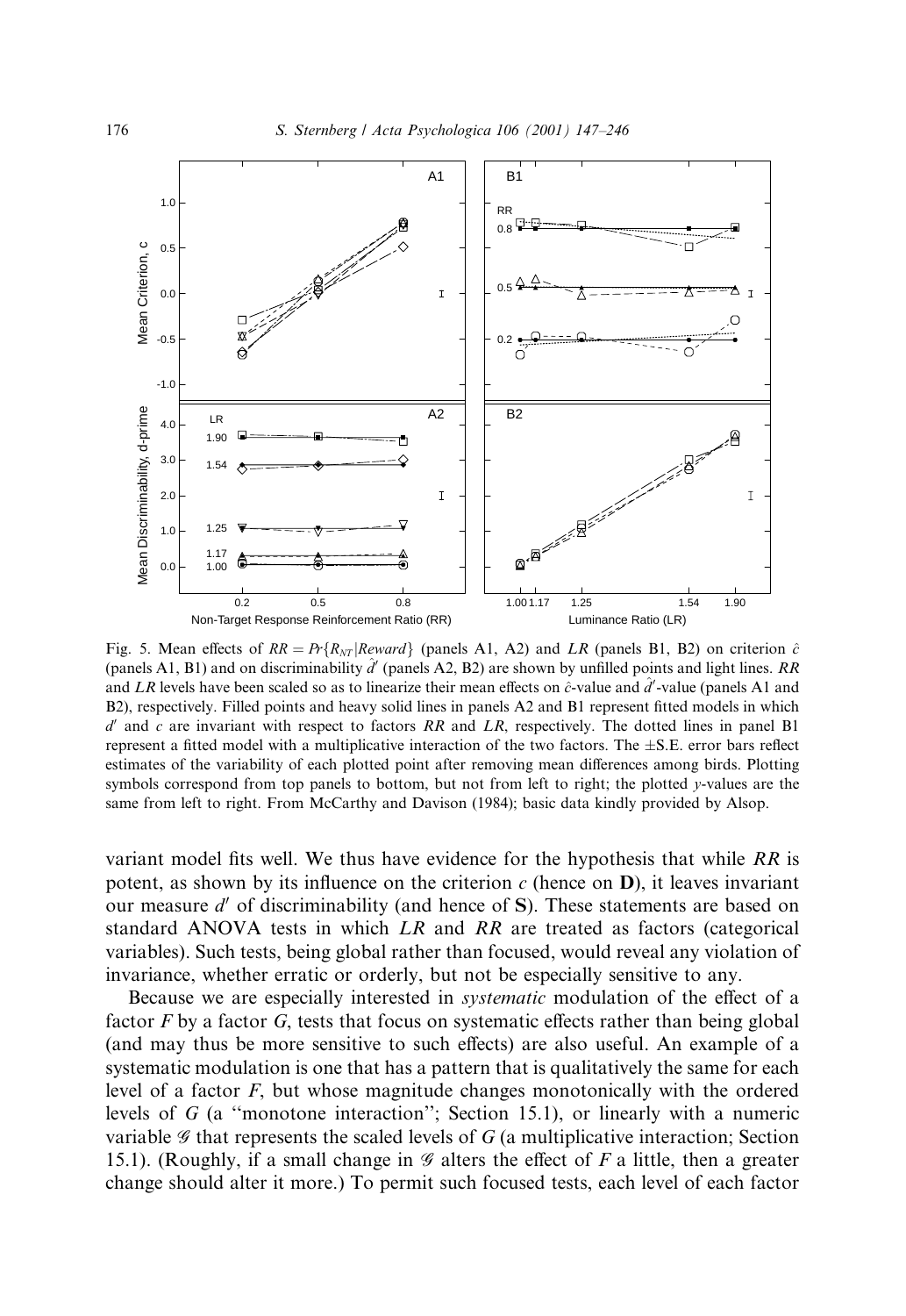Fig. 5. Mean effects of $RR = Pr\{R_{NT}|Reward\}$ (panels A1, A2) and $LR$ (panels B1, B2) on criterion $\hat{c}$ (panels A1, B1) and on discriminability $\hat{d}'$ (panels A2, B2) are shown by unfilled points and light lines. $RR$ and $LR$ levels have been scaled so as to linearize their mean effects on $\hat{c}$-value and $\hat{d}'$-value (panels A1 and B2), respectively. Filled points and heavy solid lines in panels A2 and B1 represent fitted models in which $d'$ and $c$ are invariant with respect to factors $RR$ and $LR$, respectively. The dotted lines in panel B1 represent a fitted model with a multiplicative interaction of the two factors. The ±S.E. error bars reflect estimates of the variability of each plotted point after removing mean differences among birds. Plotting symbols correspond from top panels to bottom, but not from left to right; the plotted y-values are the same from left to right. From McCarthy and Davison (1984); basic data kindly provided by Alsop.

variant model fits well. We thus have evidence for the hypothesis that while $RR$ is potent, as shown by its influence on the criterion $c$ (hence on **D**), it leaves invariant our measure $d'$ of discriminability (and hence of **S**). These statements are based on standard ANOVA tests in which $LR$ and $RR$ are treated as factors (categorical variables). Such tests, being global rather than focused, would reveal any violation of invariance, whether erratic or orderly, but not be especially sensitive to any.

Because we are especially interested in *systematic* modulation of the effect of a factor $F$ by a factor $G$, tests that focus on systematic effects rather than being global (and may thus be more sensitive to such effects) are also useful. An example of a systematic modulation is one that has a pattern that is qualitatively the same for each level of a factor $F$, but whose magnitude changes monotonically with the ordered levels of $G$ (a "monotone interaction"; Section 15.1), or linearly with a numeric variable $\mathscr{G}$ that represents the scaled levels of $G$ (a multiplicative interaction; Section 15.1). (Roughly, if a small change in $\mathscr{G}$ alters the effect of $F$ a little, then a greater change should alter it more.) To permit such focused tests, each level of each factor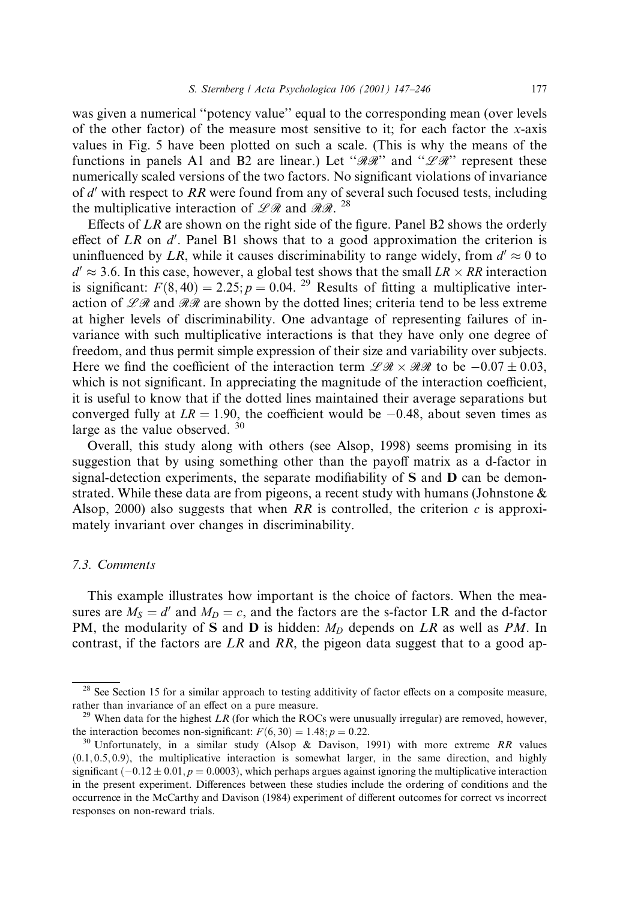was given a numerical "potency value" equal to the corresponding mean (over levels of the other factor) of the measure most sensitive to it; for each factor the $x$-axis values in Fig. 5 have been plotted on such a scale. (This is why the means of the functions in panels A1 and B2 are linear.) Let "$\mathscr{RR}$" and "$\mathscr{LR}$" represent these numerically scaled versions of the two factors. No significant violations of invariance of $d'$ with respect to $RR$ were found from any of several such focused tests, including the multiplicative interaction of $\mathscr{LR}$ and $\mathscr{RR}$. [28]

Effects of $LR$ are shown on the right side of the figure. Panel B2 shows the orderly effect of $LR$ on $d'$. Panel B1 shows that to a good approximation the criterion is uninfluenced by $LR$, while it causes discriminability to range widely, from $d' \approx 0$ to $d' \approx 3.6$. In this case, however, a global test shows that the small $LR \times RR$ interaction is significant: $F(8, 40) = 2.25; p = 0.04$. [29] Results of fitting a multiplicative interaction of $\mathscr{LR}$ and $\mathscr{RR}$ are shown by the dotted lines; criteria tend to be less extreme at higher levels of discriminability. One advantage of representing failures of invariance with such multiplicative interactions is that they have only one degree of freedom, and thus permit simple expression of their size and variability over subjects. Here we find the coefficient of the interaction term $\mathscr{LR} \times \mathscr{RR}$ to be $-0.07 \pm 0.03$, which is not significant. In appreciating the magnitude of the interaction coefficient, it is useful to know that if the dotted lines maintained their average separations but converged fully at $LR = 1.90$, the coefficient would be $-0.48$, about seven times as large as the value observed. [30]

Overall, this study along with others (see Alsop, 1998) seems promising in its suggestion that by using something other than the payoff matrix as a d-factor in signal-detection experiments, the separate modifiability of **S** and **D** can be demonstrated. While these data are from pigeons, a recent study with humans (Johnstone & Alsop, 2000) also suggests that when $RR$ is controlled, the criterion $c$ is approximately invariant over changes in discriminability.

### 7.3. Comments

This example illustrates how important is the choice of factors. When the measures are $M_S = d'$ and $M_D = c$, and the factors are the s-factor LR and the d-factor PM, the modularity of **S** and **D** is hidden: $M_D$ depends on $LR$ as well as $PM$. In contrast, if the factors are $LR$ and $RR$, the pigeon data suggest that to a good ap-

---

[28] See Section 15 for a similar approach to testing additivity of factor effects on a composite measure, rather than invariance of an effect on a pure measure.

[29] When data for the highest $LR$ (for which the ROCs were unusually irregular) are removed, however, the interaction becomes non-significant: $F(6, 30) = 1.48; p = 0.22$.

[30] Unfortunately, in a similar study (Alsop & Davison, 1991) with more extreme $RR$ values $(0.1, 0.5, 0.9)$, the multiplicative interaction is somewhat larger, in the same direction, and highly significant ($-0.12 \pm 0.01, p = 0.0003$), which perhaps argues against ignoring the multiplicative interaction in the present experiment. Differences between these studies include the ordering of conditions and the occurrence in the McCarthy and Davison (1984) experiment of different outcomes for correct vs incorrect responses on non-reward trials.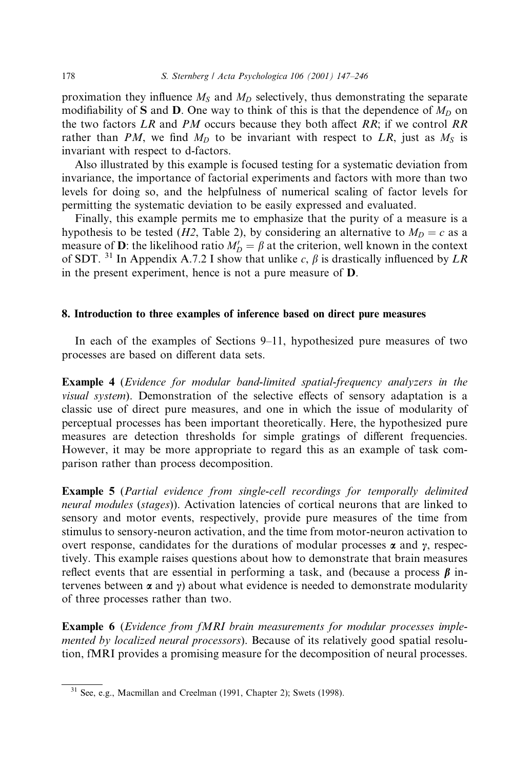proximation they influence $M_S$ and $M_D$ selectively, thus demonstrating the separate modifiability of **S** and **D**. One way to think of this is that the dependence of $M_D$ on the two factors $LR$ and $PM$ occurs because they both affect $RR$; if we control $RR$ rather than $PM$, we find $M_D$ to be invariant with respect to $LR$, just as $M_S$ is invariant with respect to d-factors.

Also illustrated by this example is focused testing for a systematic deviation from invariance, the importance of factorial experiments and factors with more than two levels for doing so, and the helpfulness of numerical scaling of factor levels for permitting the systematic deviation to be easily expressed and evaluated.

Finally, this example permits me to emphasize that the purity of a measure is a hypothesis to be tested (*H2*, Table 2), by considering an alternative to $M_D = c$ as a measure of **D**: the likelihood ratio $M_D' = \beta$ at the criterion, well known in the context of SDT. [31] In Appendix A.7.2 I show that unlike $c$, $\beta$ is drastically influenced by $LR$ in the present experiment, hence is not a pure measure of **D**.

## 8. Introduction to three examples of inference based on direct pure measures

In each of the examples of Sections 9–11, hypothesized pure measures of two processes are based on different data sets.

**Example 4** (*Evidence for modular band-limited spatial-frequency analyzers in the visual system*). Demonstration of the selective effects of sensory adaptation is a classic use of direct pure measures, and one in which the issue of modularity of perceptual processes has been important theoretically. Here, the hypothesized pure measures are detection thresholds for simple gratings of different frequencies. However, it may be more appropriate to regard this as an example of task comparison rather than process decomposition.

**Example 5** (*Partial evidence from single-cell recordings for temporally delimited neural modules (stages)*). Activation latencies of cortical neurons that are linked to sensory and motor events, respectively, provide pure measures of the time from stimulus to sensory-neuron activation, and the time from motor-neuron activation to overt response, candidates for the durations of modular processes $\boldsymbol{\alpha}$ and $\boldsymbol{\gamma}$, respectively. This example raises questions about how to demonstrate that brain measures reflect events that are essential in performing a task, and (because a process $\boldsymbol{\beta}$ intervenes between $\boldsymbol{\alpha}$ and $\boldsymbol{\gamma}$) about what evidence is needed to demonstrate modularity of three processes rather than two.

**Example 6** (*Evidence from fMRI brain measurements for modular processes implemented by localized neural processors*). Because of its relatively good spatial resolution, fMRI provides a promising measure for the decomposition of neural processes.

[31] See, e.g., Macmillan and Creelman (1991, Chapter 2); Swets (1998).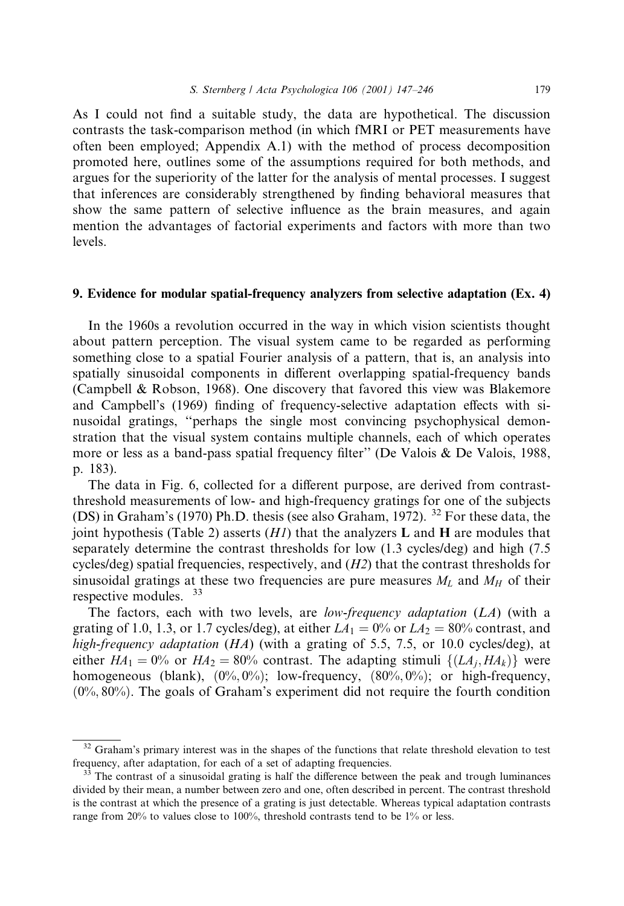As I could not find a suitable study, the data are hypothetical. The discussion contrasts the task-comparison method (in which fMRI or PET measurements have often been employed; Appendix A.1) with the method of process decomposition promoted here, outlines some of the assumptions required for both methods, and argues for the superiority of the latter for the analysis of mental processes. I suggest that inferences are considerably strengthened by finding behavioral measures that show the same pattern of selective influence as the brain measures, and again mention the advantages of factorial experiments and factors with more than two levels.

## 9. Evidence for modular spatial-frequency analyzers from selective adaptation (Ex. 4)

In the 1960s a revolution occurred in the way in which vision scientists thought about pattern perception. The visual system came to be regarded as performing something close to a spatial Fourier analysis of a pattern, that is, an analysis into spatially sinusoidal components in different overlapping spatial-frequency bands (Campbell & Robson, 1968). One discovery that favored this view was Blakemore and Campbell's (1969) finding of frequency-selective adaptation effects with sinusoidal gratings, "perhaps the single most convincing psychophysical demonstration that the visual system contains multiple channels, each of which operates more or less as a band-pass spatial frequency filter" (De Valois & De Valois, 1988, p. 183).

The data in Fig. 6, collected for a different purpose, are derived from contrast-threshold measurements of low- and high-frequency gratings for one of the subjects (DS) in Graham's (1970) Ph.D. thesis (see also Graham, 1972). [32] For these data, the joint hypothesis (Table 2) asserts (*H1*) that the analyzers **L** and **H** are modules that separately determine the contrast thresholds for low (1.3 cycles/deg) and high (7.5 cycles/deg) spatial frequencies, respectively, and (*H2*) that the contrast thresholds for sinusoidal gratings at these two frequencies are pure measures $M_L$ and $M_H$ of their respective modules. [33]

The factors, each with two levels, are *low-frequency adaptation* (*LA*) (with a grating of 1.0, 1.3, or 1.7 cycles/deg), at either $LA_1 = 0\%$ or $LA_2 = 80\%$ contrast, and *high-frequency adaptation* (*HA*) (with a grating of 5.5, 7.5, or 10.0 cycles/deg), at either $HA_1 = 0\%$ or $HA_2 = 80\%$ contrast. The adapting stimuli $\{(LA_j, HA_k)\}$ were homogeneous (blank), $(0\%, 0\%)$; low-frequency, $(80\%, 0\%)$; or high-frequency, $(0\%, 80\%)$. The goals of Graham's experiment did not require the fourth condition

---

[32] Graham's primary interest was in the shapes of the functions that relate threshold elevation to test frequency, after adaptation, for each of a set of adapting frequencies.

[33] The contrast of a sinusoidal grating is half the difference between the peak and trough luminances divided by their mean, a number between zero and one, often described in percent. The contrast threshold is the contrast at which the presence of a grating is just detectable. Whereas typical adaptation contrasts range from 20% to values close to 100%, threshold contrasts tend to be 1% or less.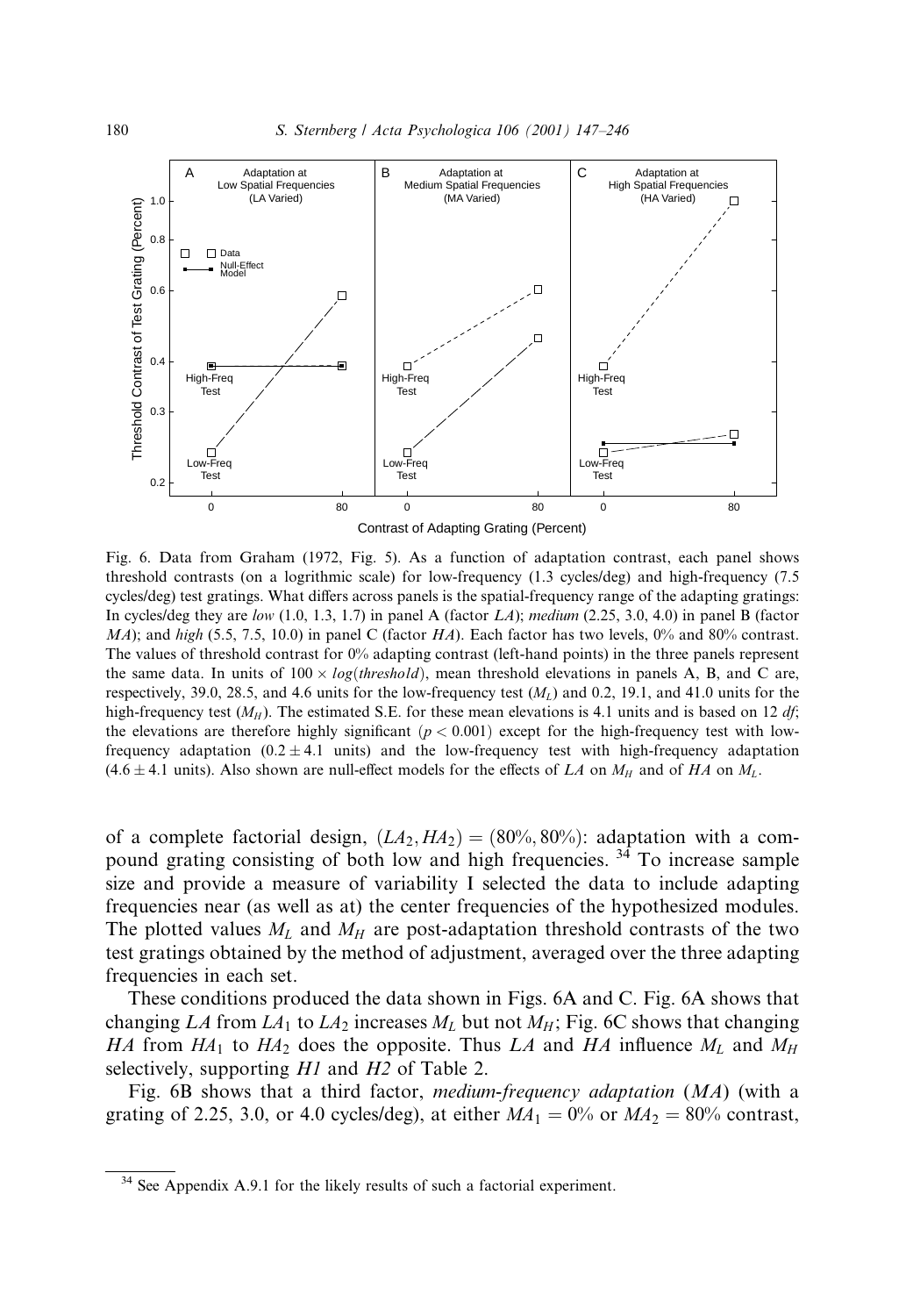Fig. 6. Data from Graham (1972, Fig. 5). As a function of adaptation contrast, each panel shows threshold contrasts (on a logrithmic scale) for low-frequency (1.3 cycles/deg) and high-frequency (7.5 cycles/deg) test gratings. What differs across panels is the spatial-frequency range of the adapting gratings: In cycles/deg they are *low* (1.0, 1.3, 1.7) in panel A (factor $LA$); *medium* (2.25, 3.0, 4.0) in panel B (factor $MA$); and *high* (5.5, 7.5, 10.0) in panel C (factor $HA$). Each factor has two levels, 0% and 80% contrast. The values of threshold contrast for 0% adapting contrast (left-hand points) in the three panels represent the same data. In units of $100 \times log(threshold)$, mean threshold elevations in panels A, B, and C are, respectively, 39.0, 28.5, and 4.6 units for the low-frequency test ($M_L$) and 0.2, 19.1, and 41.0 units for the high-frequency test ($M_H$). The estimated S.E. for these mean elevations is 4.1 units and is based on 12 *df*; the elevations are therefore highly significant ($p < 0.001$) except for the high-frequency test with low-frequency adaptation ($0.2 \pm 4.1$ units) and the low-frequency test with high-frequency adaptation ($4.6 \pm 4.1$ units). Also shown are null-effect models for the effects of $LA$ on $M_H$ and of $HA$ on $M_L$.

of a complete factorial design, $(LA_2, HA_2) = (80\%, 80\%)$: adaptation with a compound grating consisting of both low and high frequencies. [34] To increase sample size and provide a measure of variability I selected the data to include adapting frequencies near (as well as at) the center frequencies of the hypothesized modules. The plotted values $M_L$ and $M_H$ are post-adaptation threshold contrasts of the two test gratings obtained by the method of adjustment, averaged over the three adapting frequencies in each set.

These conditions produced the data shown in Figs. 6A and C. Fig. 6A shows that changing $LA$ from $LA_1$ to $LA_2$ increases $M_L$ but not $M_H$; Fig. 6C shows that changing $HA$ from $HA_1$ to $HA_2$ does the opposite. Thus $LA$ and $HA$ influence $M_L$ and $M_H$ selectively, supporting *H1* and *H2* of Table 2.

Fig. 6B shows that a third factor, *medium-frequency adaptation* ($MA$) (with a grating of 2.25, 3.0, or 4.0 cycles/deg), at either $MA_1 = 0\%$ or $MA_2 = 80\%$ contrast,

[34] See Appendix A.9.1 for the likely results of such a factorial experiment.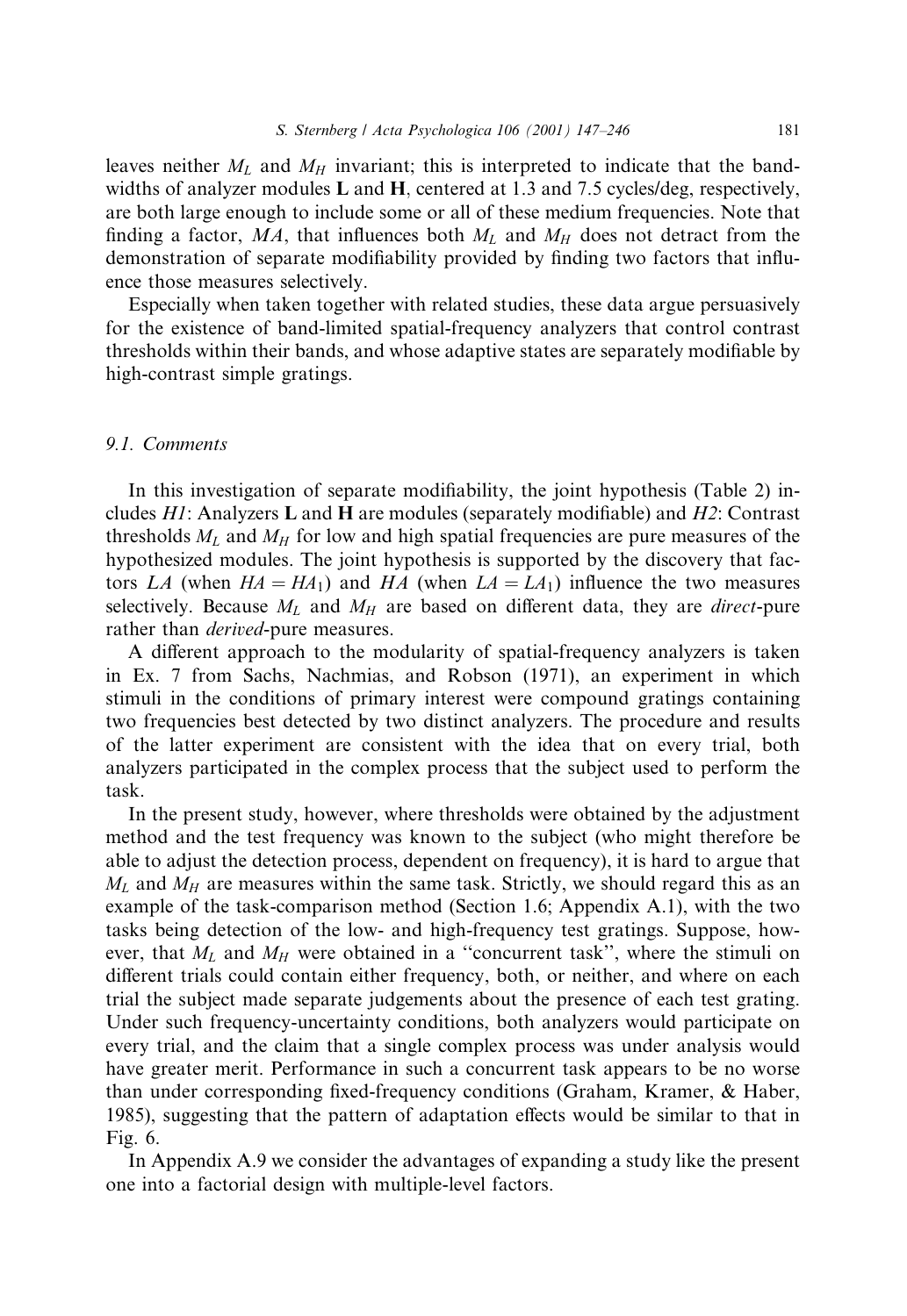leaves neither $M_L$ and $M_H$ invariant; this is interpreted to indicate that the bandwidths of analyzer modules **L** and **H**, centered at 1.3 and 7.5 cycles/deg, respectively, are both large enough to include some or all of these medium frequencies. Note that finding a factor, $MA$, that influences both $M_L$ and $M_H$ does not detract from the demonstration of separate modifiability provided by finding two factors that influence those measures selectively.

Especially when taken together with related studies, these data argue persuasively for the existence of band-limited spatial-frequency analyzers that control contrast thresholds within their bands, and whose adaptive states are separately modifiable by high-contrast simple gratings.

### 9.1. Comments

In this investigation of separate modifiability, the joint hypothesis (Table 2) includes *H1*: Analyzers **L** and **H** are modules (separately modifiable) and *H2*: Contrast thresholds $M_L$ and $M_H$ for low and high spatial frequencies are pure measures of the hypothesized modules. The joint hypothesis is supported by the discovery that factors $LA$ (when $HA = HA_1$) and $HA$ (when $LA = LA_1$) influence the two measures selectively. Because $M_L$ and $M_H$ are based on different data, they are *direct*-pure rather than *derived*-pure measures.

A different approach to the modularity of spatial-frequency analyzers is taken in Ex. 7 from Sachs, Nachmias, and Robson (1971), an experiment in which stimuli in the conditions of primary interest were compound gratings containing two frequencies best detected by two distinct analyzers. The procedure and results of the latter experiment are consistent with the idea that on every trial, both analyzers participated in the complex process that the subject used to perform the task.

In the present study, however, where thresholds were obtained by the adjustment method and the test frequency was known to the subject (who might therefore be able to adjust the detection process, dependent on frequency), it is hard to argue that $M_L$ and $M_H$ are measures within the same task. Strictly, we should regard this as an example of the task-comparison method (Section 1.6; Appendix A.1), with the two tasks being detection of the low- and high-frequency test gratings. Suppose, however, that $M_L$ and $M_H$ were obtained in a "concurrent task", where the stimuli on different trials could contain either frequency, both, or neither, and where on each trial the subject made separate judgements about the presence of each test grating. Under such frequency-uncertainty conditions, both analyzers would participate on every trial, and the claim that a single complex process was under analysis would have greater merit. Performance in such a concurrent task appears to be no worse than under corresponding fixed-frequency conditions (Graham, Kramer, & Haber, 1985), suggesting that the pattern of adaptation effects would be similar to that in Fig. 6.

In Appendix A.9 we consider the advantages of expanding a study like the present one into a factorial design with multiple-level factors.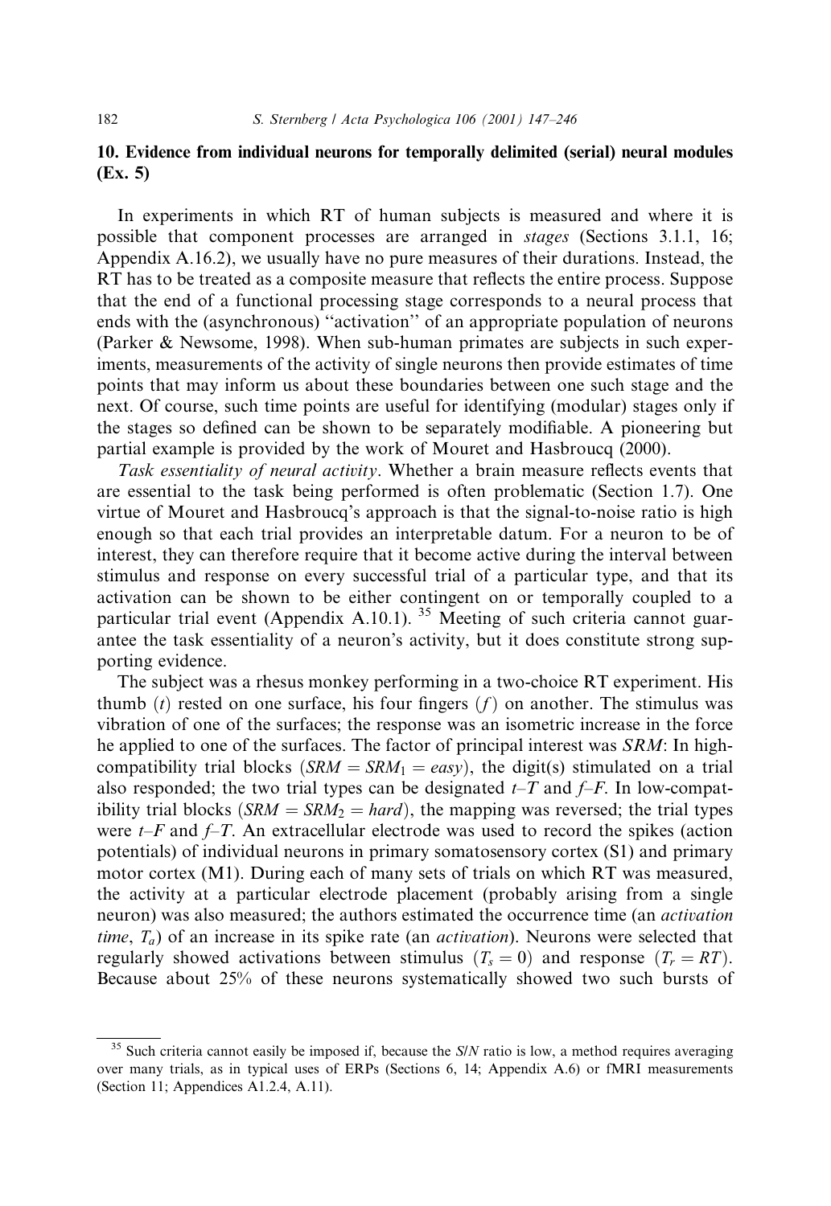## 10. Evidence from individual neurons for temporally delimited (serial) neural modules (Ex. 5)

In experiments in which RT of human subjects is measured and where it is possible that component processes are arranged in *stages* (Sections 3.1.1, 16; Appendix A.16.2), we usually have no pure measures of their durations. Instead, the RT has to be treated as a composite measure that reflects the entire process. Suppose that the end of a functional processing stage corresponds to a neural process that ends with the (asynchronous) "activation" of an appropriate population of neurons (Parker & Newsome, 1998). When sub-human primates are subjects in such experiments, measurements of the activity of single neurons then provide estimates of time points that may inform us about these boundaries between one such stage and the next. Of course, such time points are useful for identifying (modular) stages only if the stages so defined can be shown to be separately modifiable. A pioneering but partial example is provided by the work of Mouret and Hasbroucq (2000).

*Task essentiality of neural activity*. Whether a brain measure reflects events that are essential to the task being performed is often problematic (Section 1.7). One virtue of Mouret and Hasbroucq's approach is that the signal-to-noise ratio is high enough so that each trial provides an interpretable datum. For a neuron to be of interest, they can therefore require that it become active during the interval between stimulus and response on every successful trial of a particular type, and that its activation can be shown to be either contingent on or temporally coupled to a particular trial event (Appendix A.10.1). [35] Meeting of such criteria cannot guarantee the task essentiality of a neuron's activity, but it does constitute strong supporting evidence.

The subject was a rhesus monkey performing in a two-choice RT experiment. His thumb ($t$) rested on one surface, his four fingers ($f$) on another. The stimulus was vibration of one of the surfaces; the response was an isometric increase in the force he applied to one of the surfaces. The factor of principal interest was *SRM*: In high-compatibility trial blocks ($SRM = SRM_1 = easy$), the digit(s) stimulated on a trial also responded; the two trial types can be designated $t$–$T$ and $f$–$F$. In low-compatibility trial blocks ($SRM = SRM_2 = hard$), the mapping was reversed; the trial types were $t$–$F$ and $f$–$T$. An extracellular electrode was used to record the spikes (action potentials) of individual neurons in primary somatosensory cortex (S1) and primary motor cortex (M1). During each of many sets of trials on which RT was measured, the activity at a particular electrode placement (probably arising from a single neuron) was also measured; the authors estimated the occurrence time (an *activation time*, $T_a$) of an increase in its spike rate (an *activation*). Neurons were selected that regularly showed activations between stimulus ($T_s = 0$) and response ($T_r = RT$). Because about 25% of these neurons systematically showed two such bursts of

[35] Such criteria cannot easily be imposed if, because the *S*/*N* ratio is low, a method requires averaging over many trials, as in typical uses of ERPs (Sections 6, 14; Appendix A.6) or fMRI measurements (Section 11; Appendices A1.2.4, A.11).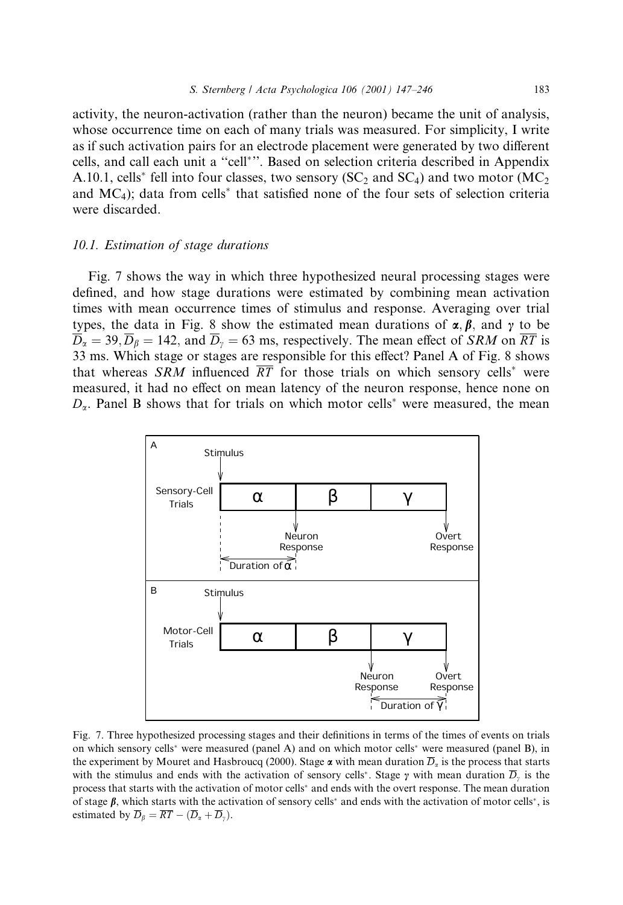activity, the neuron-activation (rather than the neuron) became the unit of analysis, whose occurrence time on each of many trials was measured. For simplicity, I write as if such activation pairs for an electrode placement were generated by two different cells, and call each unit a "cell*". Based on selection criteria described in Appendix A.10.1, cells* fell into four classes, two sensory ($SC_2$ and $SC_4$) and two motor ($MC_2$ and $MC_4$); data from cells* that satisfied none of the four sets of selection criteria were discarded.

### 10.1. Estimation of stage durations

Fig. 7 shows the way in which three hypothesized neural processing stages were defined, and how stage durations were estimated by combining mean activation times with mean occurrence times of stimulus and response. Averaging over trial types, the data in Fig. 8 show the estimated mean durations of $\boldsymbol{\alpha}, \boldsymbol{\beta}$, and $\boldsymbol{\gamma}$ to be $\overline{D}_\alpha = 39, \overline{D}_\beta = 142$, and $\overline{D}_\gamma = 63$ ms, respectively. The mean effect of *SRM* on $\overline{RT}$ is 33 ms. Which stage or stages are responsible for this effect? Panel A of Fig. 8 shows that whereas *SRM* influenced $\overline{RT}$ for those trials on which sensory cells* were measured, it had no effect on mean latency of the neuron response, hence none on $D_\alpha$. Panel B shows that for trials on which motor cells* were measured, the mean

Fig. 7. Three hypothesized processing stages and their definitions in terms of the times of events on trials on which sensory cells* were measured (panel A) and on which motor cells* were measured (panel B), in the experiment by Mouret and Hasbroucq (2000). Stage $\boldsymbol{\alpha}$ with mean duration $\overline{D}_\alpha$ is the process that starts with the stimulus and ends with the activation of sensory cells*. Stage $\boldsymbol{\gamma}$ with mean duration $\overline{D}_\gamma$ is the process that starts with the activation of motor cells* and ends with the overt response. The mean duration of stage $\boldsymbol{\beta}$, which starts with the activation of sensory cells* and ends with the activation of motor cells*, is estimated by $\overline{D}_\beta = \overline{RT} - (\overline{D}_\alpha + \overline{D}_\gamma)$.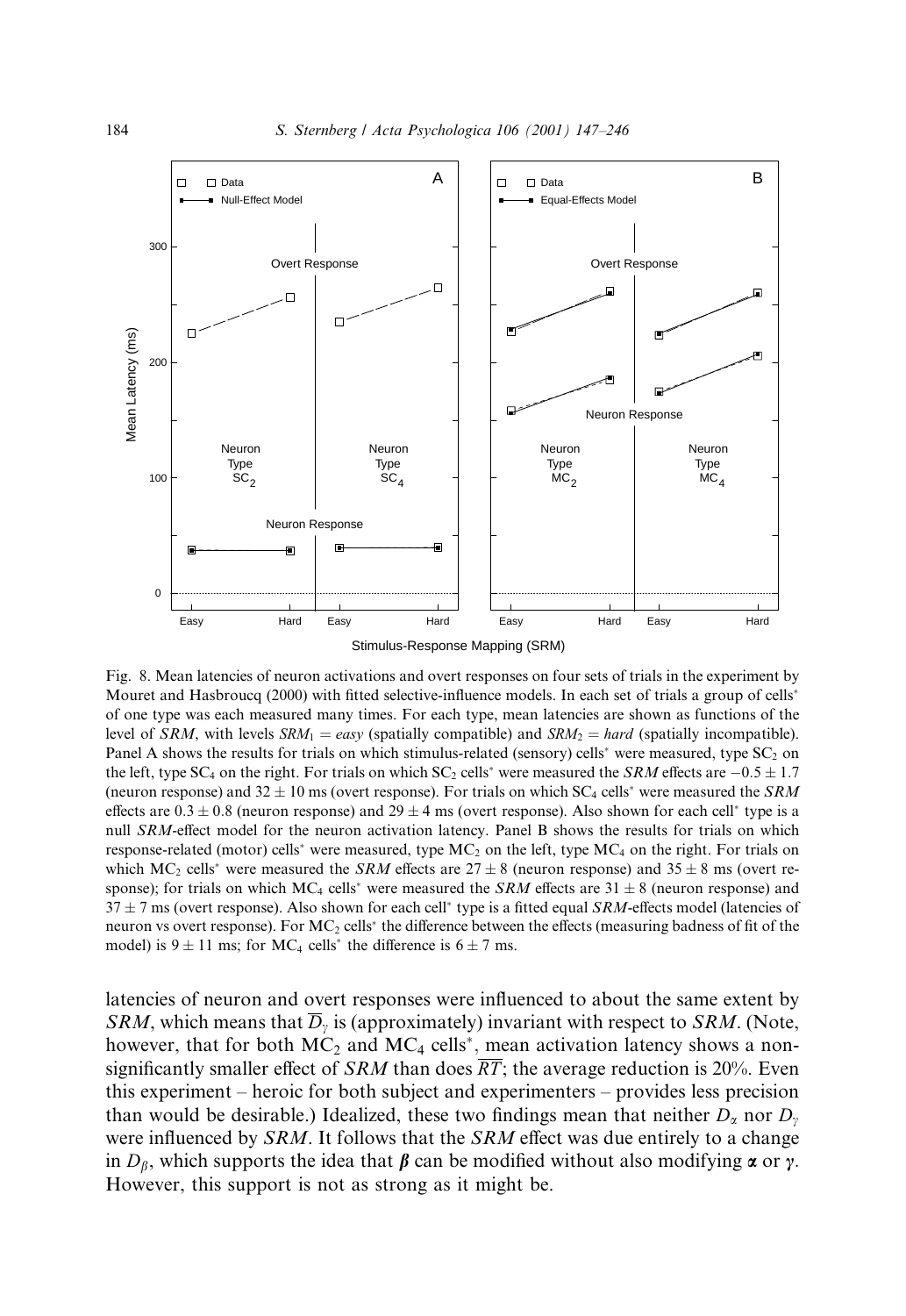Fig. 8. Mean latencies of neuron activations and overt responses on four sets of trials in the experiment by Mouret and Hasbroucq (2000) with fitted selective-influence models. In each set of trials a group of cells* of one type was each measured many times. For each type, mean latencies are shown as functions of the level of *SRM*, with levels $SRM_1 = easy$ (spatially compatible) and $SRM_2 = hard$ (spatially incompatible). Panel A shows the results for trials on which stimulus-related (sensory) cells* were measured, type $SC_2$ on the left, type $SC_4$ on the right. For trials on which $SC_2$ cells* were measured the *SRM* effects are $-0.5 \pm 1.7$ (neuron response) and $32 \pm 10$ ms (overt response). For trials on which $SC_4$ cells* were measured the *SRM* effects are $0.3 \pm 0.8$ (neuron response) and $29 \pm 4$ ms (overt response). Also shown for each cell* type is a null *SRM*-effect model for the neuron activation latency. Panel B shows the results for trials on which response-related (motor) cells* were measured, type $MC_2$ on the left, type $MC_4$ on the right. For trials on which $MC_2$ cells* were measured the *SRM* effects are $27 \pm 8$ (neuron response) and $35 \pm 8$ ms (overt response); for trials on which $MC_4$ cells* were measured the *SRM* effects are $31 \pm 8$ (neuron response) and $37 \pm 7$ ms (overt response). Also shown for each cell* type is a fitted equal *SRM*-effects model (latencies of neuron vs overt response). For $MC_2$ cells* the difference between the effects (measuring badness of fit of the model) is $9 \pm 11$ ms; for $MC_4$ cells* the difference is $6 \pm 7$ ms.

latencies of neuron and overt responses were influenced to about the same extent by *SRM*, which means that $\overline{D}_\gamma$ is (approximately) invariant with respect to *SRM*. (Note, however, that for both $MC_2$ and $MC_4$ cells*, mean activation latency shows a non-significantly smaller effect of *SRM* than does $\overline{RT}$; the average reduction is 20%. Even this experiment – heroic for both subject and experimenters – provides less precision than would be desirable.) Idealized, these two findings mean that neither $D_\alpha$ nor $D_\gamma$ were influenced by *SRM*. It follows that the *SRM* effect was due entirely to a change in $D_\beta$, which supports the idea that $\boldsymbol{\beta}$ can be modified without also modifying $\boldsymbol{\alpha}$ or $\boldsymbol{\gamma}$. However, this support is not as strong as it might be.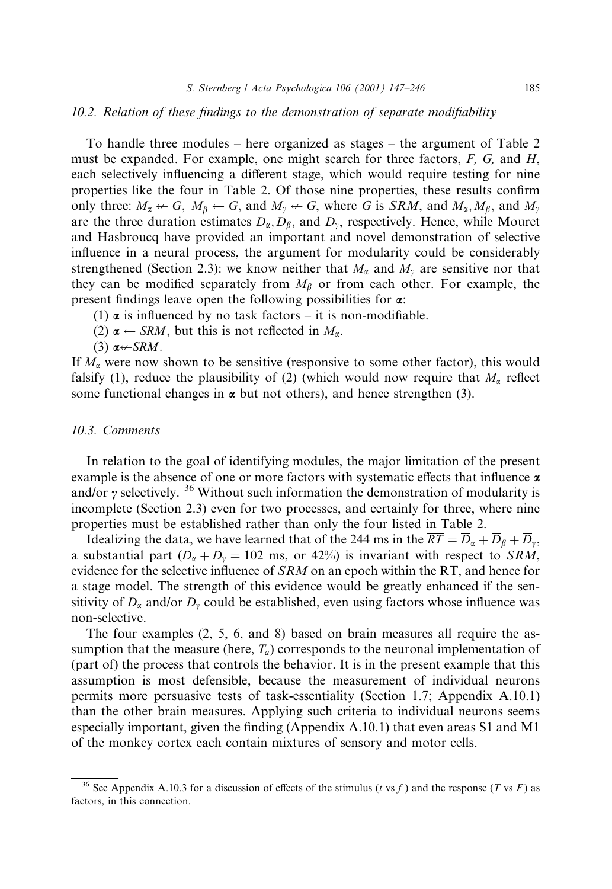### 10.2. Relation of these findings to the demonstration of separate modifiability

To handle three modules – here organized as stages – the argument of Table 2 must be expanded. For example, one might search for three factors, *F, G,* and *H*, each selectively influencing a different stage, which would require testing for nine properties like the four in Table 2. Of those nine properties, these results confirm only three: $M_\alpha \not\leftarrow G$, $M_\beta \leftarrow G$, and $M_\gamma \not\leftarrow G$, where $G$ is *SRM*, and $M_\alpha, M_\beta$, and $M_\gamma$ are the three duration estimates $D_\alpha, D_\beta$, and $D_\gamma$, respectively. Hence, while Mouret and Hasbroucq have provided an important and novel demonstration of selective influence in a neural process, the argument for modularity could be considerably strengthened (Section 2.3): we know neither that $M_\alpha$ and $M_\gamma$ are sensitive nor that they can be modified separately from $M_\beta$ or from each other. For example, the present findings leave open the following possibilities for $\boldsymbol{\alpha}$:

(1) $\boldsymbol{\alpha}$ is influenced by no task factors – it is non-modifiable.

(2) $\boldsymbol{\alpha} \leftarrow SRM$, but this is not reflected in $M_\alpha$.

(3) $\boldsymbol{\alpha} \not\leftarrow SRM$.

If $M_\alpha$ were now shown to be sensitive (responsive to some other factor), this would falsify (1), reduce the plausibility of (2) (which would now require that $M_\alpha$ reflect some functional changes in $\boldsymbol{\alpha}$ but not others), and hence strengthen (3).

### 10.3. Comments

In relation to the goal of identifying modules, the major limitation of the present example is the absence of one or more factors with systematic effects that influence $\boldsymbol{\alpha}$ and/or $\boldsymbol{\gamma}$ selectively. [36] Without such information the demonstration of modularity is incomplete (Section 2.3) even for two processes, and certainly for three, where nine properties must be established rather than only the four listed in Table 2.

Idealizing the data, we have learned that of the 244 ms in the $\overline{RT} = \overline{D}_\alpha + \overline{D}_\beta + \overline{D}_\gamma$, a substantial part ($\overline{D}_\alpha + \overline{D}_\gamma = 102$ ms, or 42%) is invariant with respect to *SRM*, evidence for the selective influence of *SRM* on an epoch within the RT, and hence for a stage model. The strength of this evidence would be greatly enhanced if the sensitivity of $D_\alpha$ and/or $D_\gamma$ could be established, even using factors whose influence was non-selective.

The four examples (2, 5, 6, and 8) based on brain measures all require the assumption that the measure (here, $T_a$) corresponds to the neuronal implementation of (part of) the process that controls the behavior. It is in the present example that this assumption is most defensible, because the measurement of individual neurons permits more persuasive tests of task-essentiality (Section 1.7; Appendix A.10.1) than the other brain measures. Applying such criteria to individual neurons seems especially important, given the finding (Appendix A.10.1) that even areas S1 and M1 of the monkey cortex each contain mixtures of sensory and motor cells.

---

[36] See Appendix A.10.3 for a discussion of effects of the stimulus ($t$ vs $f$) and the response ($T$ vs $F$) as factors, in this connection.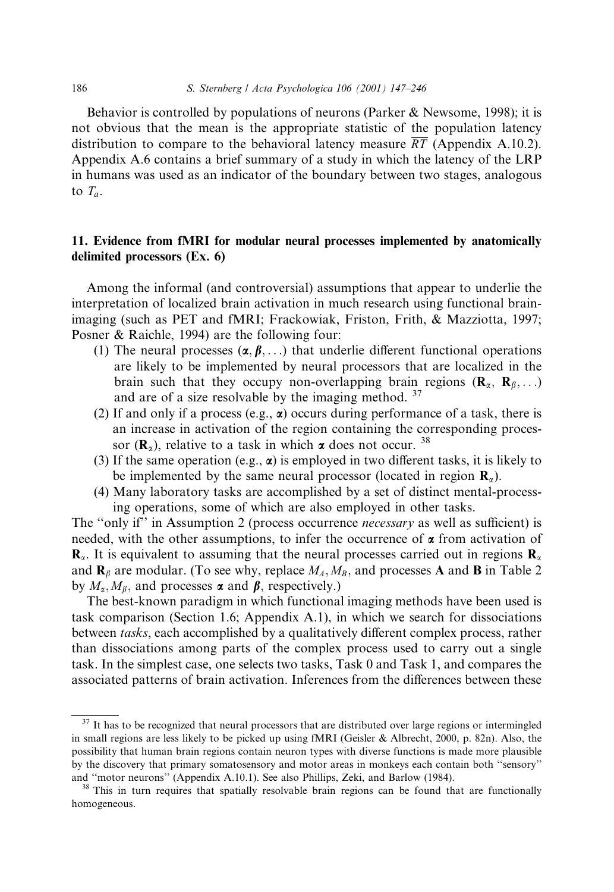Behavior is controlled by populations of neurons (Parker & Newsome, 1998); it is not obvious that the mean is the appropriate statistic of the population latency distribution to compare to the behavioral latency measure $\overline{RT}$ (Appendix A.10.2). Appendix A.6 contains a brief summary of a study in which the latency of the LRP in humans was used as an indicator of the boundary between two stages, analogous to $T_a$.

## 11. Evidence from fMRI for modular neural processes implemented by anatomically delimited processors (Ex. 6)

Among the informal (and controversial) assumptions that appear to underlie the interpretation of localized brain activation in much research using functional brain-imaging (such as PET and fMRI; Frackowiak, Friston, Frith, & Mazziotta, 1997; Posner & Raichle, 1994) are the following four:

(1) The neural processes ($\boldsymbol{\alpha}, \boldsymbol{\beta}, \ldots$) that underlie different functional operations are likely to be implemented by neural processors that are localized in the brain such that they occupy non-overlapping brain regions ($\mathbf{R}_\alpha$, $\mathbf{R}_\beta, \ldots$) and are of a size resolvable by the imaging method. [37]

(2) If and only if a process (e.g., $\boldsymbol{\alpha}$) occurs during performance of a task, there is an increase in activation of the region containing the corresponding processor ($\mathbf{R}_\alpha$), relative to a task in which $\boldsymbol{\alpha}$ does not occur. [38]

(3) If the same operation (e.g., $\boldsymbol{\alpha}$) is employed in two different tasks, it is likely to be implemented by the same neural processor (located in region $\mathbf{R}_\alpha$).

(4) Many laboratory tasks are accomplished by a set of distinct mental-processing operations, some of which are also employed in other tasks.

The "only if" in Assumption 2 (process occurrence *necessary* as well as sufficient) is needed, with the other assumptions, to infer the occurrence of $\boldsymbol{\alpha}$ from activation of $\mathbf{R}_\alpha$. It is equivalent to assuming that the neural processes carried out in regions $\mathbf{R}_\alpha$ and $\mathbf{R}_\beta$ are modular. (To see why, replace $M_A, M_B$, and processes **A** and **B** in Table 2 by $M_\alpha, M_\beta$, and processes $\boldsymbol{\alpha}$ and $\boldsymbol{\beta}$, respectively.)

The best-known paradigm in which functional imaging methods have been used is task comparison (Section 1.6; Appendix A.1), in which we search for dissociations between *tasks*, each accomplished by a qualitatively different complex process, rather than dissociations among parts of the complex process used to carry out a single task. In the simplest case, one selects two tasks, Task 0 and Task 1, and compares the associated patterns of brain activation. Inferences from the differences between these

---

[37] It has to be recognized that neural processors that are distributed over large regions or intermingled in small regions are less likely to be picked up using fMRI (Geisler & Albrecht, 2000, p. 82n). Also, the possibility that human brain regions contain neuron types with diverse functions is made more plausible by the discovery that primary somatosensory and motor areas in monkeys each contain both "sensory" and "motor neurons" (Appendix A.10.1). See also Phillips, Zeki, and Barlow (1984).

[38] This in turn requires that spatially resolvable brain regions can be found that are functionally homogeneous.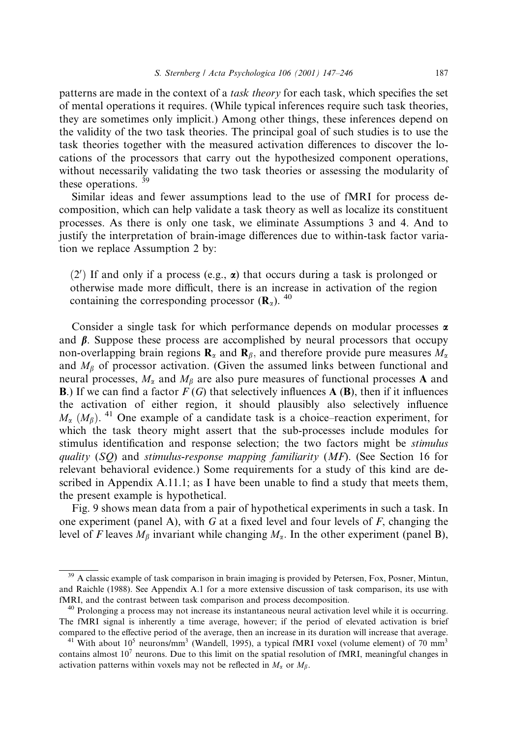patterns are made in the context of a *task theory* for each task, which specifies the set of mental operations it requires. (While typical inferences require such task theories, they are sometimes only implicit.) Among other things, these inferences depend on the validity of the two task theories. The principal goal of such studies is to use the task theories together with the measured activation differences to discover the locations of the processors that carry out the hypothesized component operations, without necessarily validating the two task theories or assessing the modularity of these operations. [39]

Similar ideas and fewer assumptions lead to the use of fMRI for process decomposition, which can help validate a task theory as well as localize its constituent processes. As there is only one task, we eliminate Assumptions 3 and 4. And to justify the interpretation of brain-image differences due to within-task factor variation we replace Assumption 2 by:

> (2′) If and only if a process (e.g., $\boldsymbol{\alpha}$) that occurs during a task is prolonged or otherwise made more difficult, there is an increase in activation of the region containing the corresponding processor ($\mathbf{R}_\alpha$). [40]

Consider a single task for which performance depends on modular processes $\boldsymbol{\alpha}$ and $\boldsymbol{\beta}$. Suppose these process are accomplished by neural processors that occupy non-overlapping brain regions $\mathbf{R}_\alpha$ and $\mathbf{R}_\beta$, and therefore provide pure measures $M_\alpha$ and $M_\beta$ of processor activation. (Given the assumed links between functional and neural processes, $M_\alpha$ and $M_\beta$ are also pure measures of functional processes **A** and **B**.) If we can find a factor $F$ ($G$) that selectively influences **A** (**B**), then if it influences the activation of either region, it should plausibly also selectively influence $M_\alpha$ ($M_\beta$). [41] One example of a candidate task is a choice–reaction experiment, for which the task theory might assert that the sub-processes include modules for stimulus identification and response selection; the two factors might be *stimulus quality* (*SQ*) and *stimulus-response mapping familiarity* (*MF*). (See Section 16 for relevant behavioral evidence.) Some requirements for a study of this kind are described in Appendix A.11.1; as I have been unable to find a study that meets them, the present example is hypothetical.

Fig. 9 shows mean data from a pair of hypothetical experiments in such a task. In one experiment (panel A), with $G$ at a fixed level and four levels of $F$, changing the level of $F$ leaves $M_\beta$ invariant while changing $M_\alpha$. In the other experiment (panel B),

---

[39] A classic example of task comparison in brain imaging is provided by Petersen, Fox, Posner, Mintun, and Raichle (1988). See Appendix A.1 for a more extensive discussion of task comparison, its use with fMRI, and the contrast between task comparison and process decomposition.

[40] Prolonging a process may not increase its instantaneous neural activation level while it is occurring. The fMRI signal is inherently a time average, however; if the period of elevated activation is brief compared to the effective period of the average, then an increase in its duration will increase that average.

[41] With about $10^5$ neurons/mm$^3$ (Wandell, 1995), a typical fMRI voxel (volume element) of 70 mm$^3$ contains almost $10^7$ neurons. Due to this limit on the spatial resolution of fMRI, meaningful changes in activation patterns within voxels may not be reflected in $M_\alpha$ or $M_\beta$.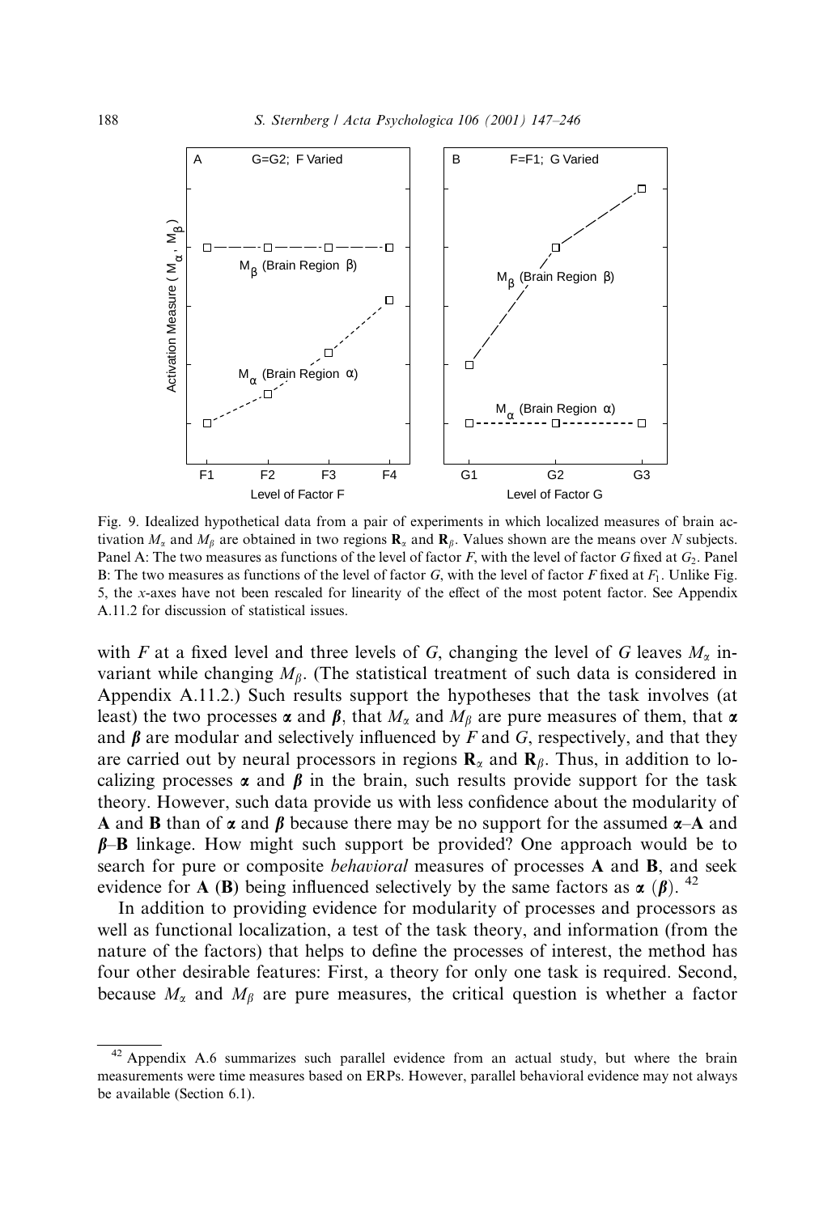Fig. 9. Idealized hypothetical data from a pair of experiments in which localized measures of brain activation $M_\alpha$ and $M_\beta$ are obtained in two regions $\mathbf{R}_\alpha$ and $\mathbf{R}_\beta$. Values shown are the means over $N$ subjects. Panel A: The two measures as functions of the level of factor $F$, with the level of factor $G$ fixed at $G_2$. Panel B: The two measures as functions of the level of factor $G$, with the level of factor $F$ fixed at $F_1$. Unlike Fig. 5, the $x$-axes have not been rescaled for linearity of the effect of the most potent factor. See Appendix A.11.2 for discussion of statistical issues.

with $F$ at a fixed level and three levels of $G$, changing the level of $G$ leaves $M_\alpha$ invariant while changing $M_\beta$. (The statistical treatment of such data is considered in Appendix A.11.2.) Such results support the hypotheses that the task involves (at least) the two processes $\boldsymbol{\alpha}$ and $\boldsymbol{\beta}$, that $M_\alpha$ and $M_\beta$ are pure measures of them, that $\boldsymbol{\alpha}$ and $\boldsymbol{\beta}$ are modular and selectively influenced by $F$ and $G$, respectively, and that they are carried out by neural processors in regions $\mathbf{R}_\alpha$ and $\mathbf{R}_\beta$. Thus, in addition to localizing processes $\boldsymbol{\alpha}$ and $\boldsymbol{\beta}$ in the brain, such results provide support for the task theory. However, such data provide us with less confidence about the modularity of **A** and **B** than of $\boldsymbol{\alpha}$ and $\boldsymbol{\beta}$ because there may be no support for the assumed $\boldsymbol{\alpha}$–**A** and $\boldsymbol{\beta}$–**B** linkage. How might such support be provided? One approach would be to search for pure or composite *behavioral* measures of processes **A** and **B**, and seek evidence for **A** (**B**) being influenced selectively by the same factors as $\boldsymbol{\alpha}$ ($\boldsymbol{\beta}$). [42]

In addition to providing evidence for modularity of processes and processors as well as functional localization, a test of the task theory, and information (from the nature of the factors) that helps to define the processes of interest, the method has four other desirable features: First, a theory for only one task is required. Second, because $M_\alpha$ and $M_\beta$ are pure measures, the critical question is whether a factor

[42] Appendix A.6 summarizes such parallel evidence from an actual study, but where the brain measurements were time measures based on ERPs. However, parallel behavioral evidence may not always be available (Section 6.1).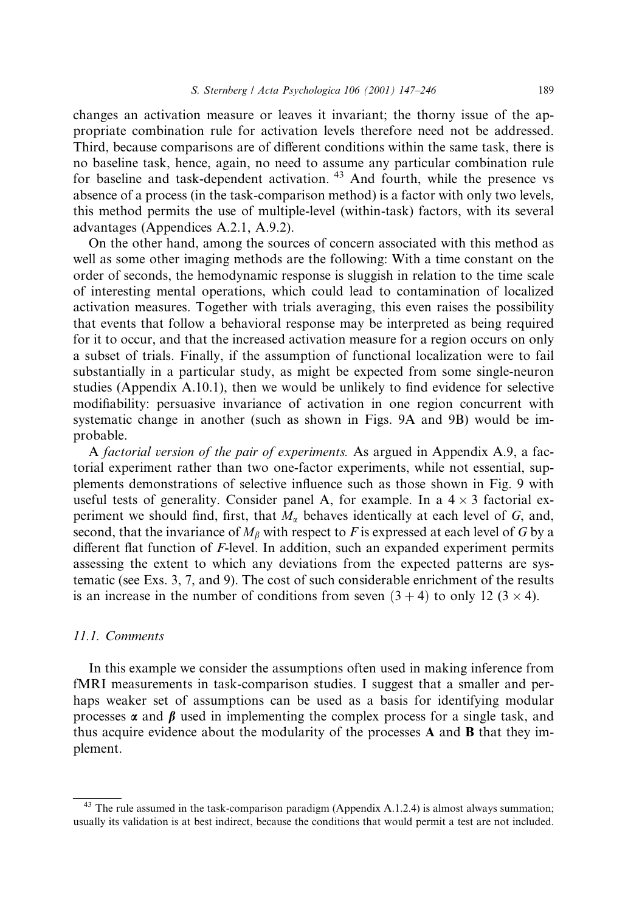changes an activation measure or leaves it invariant; the thorny issue of the appropriate combination rule for activation levels therefore need not be addressed. Third, because comparisons are of different conditions within the same task, there is no baseline task, hence, again, no need to assume any particular combination rule for baseline and task-dependent activation.[43] And fourth, while the presence vs absence of a process (in the task-comparison method) is a factor with only two levels, this method permits the use of multiple-level (within-task) factors, with its several advantages (Appendices A.2.1, A.9.2).

On the other hand, among the sources of concern associated with this method as well as some other imaging methods are the following: With a time constant on the order of seconds, the hemodynamic response is sluggish in relation to the time scale of interesting mental operations, which could lead to contamination of localized activation measures. Together with trials averaging, this even raises the possibility that events that follow a behavioral response may be interpreted as being required for it to occur, and that the increased activation measure for a region occurs on only a subset of trials. Finally, if the assumption of functional localization were to fail substantially in a particular study, as might be expected from some single-neuron studies (Appendix A.10.1), then we would be unlikely to find evidence for selective modifiability: persuasive invariance of activation in one region concurrent with systematic change in another (such as shown in Figs. 9A and 9B) would be improbable.

*A factorial version of the pair of experiments.* As argued in Appendix A.9, a factorial experiment rather than two one-factor experiments, while not essential, supplements demonstrations of selective influence such as those shown in Fig. 9 with useful tests of generality. Consider panel A, for example. In a $4 \times 3$ factorial experiment we should find, first, that $M_\alpha$ behaves identically at each level of $G$, and, second, that the invariance of $M_\beta$ with respect to $F$ is expressed at each level of $G$ by a different flat function of $F$-level. In addition, such an expanded experiment permits assessing the extent to which any deviations from the expected patterns are systematic (see Exs. 3, 7, and 9). The cost of such considerable enrichment of the results is an increase in the number of conditions from seven $(3 + 4)$ to only 12 $(3 \times 4)$.

### 11.1. Comments

In this example we consider the assumptions often used in making inference from fMRI measurements in task-comparison studies. I suggest that a smaller and perhaps weaker set of assumptions can be used as a basis for identifying modular processes $\boldsymbol{\alpha}$ and $\boldsymbol{\beta}$ used in implementing the complex process for a single task, and thus acquire evidence about the modularity of the processes **A** and **B** that they implement.

---

[43] The rule assumed in the task-comparison paradigm (Appendix A.1.2.4) is almost always summation; usually its validation is at best indirect, because the conditions that would permit a test are not included.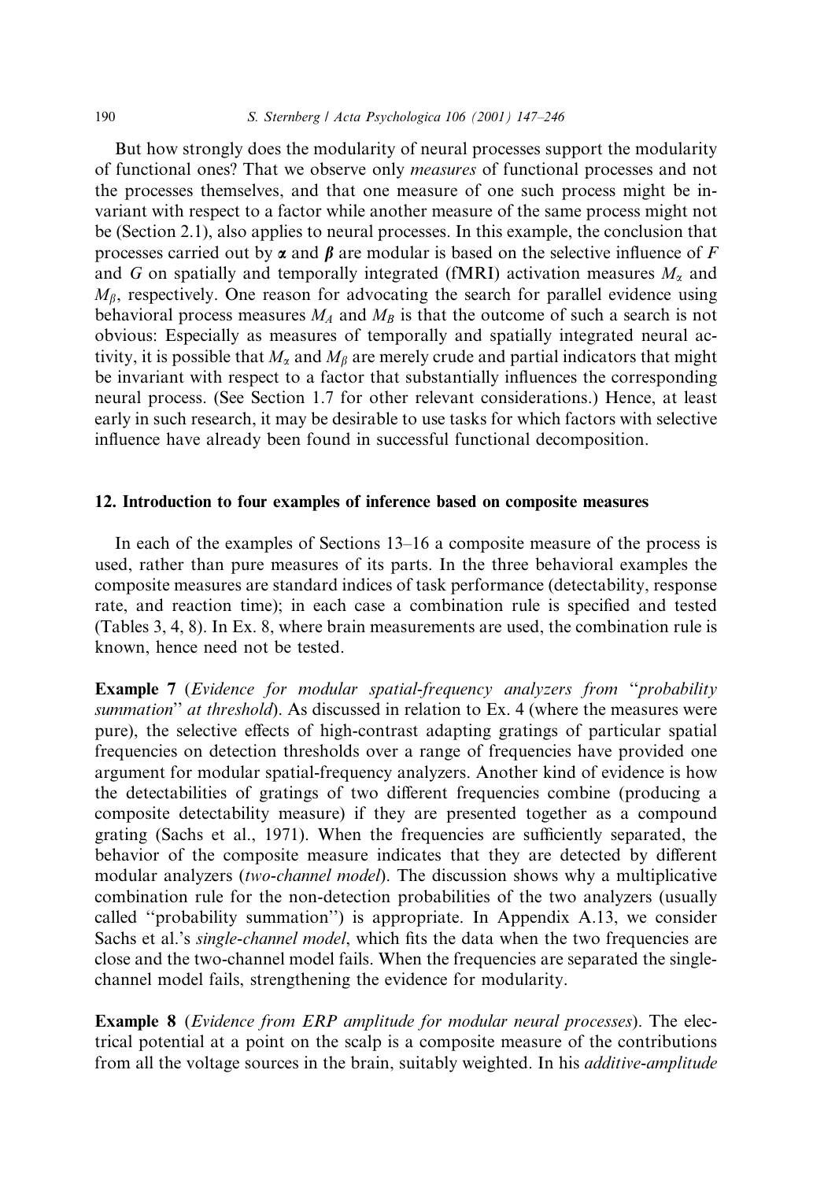But how strongly does the modularity of neural processes support the modularity of functional ones? That we observe only *measures* of functional processes and not the processes themselves, and that one measure of one such process might be invariant with respect to a factor while another measure of the same process might not be (Section 2.1), also applies to neural processes. In this example, the conclusion that processes carried out by $\boldsymbol{\alpha}$ and $\boldsymbol{\beta}$ are modular is based on the selective influence of $F$ and $G$ on spatially and temporally integrated (fMRI) activation measures $M_\alpha$ and $M_\beta$, respectively. One reason for advocating the search for parallel evidence using behavioral process measures $M_A$ and $M_B$ is that the outcome of such a search is not obvious: Especially as measures of temporally and spatially integrated neural activity, it is possible that $M_\alpha$ and $M_\beta$ are merely crude and partial indicators that might be invariant with respect to a factor that substantially influences the corresponding neural process. (See Section 1.7 for other relevant considerations.) Hence, at least early in such research, it may be desirable to use tasks for which factors with selective influence have already been found in successful functional decomposition.

## 12. Introduction to four examples of inference based on composite measures

In each of the examples of Sections 13–16 a composite measure of the process is used, rather than pure measures of its parts. In the three behavioral examples the composite measures are standard indices of task performance (detectability, response rate, and reaction time); in each case a combination rule is specified and tested (Tables 3, 4, 8). In Ex. 8, where brain measurements are used, the combination rule is known, hence need not be tested.

**Example 7** (*Evidence for modular spatial-frequency analyzers from "probability summation" at threshold*). As discussed in relation to Ex. 4 (where the measures were pure), the selective effects of high-contrast adapting gratings of particular spatial frequencies on detection thresholds over a range of frequencies have provided one argument for modular spatial-frequency analyzers. Another kind of evidence is how the detectabilities of gratings of two different frequencies combine (producing a composite detectability measure) if they are presented together as a compound grating (Sachs et al., 1971). When the frequencies are sufficiently separated, the behavior of the composite measure indicates that they are detected by different modular analyzers (*two-channel model*). The discussion shows why a multiplicative combination rule for the non-detection probabilities of the two analyzers (usually called "probability summation") is appropriate. In Appendix A.13, we consider Sachs et al.'s *single-channel model*, which fits the data when the two frequencies are close and the two-channel model fails. When the frequencies are separated the single-channel model fails, strengthening the evidence for modularity.

**Example 8** (*Evidence from ERP amplitude for modular neural processes*). The electrical potential at a point on the scalp is a composite measure of the contributions from all the voltage sources in the brain, suitably weighted. In his *additive-amplitude*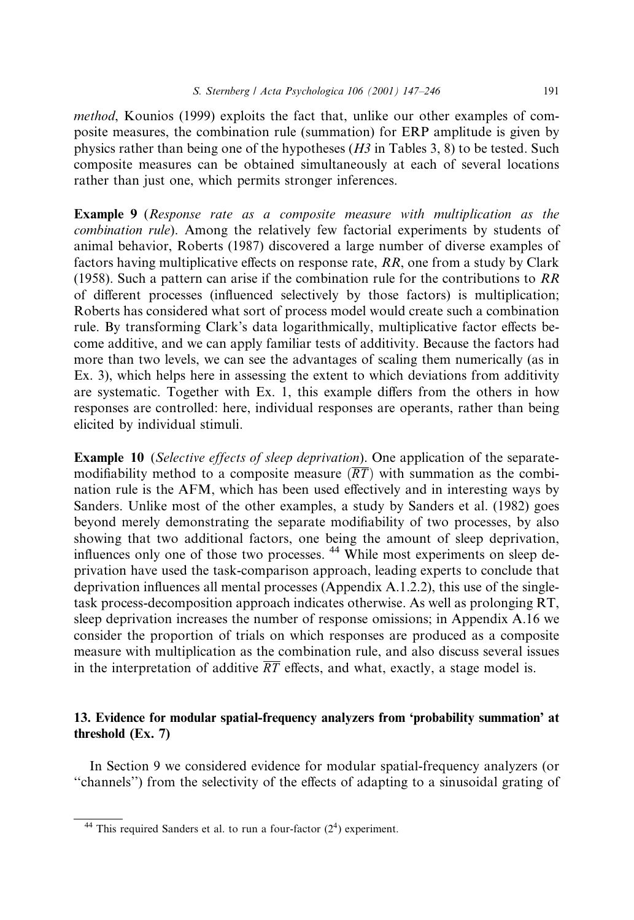*method*, Kounios (1999) exploits the fact that, unlike our other examples of composite measures, the combination rule (summation) for ERP amplitude is given by physics rather than being one of the hypotheses (*H3* in Tables 3, 8) to be tested. Such composite measures can be obtained simultaneously at each of several locations rather than just one, which permits stronger inferences.

**Example 9** (*Response rate as a composite measure with multiplication as the combination rule*). Among the relatively few factorial experiments by students of animal behavior, Roberts (1987) discovered a large number of diverse examples of factors having multiplicative effects on response rate, *RR*, one from a study by Clark (1958). Such a pattern can arise if the combination rule for the contributions to *RR* of different processes (influenced selectively by those factors) is multiplication; Roberts has considered what sort of process model would create such a combination rule. By transforming Clark's data logarithmically, multiplicative factor effects become additive, and we can apply familiar tests of additivity. Because the factors had more than two levels, we can see the advantages of scaling them numerically (as in Ex. 3), which helps here in assessing the extent to which deviations from additivity are systematic. Together with Ex. 1, this example differs from the others in how responses are controlled: here, individual responses are operants, rather than being elicited by individual stimuli.

**Example 10** (*Selective effects of sleep deprivation*). One application of the separate-modifiability method to a composite measure ($\overline{RT}$) with summation as the combination rule is the AFM, which has been used effectively and in interesting ways by Sanders. Unlike most of the other examples, a study by Sanders et al. (1982) goes beyond merely demonstrating the separate modifiability of two processes, by also showing that two additional factors, one being the amount of sleep deprivation, influences only one of those two processes. [44] While most experiments on sleep deprivation have used the task-comparison approach, leading experts to conclude that deprivation influences all mental processes (Appendix A.1.2.2), this use of the single-task process-decomposition approach indicates otherwise. As well as prolonging RT, sleep deprivation increases the number of response omissions; in Appendix A.16 we consider the proportion of trials on which responses are produced as a composite measure with multiplication as the combination rule, and also discuss several issues in the interpretation of additive $\overline{RT}$ effects, and what, exactly, a stage model is.

## 13. Evidence for modular spatial-frequency analyzers from 'probability summation' at threshold (Ex. 7)

In Section 9 we considered evidence for modular spatial-frequency analyzers (or "channels") from the selectivity of the effects of adapting to a sinusoidal grating of

[44] This required Sanders et al. to run a four-factor ($2^4$) experiment.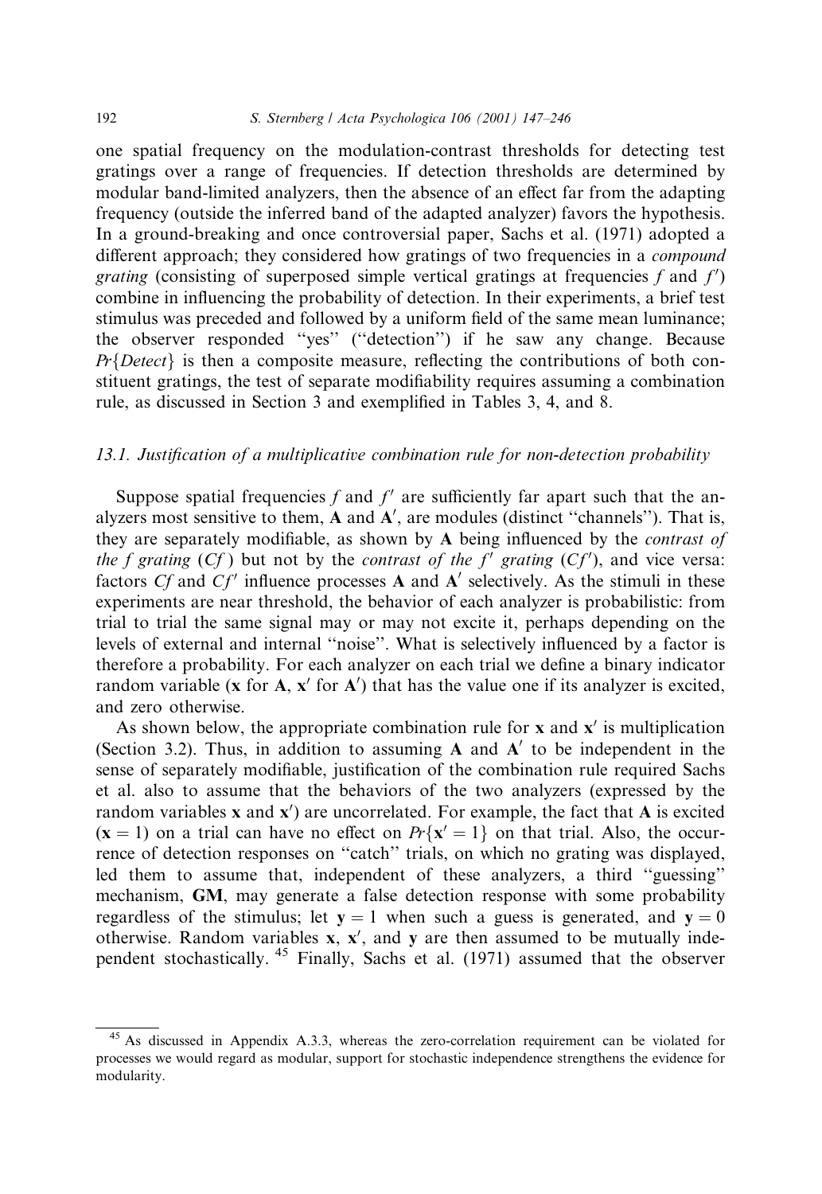one spatial frequency on the modulation-contrast thresholds for detecting test gratings over a range of frequencies. If detection thresholds are determined by modular band-limited analyzers, then the absence of an effect far from the adapting frequency (outside the inferred band of the adapted analyzer) favors the hypothesis. In a ground-breaking and once controversial paper, Sachs et al. (1971) adopted a different approach; they considered how gratings of two frequencies in a *compound grating* (consisting of superposed simple vertical gratings at frequencies $f$ and $f'$) combine in influencing the probability of detection. In their experiments, a brief test stimulus was preceded and followed by a uniform field of the same mean luminance; the observer responded "yes" ("detection") if he saw any change. Because $Pr\{Detect\}$ is then a composite measure, reflecting the contributions of both constituent gratings, the test of separate modifiability requires assuming a combination rule, as discussed in Section 3 and exemplified in Tables 3, 4, and 8.

### 13.1. Justification of a multiplicative combination rule for non-detection probability

Suppose spatial frequencies $f$ and $f'$ are sufficiently far apart such that the analyzers most sensitive to them, **A** and **A**$'$, are modules (distinct "channels"). That is, they are separately modifiable, as shown by **A** being influenced by the *contrast of the f grating* ($Cf$) but not by the *contrast of the* $f'$ *grating* ($Cf'$), and vice versa: factors $Cf$ and $Cf'$ influence processes **A** and **A**$'$ selectively. As the stimuli in these experiments are near threshold, the behavior of each analyzer is probabilistic: from trial to trial the same signal may or may not excite it, perhaps depending on the levels of external and internal "noise". What is selectively influenced by a factor is therefore a probability. For each analyzer on each trial we define a binary indicator random variable (**x** for **A**, **x**$'$ for **A**$'$) that has the value one if its analyzer is excited, and zero otherwise.

As shown below, the appropriate combination rule for **x** and **x**$'$ is multiplication (Section 3.2). Thus, in addition to assuming **A** and **A**$'$ to be independent in the sense of separately modifiable, justification of the combination rule required Sachs et al. also to assume that the behaviors of the two analyzers (expressed by the random variables **x** and **x**$'$) are uncorrelated. For example, the fact that **A** is excited ($\mathbf{x} = 1$) on a trial can have no effect on $Pr\{\mathbf{x}' = 1\}$ on that trial. Also, the occurrence of detection responses on "catch" trials, on which no grating was displayed, led them to assume that, independent of these analyzers, a third "guessing" mechanism, **GM**, may generate a false detection response with some probability regardless of the stimulus; let $\mathbf{y} = 1$ when such a guess is generated, and $\mathbf{y} = 0$ otherwise. Random variables **x**, **x**$'$, and **y** are then assumed to be mutually independent stochastically. [45] Finally, Sachs et al. (1971) assumed that the observer

[45] As discussed in Appendix A.3.3, whereas the zero-correlation requirement can be violated for processes we would regard as modular, support for stochastic independence strengthens the evidence for modularity.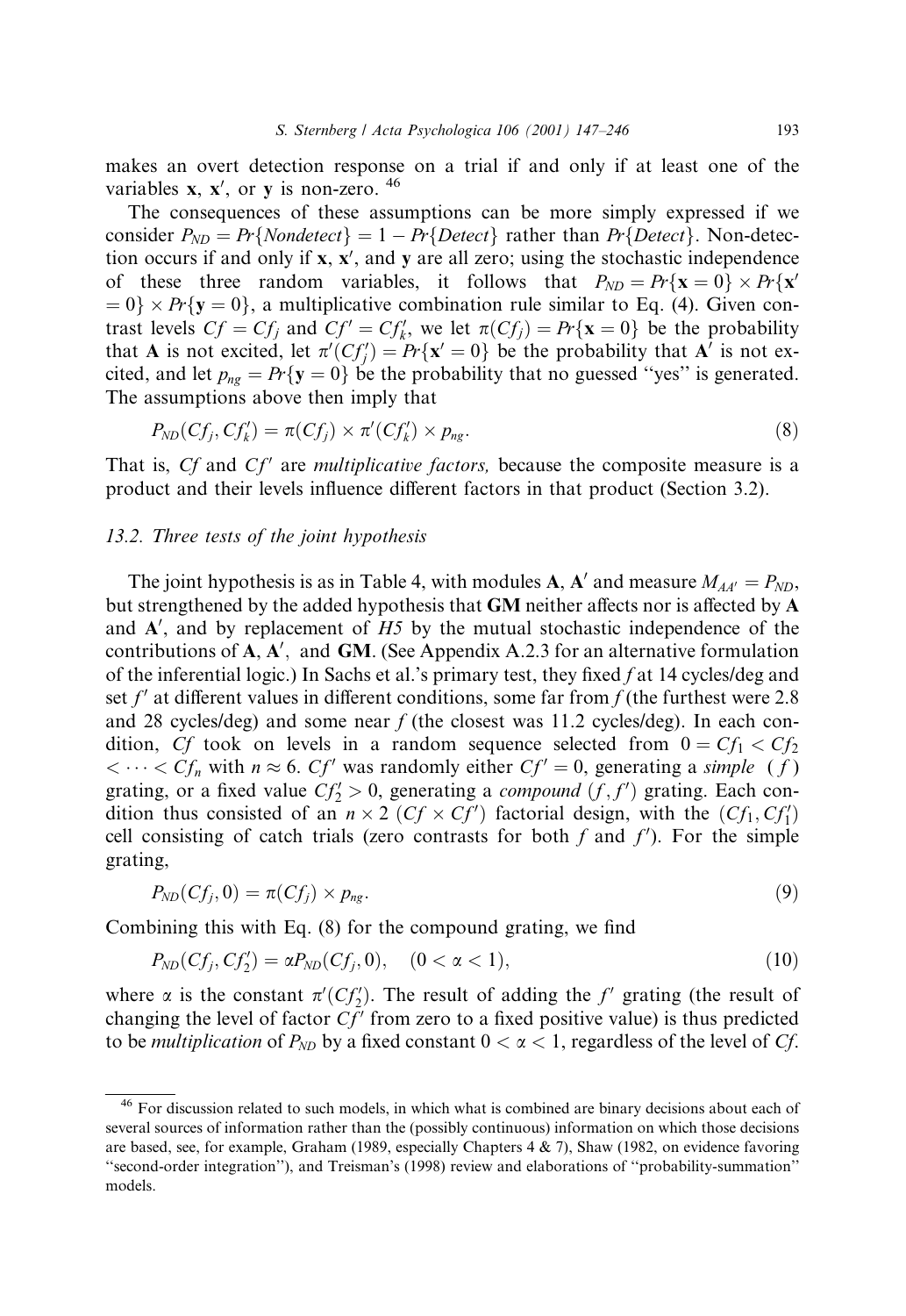makes an overt detection response on a trial if and only if at least one of the variables **x**, **x**′, or **y** is non-zero. [46]

The consequences of these assumptions can be more simply expressed if we consider $P_{ND} = Pr\{Nondetect\} = 1 - Pr\{Detect\}$ rather than $Pr\{Detect\}$. Non-detection occurs if and only if **x**, **x**′, and **y** are all zero; using the stochastic independence of these three random variables, it follows that $P_{ND} = Pr\{\mathbf{x} = 0\} \times Pr\{\mathbf{x}' = 0\} \times Pr\{\mathbf{y} = 0\}$, a multiplicative combination rule similar to Eq. (4). Given contrast levels $Cf = Cf_j$ and $Cf' = Cf'_k$, we let $\pi(Cf_j) = Pr\{\mathbf{x} = 0\}$ be the probability that **A** is not excited, let $\pi'(Cf'_j) = Pr\{\mathbf{x}' = 0\}$ be the probability that **A**′ is not excited, and let $p_{ng} = Pr\{\mathbf{y} = 0\}$ be the probability that no guessed "yes" is generated. The assumptions above then imply that

$$P_{ND}(Cf_j, Cf'_k) = \pi(Cf_j) \times \pi'(Cf'_k) \times p_{ng}. \tag{8}$$

That is, $Cf$ and $Cf'$ are *multiplicative factors,* because the composite measure is a product and their levels influence different factors in that product (Section 3.2).

### 13.2. Three tests of the joint hypothesis

The joint hypothesis is as in Table 4, with modules **A**, **A**′ and measure $M_{AA'} = P_{ND}$, but strengthened by the added hypothesis that **GM** neither affects nor is affected by **A** and **A**′, and by replacement of *H5* by the mutual stochastic independence of the contributions of **A**, **A**′, and **GM**. (See Appendix A.2.3 for an alternative formulation of the inferential logic.) In Sachs et al.'s primary test, they fixed $f$ at 14 cycles/deg and set $f'$ at different values in different conditions, some far from $f$ (the furthest were 2.8 and 28 cycles/deg) and some near $f$ (the closest was 11.2 cycles/deg). In each condition, $Cf$ took on levels in a random sequence selected from $0 = Cf_1 < Cf_2 < \cdots < Cf_n$ with $n \approx 6$. $Cf'$ was randomly either $Cf' = 0$, generating a *simple* ($f$) grating, or a fixed value $Cf'_2 > 0$, generating a *compound* $(f, f')$ grating. Each condition thus consisted of an $n \times 2$ $(Cf \times Cf')$ factorial design, with the $(Cf_1, Cf'_1)$ cell consisting of catch trials (zero contrasts for both $f$ and $f'$). For the simple grating,

$$P_{ND}(Cf_j, 0) = \pi(Cf_j) \times p_{ng}. \tag{9}$$

Combining this with Eq. (8) for the compound grating, we find

$$P_{ND}(Cf_j, Cf'_2) = \alpha P_{ND}(Cf_j, 0), \quad (0 < \alpha < 1), \tag{10}$$

where $\alpha$ is the constant $\pi'(Cf'_2)$. The result of adding the $f'$ grating (the result of changing the level of factor $Cf'$ from zero to a fixed positive value) is thus predicted to be *multiplication* of $P_{ND}$ by a fixed constant $0 < \alpha < 1$, regardless of the level of $Cf$.

---

[46] For discussion related to such models, in which what is combined are binary decisions about each of several sources of information rather than the (possibly continuous) information on which those decisions are based, see, for example, Graham (1989, especially Chapters 4 & 7), Shaw (1982, on evidence favoring "second-order integration"), and Treisman's (1998) review and elaborations of "probability-summation" models.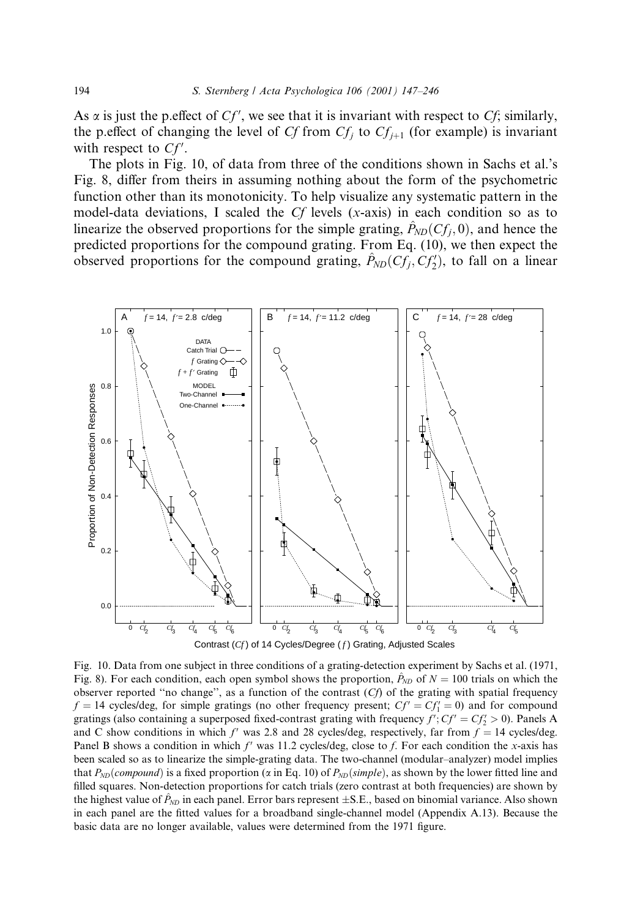As $\alpha$ is just the p.effect of $Cf'$, we see that it is invariant with respect to $Cf$; similarly, the p.effect of changing the level of $Cf$ from $Cf_j$ to $Cf_{j+1}$ (for example) is invariant with respect to $Cf'$.

The plots in Fig. 10, of data from three of the conditions shown in Sachs et al.'s Fig. 8, differ from theirs in assuming nothing about the form of the psychometric function other than its monotonicity. To help visualize any systematic pattern in the model-data deviations, I scaled the $Cf$ levels ($x$-axis) in each condition so as to linearize the observed proportions for the simple grating, $\hat{P}_{ND}(Cf_j, 0)$, and hence the predicted proportions for the compound grating. From Eq. (10), we then expect the observed proportions for the compound grating, $\hat{P}_{ND}(Cf_j, Cf'_2)$, to fall on a linear

Fig. 10. Data from one subject in three conditions of a grating-detection experiment by Sachs et al. (1971, Fig. 8). For each condition, each open symbol shows the proportion, $\hat{P}_{ND}$ of $N = 100$ trials on which the observer reported "no change", as a function of the contrast ($Cf$) of the grating with spatial frequency $f = 14$ cycles/deg, for simple gratings (no other frequency present; $Cf' = Cf'_1 = 0$) and for compound gratings (also containing a superposed fixed-contrast grating with frequency $f'$; $Cf' = Cf'_2 > 0$). Panels A and C show conditions in which $f'$ was 2.8 and 28 cycles/deg, respectively, far from $f = 14$ cycles/deg. Panel B shows a condition in which $f'$ was 11.2 cycles/deg, close to $f$. For each condition the $x$-axis has been scaled so as to linearize the simple-grating data. The two-channel (modular–analyzer) model implies that $P_{ND}(compound)$ is a fixed proportion ($\alpha$ in Eq. 10) of $P_{ND}(simple)$, as shown by the lower fitted line and filled squares. Non-detection proportions for catch trials (zero contrast at both frequencies) are shown by the highest value of $\hat{P}_{ND}$ in each panel. Error bars represent ±S.E., based on binomial variance. Also shown in each panel are the fitted values for a broadband single-channel model (Appendix A.13). Because the basic data are no longer available, values were determined from the 1971 figure.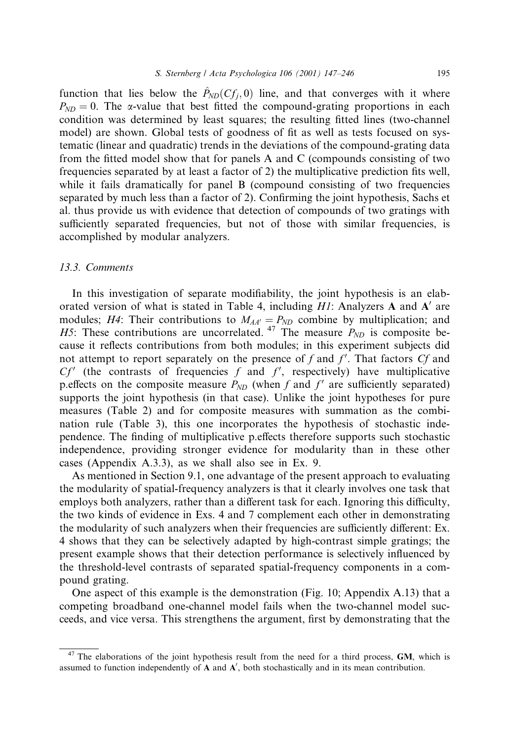function that lies below the $\hat{P}_{ND}(Cf_j, 0)$ line, and that converges with it where $P_{ND} = 0$. The $\alpha$-value that best fitted the compound-grating proportions in each condition was determined by least squares; the resulting fitted lines (two-channel model) are shown. Global tests of goodness of fit as well as tests focused on systematic (linear and quadratic) trends in the deviations of the compound-grating data from the fitted model show that for panels A and C (compounds consisting of two frequencies separated by at least a factor of 2) the multiplicative prediction fits well, while it fails dramatically for panel B (compound consisting of two frequencies separated by much less than a factor of 2). Confirming the joint hypothesis, Sachs et al. thus provide us with evidence that detection of compounds of two gratings with sufficiently separated frequencies, but not of those with similar frequencies, is accomplished by modular analyzers.

### 13.3. Comments

In this investigation of separate modifiability, the joint hypothesis is an elaborated version of what is stated in Table 4, including *H1*: Analyzers **A** and **A**$'$ are modules; *H4*: Their contributions to $M_{AA'} = P_{ND}$ combine by multiplication; and *H5*: These contributions are uncorrelated. [47] The measure $P_{ND}$ is composite because it reflects contributions from both modules; in this experiment subjects did not attempt to report separately on the presence of $f$ and $f'$. That factors $Cf$ and $Cf'$ (the contrasts of frequencies $f$ and $f'$, respectively) have multiplicative p.effects on the composite measure $P_{ND}$ (when $f$ and $f'$ are sufficiently separated) supports the joint hypothesis (in that case). Unlike the joint hypotheses for pure measures (Table 2) and for composite measures with summation as the combination rule (Table 3), this one incorporates the hypothesis of stochastic independence. The finding of multiplicative p.effects therefore supports such stochastic independence, providing stronger evidence for modularity than in these other cases (Appendix A.3.3), as we shall also see in Ex. 9.

As mentioned in Section 9.1, one advantage of the present approach to evaluating the modularity of spatial-frequency analyzers is that it clearly involves one task that employs both analyzers, rather than a different task for each. Ignoring this difficulty, the two kinds of evidence in Exs. 4 and 7 complement each other in demonstrating the modularity of such analyzers when their frequencies are sufficiently different: Ex. 4 shows that they can be selectively adapted by high-contrast simple gratings; the present example shows that their detection performance is selectively influenced by the threshold-level contrasts of separated spatial-frequency components in a compound grating.

One aspect of this example is the demonstration (Fig. 10; Appendix A.13) that a competing broadband one-channel model fails when the two-channel model succeeds, and vice versa. This strengthens the argument, first by demonstrating that the

[47] The elaborations of the joint hypothesis result from the need for a third process, **GM**, which is assumed to function independently of **A** and **A**$'$, both stochastically and in its mean contribution.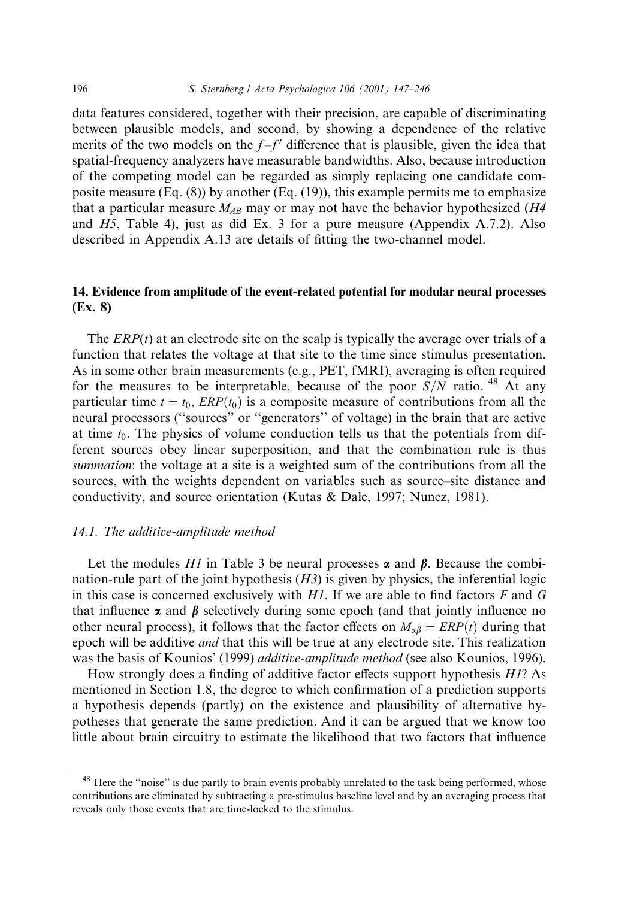data features considered, together with their precision, are capable of discriminating between plausible models, and second, by showing a dependence of the relative merits of the two models on the $f$–$f'$ difference that is plausible, given the idea that spatial-frequency analyzers have measurable bandwidths. Also, because introduction of the competing model can be regarded as simply replacing one candidate composite measure (Eq. (8)) by another (Eq. (19)), this example permits me to emphasize that a particular measure $M_{AB}$ may or may not have the behavior hypothesized (*H4* and *H5*, Table 4), just as did Ex. 3 for a pure measure (Appendix A.7.2). Also described in Appendix A.13 are details of fitting the two-channel model.

## 14. Evidence from amplitude of the event-related potential for modular neural processes (Ex. 8)

The $ERP(t)$ at an electrode site on the scalp is typically the average over trials of a function that relates the voltage at that site to the time since stimulus presentation. As in some other brain measurements (e.g., PET, fMRI), averaging is often required for the measures to be interpretable, because of the poor $S/N$ ratio. [48] At any particular time $t = t_0$, $ERP(t_0)$ is a composite measure of contributions from all the neural processors ("sources" or "generators" of voltage) in the brain that are active at time $t_0$. The physics of volume conduction tells us that the potentials from different sources obey linear superposition, and that the combination rule is thus *summation*: the voltage at a site is a weighted sum of the contributions from all the sources, with the weights dependent on variables such as source–site distance and conductivity, and source orientation (Kutas & Dale, 1997; Nunez, 1981).

### 14.1. The additive-amplitude method

Let the modules *H1* in Table 3 be neural processes $\boldsymbol{\alpha}$ and $\boldsymbol{\beta}$. Because the combination-rule part of the joint hypothesis (*H3*) is given by physics, the inferential logic in this case is concerned exclusively with *H1*. If we are able to find factors $F$ and $G$ that influence $\boldsymbol{\alpha}$ and $\boldsymbol{\beta}$ selectively during some epoch (and that jointly influence no other neural process), it follows that the factor effects on $M_{\alpha\beta} = ERP(t)$ during that epoch will be additive *and* that this will be true at any electrode site. This realization was the basis of Kounios' (1999) *additive-amplitude method* (see also Kounios, 1996).

How strongly does a finding of additive factor effects support hypothesis *H1*? As mentioned in Section 1.8, the degree to which confirmation of a prediction supports a hypothesis depends (partly) on the existence and plausibility of alternative hypotheses that generate the same prediction. And it can be argued that we know too little about brain circuitry to estimate the likelihood that two factors that influence

[48] Here the "noise" is due partly to brain events probably unrelated to the task being performed, whose contributions are eliminated by subtracting a pre-stimulus baseline level and by an averaging process that reveals only those events that are time-locked to the stimulus.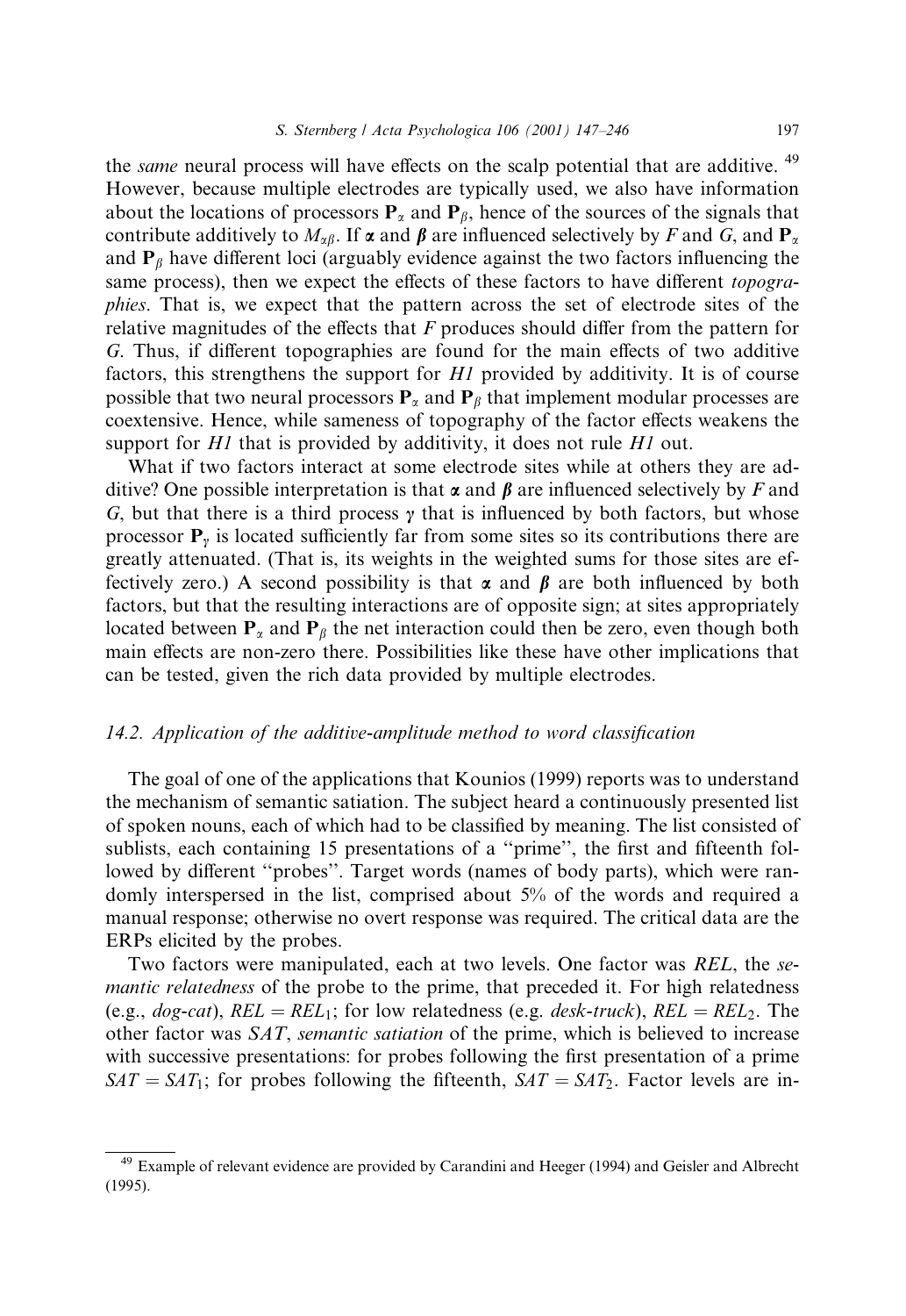the *same* neural process will have effects on the scalp potential that are additive. [49] However, because multiple electrodes are typically used, we also have information about the locations of processors $\mathbf{P}_\alpha$ and $\mathbf{P}_\beta$, hence of the sources of the signals that contribute additively to $M_{\alpha\beta}$. If $\boldsymbol{\alpha}$ and $\boldsymbol{\beta}$ are influenced selectively by $F$ and $G$, and $\mathbf{P}_\alpha$ and $\mathbf{P}_\beta$ have different loci (arguably evidence against the two factors influencing the same process), then we expect the effects of these factors to have different *topographies*. That is, we expect that the pattern across the set of electrode sites of the relative magnitudes of the effects that $F$ produces should differ from the pattern for $G$. Thus, if different topographies are found for the main effects of two additive factors, this strengthens the support for *H1* provided by additivity. It is of course possible that two neural processors $\mathbf{P}_\alpha$ and $\mathbf{P}_\beta$ that implement modular processes are coextensive. Hence, while sameness of topography of the factor effects weakens the support for *H1* that is provided by additivity, it does not rule *H1* out.

What if two factors interact at some electrode sites while at others they are additive? One possible interpretation is that $\boldsymbol{\alpha}$ and $\boldsymbol{\beta}$ are influenced selectively by $F$ and $G$, but that there is a third process $\gamma$ that is influenced by both factors, but whose processor $\mathbf{P}_\gamma$ is located sufficiently far from some sites so its contributions there are greatly attenuated. (That is, its weights in the weighted sums for those sites are effectively zero.) A second possibility is that $\boldsymbol{\alpha}$ and $\boldsymbol{\beta}$ are both influenced by both factors, but that the resulting interactions are of opposite sign; at sites appropriately located between $\mathbf{P}_\alpha$ and $\mathbf{P}_\beta$ the net interaction could then be zero, even though both main effects are non-zero there. Possibilities like these have other implications that can be tested, given the rich data provided by multiple electrodes.

### 14.2. Application of the additive-amplitude method to word classification

The goal of one of the applications that Kounios (1999) reports was to understand the mechanism of semantic satiation. The subject heard a continuously presented list of spoken nouns, each of which had to be classified by meaning. The list consisted of sublists, each containing 15 presentations of a "prime", the first and fifteenth followed by different "probes". Target words (names of body parts), which were randomly interspersed in the list, comprised about 5% of the words and required a manual response; otherwise no overt response was required. The critical data are the ERPs elicited by the probes.

Two factors were manipulated, each at two levels. One factor was *REL*, the *semantic relatedness* of the probe to the prime, that preceded it. For high relatedness (e.g., *dog-cat*), $REL = REL_1$; for low relatedness (e.g. *desk-truck*), $REL = REL_2$. The other factor was *SAT*, *semantic satiation* of the prime, which is believed to increase with successive presentations: for probes following the first presentation of a prime $SAT = SAT_1$; for probes following the fifteenth, $SAT = SAT_2$. Factor levels are in-

---

[49] Example of relevant evidence are provided by Carandini and Heeger (1994) and Geisler and Albrecht (1995).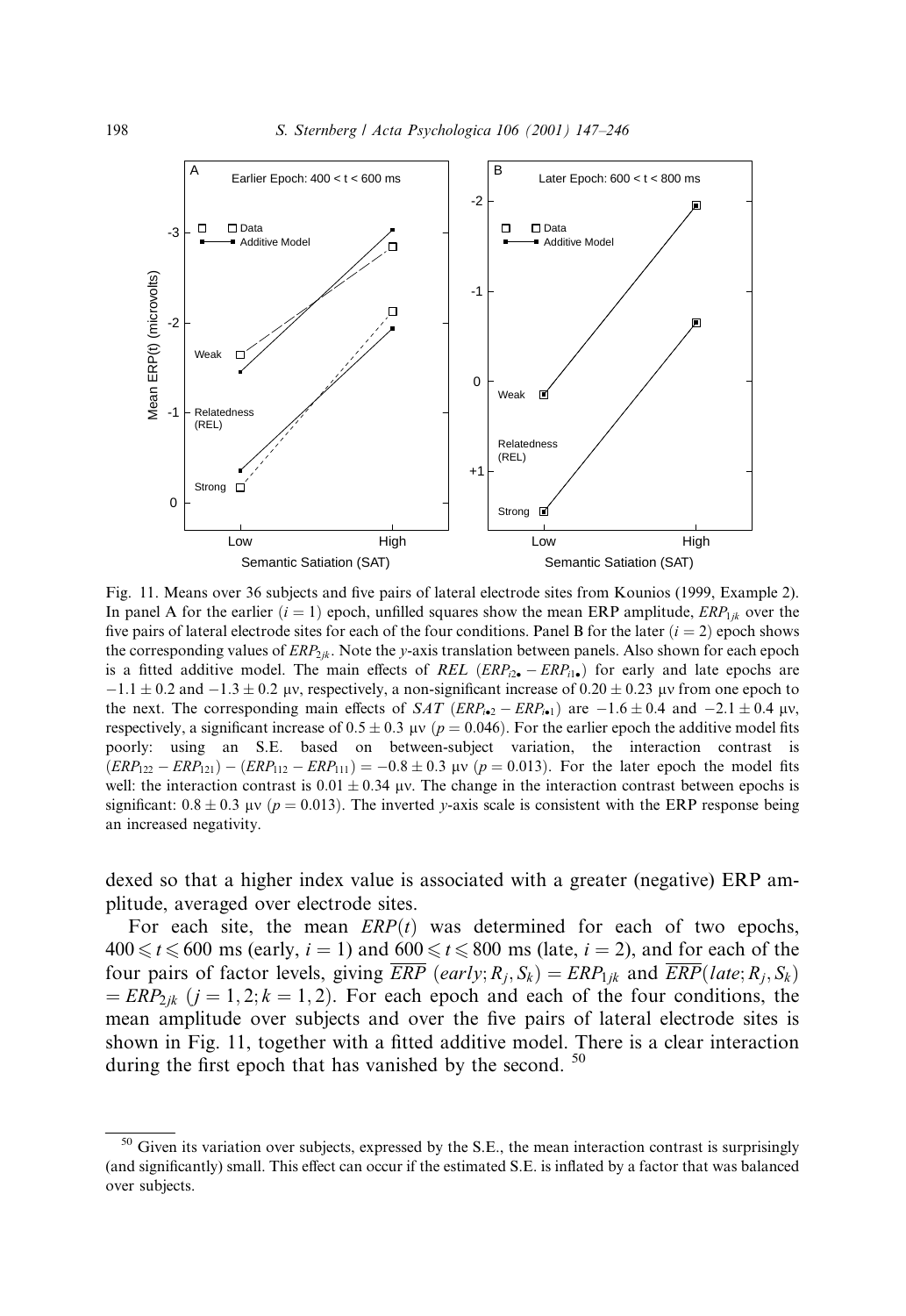Fig. 11. Means over 36 subjects and five pairs of lateral electrode sites from Kounios (1999, Example 2). In panel A for the earlier ($i = 1$) epoch, unfilled squares show the mean ERP amplitude, $ERP_{1jk}$ over the five pairs of lateral electrode sites for each of the four conditions. Panel B for the later ($i = 2$) epoch shows the corresponding values of $ERP_{2jk}$. Note the $y$-axis translation between panels. Also shown for each epoch is a fitted additive model. The main effects of $REL$ ($ERP_{i2\bullet} - ERP_{i1\bullet}$) for early and late epochs are $-1.1 \pm 0.2$ and $-1.3 \pm 0.2$ μv, respectively, a non-significant increase of $0.20 \pm 0.23$ μv from one epoch to the next. The corresponding main effects of $SAT$ ($ERP_{i\bullet 2} - ERP_{i\bullet 1}$) are $-1.6 \pm 0.4$ and $-2.1 \pm 0.4$ μv, respectively, a significant increase of $0.5 \pm 0.3$ μv ($p = 0.046$). For the earlier epoch the additive model fits poorly: using an S.E. based on between-subject variation, the interaction contrast is $(ERP_{122} - ERP_{121}) - (ERP_{112} - ERP_{111}) = -0.8 \pm 0.3$ μv ($p = 0.013$). For the later epoch the model fits well: the interaction contrast is $0.01 \pm 0.34$ μv. The change in the interaction contrast between epochs is significant: $0.8 \pm 0.3$ μv ($p = 0.013$). The inverted $y$-axis scale is consistent with the ERP response being an increased negativity.

dexed so that a higher index value is associated with a greater (negative) ERP amplitude, averaged over electrode sites.

For each site, the mean $ERP(t)$ was determined for each of two epochs, $400 \leqslant t \leqslant 600$ ms (early, $i = 1$) and $600 \leqslant t \leqslant 800$ ms (late, $i = 2$), and for each of the four pairs of factor levels, giving $\overline{ERP}\ (early; R_j, S_k) = ERP_{1jk}$ and $\overline{ERP}(late; R_j, S_k) = ERP_{2jk}$ ($j = 1, 2; k = 1, 2$). For each epoch and each of the four conditions, the mean amplitude over subjects and over the five pairs of lateral electrode sites is shown in Fig. 11, together with a fitted additive model. There is a clear interaction during the first epoch that has vanished by the second. [50]

[50] Given its variation over subjects, expressed by the S.E., the mean interaction contrast is surprisingly (and significantly) small. This effect can occur if the estimated S.E. is inflated by a factor that was balanced over subjects.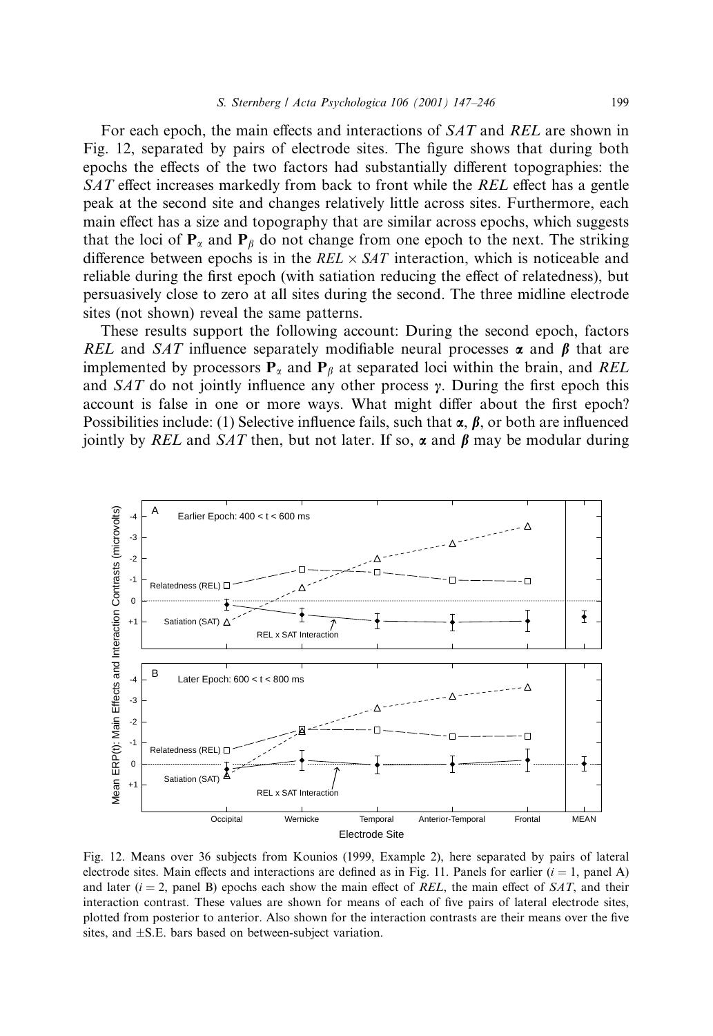For each epoch, the main effects and interactions of *SAT* and *REL* are shown in Fig. 12, separated by pairs of electrode sites. The figure shows that during both epochs the effects of the two factors had substantially different topographies: the *SAT* effect increases markedly from back to front while the *REL* effect has a gentle peak at the second site and changes relatively little across sites. Furthermore, each main effect has a size and topography that are similar across epochs, which suggests that the loci of $\mathbf{P}_\alpha$ and $\mathbf{P}_\beta$ do not change from one epoch to the next. The striking difference between epochs is in the $REL \times SAT$ interaction, which is noticeable and reliable during the first epoch (with satiation reducing the effect of relatedness), but persuasively close to zero at all sites during the second. The three midline electrode sites (not shown) reveal the same patterns.

These results support the following account: During the second epoch, factors *REL* and *SAT* influence separately modifiable neural processes $\boldsymbol{\alpha}$ and $\boldsymbol{\beta}$ that are implemented by processors $\mathbf{P}_\alpha$ and $\mathbf{P}_\beta$ at separated loci within the brain, and *REL* and *SAT* do not jointly influence any other process $\gamma$. During the first epoch this account is false in one or more ways. What might differ about the first epoch? Possibilities include: (1) Selective influence fails, such that $\boldsymbol{\alpha}$, $\boldsymbol{\beta}$, or both are influenced jointly by *REL* and *SAT* then, but not later. If so, $\boldsymbol{\alpha}$ and $\boldsymbol{\beta}$ may be modular during

Fig. 12. Means over 36 subjects from Kounios (1999, Example 2), here separated by pairs of lateral electrode sites. Main effects and interactions are defined as in Fig. 11. Panels for earlier ($i = 1$, panel A) and later ($i = 2$, panel B) epochs each show the main effect of *REL*, the main effect of *SAT*, and their interaction contrast. These values are shown for means of each of five pairs of lateral electrode sites, plotted from posterior to anterior. Also shown for the interaction contrasts are their means over the five sites, and ±S.E. bars based on between-subject variation.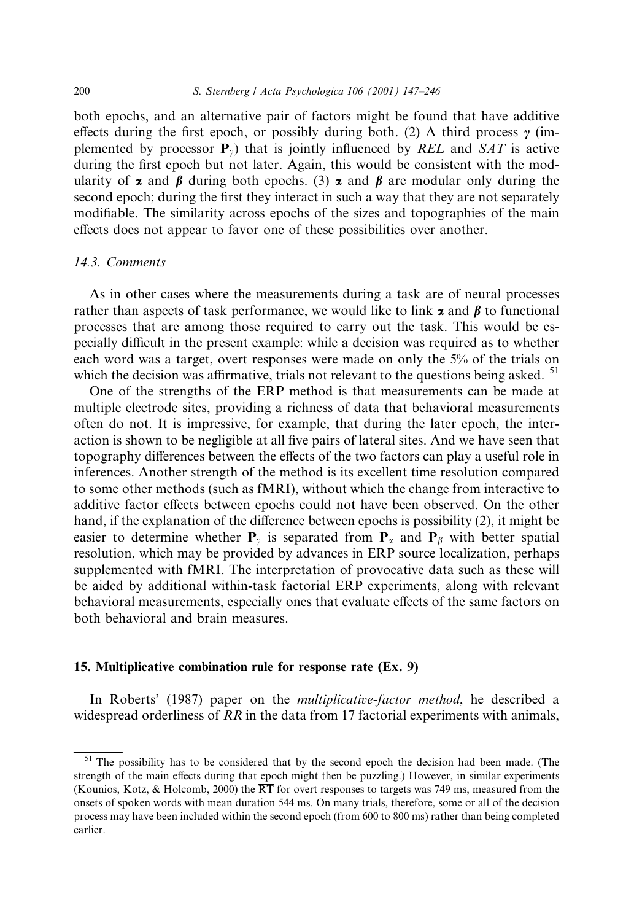both epochs, and an alternative pair of factors might be found that have additive effects during the first epoch, or possibly during both. (2) A third process $\boldsymbol{\gamma}$ (implemented by processor $\mathbf{P}_\gamma$) that is jointly influenced by *REL* and *SAT* is active during the first epoch but not later. Again, this would be consistent with the modularity of $\boldsymbol{\alpha}$ and $\boldsymbol{\beta}$ during both epochs. (3) $\boldsymbol{\alpha}$ and $\boldsymbol{\beta}$ are modular only during the second epoch; during the first they interact in such a way that they are not separately modifiable. The similarity across epochs of the sizes and topographies of the main effects does not appear to favor one of these possibilities over another.

### 14.3. Comments

As in other cases where the measurements during a task are of neural processes rather than aspects of task performance, we would like to link $\boldsymbol{\alpha}$ and $\boldsymbol{\beta}$ to functional processes that are among those required to carry out the task. This would be especially difficult in the present example: while a decision was required as to whether each word was a target, overt responses were made on only the 5% of the trials on which the decision was affirmative, trials not relevant to the questions being asked. [51]

One of the strengths of the ERP method is that measurements can be made at multiple electrode sites, providing a richness of data that behavioral measurements often do not. It is impressive, for example, that during the later epoch, the interaction is shown to be negligible at all five pairs of lateral sites. And we have seen that topography differences between the effects of the two factors can play a useful role in inferences. Another strength of the method is its excellent time resolution compared to some other methods (such as fMRI), without which the change from interactive to additive factor effects between epochs could not have been observed. On the other hand, if the explanation of the difference between epochs is possibility (2), it might be easier to determine whether $\mathbf{P}_\gamma$ is separated from $\mathbf{P}_\alpha$ and $\mathbf{P}_\beta$ with better spatial resolution, which may be provided by advances in ERP source localization, perhaps supplemented with fMRI. The interpretation of provocative data such as these will be aided by additional within-task factorial ERP experiments, along with relevant behavioral measurements, especially ones that evaluate effects of the same factors on both behavioral and brain measures.

## 15. Multiplicative combination rule for response rate (Ex. 9)

In Roberts' (1987) paper on the *multiplicative-factor method*, he described a widespread orderliness of *RR* in the data from 17 factorial experiments with animals,

---

[51] The possibility has to be considered that by the second epoch the decision had been made. (The strength of the main effects during that epoch might then be puzzling.) However, in similar experiments (Kounios, Kotz, & Holcomb, 2000) the $\overline{\mathrm{RT}}$ for overt responses to targets was 749 ms, measured from the onsets of spoken words with mean duration 544 ms. On many trials, therefore, some or all of the decision process may have been included within the second epoch (from 600 to 800 ms) rather than being completed earlier.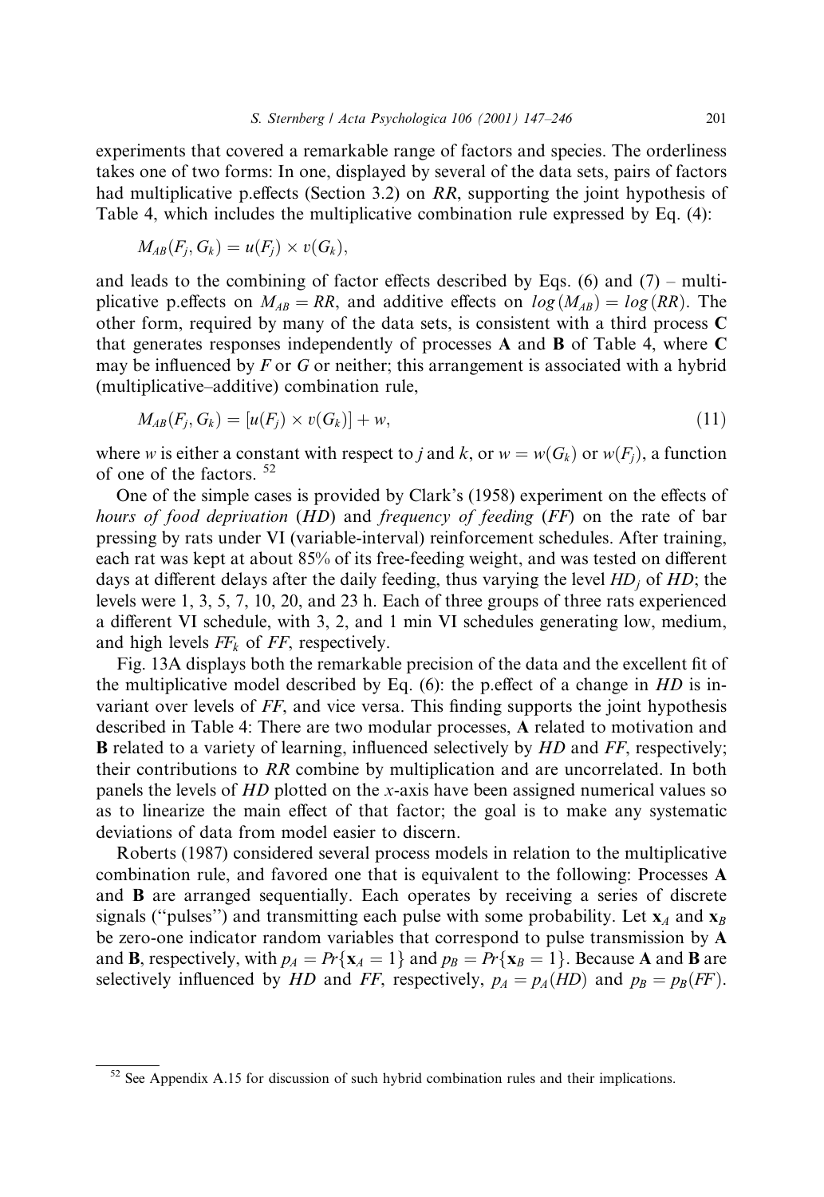experiments that covered a remarkable range of factors and species. The orderliness takes one of two forms: In one, displayed by several of the data sets, pairs of factors had multiplicative p.effects (Section 3.2) on *RR*, supporting the joint hypothesis of Table 4, which includes the multiplicative combination rule expressed by Eq. (4):

$$M_{AB}(F_j, G_k) = u(F_j) \times v(G_k),$$

and leads to the combining of factor effects described by Eqs. (6) and (7) – multiplicative p.effects on $M_{AB} = RR$, and additive effects on $log(M_{AB}) = log(RR)$. The other form, required by many of the data sets, is consistent with a third process **C** that generates responses independently of processes **A** and **B** of Table 4, where **C** may be influenced by *F* or *G* or neither; this arrangement is associated with a hybrid (multiplicative–additive) combination rule,

$$M_{AB}(F_j, G_k) = [u(F_j) \times v(G_k)] + w, \tag{11}$$

where $w$ is either a constant with respect to $j$ and $k$, or $w = w(G_k)$ or $w(F_j)$, a function of one of the factors. [52]

One of the simple cases is provided by Clark's (1958) experiment on the effects of *hours of food deprivation* (*HD*) and *frequency of feeding* (*FF*) on the rate of bar pressing by rats under VI (variable-interval) reinforcement schedules. After training, each rat was kept at about 85% of its free-feeding weight, and was tested on different days at different delays after the daily feeding, thus varying the level $HD_j$ of *HD*; the levels were 1, 3, 5, 7, 10, 20, and 23 h. Each of three groups of three rats experienced a different VI schedule, with 3, 2, and 1 min VI schedules generating low, medium, and high levels $FF_k$ of *FF*, respectively.

Fig. 13A displays both the remarkable precision of the data and the excellent fit of the multiplicative model described by Eq. (6): the p.effect of a change in *HD* is invariant over levels of *FF*, and vice versa. This finding supports the joint hypothesis described in Table 4: There are two modular processes, **A** related to motivation and **B** related to a variety of learning, influenced selectively by *HD* and *FF*, respectively; their contributions to *RR* combine by multiplication and are uncorrelated. In both panels the levels of *HD* plotted on the *x*-axis have been assigned numerical values so as to linearize the main effect of that factor; the goal is to make any systematic deviations of data from model easier to discern.

Roberts (1987) considered several process models in relation to the multiplicative combination rule, and favored one that is equivalent to the following: Processes **A** and **B** are arranged sequentially. Each operates by receiving a series of discrete signals ("pulses") and transmitting each pulse with some probability. Let $\mathbf{x}_A$ and $\mathbf{x}_B$ be zero-one indicator random variables that correspond to pulse transmission by **A** and **B**, respectively, with $p_A = Pr\{\mathbf{x}_A = 1\}$ and $p_B = Pr\{\mathbf{x}_B = 1\}$. Because **A** and **B** are selectively influenced by *HD* and *FF*, respectively, $p_A = p_A(HD)$ and $p_B = p_B(FF)$.

[52] See Appendix A.15 for discussion of such hybrid combination rules and their implications.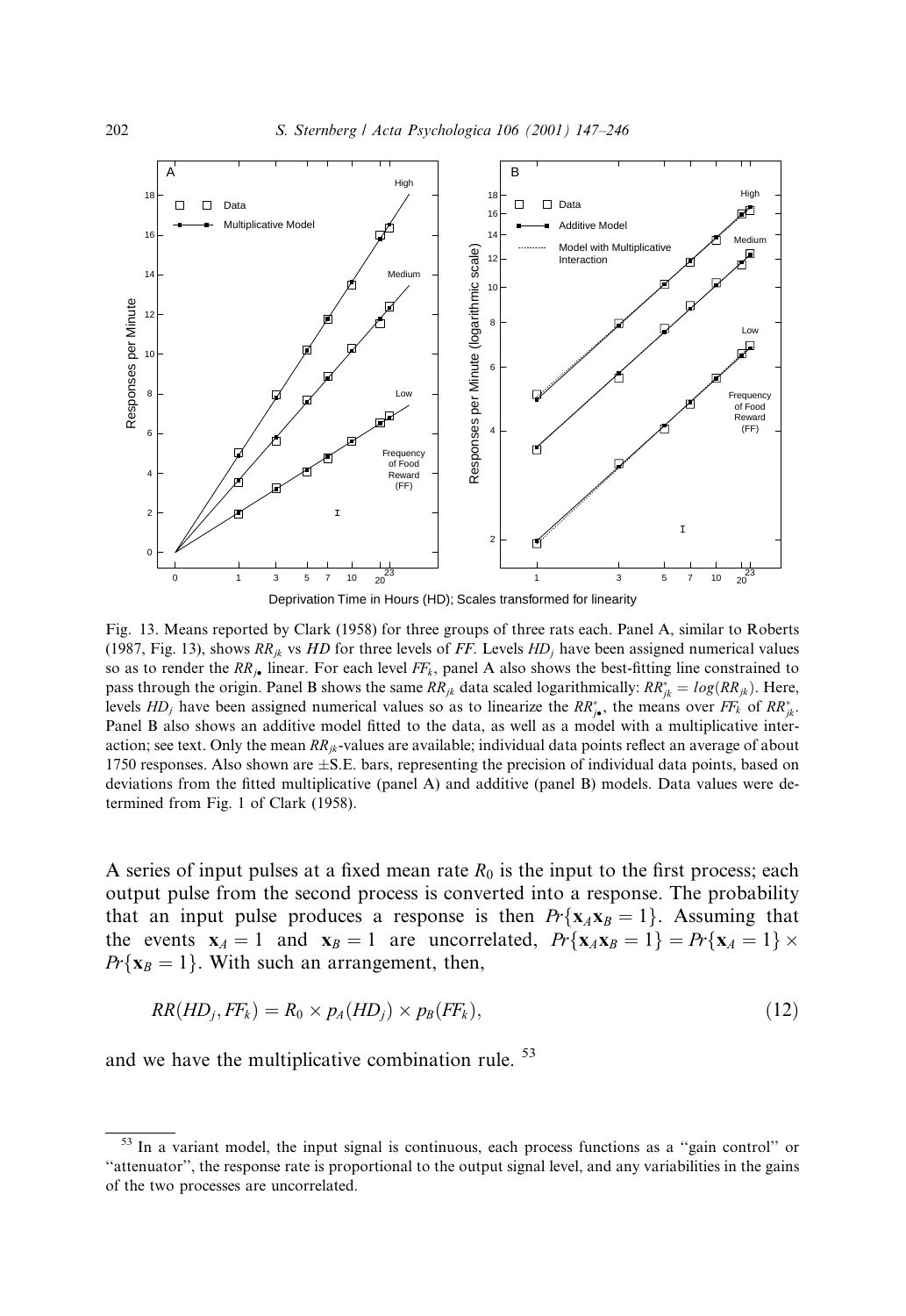Fig. 13. Means reported by Clark (1958) for three groups of three rats each. Panel A, similar to Roberts (1987, Fig. 13), shows $RR_{jk}$ vs $HD$ for three levels of $FF$. Levels $HD_j$ have been assigned numerical values so as to render the $RR_{j\bullet}$ linear. For each level $FF_k$, panel A also shows the best-fitting line constrained to pass through the origin. Panel B shows the same $RR_{jk}$ data scaled logarithmically: $RR^*_{jk} = log(RR_{jk})$. Here, levels $HD_j$ have been assigned numerical values so as to linearize the $RR^*_{j\bullet}$, the means over $FF_k$ of $RR^*_{jk}$. Panel B also shows an additive model fitted to the data, as well as a model with a multiplicative interaction; see text. Only the mean $RR_{jk}$-values are available; individual data points reflect an average of about 1750 responses. Also shown are ±S.E. bars, representing the precision of individual data points, based on deviations from the fitted multiplicative (panel A) and additive (panel B) models. Data values were determined from Fig. 1 of Clark (1958).

A series of input pulses at a fixed mean rate $R_0$ is the input to the first process; each output pulse from the second process is converted into a response. The probability that an input pulse produces a response is then $Pr\{\mathbf{x}_A\mathbf{x}_B = 1\}$. Assuming that the events $\mathbf{x}_A = 1$ and $\mathbf{x}_B = 1$ are uncorrelated, $Pr\{\mathbf{x}_A\mathbf{x}_B = 1\} = Pr\{\mathbf{x}_A = 1\} \times Pr\{\mathbf{x}_B = 1\}$. With such an arrangement, then,

$$RR(HD_j, FF_k) = R_0 \times p_A(HD_j) \times p_B(FF_k), \tag{12}$$

and we have the multiplicative combination rule. [53]

[53] In a variant model, the input signal is continuous, each process functions as a "gain control" or "attenuator", the response rate is proportional to the output signal level, and any variabilities in the gains of the two processes are uncorrelated.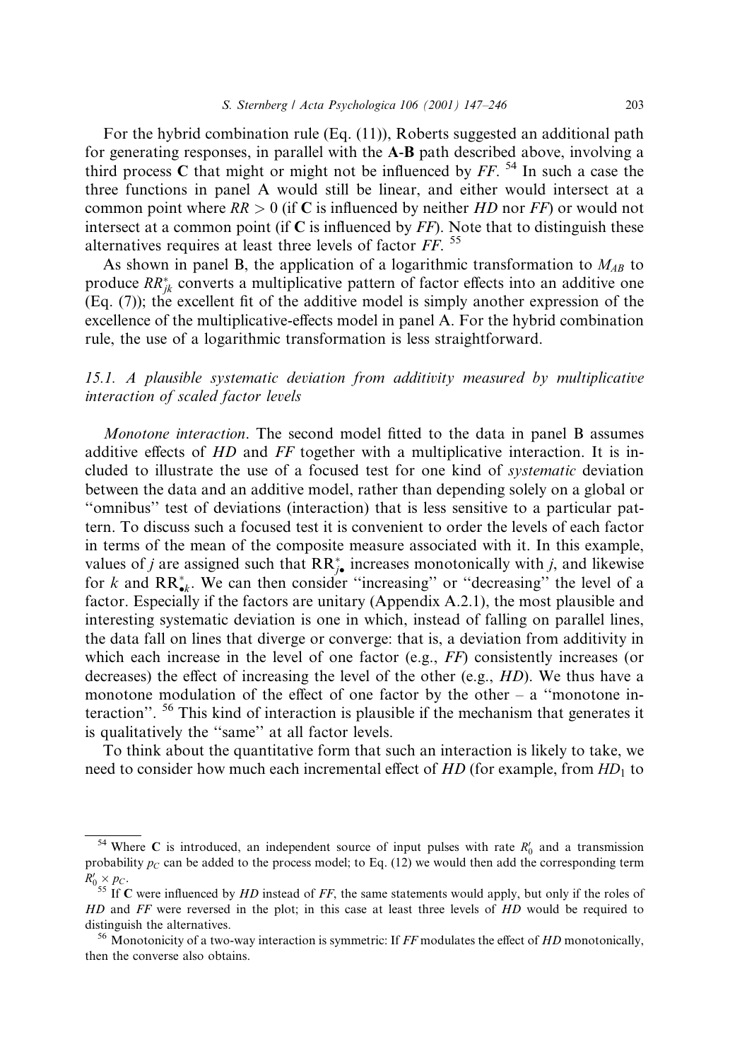For the hybrid combination rule (Eq. (11)), Roberts suggested an additional path for generating responses, in parallel with the **A**-**B** path described above, involving a third process **C** that might or might not be influenced by *FF*. [54] In such a case the three functions in panel A would still be linear, and either would intersect at a common point where $RR > 0$ (if **C** is influenced by neither *HD* nor *FF*) or would not intersect at a common point (if **C** is influenced by *FF*). Note that to distinguish these alternatives requires at least three levels of factor *FF*. [55]

As shown in panel B, the application of a logarithmic transformation to $M_{AB}$ to produce $RR^*_{jk}$ converts a multiplicative pattern of factor effects into an additive one (Eq. (7)); the excellent fit of the additive model is simply another expression of the excellence of the multiplicative-effects model in panel A. For the hybrid combination rule, the use of a logarithmic transformation is less straightforward.

### 15.1. A plausible systematic deviation from additivity measured by multiplicative interaction of scaled factor levels

*Monotone interaction*. The second model fitted to the data in panel B assumes additive effects of *HD* and *FF* together with a multiplicative interaction. It is included to illustrate the use of a focused test for one kind of *systematic* deviation between the data and an additive model, rather than depending solely on a global or "omnibus" test of deviations (interaction) that is less sensitive to a particular pattern. To discuss such a focused test it is convenient to order the levels of each factor in terms of the mean of the composite measure associated with it. In this example, values of $j$ are assigned such that $\mathrm{RR}^*_{j\bullet}$ increases monotonically with $j$, and likewise for $k$ and $\mathrm{RR}^*_{\bullet k}$. We can then consider "increasing" or "decreasing" the level of a factor. Especially if the factors are unitary (Appendix A.2.1), the most plausible and interesting systematic deviation is one in which, instead of falling on parallel lines, the data fall on lines that diverge or converge: that is, a deviation from additivity in which each increase in the level of one factor (e.g., *FF*) consistently increases (or decreases) the effect of increasing the level of the other (e.g., *HD*). We thus have a monotone modulation of the effect of one factor by the other – a "monotone interaction". [56] This kind of interaction is plausible if the mechanism that generates it is qualitatively the "same" at all factor levels.

To think about the quantitative form that such an interaction is likely to take, we need to consider how much each incremental effect of *HD* (for example, from $HD_1$ to

---

[54] Where **C** is introduced, an independent source of input pulses with rate $R'_0$ and a transmission probability $p_C$ can be added to the process model; to Eq. (12) we would then add the corresponding term $R'_0 \times p_C$.

[55] If **C** were influenced by *HD* instead of *FF*, the same statements would apply, but only if the roles of *HD* and *FF* were reversed in the plot; in this case at least three levels of *HD* would be required to distinguish the alternatives.

[56] Monotonicity of a two-way interaction is symmetric: If *FF* modulates the effect of *HD* monotonically, then the converse also obtains.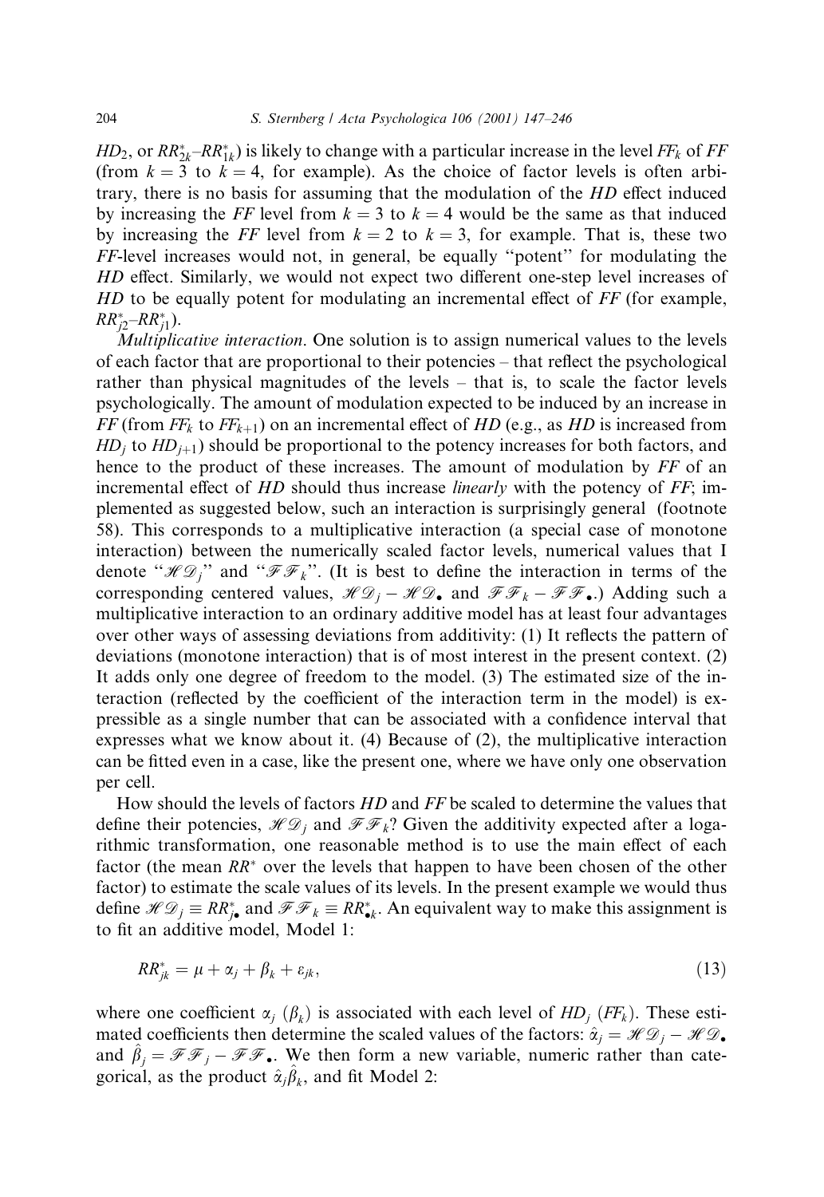$HD_2$, or $RR^*_{2k}$–$RR^*_{1k}$) is likely to change with a particular increase in the level $FF_k$ of $FF$ (from $k = 3$ to $k = 4$, for example). As the choice of factor levels is often arbitrary, there is no basis for assuming that the modulation of the *HD* effect induced by increasing the *FF* level from $k = 3$ to $k = 4$ would be the same as that induced by increasing the *FF* level from $k = 2$ to $k = 3$, for example. That is, these two *FF*-level increases would not, in general, be equally "potent" for modulating the *HD* effect. Similarly, we would not expect two different one-step level increases of *HD* to be equally potent for modulating an incremental effect of *FF* (for example, $RR^*_{j2}$–$RR^*_{j1}$).

*Multiplicative interaction*. One solution is to assign numerical values to the levels of each factor that are proportional to their potencies – that reflect the psychological rather than physical magnitudes of the levels – that is, to scale the factor levels psychologically. The amount of modulation expected to be induced by an increase in *FF* (from $FF_k$ to $FF_{k+1}$) on an incremental effect of *HD* (e.g., as *HD* is increased from $HD_j$ to $HD_{j+1}$) should be proportional to the potency increases for both factors, and hence to the product of these increases. The amount of modulation by *FF* of an incremental effect of *HD* should thus increase *linearly* with the potency of *FF*; implemented as suggested below, such an interaction is surprisingly general (footnote 58). This corresponds to a multiplicative interaction (a special case of monotone interaction) between the numerically scaled factor levels, numerical values that I denote "$\mathscr{HD}_j$" and "$\mathscr{FF}_k$". (It is best to define the interaction in terms of the corresponding centered values, $\mathscr{HD}_j - \mathscr{HD}_\bullet$ and $\mathscr{FF}_k - \mathscr{FF}_\bullet$.) Adding such a multiplicative interaction to an ordinary additive model has at least four advantages over other ways of assessing deviations from additivity: (1) It reflects the pattern of deviations (monotone interaction) that is of most interest in the present context. (2) It adds only one degree of freedom to the model. (3) The estimated size of the interaction (reflected by the coefficient of the interaction term in the model) is expressible as a single number that can be associated with a confidence interval that expresses what we know about it. (4) Because of (2), the multiplicative interaction can be fitted even in a case, like the present one, where we have only one observation per cell.

How should the levels of factors *HD* and *FF* be scaled to determine the values that define their potencies, $\mathscr{HD}_j$ and $\mathscr{FF}_k$? Given the additivity expected after a logarithmic transformation, one reasonable method is to use the main effect of each factor (the mean $RR^*$ over the levels that happen to have been chosen of the other factor) to estimate the scale values of its levels. In the present example we would thus define $\mathscr{HD}_j \equiv RR^*_{j\bullet}$ and $\mathscr{FF}_k \equiv RR^*_{\bullet k}$. An equivalent way to make this assignment is to fit an additive model, Model 1:

$$RR^*_{jk} = \mu + \alpha_j + \beta_k + \varepsilon_{jk}, \tag{13}$$

where one coefficient $\alpha_j$ ($\beta_k$) is associated with each level of $HD_j$ ($FF_k$). These estimated coefficients then determine the scaled values of the factors: $\hat{\alpha}_j = \mathscr{HD}_j - \mathscr{HD}_\bullet$ and $\hat{\beta}_j = \mathscr{FF}_j - \mathscr{FF}_\bullet$. We then form a new variable, numeric rather than categorical, as the product $\hat{\alpha}_j \hat{\beta}_k$, and fit Model 2: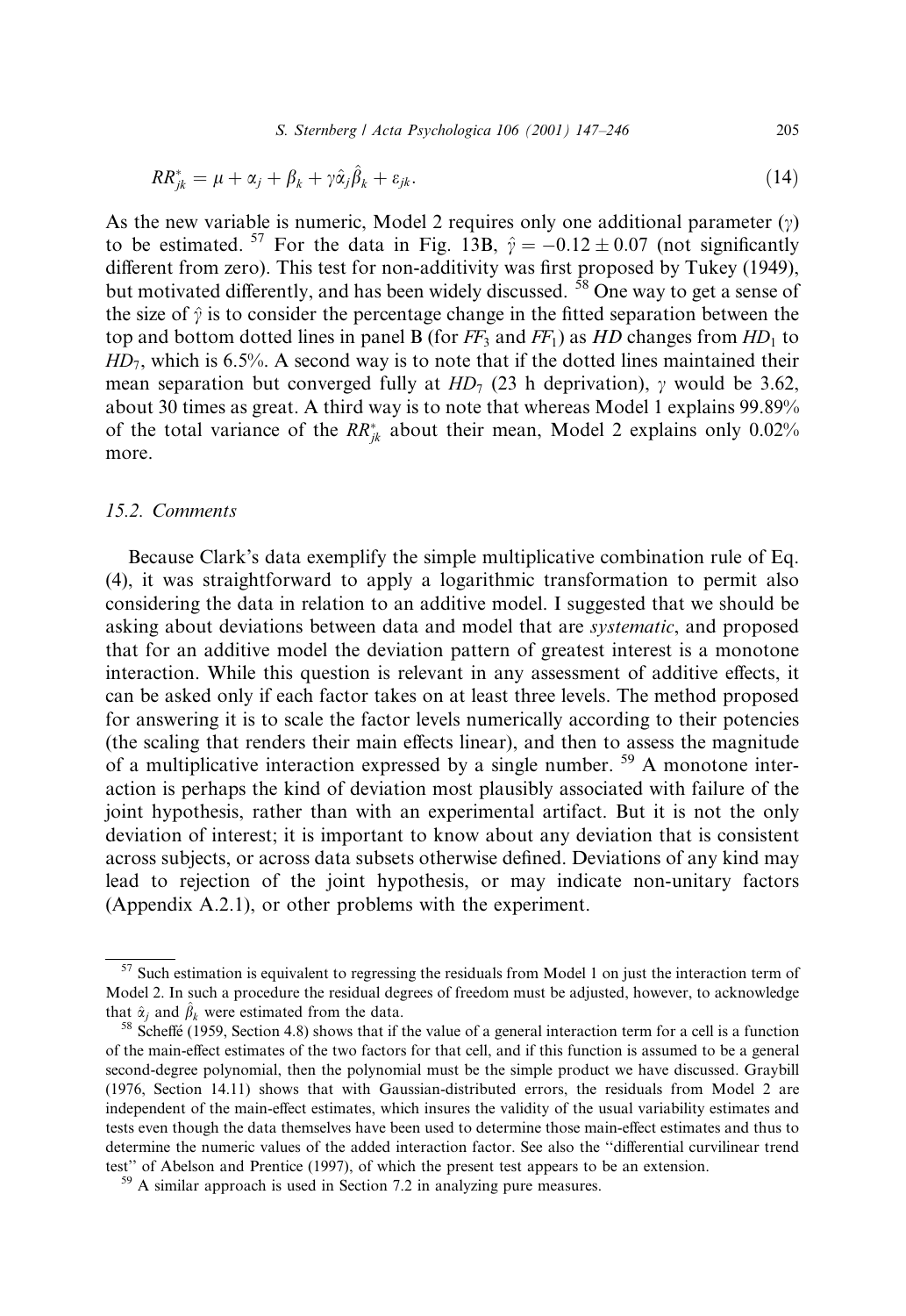$$RR^*_{jk} = \mu + \alpha_j + \beta_k + \gamma\hat{\alpha}_j\hat{\beta}_k + \varepsilon_{jk}. \tag{14}$$

As the new variable is numeric, Model 2 requires only one additional parameter ($\gamma$) to be estimated. [57] For the data in Fig. 13B, $\hat{\gamma} = -0.12 \pm 0.07$ (not significantly different from zero). This test for non-additivity was first proposed by Tukey (1949), but motivated differently, and has been widely discussed. [58] One way to get a sense of the size of $\hat{\gamma}$ is to consider the percentage change in the fitted separation between the top and bottom dotted lines in panel B (for $FF_3$ and $FF_1$) as $HD$ changes from $HD_1$ to $HD_7$, which is 6.5%. A second way is to note that if the dotted lines maintained their mean separation but converged fully at $HD_7$ (23 h deprivation), $\gamma$ would be 3.62, about 30 times as great. A third way is to note that whereas Model 1 explains 99.89% of the total variance of the $RR^*_{jk}$ about their mean, Model 2 explains only 0.02% more.

### 15.2. Comments

Because Clark's data exemplify the simple multiplicative combination rule of Eq. (4), it was straightforward to apply a logarithmic transformation to permit also considering the data in relation to an additive model. I suggested that we should be asking about deviations between data and model that are *systematic*, and proposed that for an additive model the deviation pattern of greatest interest is a monotone interaction. While this question is relevant in any assessment of additive effects, it can be asked only if each factor takes on at least three levels. The method proposed for answering it is to scale the factor levels numerically according to their potencies (the scaling that renders their main effects linear), and then to assess the magnitude of a multiplicative interaction expressed by a single number. [59] A monotone interaction is perhaps the kind of deviation most plausibly associated with failure of the joint hypothesis, rather than with an experimental artifact. But it is not the only deviation of interest; it is important to know about any deviation that is consistent across subjects, or across data subsets otherwise defined. Deviations of any kind may lead to rejection of the joint hypothesis, or may indicate non-unitary factors (Appendix A.2.1), or other problems with the experiment.

---

[57] Such estimation is equivalent to regressing the residuals from Model 1 on just the interaction term of Model 2. In such a procedure the residual degrees of freedom must be adjusted, however, to acknowledge that $\hat{\alpha}_j$ and $\hat{\beta}_k$ were estimated from the data.

[58] Scheffé (1959, Section 4.8) shows that if the value of a general interaction term for a cell is a function of the main-effect estimates of the two factors for that cell, and if this function is assumed to be a general second-degree polynomial, then the polynomial must be the simple product we have discussed. Graybill (1976, Section 14.11) shows that with Gaussian-distributed errors, the residuals from Model 2 are independent of the main-effect estimates, which insures the validity of the usual variability estimates and tests even though the data themselves have been used to determine those main-effect estimates and thus to determine the numeric values of the added interaction factor. See also the "differential curvilinear trend test" of Abelson and Prentice (1997), of which the present test appears to be an extension.

[59] A similar approach is used in Section 7.2 in analyzing pure measures.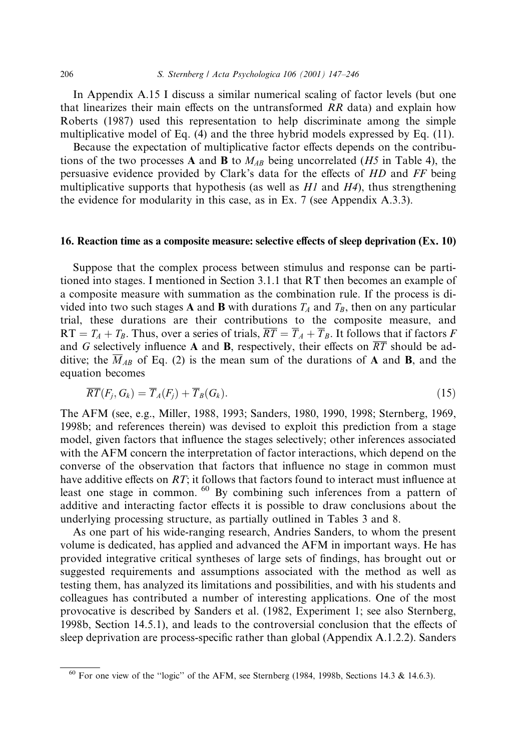In Appendix A.15 I discuss a similar numerical scaling of factor levels (but one that linearizes their main effects on the untransformed *RR* data) and explain how Roberts (1987) used this representation to help discriminate among the simple multiplicative model of Eq. (4) and the three hybrid models expressed by Eq. (11).

Because the expectation of multiplicative factor effects depends on the contributions of the two processes **A** and **B** to $M_{AB}$ being uncorrelated (*H5* in Table 4), the persuasive evidence provided by Clark's data for the effects of *HD* and *FF* being multiplicative supports that hypothesis (as well as *H1* and *H4*), thus strengthening the evidence for modularity in this case, as in Ex. 7 (see Appendix A.3.3).

## 16. Reaction time as a composite measure: selective effects of sleep deprivation (Ex. 10)

Suppose that the complex process between stimulus and response can be partitioned into stages. I mentioned in Section 3.1.1 that RT then becomes an example of a composite measure with summation as the combination rule. If the process is divided into two such stages **A** and **B** with durations $T_A$ and $T_B$, then on any particular trial, these durations are their contributions to the composite measure, and $\mathrm{RT} = T_A + T_B$. Thus, over a series of trials, $\overline{RT} = \overline{T}_A + \overline{T}_B$. It follows that if factors *F* and *G* selectively influence **A** and **B**, respectively, their effects on $\overline{RT}$ should be additive; the $\overline{M}_{AB}$ of Eq. (2) is the mean sum of the durations of **A** and **B**, and the equation becomes

$$\overline{RT}(F_j, G_k) = \overline{T}_A(F_j) + \overline{T}_B(G_k). \tag{15}$$

The AFM (see, e.g., Miller, 1988, 1993; Sanders, 1980, 1990, 1998; Sternberg, 1969, 1998b; and references therein) was devised to exploit this prediction from a stage model, given factors that influence the stages selectively; other inferences associated with the AFM concern the interpretation of factor interactions, which depend on the converse of the observation that factors that influence no stage in common must have additive effects on *RT*; it follows that factors found to interact must influence at least one stage in common. [60] By combining such inferences from a pattern of additive and interacting factor effects it is possible to draw conclusions about the underlying processing structure, as partially outlined in Tables 3 and 8.

As one part of his wide-ranging research, Andries Sanders, to whom the present volume is dedicated, has applied and advanced the AFM in important ways. He has provided integrative critical syntheses of large sets of findings, has brought out or suggested requirements and assumptions associated with the method as well as testing them, has analyzed its limitations and possibilities, and with his students and colleagues has contributed a number of interesting applications. One of the most provocative is described by Sanders et al. (1982, Experiment 1; see also Sternberg, 1998b, Section 14.5.1), and leads to the controversial conclusion that the effects of sleep deprivation are process-specific rather than global (Appendix A.1.2.2). Sanders

[60] For one view of the "logic" of the AFM, see Sternberg (1984, 1998b, Sections 14.3 & 14.6.3).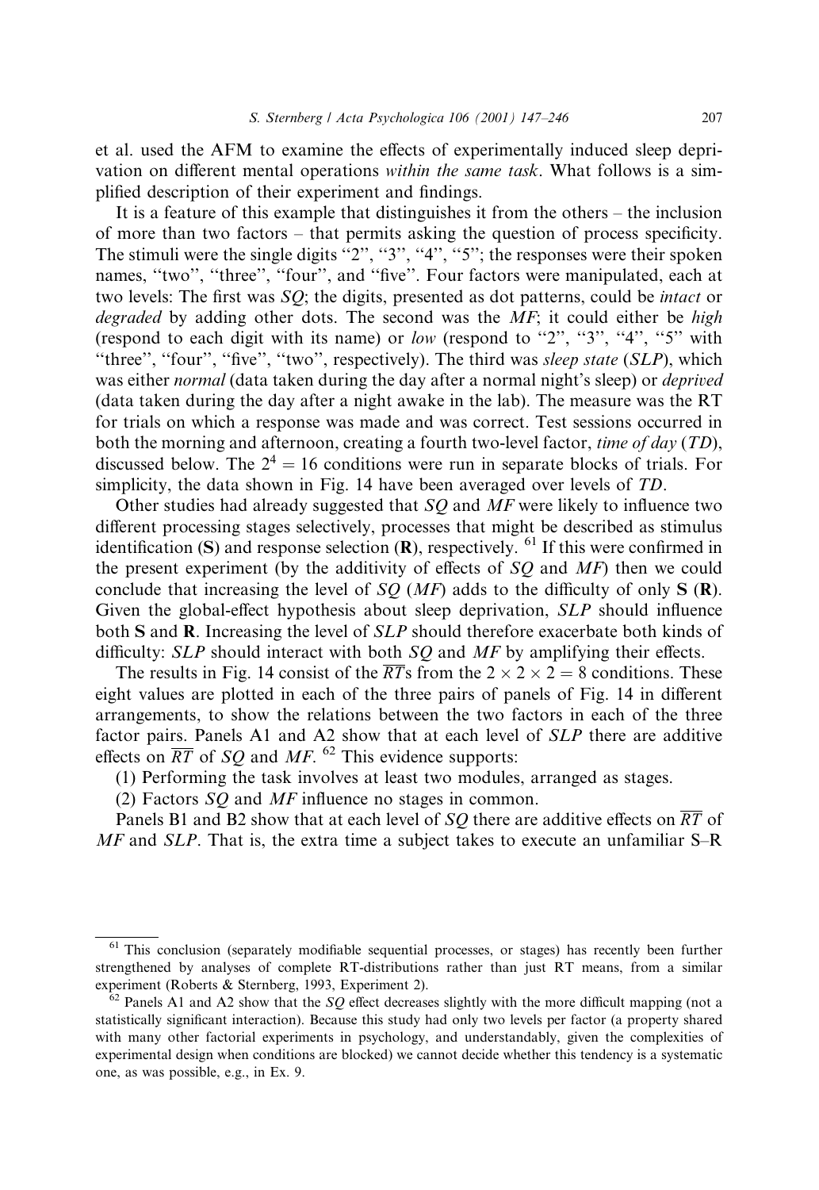et al. used the AFM to examine the effects of experimentally induced sleep deprivation on different mental operations *within the same task*. What follows is a simplified description of their experiment and findings.

It is a feature of this example that distinguishes it from the others – the inclusion of more than two factors – that permits asking the question of process specificity. The stimuli were the single digits "2", "3", "4", "5"; the responses were their spoken names, "two", "three", "four", and "five". Four factors were manipulated, each at two levels: The first was *SQ*; the digits, presented as dot patterns, could be *intact* or *degraded* by adding other dots. The second was the *MF*; it could either be *high* (respond to each digit with its name) or *low* (respond to "2", "3", "4", "5" with "three", "four", "five", "two", respectively). The third was *sleep state* (*SLP*), which was either *normal* (data taken during the day after a normal night's sleep) or *deprived* (data taken during the day after a night awake in the lab). The measure was the RT for trials on which a response was made and was correct. Test sessions occurred in both the morning and afternoon, creating a fourth two-level factor, *time of day* (*TD*), discussed below. The $2^4 = 16$ conditions were run in separate blocks of trials. For simplicity, the data shown in Fig. 14 have been averaged over levels of *TD*.

Other studies had already suggested that *SQ* and *MF* were likely to influence two different processing stages selectively, processes that might be described as stimulus identification (**S**) and response selection (**R**), respectively. [61] If this were confirmed in the present experiment (by the additivity of effects of *SQ* and *MF*) then we could conclude that increasing the level of *SQ* (*MF*) adds to the difficulty of only **S** (**R**). Given the global-effect hypothesis about sleep deprivation, *SLP* should influence both **S** and **R**. Increasing the level of *SLP* should therefore exacerbate both kinds of difficulty: *SLP* should interact with both *SQ* and *MF* by amplifying their effects.

The results in Fig. 14 consist of the $\overline{RT}$s from the $2 \times 2 \times 2 = 8$ conditions. These eight values are plotted in each of the three pairs of panels of Fig. 14 in different arrangements, to show the relations between the two factors in each of the three factor pairs. Panels A1 and A2 show that at each level of *SLP* there are additive effects on $\overline{RT}$ of *SQ* and *MF*. [62] This evidence supports:

(1) Performing the task involves at least two modules, arranged as stages.

(2) Factors *SQ* and *MF* influence no stages in common.

Panels B1 and B2 show that at each level of *SQ* there are additive effects on $\overline{RT}$ of *MF* and *SLP*. That is, the extra time a subject takes to execute an unfamiliar S–R

---

[61] This conclusion (separately modifiable sequential processes, or stages) has recently been further strengthened by analyses of complete RT-distributions rather than just RT means, from a similar experiment (Roberts & Sternberg, 1993, Experiment 2).

[62] Panels A1 and A2 show that the *SQ* effect decreases slightly with the more difficult mapping (not a statistically significant interaction). Because this study had only two levels per factor (a property shared with many other factorial experiments in psychology, and understandably, given the complexities of experimental design when conditions are blocked) we cannot decide whether this tendency is a systematic one, as was possible, e.g., in Ex. 9.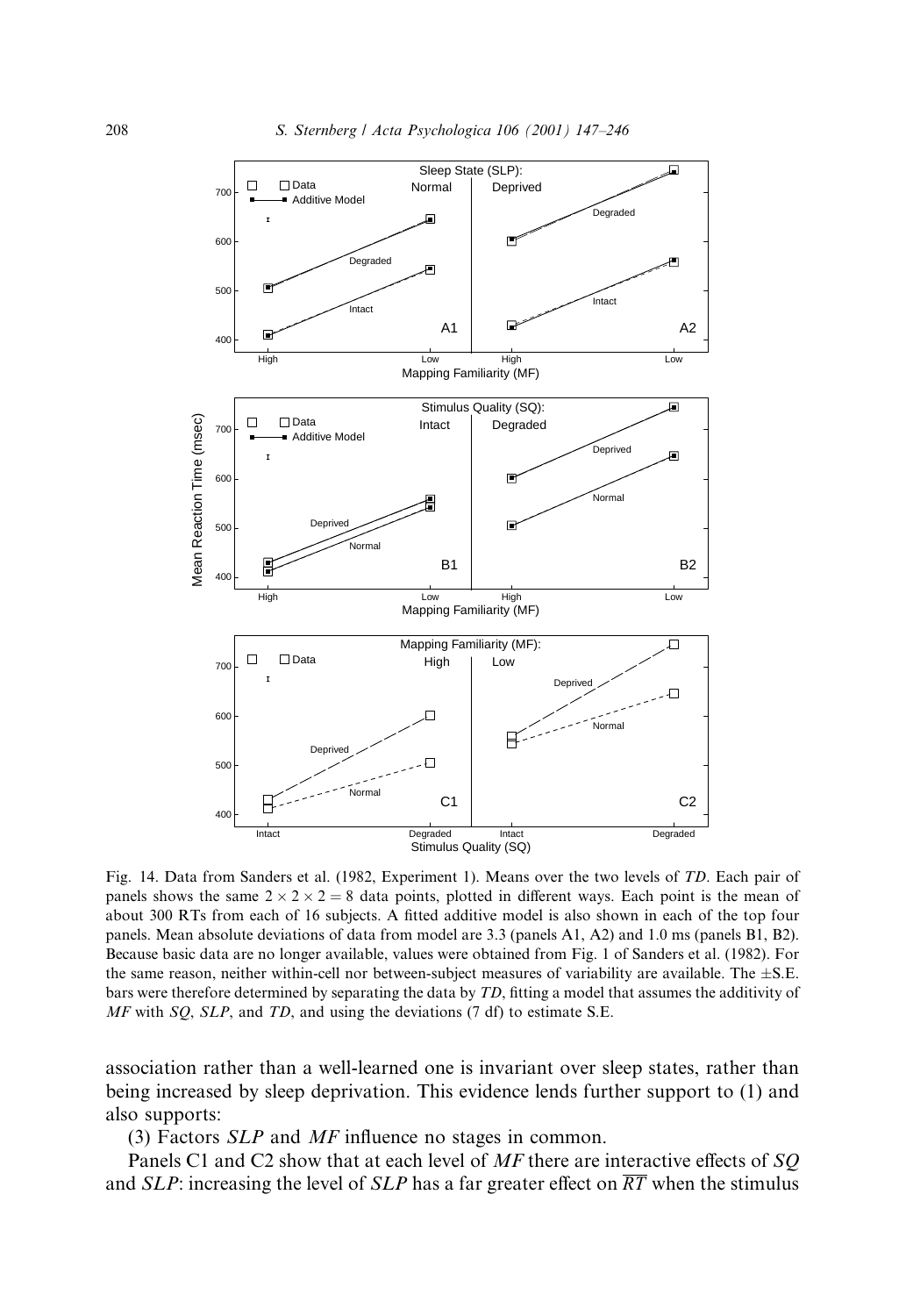Fig. 14. Data from Sanders et al. (1982, Experiment 1). Means over the two levels of *TD*. Each pair of panels shows the same $2 \times 2 \times 2 = 8$ data points, plotted in different ways. Each point is the mean of about 300 RTs from each of 16 subjects. A fitted additive model is also shown in each of the top four panels. Mean absolute deviations of data from model are 3.3 (panels A1, A2) and 1.0 ms (panels B1, B2). Because basic data are no longer available, values were obtained from Fig. 1 of Sanders et al. (1982). For the same reason, neither within-cell nor between-subject measures of variability are available. The ±S.E. bars were therefore determined by separating the data by *TD*, fitting a model that assumes the additivity of *MF* with *SQ*, *SLP*, and *TD*, and using the deviations (7 df) to estimate S.E.

association rather than a well-learned one is invariant over sleep states, rather than being increased by sleep deprivation. This evidence lends further support to (1) and also supports:

(3) Factors *SLP* and *MF* influence no stages in common.

Panels C1 and C2 show that at each level of *MF* there are interactive effects of *SQ* and *SLP*: increasing the level of *SLP* has a far greater effect on $\overline{RT}$ when the stimulus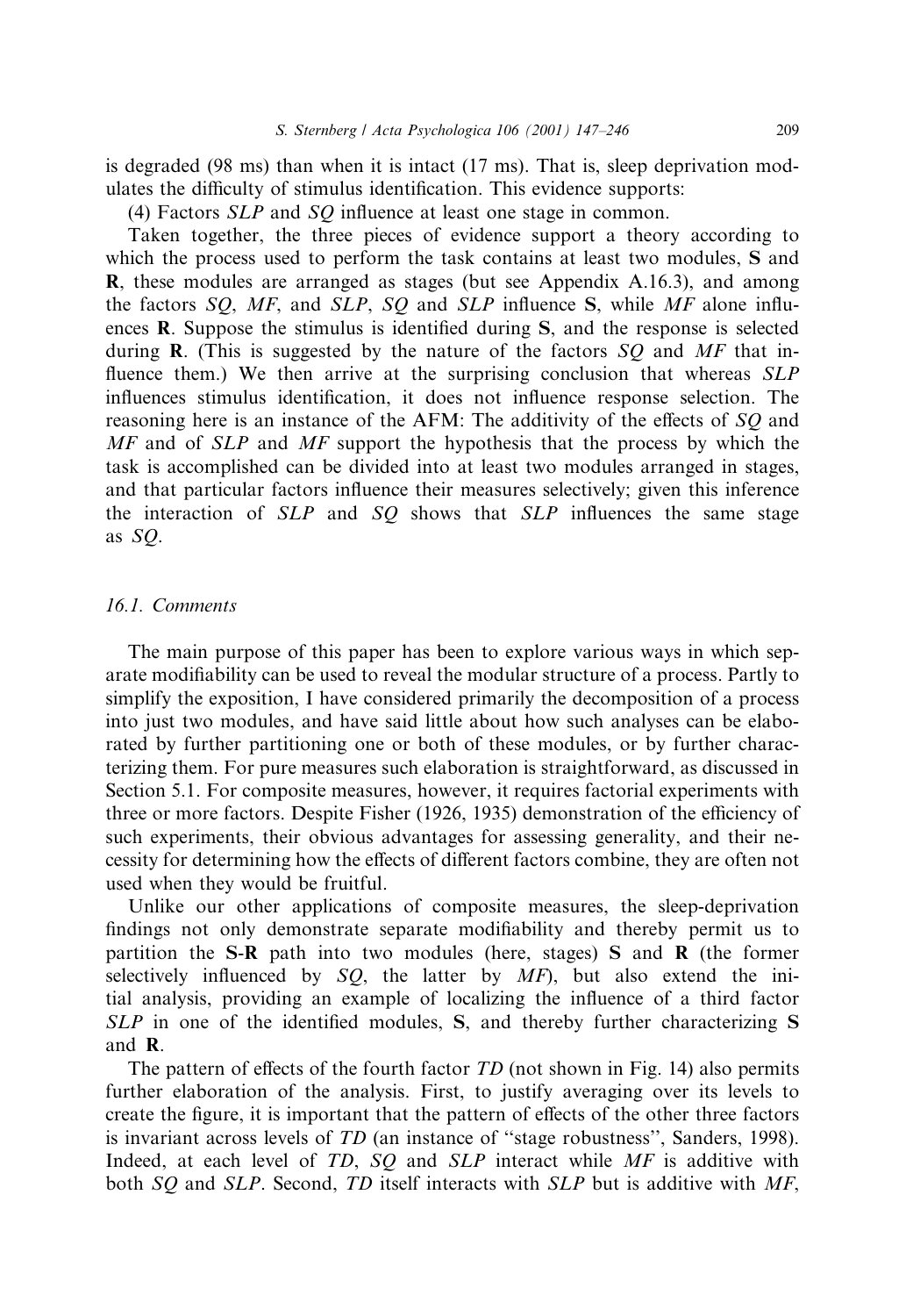is degraded (98 ms) than when it is intact (17 ms). That is, sleep deprivation modulates the difficulty of stimulus identification. This evidence supports:

(4) Factors *SLP* and *SQ* influence at least one stage in common.

Taken together, the three pieces of evidence support a theory according to which the process used to perform the task contains at least two modules, **S** and **R**, these modules are arranged as stages (but see Appendix A.16.3), and among the factors *SQ*, *MF*, and *SLP*, *SQ* and *SLP* influence **S**, while *MF* alone influences **R**. Suppose the stimulus is identified during **S**, and the response is selected during **R**. (This is suggested by the nature of the factors *SQ* and *MF* that influence them.) We then arrive at the surprising conclusion that whereas *SLP* influences stimulus identification, it does not influence response selection. The reasoning here is an instance of the AFM: The additivity of the effects of *SQ* and *MF* and of *SLP* and *MF* support the hypothesis that the process by which the task is accomplished can be divided into at least two modules arranged in stages, and that particular factors influence their measures selectively; given this inference the interaction of *SLP* and *SQ* shows that *SLP* influences the same stage as *SQ*.

### 16.1. Comments

The main purpose of this paper has been to explore various ways in which separate modifiability can be used to reveal the modular structure of a process. Partly to simplify the exposition, I have considered primarily the decomposition of a process into just two modules, and have said little about how such analyses can be elaborated by further partitioning one or both of these modules, or by further characterizing them. For pure measures such elaboration is straightforward, as discussed in Section 5.1. For composite measures, however, it requires factorial experiments with three or more factors. Despite Fisher (1926, 1935) demonstration of the efficiency of such experiments, their obvious advantages for assessing generality, and their necessity for determining how the effects of different factors combine, they are often not used when they would be fruitful.

Unlike our other applications of composite measures, the sleep-deprivation findings not only demonstrate separate modifiability and thereby permit us to partition the **S**-**R** path into two modules (here, stages) **S** and **R** (the former selectively influenced by *SQ*, the latter by *MF*), but also extend the initial analysis, providing an example of localizing the influence of a third factor *SLP* in one of the identified modules, **S**, and thereby further characterizing **S** and **R**.

The pattern of effects of the fourth factor *TD* (not shown in Fig. 14) also permits further elaboration of the analysis. First, to justify averaging over its levels to create the figure, it is important that the pattern of effects of the other three factors is invariant across levels of *TD* (an instance of "stage robustness", Sanders, 1998). Indeed, at each level of *TD*, *SQ* and *SLP* interact while *MF* is additive with both *SQ* and *SLP*. Second, *TD* itself interacts with *SLP* but is additive with *MF*,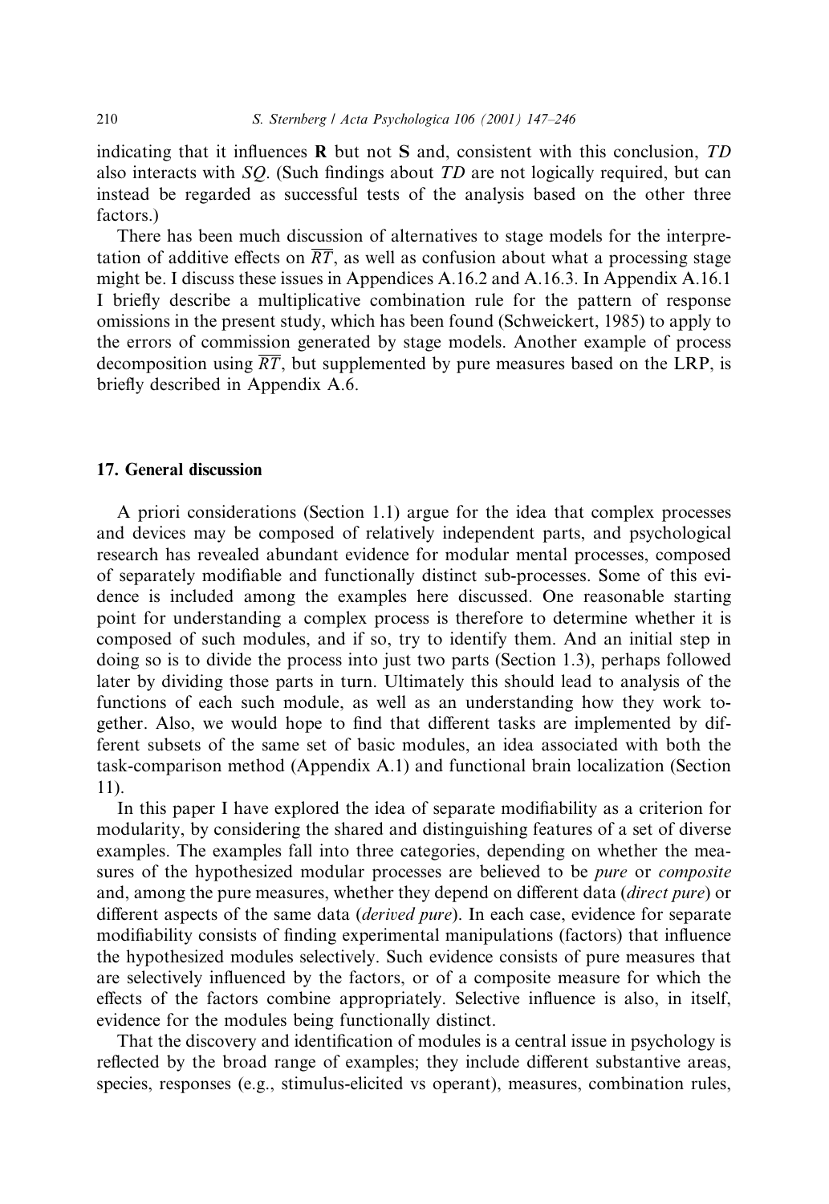indicating that it influences **R** but not **S** and, consistent with this conclusion, *TD* also interacts with *SQ*. (Such findings about *TD* are not logically required, but can instead be regarded as successful tests of the analysis based on the other three factors.)

There has been much discussion of alternatives to stage models for the interpretation of additive effects on $\overline{RT}$, as well as confusion about what a processing stage might be. I discuss these issues in Appendices A.16.2 and A.16.3. In Appendix A.16.1 I briefly describe a multiplicative combination rule for the pattern of response omissions in the present study, which has been found (Schweickert, 1985) to apply to the errors of commission generated by stage models. Another example of process decomposition using $\overline{RT}$, but supplemented by pure measures based on the LRP, is briefly described in Appendix A.6.

## 17. General discussion

A priori considerations (Section 1.1) argue for the idea that complex processes and devices may be composed of relatively independent parts, and psychological research has revealed abundant evidence for modular mental processes, composed of separately modifiable and functionally distinct sub-processes. Some of this evidence is included among the examples here discussed. One reasonable starting point for understanding a complex process is therefore to determine whether it is composed of such modules, and if so, try to identify them. And an initial step in doing so is to divide the process into just two parts (Section 1.3), perhaps followed later by dividing those parts in turn. Ultimately this should lead to analysis of the functions of each such module, as well as an understanding how they work together. Also, we would hope to find that different tasks are implemented by different subsets of the same set of basic modules, an idea associated with both the task-comparison method (Appendix A.1) and functional brain localization (Section 11).

In this paper I have explored the idea of separate modifiability as a criterion for modularity, by considering the shared and distinguishing features of a set of diverse examples. The examples fall into three categories, depending on whether the measures of the hypothesized modular processes are believed to be *pure* or *composite* and, among the pure measures, whether they depend on different data (*direct pure*) or different aspects of the same data (*derived pure*). In each case, evidence for separate modifiability consists of finding experimental manipulations (factors) that influence the hypothesized modules selectively. Such evidence consists of pure measures that are selectively influenced by the factors, or of a composite measure for which the effects of the factors combine appropriately. Selective influence is also, in itself, evidence for the modules being functionally distinct.

That the discovery and identification of modules is a central issue in psychology is reflected by the broad range of examples; they include different substantive areas, species, responses (e.g., stimulus-elicited vs operant), measures, combination rules,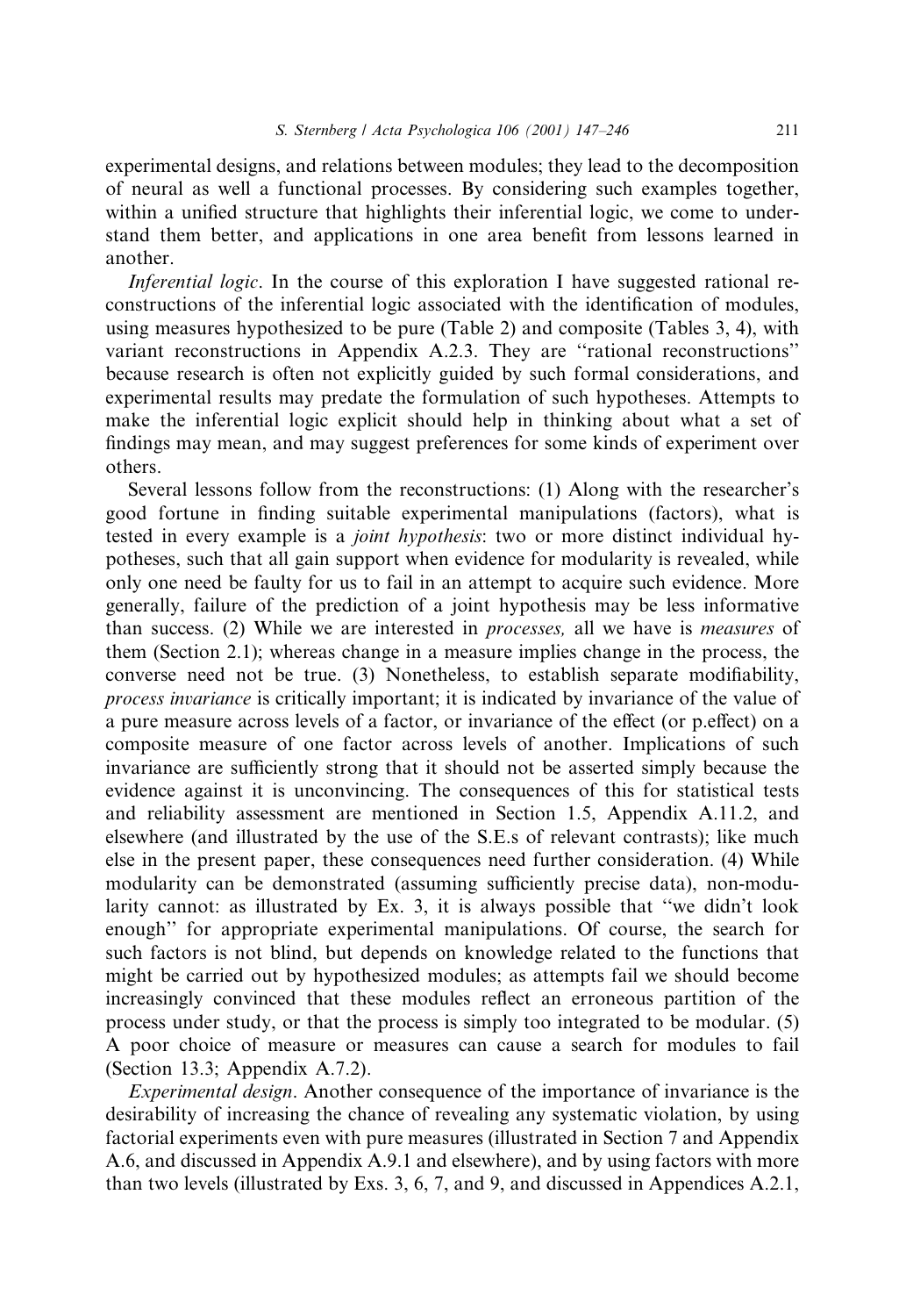experimental designs, and relations between modules; they lead to the decomposition of neural as well a functional processes. By considering such examples together, within a unified structure that highlights their inferential logic, we come to understand them better, and applications in one area benefit from lessons learned in another.

*Inferential logic*. In the course of this exploration I have suggested rational reconstructions of the inferential logic associated with the identification of modules, using measures hypothesized to be pure (Table 2) and composite (Tables 3, 4), with variant reconstructions in Appendix A.2.3. They are ''rational reconstructions'' because research is often not explicitly guided by such formal considerations, and experimental results may predate the formulation of such hypotheses. Attempts to make the inferential logic explicit should help in thinking about what a set of findings may mean, and may suggest preferences for some kinds of experiment over others.

Several lessons follow from the reconstructions: (1) Along with the researcher's good fortune in finding suitable experimental manipulations (factors), what is tested in every example is a *joint hypothesis*: two or more distinct individual hypotheses, such that all gain support when evidence for modularity is revealed, while only one need be faulty for us to fail in an attempt to acquire such evidence. More generally, failure of the prediction of a joint hypothesis may be less informative than success. (2) While we are interested in *processes,* all we have is *measures* of them (Section 2.1); whereas change in a measure implies change in the process, the converse need not be true. (3) Nonetheless, to establish separate modifiability, *process invariance* is critically important; it is indicated by invariance of the value of a pure measure across levels of a factor, or invariance of the effect (or p.effect) on a composite measure of one factor across levels of another. Implications of such invariance are sufficiently strong that it should not be asserted simply because the evidence against it is unconvincing. The consequences of this for statistical tests and reliability assessment are mentioned in Section 1.5, Appendix A.11.2, and elsewhere (and illustrated by the use of the S.E.s of relevant contrasts); like much else in the present paper, these consequences need further consideration. (4) While modularity can be demonstrated (assuming sufficiently precise data), non-modularity cannot: as illustrated by Ex. 3, it is always possible that ''we didn't look enough'' for appropriate experimental manipulations. Of course, the search for such factors is not blind, but depends on knowledge related to the functions that might be carried out by hypothesized modules; as attempts fail we should become increasingly convinced that these modules reflect an erroneous partition of the process under study, or that the process is simply too integrated to be modular. (5) A poor choice of measure or measures can cause a search for modules to fail (Section 13.3; Appendix A.7.2).

*Experimental design*. Another consequence of the importance of invariance is the desirability of increasing the chance of revealing any systematic violation, by using factorial experiments even with pure measures (illustrated in Section 7 and Appendix A.6, and discussed in Appendix A.9.1 and elsewhere), and by using factors with more than two levels (illustrated by Exs. 3, 6, 7, and 9, and discussed in Appendices A.2.1,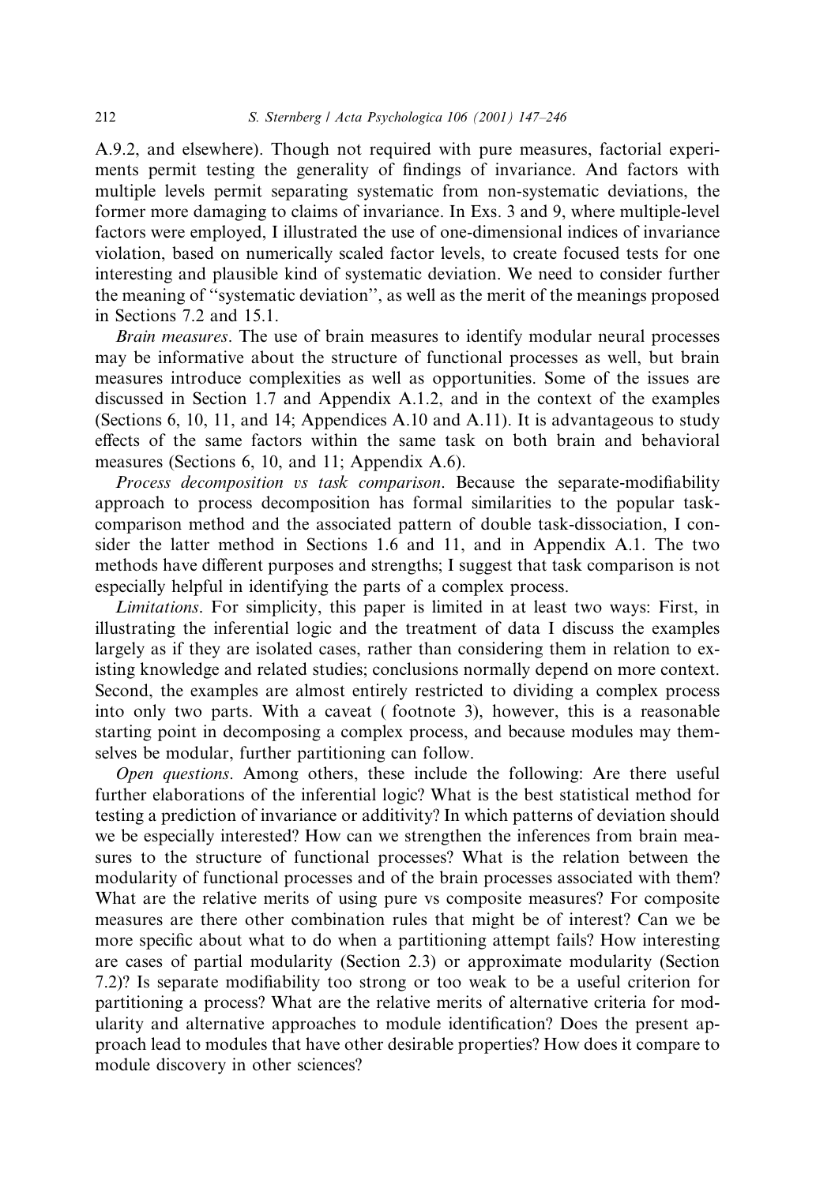A.9.2, and elsewhere). Though not required with pure measures, factorial experiments permit testing the generality of findings of invariance. And factors with multiple levels permit separating systematic from non-systematic deviations, the former more damaging to claims of invariance. In Exs. 3 and 9, where multiple-level factors were employed, I illustrated the use of one-dimensional indices of invariance violation, based on numerically scaled factor levels, to create focused tests for one interesting and plausible kind of systematic deviation. We need to consider further the meaning of "systematic deviation", as well as the merit of the meanings proposed in Sections 7.2 and 15.1.

*Brain measures*. The use of brain measures to identify modular neural processes may be informative about the structure of functional processes as well, but brain measures introduce complexities as well as opportunities. Some of the issues are discussed in Section 1.7 and Appendix A.1.2, and in the context of the examples (Sections 6, 10, 11, and 14; Appendices A.10 and A.11). It is advantageous to study effects of the same factors within the same task on both brain and behavioral measures (Sections 6, 10, and 11; Appendix A.6).

*Process decomposition vs task comparison*. Because the separate-modifiability approach to process decomposition has formal similarities to the popular task-comparison method and the associated pattern of double task-dissociation, I consider the latter method in Sections 1.6 and 11, and in Appendix A.1. The two methods have different purposes and strengths; I suggest that task comparison is not especially helpful in identifying the parts of a complex process.

*Limitations*. For simplicity, this paper is limited in at least two ways: First, in illustrating the inferential logic and the treatment of data I discuss the examples largely as if they are isolated cases, rather than considering them in relation to existing knowledge and related studies; conclusions normally depend on more context. Second, the examples are almost entirely restricted to dividing a complex process into only two parts. With a caveat ( footnote 3), however, this is a reasonable starting point in decomposing a complex process, and because modules may themselves be modular, further partitioning can follow.

*Open questions*. Among others, these include the following: Are there useful further elaborations of the inferential logic? What is the best statistical method for testing a prediction of invariance or additivity? In which patterns of deviation should we be especially interested? How can we strengthen the inferences from brain measures to the structure of functional processes? What is the relation between the modularity of functional processes and of the brain processes associated with them? What are the relative merits of using pure vs composite measures? For composite measures are there other combination rules that might be of interest? Can we be more specific about what to do when a partitioning attempt fails? How interesting are cases of partial modularity (Section 2.3) or approximate modularity (Section 7.2)? Is separate modifiability too strong or too weak to be a useful criterion for partitioning a process? What are the relative merits of alternative criteria for modularity and alternative approaches to module identification? Does the present approach lead to modules that have other desirable properties? How does it compare to module discovery in other sciences?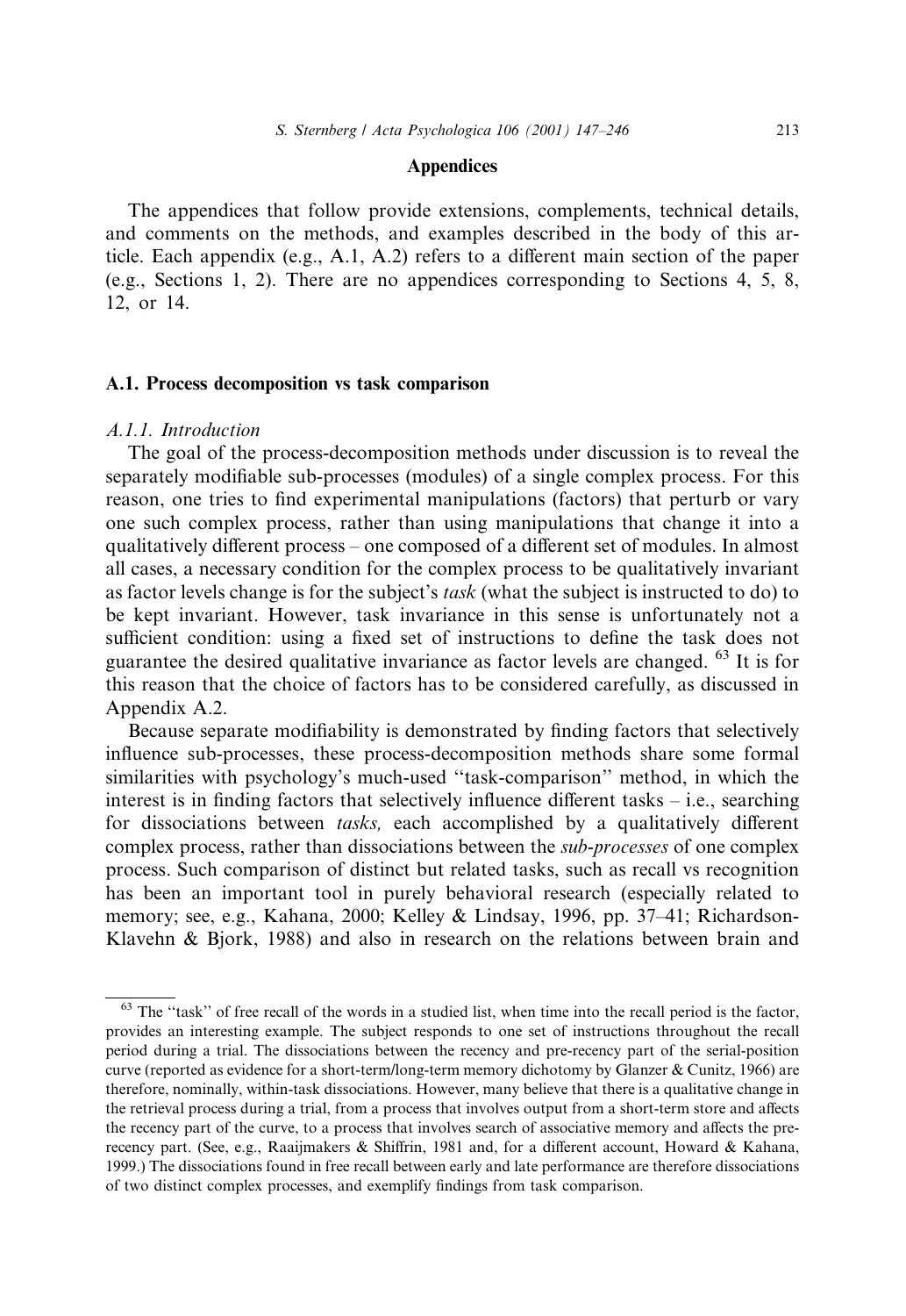## Appendices

The appendices that follow provide extensions, complements, technical details, and comments on the methods, and examples described in the body of this article. Each appendix (e.g., A.1, A.2) refers to a different main section of the paper (e.g., Sections 1, 2). There are no appendices corresponding to Sections 4, 5, 8, 12, or 14.

### A.1. Process decomposition vs task comparison

#### *A.1.1. Introduction*

The goal of the process-decomposition methods under discussion is to reveal the separately modifiable sub-processes (modules) of a single complex process. For this reason, one tries to find experimental manipulations (factors) that perturb or vary one such complex process, rather than using manipulations that change it into a qualitatively different process – one composed of a different set of modules. In almost all cases, a necessary condition for the complex process to be qualitatively invariant as factor levels change is for the subject's *task* (what the subject is instructed to do) to be kept invariant. However, task invariance in this sense is unfortunately not a sufficient condition: using a fixed set of instructions to define the task does not guarantee the desired qualitative invariance as factor levels are changed. [63] It is for this reason that the choice of factors has to be considered carefully, as discussed in Appendix A.2.

Because separate modifiability is demonstrated by finding factors that selectively influence sub-processes, these process-decomposition methods share some formal similarities with psychology's much-used "task-comparison" method, in which the interest is in finding factors that selectively influence different tasks – i.e., searching for dissociations between *tasks,* each accomplished by a qualitatively different complex process, rather than dissociations between the *sub-processes* of one complex process. Such comparison of distinct but related tasks, such as recall vs recognition has been an important tool in purely behavioral research (especially related to memory; see, e.g., Kahana, 2000; Kelley & Lindsay, 1996, pp. 37–41; Richardson-Klavehn & Bjork, 1988) and also in research on the relations between brain and

---

[63] The "task" of free recall of the words in a studied list, when time into the recall period is the factor, provides an interesting example. The subject responds to one set of instructions throughout the recall period during a trial. The dissociations between the recency and pre-recency part of the serial-position curve (reported as evidence for a short-term/long-term memory dichotomy by Glanzer & Cunitz, 1966) are therefore, nominally, within-task dissociations. However, many believe that there is a qualitative change in the retrieval process during a trial, from a process that involves output from a short-term store and affects the recency part of the curve, to a process that involves search of associative memory and affects the pre-recency part. (See, e.g., Raaijmakers & Shiffrin, 1981 and, for a different account, Howard & Kahana, 1999.) The dissociations found in free recall between early and late performance are therefore dissociations of two distinct complex processes, and exemplify findings from task comparison.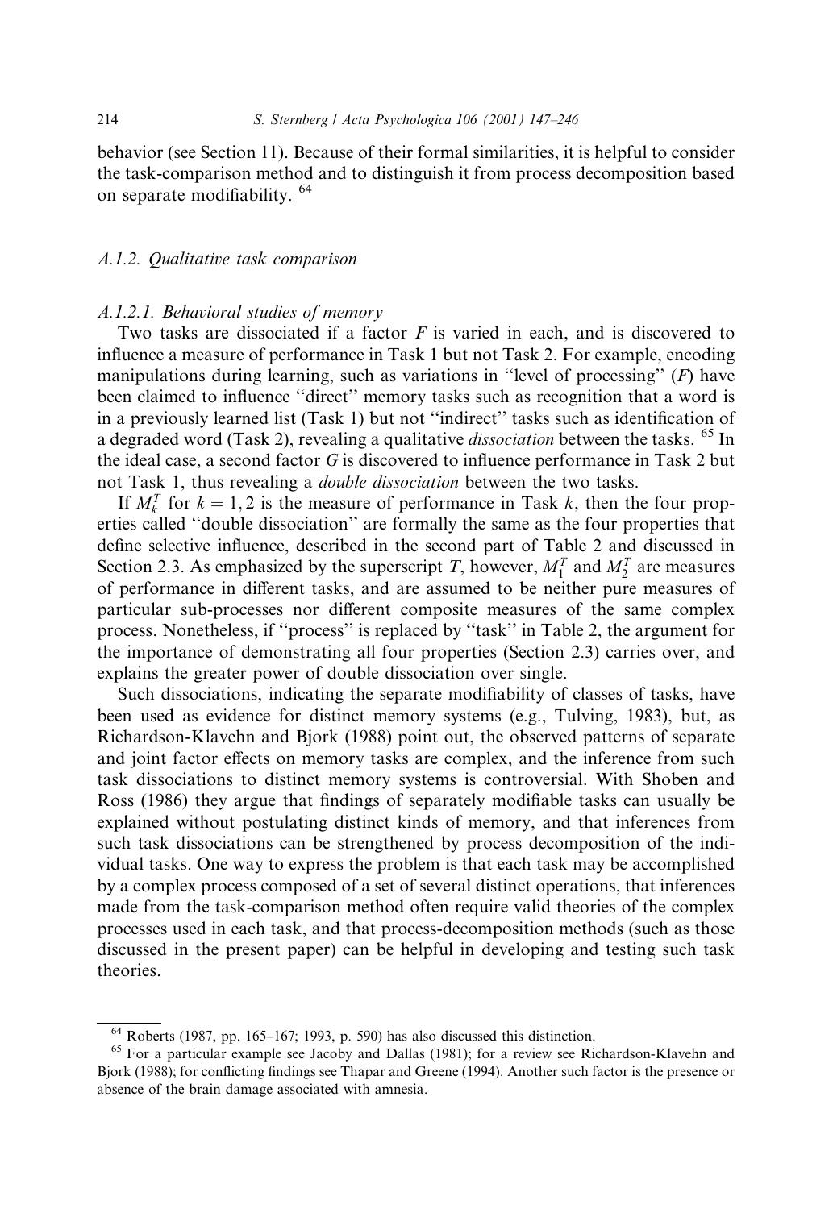behavior (see Section 11). Because of their formal similarities, it is helpful to consider the task-comparison method and to distinguish it from process decomposition based on separate modifiability. [64]

### A.1.2. Qualitative task comparison

#### A.1.2.1. Behavioral studies of memory

Two tasks are dissociated if a factor $F$ is varied in each, and is discovered to influence a measure of performance in Task 1 but not Task 2. For example, encoding manipulations during learning, such as variations in "level of processing" ($F$) have been claimed to influence "direct" memory tasks such as recognition that a word is in a previously learned list (Task 1) but not "indirect" tasks such as identification of a degraded word (Task 2), revealing a qualitative *dissociation* between the tasks. [65] In the ideal case, a second factor $G$ is discovered to influence performance in Task 2 but not Task 1, thus revealing a *double dissociation* between the two tasks.

If $M_k^T$ for $k = 1, 2$ is the measure of performance in Task $k$, then the four properties called "double dissociation" are formally the same as the four properties that define selective influence, described in the second part of Table 2 and discussed in Section 2.3. As emphasized by the superscript $T$, however, $M_1^T$ and $M_2^T$ are measures of performance in different tasks, and are assumed to be neither pure measures of particular sub-processes nor different composite measures of the same complex process. Nonetheless, if "process" is replaced by "task" in Table 2, the argument for the importance of demonstrating all four properties (Section 2.3) carries over, and explains the greater power of double dissociation over single.

Such dissociations, indicating the separate modifiability of classes of tasks, have been used as evidence for distinct memory systems (e.g., Tulving, 1983), but, as Richardson-Klavehn and Bjork (1988) point out, the observed patterns of separate and joint factor effects on memory tasks are complex, and the inference from such task dissociations to distinct memory systems is controversial. With Shoben and Ross (1986) they argue that findings of separately modifiable tasks can usually be explained without postulating distinct kinds of memory, and that inferences from such task dissociations can be strengthened by process decomposition of the individual tasks. One way to express the problem is that each task may be accomplished by a complex process composed of a set of several distinct operations, that inferences made from the task-comparison method often require valid theories of the complex processes used in each task, and that process-decomposition methods (such as those discussed in the present paper) can be helpful in developing and testing such task theories.

---

[64] Roberts (1987, pp. 165–167; 1993, p. 590) has also discussed this distinction.

[65] For a particular example see Jacoby and Dallas (1981); for a review see Richardson-Klavehn and Bjork (1988); for conflicting findings see Thapar and Greene (1994). Another such factor is the presence or absence of the brain damage associated with amnesia.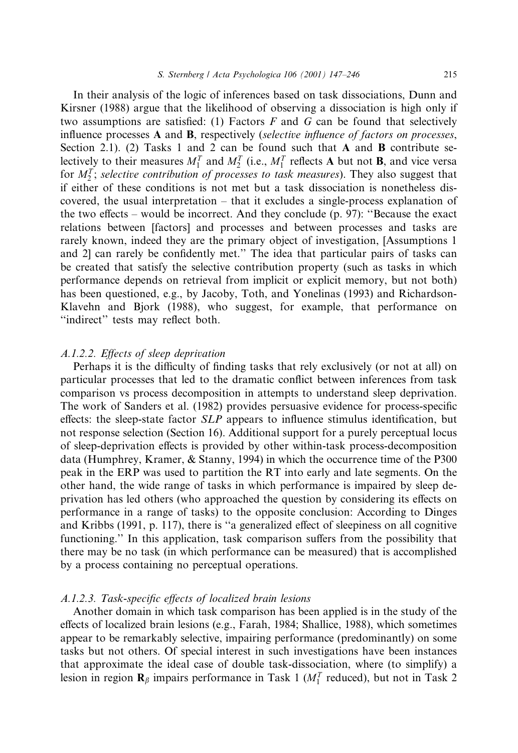In their analysis of the logic of inferences based on task dissociations, Dunn and Kirsner (1988) argue that the likelihood of observing a dissociation is high only if two assumptions are satisfied: (1) Factors $F$ and $G$ can be found that selectively influence processes **A** and **B**, respectively (*selective influence of factors on processes*, Section 2.1). (2) Tasks 1 and 2 can be found such that **A** and **B** contribute selectively to their measures $M_1^T$ and $M_2^T$ (i.e., $M_1^T$ reflects **A** but not **B**, and vice versa for $M_2^T$; *selective contribution of processes to task measures*). They also suggest that if either of these conditions is not met but a task dissociation is nonetheless discovered, the usual interpretation – that it excludes a single-process explanation of the two effects – would be incorrect. And they conclude (p. 97): "Because the exact relations between [factors] and processes and between processes and tasks are rarely known, indeed they are the primary object of investigation, [Assumptions 1 and 2] can rarely be confidently met." The idea that particular pairs of tasks can be created that satisfy the selective contribution property (such as tasks in which performance depends on retrieval from implicit or explicit memory, but not both) has been questioned, e.g., by Jacoby, Toth, and Yonelinas (1993) and Richardson-Klavehn and Bjork (1988), who suggest, for example, that performance on "indirect" tests may reflect both.

#### *A.1.2.2. Effects of sleep deprivation*

Perhaps it is the difficulty of finding tasks that rely exclusively (or not at all) on particular processes that led to the dramatic conflict between inferences from task comparison vs process decomposition in attempts to understand sleep deprivation. The work of Sanders et al. (1982) provides persuasive evidence for process-specific effects: the sleep-state factor *SLP* appears to influence stimulus identification, but not response selection (Section 16). Additional support for a purely perceptual locus of sleep-deprivation effects is provided by other within-task process-decomposition data (Humphrey, Kramer, & Stanny, 1994) in which the occurrence time of the P300 peak in the ERP was used to partition the RT into early and late segments. On the other hand, the wide range of tasks in which performance is impaired by sleep deprivation has led others (who approached the question by considering its effects on performance in a range of tasks) to the opposite conclusion: According to Dinges and Kribbs (1991, p. 117), there is "a generalized effect of sleepiness on all cognitive functioning." In this application, task comparison suffers from the possibility that there may be no task (in which performance can be measured) that is accomplished by a process containing no perceptual operations.

#### *A.1.2.3. Task-specific effects of localized brain lesions*

Another domain in which task comparison has been applied is in the study of the effects of localized brain lesions (e.g., Farah, 1984; Shallice, 1988), which sometimes appear to be remarkably selective, impairing performance (predominantly) on some tasks but not others. Of special interest in such investigations have been instances that approximate the ideal case of double task-dissociation, where (to simplify) a lesion in region $\mathbf{R}_\beta$ impairs performance in Task 1 ($M_1^T$ reduced), but not in Task 2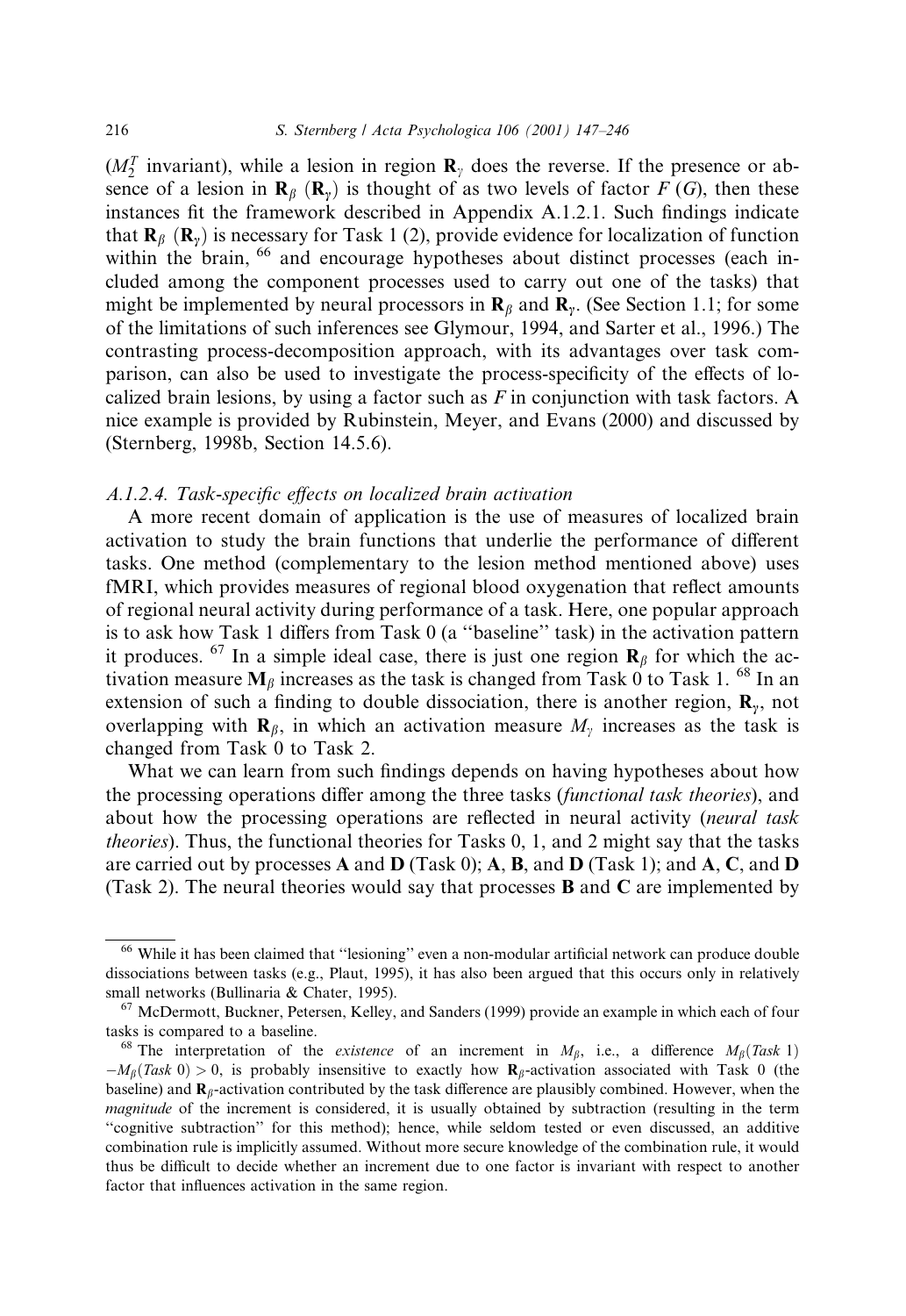($M_2^T$ invariant), while a lesion in region $\mathbf{R}_\gamma$ does the reverse. If the presence or absence of a lesion in $\mathbf{R}_\beta$ ($\mathbf{R}_\gamma$) is thought of as two levels of factor $F$ ($G$), then these instances fit the framework described in Appendix A.1.2.1. Such findings indicate that $\mathbf{R}_\beta$ ($\mathbf{R}_\gamma$) is necessary for Task 1 (2), provide evidence for localization of function within the brain, [66] and encourage hypotheses about distinct processes (each included among the component processes used to carry out one of the tasks) that might be implemented by neural processors in $\mathbf{R}_\beta$ and $\mathbf{R}_\gamma$. (See Section 1.1; for some of the limitations of such inferences see Glymour, 1994, and Sarter et al., 1996.) The contrasting process-decomposition approach, with its advantages over task comparison, can also be used to investigate the process-specificity of the effects of localized brain lesions, by using a factor such as $F$ in conjunction with task factors. A nice example is provided by Rubinstein, Meyer, and Evans (2000) and discussed by (Sternberg, 1998b, Section 14.5.6).

#### *A.1.2.4. Task-specific effects on localized brain activation*

A more recent domain of application is the use of measures of localized brain activation to study the brain functions that underlie the performance of different tasks. One method (complementary to the lesion method mentioned above) uses fMRI, which provides measures of regional blood oxygenation that reflect amounts of regional neural activity during performance of a task. Here, one popular approach is to ask how Task 1 differs from Task 0 (a "baseline" task) in the activation pattern it produces. [67] In a simple ideal case, there is just one region $\mathbf{R}_\beta$ for which the activation measure $\mathbf{M}_\beta$ increases as the task is changed from Task 0 to Task 1. [68] In an extension of such a finding to double dissociation, there is another region, $\mathbf{R}_\gamma$, not overlapping with $\mathbf{R}_\beta$, in which an activation measure $M_\gamma$ increases as the task is changed from Task 0 to Task 2.

What we can learn from such findings depends on having hypotheses about how the processing operations differ among the three tasks (*functional task theories*), and about how the processing operations are reflected in neural activity (*neural task theories*). Thus, the functional theories for Tasks 0, 1, and 2 might say that the tasks are carried out by processes **A** and **D** (Task 0); **A**, **B**, and **D** (Task 1); and **A**, **C**, and **D** (Task 2). The neural theories would say that processes **B** and **C** are implemented by

---

[66] While it has been claimed that "lesioning" even a non-modular artificial network can produce double dissociations between tasks (e.g., Plaut, 1995), it has also been argued that this occurs only in relatively small networks (Bullinaria & Chater, 1995).

[67] McDermott, Buckner, Petersen, Kelley, and Sanders (1999) provide an example in which each of four tasks is compared to a baseline.

[68] The interpretation of the *existence* of an increment in $M_\beta$, i.e., a difference $M_\beta(Task\ 1) - M_\beta(Task\ 0) > 0$, is probably insensitive to exactly how $\mathbf{R}_\beta$-activation associated with Task 0 (the baseline) and $\mathbf{R}_\beta$-activation contributed by the task difference are plausibly combined. However, when the *magnitude* of the increment is considered, it is usually obtained by subtraction (resulting in the term "cognitive subtraction" for this method); hence, while seldom tested or even discussed, an additive combination rule is implicitly assumed. Without more secure knowledge of the combination rule, it would thus be difficult to decide whether an increment due to one factor is invariant with respect to another factor that influences activation in the same region.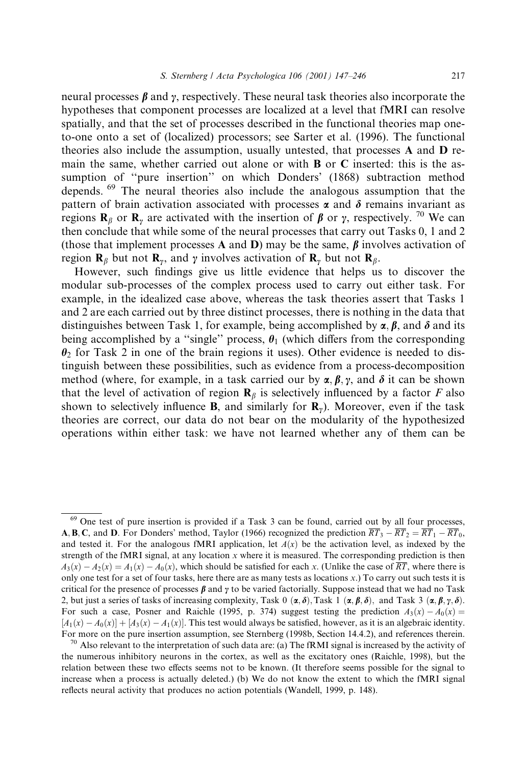neural processes $\boldsymbol{\beta}$ and $\boldsymbol{\gamma}$, respectively. These neural task theories also incorporate the hypotheses that component processes are localized at a level that fMRI can resolve spatially, and that the set of processes described in the functional theories map one-to-one onto a set of (localized) processors; see Sarter et al. (1996). The functional theories also include the assumption, usually untested, that processes **A** and **D** remain the same, whether carried out alone or with **B** or **C** inserted: this is the assumption of "pure insertion" on which Donders' (1868) subtraction method depends. [69] The neural theories also include the analogous assumption that the pattern of brain activation associated with processes $\boldsymbol{\alpha}$ and $\boldsymbol{\delta}$ remains invariant as regions $\mathbf{R}_\beta$ or $\mathbf{R}_\gamma$ are activated with the insertion of $\boldsymbol{\beta}$ or $\boldsymbol{\gamma}$, respectively. [70] We can then conclude that while some of the neural processes that carry out Tasks 0, 1 and 2 (those that implement processes **A** and **D**) may be the same, $\boldsymbol{\beta}$ involves activation of region $\mathbf{R}_\beta$ but not $\mathbf{R}_\gamma$, and $\boldsymbol{\gamma}$ involves activation of $\mathbf{R}_\gamma$ but not $\mathbf{R}_\beta$.

However, such findings give us little evidence that helps us to discover the modular sub-processes of the complex process used to carry out either task. For example, in the idealized case above, whereas the task theories assert that Tasks 1 and 2 are each carried out by three distinct processes, there is nothing in the data that distinguishes between Task 1, for example, being accomplished by $\boldsymbol{\alpha}, \boldsymbol{\beta}$, and $\boldsymbol{\delta}$ and its being accomplished by a "single" process, $\boldsymbol{\theta}_1$ (which differs from the corresponding $\boldsymbol{\theta}_2$ for Task 2 in one of the brain regions it uses). Other evidence is needed to distinguish between these possibilities, such as evidence from a process-decomposition method (where, for example, in a task carried our by $\boldsymbol{\alpha}, \boldsymbol{\beta}, \boldsymbol{\gamma}$, and $\boldsymbol{\delta}$ it can be shown that the level of activation of region $\mathbf{R}_\beta$ is selectively influenced by a factor $F$ also shown to selectively influence **B**, and similarly for $\mathbf{R}_\gamma$). Moreover, even if the task theories are correct, our data do not bear on the modularity of the hypothesized operations within either task: we have not learned whether any of them can be

---

[69] One test of pure insertion is provided if a Task 3 can be found, carried out by all four processes, **A**, **B**, **C**, and **D**. For Donders' method, Taylor (1966) recognized the prediction $\overline{RT}_3 - \overline{RT}_2 = \overline{RT}_1 - \overline{RT}_0$, and tested it. For the analogous fMRI application, let $A(x)$ be the activation level, as indexed by the strength of the fMRI signal, at any location $x$ where it is measured. The corresponding prediction is then $A_3(x) - A_2(x) = A_1(x) - A_0(x)$, which should be satisfied for each $x$. (Unlike the case of $\overline{RT}$, where there is only one test for a set of four tasks, here there are as many tests as locations $x$.) To carry out such tests it is critical for the presence of processes $\boldsymbol{\beta}$ and $\boldsymbol{\gamma}$ to be varied factorially. Suppose instead that we had no Task 2, but just a series of tasks of increasing complexity, Task 0 $(\boldsymbol{\alpha}, \boldsymbol{\delta})$, Task 1 $(\boldsymbol{\alpha}, \boldsymbol{\beta}, \boldsymbol{\delta})$, and Task 3 $(\boldsymbol{\alpha}, \boldsymbol{\beta}, \boldsymbol{\gamma}, \boldsymbol{\delta})$. For such a case, Posner and Raichle (1995, p. 374) suggest testing the prediction $A_3(x) - A_0(x) = [A_1(x) - A_0(x)] + [A_3(x) - A_1(x)]$. This test would always be satisfied, however, as it is an algebraic identity. For more on the pure insertion assumption, see Sternberg (1998b, Section 14.4.2), and references therein.

[70] Also relevant to the interpretation of such data are: (a) The fRMI signal is increased by the activity of the numerous inhibitory neurons in the cortex, as well as the excitatory ones (Raichle, 1998), but the relation between these two effects seems not to be known. (It therefore seems possible for the signal to increase when a process is actually deleted.) (b) We do not know the extent to which the fMRI signal reflects neural activity that produces no action potentials (Wandell, 1999, p. 148).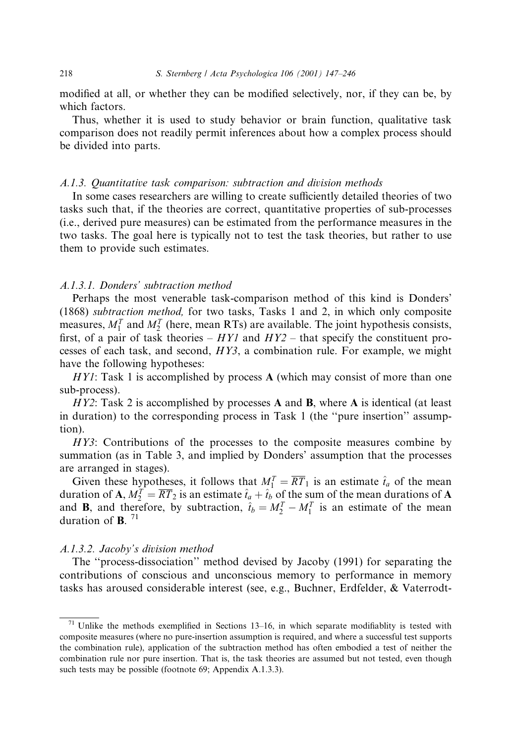modified at all, or whether they can be modified selectively, nor, if they can be, by which factors.

Thus, whether it is used to study behavior or brain function, qualitative task comparison does not readily permit inferences about how a complex process should be divided into parts.

### A.1.3. Quantitative task comparison: subtraction and division methods

In some cases researchers are willing to create sufficiently detailed theories of two tasks such that, if the theories are correct, quantitative properties of sub-processes (i.e., derived pure measures) can be estimated from the performance measures in the two tasks. The goal here is typically not to test the task theories, but rather to use them to provide such estimates.

#### A.1.3.1. Donders' subtraction method

Perhaps the most venerable task-comparison method of this kind is Donders' (1868) *subtraction method,* for two tasks, Tasks 1 and 2, in which only composite measures, $M_1^T$ and $M_2^T$ (here, mean RTs) are available. The joint hypothesis consists, first, of a pair of task theories – *HY1* and *HY2* – that specify the constituent processes of each task, and second, *HY3*, a combination rule. For example, we might have the following hypotheses:

*HY1*: Task 1 is accomplished by process **A** (which may consist of more than one sub-process).

*HY2*: Task 2 is accomplished by processes **A** and **B**, where **A** is identical (at least in duration) to the corresponding process in Task 1 (the "pure insertion" assumption).

*HY3*: Contributions of the processes to the composite measures combine by summation (as in Table 3, and implied by Donders' assumption that the processes are arranged in stages).

Given these hypotheses, it follows that $M_1^T = \overline{RT}_1$ is an estimate $\hat{t}_a$ of the mean duration of **A**, $M_2^T = \overline{RT}_2$ is an estimate $\hat{t}_a + \hat{t}_b$ of the sum of the mean durations of **A** and **B**, and therefore, by subtraction, $\hat{t}_b = M_2^T - M_1^T$ is an estimate of the mean duration of **B**. [71]

#### A.1.3.2. Jacoby's division method

The "process-dissociation" method devised by Jacoby (1991) for separating the contributions of conscious and unconscious memory to performance in memory tasks has aroused considerable interest (see, e.g., Buchner, Erdfelder, & Vaterrodt-

---

[71] Unlike the methods exemplified in Sections 13–16, in which separate modifiablity is tested with composite measures (where no pure-insertion assumption is required, and where a successful test supports the combination rule), application of the subtraction method has often embodied a test of neither the combination rule nor pure insertion. That is, the task theories are assumed but not tested, even though such tests may be possible (footnote 69; Appendix A.1.3.3).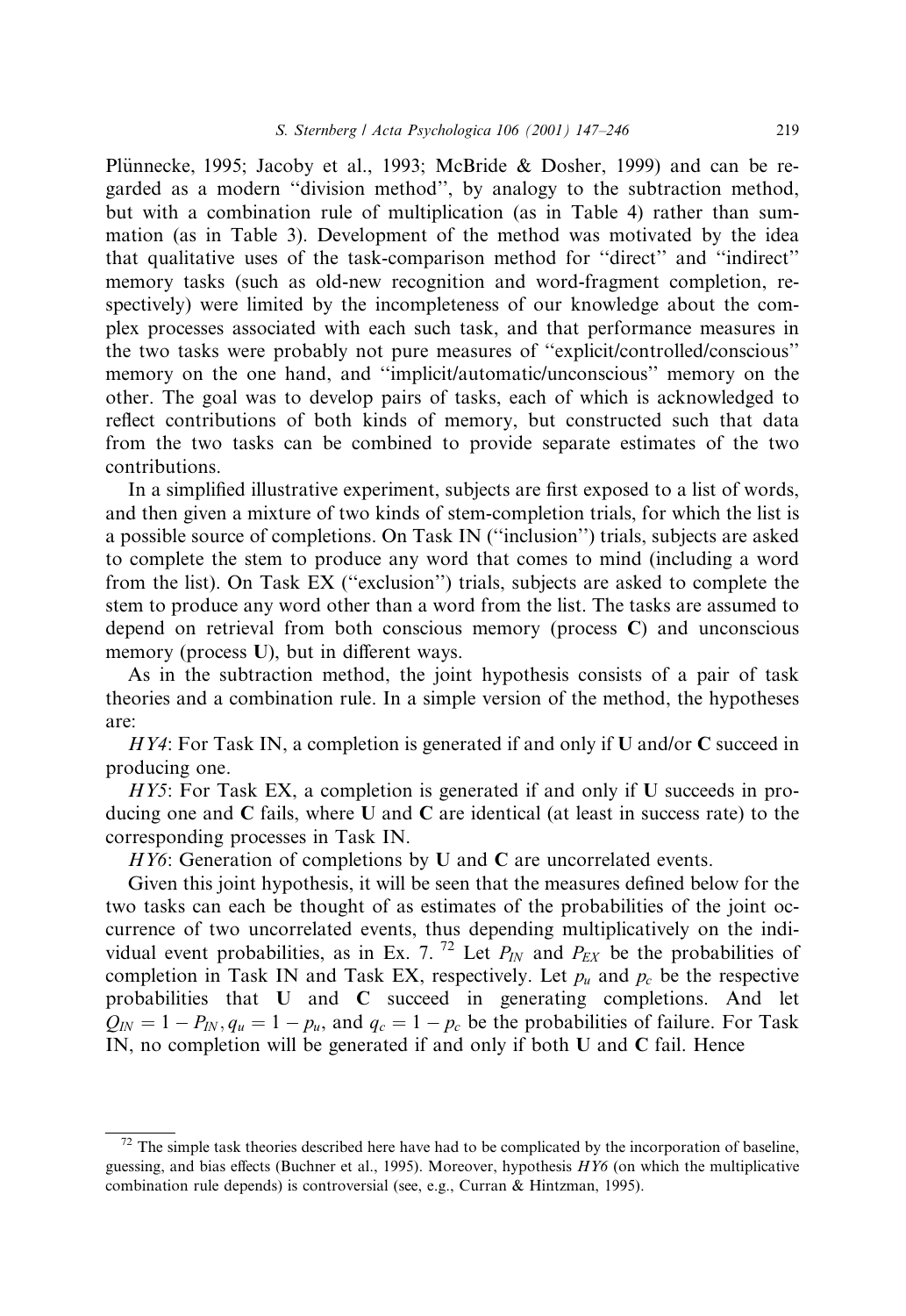Plünnecke, 1995; Jacoby et al., 1993; McBride & Dosher, 1999) and can be regarded as a modern ''division method'', by analogy to the subtraction method, but with a combination rule of multiplication (as in Table 4) rather than summation (as in Table 3). Development of the method was motivated by the idea that qualitative uses of the task-comparison method for ''direct'' and ''indirect'' memory tasks (such as old-new recognition and word-fragment completion, respectively) were limited by the incompleteness of our knowledge about the complex processes associated with each such task, and that performance measures in the two tasks were probably not pure measures of ''explicit/controlled/conscious'' memory on the one hand, and ''implicit/automatic/unconscious'' memory on the other. The goal was to develop pairs of tasks, each of which is acknowledged to reflect contributions of both kinds of memory, but constructed such that data from the two tasks can be combined to provide separate estimates of the two contributions.

In a simplified illustrative experiment, subjects are first exposed to a list of words, and then given a mixture of two kinds of stem-completion trials, for which the list is a possible source of completions. On Task IN (''inclusion'') trials, subjects are asked to complete the stem to produce any word that comes to mind (including a word from the list). On Task EX (''exclusion'') trials, subjects are asked to complete the stem to produce any word other than a word from the list. The tasks are assumed to depend on retrieval from both conscious memory (process **C**) and unconscious memory (process **U**), but in different ways.

As in the subtraction method, the joint hypothesis consists of a pair of task theories and a combination rule. In a simple version of the method, the hypotheses are:

*HY4*: For Task IN, a completion is generated if and only if **U** and/or **C** succeed in producing one.

*HY5*: For Task EX, a completion is generated if and only if **U** succeeds in producing one and **C** fails, where **U** and **C** are identical (at least in success rate) to the corresponding processes in Task IN.

*HY6*: Generation of completions by **U** and **C** are uncorrelated events.

Given this joint hypothesis, it will be seen that the measures defined below for the two tasks can each be thought of as estimates of the probabilities of the joint occurrence of two uncorrelated events, thus depending multiplicatively on the individual event probabilities, as in Ex. 7. [72] Let $P_{IN}$ and $P_{EX}$ be the probabilities of completion in Task IN and Task EX, respectively. Let $p_u$ and $p_c$ be the respective probabilities that **U** and **C** succeed in generating completions. And let $Q_{IN} = 1 - P_{IN}, q_u = 1 - p_u$, and $q_c = 1 - p_c$ be the probabilities of failure. For Task IN, no completion will be generated if and only if both **U** and **C** fail. Hence

[72] The simple task theories described here have had to be complicated by the incorporation of baseline, guessing, and bias effects (Buchner et al., 1995). Moreover, hypothesis *HY6* (on which the multiplicative combination rule depends) is controversial (see, e.g., Curran & Hintzman, 1995).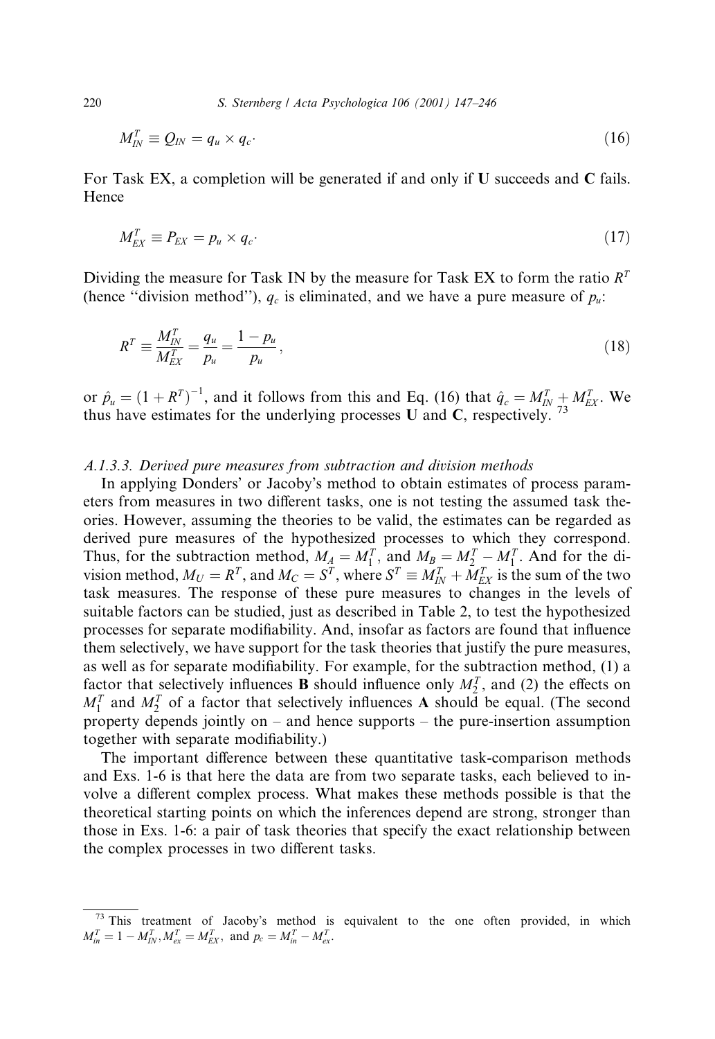$$M_{IN}^T \equiv Q_{IN} = q_u \times q_c. \tag{16}$$

For Task EX, a completion will be generated if and only if **U** succeeds and **C** fails. Hence

$$M_{EX}^T \equiv P_{EX} = p_u \times q_c. \tag{17}$$

Dividing the measure for Task IN by the measure for Task EX to form the ratio $R^T$ (hence "division method"), $q_c$ is eliminated, and we have a pure measure of $p_u$:

$$R^T \equiv \frac{M_{IN}^T}{M_{EX}^T} = \frac{q_u}{p_u} = \frac{1 - p_u}{p_u}, \tag{18}$$

or $\hat{p}_u = (1 + R^T)^{-1}$, and it follows from this and Eq. (16) that $\hat{q}_c = M_{IN}^T + M_{EX}^T$. We thus have estimates for the underlying processes **U** and **C**, respectively. [73]

### A.1.3.3. Derived pure measures from subtraction and division methods

In applying Donders' or Jacoby's method to obtain estimates of process parameters from measures in two different tasks, one is not testing the assumed task theories. However, assuming the theories to be valid, the estimates can be regarded as derived pure measures of the hypothesized processes to which they correspond. Thus, for the subtraction method, $M_A = M_1^T$, and $M_B = M_2^T - M_1^T$. And for the division method, $M_U = R^T$, and $M_C = S^T$, where $S^T \equiv M_{IN}^T + M_{EX}^T$ is the sum of the two task measures. The response of these pure measures to changes in the levels of suitable factors can be studied, just as described in Table 2, to test the hypothesized processes for separate modifiability. And, insofar as factors are found that influence them selectively, we have support for the task theories that justify the pure measures, as well as for separate modifiability. For example, for the subtraction method, (1) a factor that selectively influences **B** should influence only $M_2^T$, and (2) the effects on $M_1^T$ and $M_2^T$ of a factor that selectively influences **A** should be equal. (The second property depends jointly on – and hence supports – the pure-insertion assumption together with separate modifiability.)

The important difference between these quantitative task-comparison methods and Exs. 1-6 is that here the data are from two separate tasks, each believed to involve a different complex process. What makes these methods possible is that the theoretical starting points on which the inferences depend are strong, stronger than those in Exs. 1-6: a pair of task theories that specify the exact relationship between the complex processes in two different tasks.

---

[73] This treatment of Jacoby's method is equivalent to the one often provided, in which $M_{in}^T = 1 - M_{IN}^T, M_{ex}^T = M_{EX}^T$, and $p_c = M_{in}^T - M_{ex}^T$.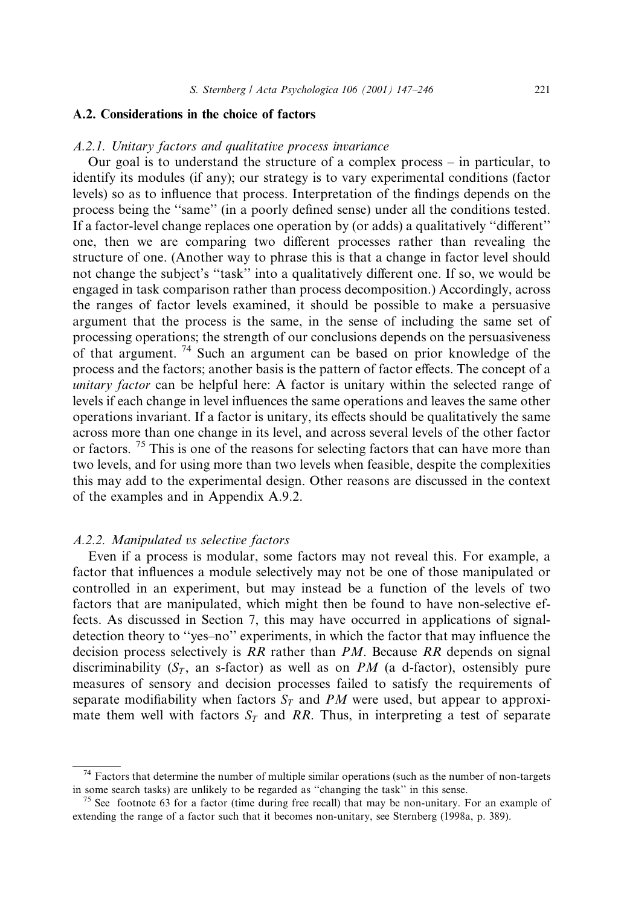### A.2. Considerations in the choice of factors

#### *A.2.1. Unitary factors and qualitative process invariance*

Our goal is to understand the structure of a complex process – in particular, to identify its modules (if any); our strategy is to vary experimental conditions (factor levels) so as to influence that process. Interpretation of the findings depends on the process being the ''same'' (in a poorly defined sense) under all the conditions tested. If a factor-level change replaces one operation by (or adds) a qualitatively ''different'' one, then we are comparing two different processes rather than revealing the structure of one. (Another way to phrase this is that a change in factor level should not change the subject's ''task'' into a qualitatively different one. If so, we would be engaged in task comparison rather than process decomposition.) Accordingly, across the ranges of factor levels examined, it should be possible to make a persuasive argument that the process is the same, in the sense of including the same set of processing operations; the strength of our conclusions depends on the persuasiveness of that argument.[74] Such an argument can be based on prior knowledge of the process and the factors; another basis is the pattern of factor effects. The concept of a *unitary factor* can be helpful here: A factor is unitary within the selected range of levels if each change in level influences the same operations and leaves the same other operations invariant. If a factor is unitary, its effects should be qualitatively the same across more than one change in its level, and across several levels of the other factor or factors.[75] This is one of the reasons for selecting factors that can have more than two levels, and for using more than two levels when feasible, despite the complexities this may add to the experimental design. Other reasons are discussed in the context of the examples and in Appendix A.9.2.

#### *A.2.2. Manipulated vs selective factors*

Even if a process is modular, some factors may not reveal this. For example, a factor that influences a module selectively may not be one of those manipulated or controlled in an experiment, but may instead be a function of the levels of two factors that are manipulated, which might then be found to have non-selective effects. As discussed in Section 7, this may have occurred in applications of signal-detection theory to ''yes–no'' experiments, in which the factor that may influence the decision process selectively is $RR$ rather than $PM$. Because $RR$ depends on signal discriminability ($S_T$, an s-factor) as well as on $PM$ (a d-factor), ostensibly pure measures of sensory and decision processes failed to satisfy the requirements of separate modifiability when factors $S_T$ and $PM$ were used, but appear to approximate them well with factors $S_T$ and $RR$. Thus, in interpreting a test of separate

---

[74] Factors that determine the number of multiple similar operations (such as the number of non-targets in some search tasks) are unlikely to be regarded as ''changing the task'' in this sense.

[75] See footnote 63 for a factor (time during free recall) that may be non-unitary. For an example of extending the range of a factor such that it becomes non-unitary, see Sternberg (1998a, p. 389).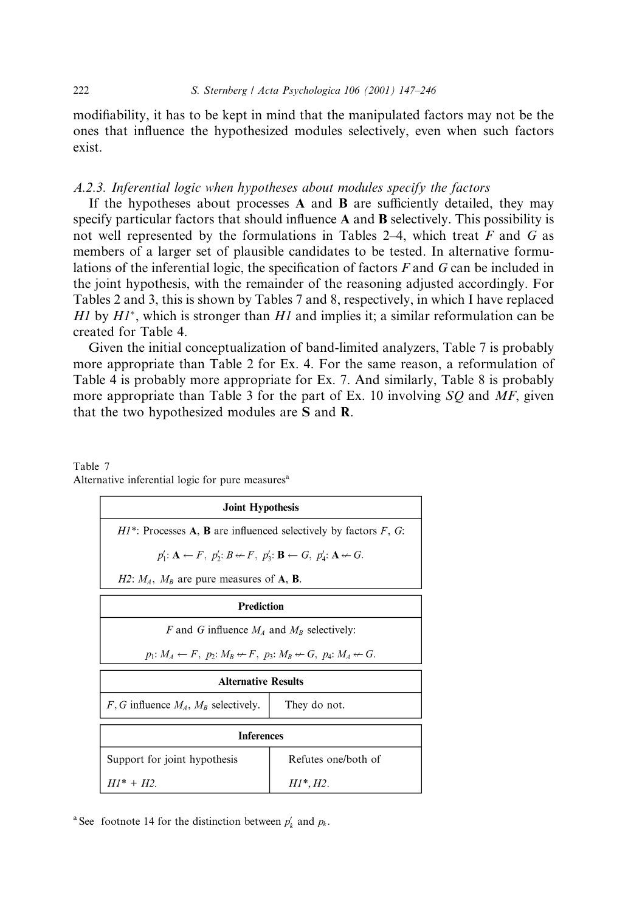modifiability, it has to be kept in mind that the manipulated factors may not be the ones that influence the hypothesized modules selectively, even when such factors exist.

### *A.2.3. Inferential logic when hypotheses about modules specify the factors*

If the hypotheses about processes **A** and **B** are sufficiently detailed, they may specify particular factors that should influence **A** and **B** selectively. This possibility is not well represented by the formulations in Tables 2–4, which treat $F$ and $G$ as members of a larger set of plausible candidates to be tested. In alternative formulations of the inferential logic, the specification of factors $F$ and $G$ can be included in the joint hypothesis, with the remainder of the reasoning adjusted accordingly. For Tables 2 and 3, this is shown by Tables 7 and 8, respectively, in which I have replaced *H1* by *H1*\*, which is stronger than *H1* and implies it; a similar reformulation can be created for Table 4.

Given the initial conceptualization of band-limited analyzers, Table 7 is probably more appropriate than Table 2 for Ex. 4. For the same reason, a reformulation of Table 4 is probably more appropriate for Ex. 7. And similarly, Table 8 is probably more appropriate than Table 3 for the part of Ex. 10 involving *SQ* and *MF*, given that the two hypothesized modules are **S** and **R**.

Table 7
Alternative inferential logic for pure measures[a]

| Joint Hypothesis | |
|---|---|
| *H1*\*: Processes **A**, **B** are influenced selectively by factors $F$, $G$: | |
| $p_1'$: $\mathbf{A} \leftarrow F$, $p_2'$: $B \not\leftarrow F$, $p_3'$: $\mathbf{B} \leftarrow G$, $p_4'$: $\mathbf{A} \not\leftarrow G$. | |
| *H2*: $M_A$, $M_B$ are pure measures of **A**, **B**. | |
| **Prediction** | |
| $F$ and $G$ influence $M_A$ and $M_B$ selectively: | |
| $p_1$: $M_A \leftarrow F$, $p_2$: $M_B \not\leftarrow F$, $p_3$: $M_B \not\leftarrow G$, $p_4$: $M_A \not\leftarrow G$. | |
| **Alternative Results** | |
| $F, G$ influence $M_A$, $M_B$ selectively. | They do not. |
| **Inferences** | |
| Support for joint hypothesis *H1*\* + *H2*. | Refutes one/both of *H1*\*, *H2*. |

[a] See footnote 14 for the distinction between $p_k'$ and $p_k$.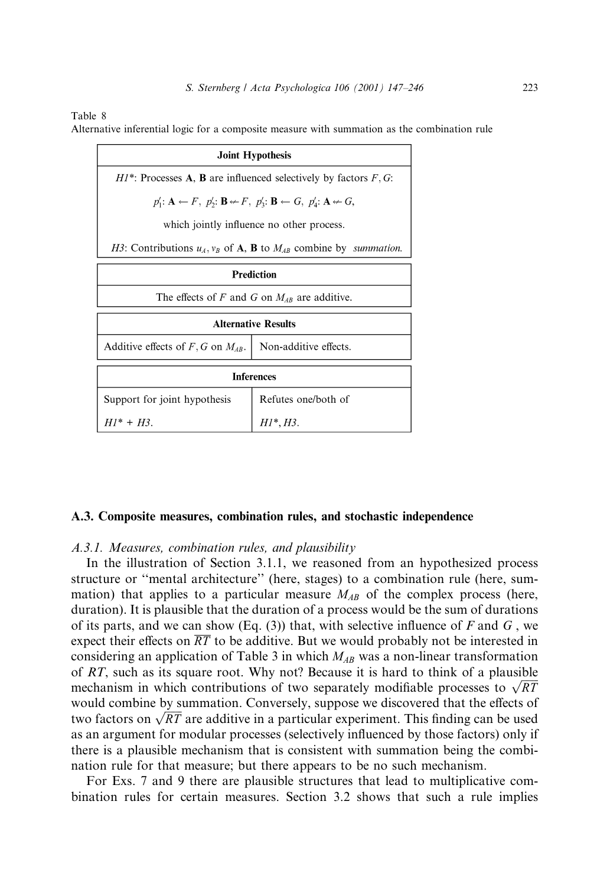Table 8
Alternative inferential logic for a composite measure with summation as the combination rule

| Joint Hypothesis | |
|---|---|
| *H1\**: Processes **A**, **B** are influenced selectively by factors $F, G$: $p'_1$: $\mathbf{A} \leftarrow F$, $p'_2$: $\mathbf{B} \not\leftarrow F$, $p'_3$: $\mathbf{B} \leftarrow G$, $p'_4$: $\mathbf{A} \not\leftarrow G$, which jointly influence no other process. *H3*: Contributions $u_A, v_B$ of **A**, **B** to $M_{AB}$ combine by *summation*. | |
| **Prediction** | |
| The effects of $F$ and $G$ on $M_{AB}$ are additive. | |
| **Alternative Results** | |
| Additive effects of $F, G$ on $M_{AB}$. | Non-additive effects. |
| **Inferences** | |
| Support for joint hypothesis *H1\** + *H3*. | Refutes one/both of *H1\**, *H3*. |

### A.3. Composite measures, combination rules, and stochastic independence

#### A.3.1. Measures, combination rules, and plausibility

In the illustration of Section 3.1.1, we reasoned from an hypothesized process structure or "mental architecture" (here, stages) to a combination rule (here, summation) that applies to a particular measure $M_{AB}$ of the complex process (here, duration). It is plausible that the duration of a process would be the sum of durations of its parts, and we can show (Eq. (3)) that, with selective influence of $F$ and $G$, we expect their effects on $\overline{RT}$ to be additive. But we would probably not be interested in considering an application of Table 3 in which $M_{AB}$ was a non-linear transformation of $RT$, such as its square root. Why not? Because it is hard to think of a plausible mechanism in which contributions of two separately modifiable processes to $\sqrt{RT}$ would combine by summation. Conversely, suppose we discovered that the effects of two factors on $\sqrt{RT}$ are additive in a particular experiment. This finding can be used as an argument for modular processes (selectively influenced by those factors) only if there is a plausible mechanism that is consistent with summation being the combination rule for that measure; but there appears to be no such mechanism.

For Exs. 7 and 9 there are plausible structures that lead to multiplicative combination rules for certain measures. Section 3.2 shows that such a rule implies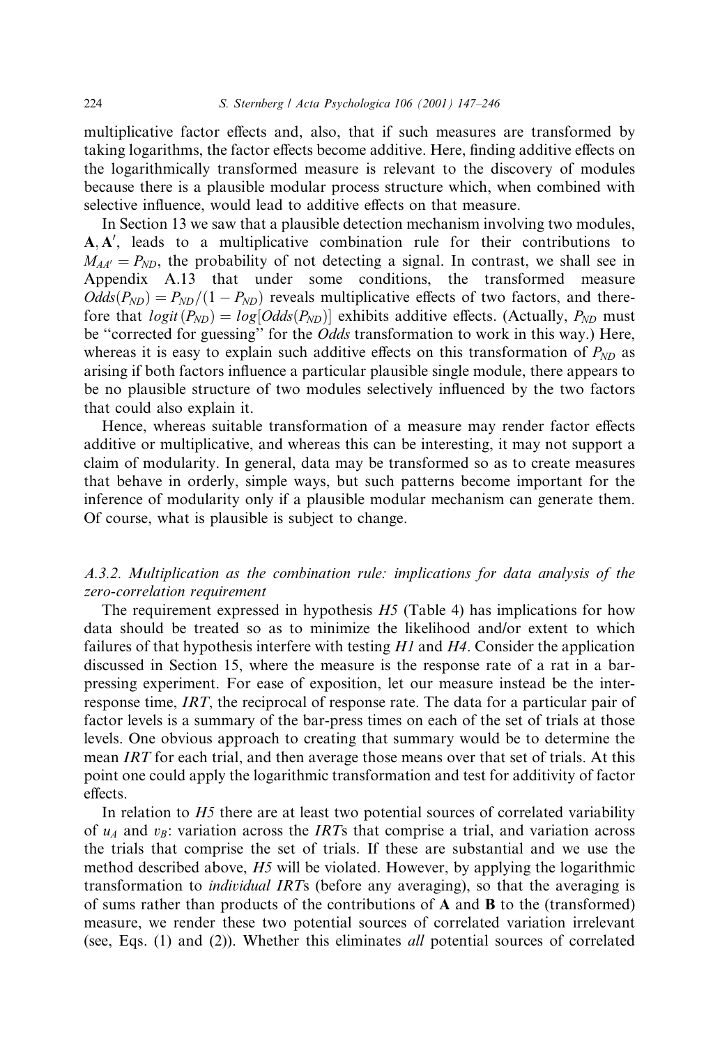multiplicative factor effects and, also, that if such measures are transformed by taking logarithms, the factor effects become additive. Here, finding additive effects on the logarithmically transformed measure is relevant to the discovery of modules because there is a plausible modular process structure which, when combined with selective influence, would lead to additive effects on that measure.

In Section 13 we saw that a plausible detection mechanism involving two modules, $\mathbf{A}, \mathbf{A}'$, leads to a multiplicative combination rule for their contributions to $M_{AA'} = P_{ND}$, the probability of not detecting a signal. In contrast, we shall see in Appendix A.13 that under some conditions, the transformed measure $Odds(P_{ND}) = P_{ND}/(1 - P_{ND})$ reveals multiplicative effects of two factors, and therefore that $logit(P_{ND}) = log[Odds(P_{ND})]$ exhibits additive effects. (Actually, $P_{ND}$ must be "corrected for guessing" for the *Odds* transformation to work in this way.) Here, whereas it is easy to explain such additive effects on this transformation of $P_{ND}$ as arising if both factors influence a particular plausible single module, there appears to be no plausible structure of two modules selectively influenced by the two factors that could also explain it.

Hence, whereas suitable transformation of a measure may render factor effects additive or multiplicative, and whereas this can be interesting, it may not support a claim of modularity. In general, data may be transformed so as to create measures that behave in orderly, simple ways, but such patterns become important for the inference of modularity only if a plausible modular mechanism can generate them. Of course, what is plausible is subject to change.

### *A.3.2. Multiplication as the combination rule: implications for data analysis of the zero-correlation requirement*

The requirement expressed in hypothesis *H5* (Table 4) has implications for how data should be treated so as to minimize the likelihood and/or extent to which failures of that hypothesis interfere with testing *H1* and *H4*. Consider the application discussed in Section 15, where the measure is the response rate of a rat in a bar-pressing experiment. For ease of exposition, let our measure instead be the inter-response time, *IRT*, the reciprocal of response rate. The data for a particular pair of factor levels is a summary of the bar-press times on each of the set of trials at those levels. One obvious approach to creating that summary would be to determine the mean *IRT* for each trial, and then average those means over that set of trials. At this point one could apply the logarithmic transformation and test for additivity of factor effects.

In relation to *H5* there are at least two potential sources of correlated variability of $u_A$ and $v_B$: variation across the *IRT*s that comprise a trial, and variation across the trials that comprise the set of trials. If these are substantial and we use the method described above, *H5* will be violated. However, by applying the logarithmic transformation to *individual IRT*s (before any averaging), so that the averaging is of sums rather than products of the contributions of **A** and **B** to the (transformed) measure, we render these two potential sources of correlated variation irrelevant (see, Eqs. (1) and (2)). Whether this eliminates *all* potential sources of correlated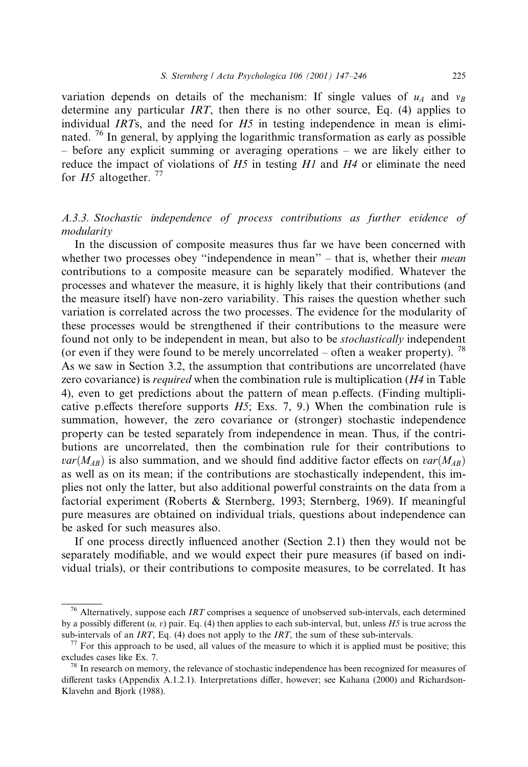variation depends on details of the mechanism: If single values of $u_A$ and $v_B$ determine any particular *IRT*, then there is no other source, Eq. (4) applies to individual *IRT*s, and the need for *H5* in testing independence in mean is eliminated. [76] In general, by applying the logarithmic transformation as early as possible – before any explicit summing or averaging operations – we are likely either to reduce the impact of violations of *H5* in testing *H1* and *H4* or eliminate the need for *H5* altogether. [77]

### A.3.3. Stochastic independence of process contributions as further evidence of modularity

In the discussion of composite measures thus far we have been concerned with whether two processes obey "independence in mean" – that is, whether their *mean* contributions to a composite measure can be separately modified. Whatever the processes and whatever the measure, it is highly likely that their contributions (and the measure itself) have non-zero variability. This raises the question whether such variation is correlated across the two processes. The evidence for the modularity of these processes would be strengthened if their contributions to the measure were found not only to be independent in mean, but also to be *stochastically* independent (or even if they were found to be merely uncorrelated – often a weaker property). [78] As we saw in Section 3.2, the assumption that contributions are uncorrelated (have zero covariance) is *required* when the combination rule is multiplication (*H4* in Table 4), even to get predictions about the pattern of mean p.effects. (Finding multiplicative p.effects therefore supports *H5*; Exs. 7, 9.) When the combination rule is summation, however, the zero covariance or (stronger) stochastic independence property can be tested separately from independence in mean. Thus, if the contributions are uncorrelated, then the combination rule for their contributions to $var(M_{AB})$ is also summation, and we should find additive factor effects on $var(M_{AB})$ as well as on its mean; if the contributions are stochastically independent, this implies not only the latter, but also additional powerful constraints on the data from a factorial experiment (Roberts & Sternberg, 1993; Sternberg, 1969). If meaningful pure measures are obtained on individual trials, questions about independence can be asked for such measures also.

If one process directly influenced another (Section 2.1) then they would not be separately modifiable, and we would expect their pure measures (if based on individual trials), or their contributions to composite measures, to be correlated. It has

---

[76] Alternatively, suppose each *IRT* comprises a sequence of unobserved sub-intervals, each determined by a possibly different $(u, v)$ pair. Eq. (4) then applies to each sub-interval, but, unless *H5* is true across the sub-intervals of an *IRT*, Eq. (4) does not apply to the *IRT*, the sum of these sub-intervals.

[77] For this approach to be used, all values of the measure to which it is applied must be positive; this excludes cases like Ex. 7.

[78] In research on memory, the relevance of stochastic independence has been recognized for measures of different tasks (Appendix A.1.2.1). Interpretations differ, however; see Kahana (2000) and Richardson-Klavehn and Bjork (1988).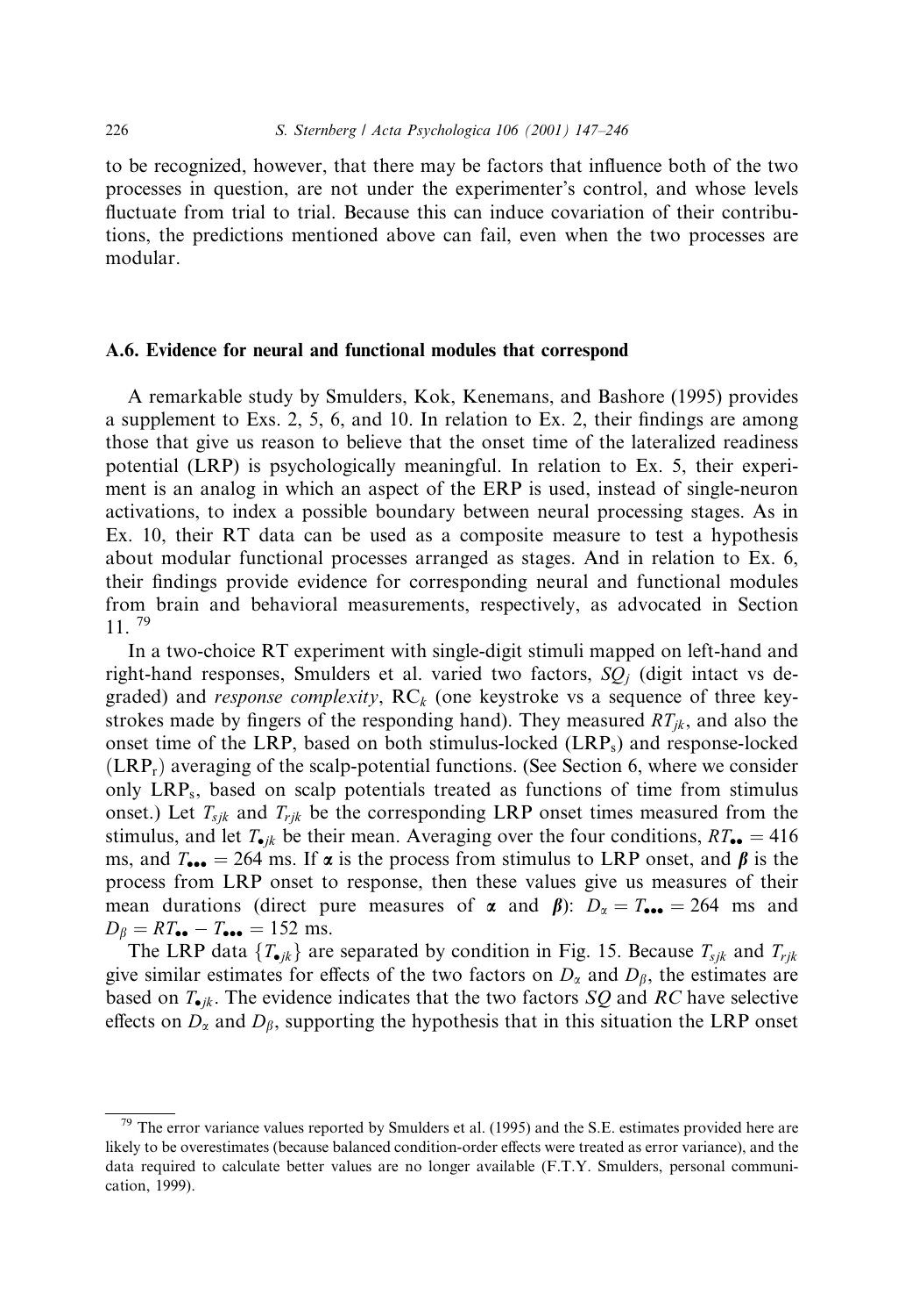to be recognized, however, that there may be factors that influence both of the two processes in question, are not under the experimenter's control, and whose levels fluctuate from trial to trial. Because this can induce covariation of their contributions, the predictions mentioned above can fail, even when the two processes are modular.

### A.6. Evidence for neural and functional modules that correspond

A remarkable study by Smulders, Kok, Kenemans, and Bashore (1995) provides a supplement to Exs. 2, 5, 6, and 10. In relation to Ex. 2, their findings are among those that give us reason to believe that the onset time of the lateralized readiness potential (LRP) is psychologically meaningful. In relation to Ex. 5, their experiment is an analog in which an aspect of the ERP is used, instead of single-neuron activations, to index a possible boundary between neural processing stages. As in Ex. 10, their RT data can be used as a composite measure to test a hypothesis about modular functional processes arranged as stages. And in relation to Ex. 6, their findings provide evidence for corresponding neural and functional modules from brain and behavioral measurements, respectively, as advocated in Section 11. [79]

In a two-choice RT experiment with single-digit stimuli mapped on left-hand and right-hand responses, Smulders et al. varied two factors, $SQ_j$ (digit intact vs degraded) and *response complexity*, $RC_k$ (one keystroke vs a sequence of three keystrokes made by fingers of the responding hand). They measured $RT_{jk}$, and also the onset time of the LRP, based on both stimulus-locked ($LRP_s$) and response-locked ($LRP_r$) averaging of the scalp-potential functions. (See Section 6, where we consider only $LRP_s$, based on scalp potentials treated as functions of time from stimulus onset.) Let $T_{sjk}$ and $T_{rjk}$ be the corresponding LRP onset times measured from the stimulus, and let $T_{\bullet jk}$ be their mean. Averaging over the four conditions, $RT_{\bullet\bullet} = 416$ ms, and $T_{\bullet\bullet\bullet} = 264$ ms. If $\boldsymbol{\alpha}$ is the process from stimulus to LRP onset, and $\boldsymbol{\beta}$ is the process from LRP onset to response, then these values give us measures of their mean durations (direct pure measures of $\boldsymbol{\alpha}$ and $\boldsymbol{\beta}$): $D_\alpha = T_{\bullet\bullet\bullet} = 264$ ms and $D_\beta = RT_{\bullet\bullet} - T_{\bullet\bullet\bullet} = 152$ ms.

The LRP data $\{T_{\bullet jk}\}$ are separated by condition in Fig. 15. Because $T_{sjk}$ and $T_{rjk}$ give similar estimates for effects of the two factors on $D_\alpha$ and $D_\beta$, the estimates are based on $T_{\bullet jk}$. The evidence indicates that the two factors $SQ$ and $RC$ have selective effects on $D_\alpha$ and $D_\beta$, supporting the hypothesis that in this situation the LRP onset

---

[79] The error variance values reported by Smulders et al. (1995) and the S.E. estimates provided here are likely to be overestimates (because balanced condition-order effects were treated as error variance), and the data required to calculate better values are no longer available (F.T.Y. Smulders, personal communication, 1999).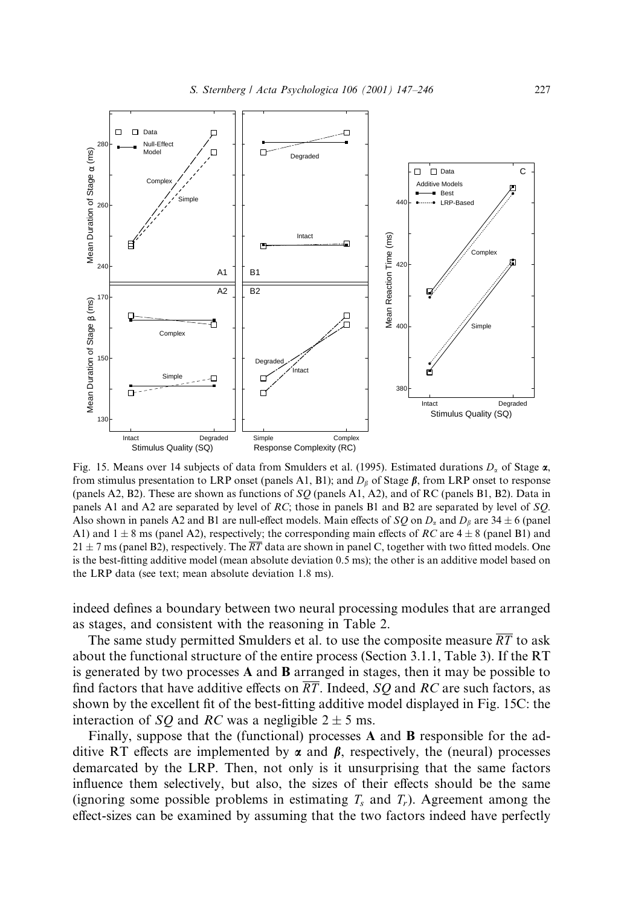Fig. 15. Means over 14 subjects of data from Smulders et al. (1995). Estimated durations $D_\alpha$ of Stage $\boldsymbol{\alpha}$, from stimulus presentation to LRP onset (panels A1, B1); and $D_\beta$ of Stage $\boldsymbol{\beta}$, from LRP onset to response (panels A2, B2). These are shown as functions of *SQ* (panels A1, A2), and of RC (panels B1, B2). Data in panels A1 and A2 are separated by level of *RC*; those in panels B1 and B2 are separated by level of *SQ*. Also shown in panels A2 and B1 are null-effect models. Main effects of *SQ* on $D_\alpha$ and $D_\beta$ are $34 \pm 6$ (panel A1) and $1 \pm 8$ ms (panel A2), respectively; the corresponding main effects of *RC* are $4 \pm 8$ (panel B1) and $21 \pm 7$ ms (panel B2), respectively. The $\overline{RT}$ data are shown in panel C, together with two fitted models. One is the best-fitting additive model (mean absolute deviation 0.5 ms); the other is an additive model based on the LRP data (see text; mean absolute deviation 1.8 ms).

indeed defines a boundary between two neural processing modules that are arranged as stages, and consistent with the reasoning in Table 2.

The same study permitted Smulders et al. to use the composite measure $\overline{RT}$ to ask about the functional structure of the entire process (Section 3.1.1, Table 3). If the RT is generated by two processes **A** and **B** arranged in stages, then it may be possible to find factors that have additive effects on $\overline{RT}$. Indeed, *SQ* and *RC* are such factors, as shown by the excellent fit of the best-fitting additive model displayed in Fig. 15C: the interaction of *SQ* and *RC* was a negligible $2 \pm 5$ ms.

Finally, suppose that the (functional) processes **A** and **B** responsible for the additive RT effects are implemented by $\boldsymbol{\alpha}$ and $\boldsymbol{\beta}$, respectively, the (neural) processes demarcated by the LRP. Then, not only is it unsurprising that the same factors influence them selectively, but also, the sizes of their effects should be the same (ignoring some possible problems in estimating $T_s$ and $T_r$). Agreement among the effect-sizes can be examined by assuming that the two factors indeed have perfectly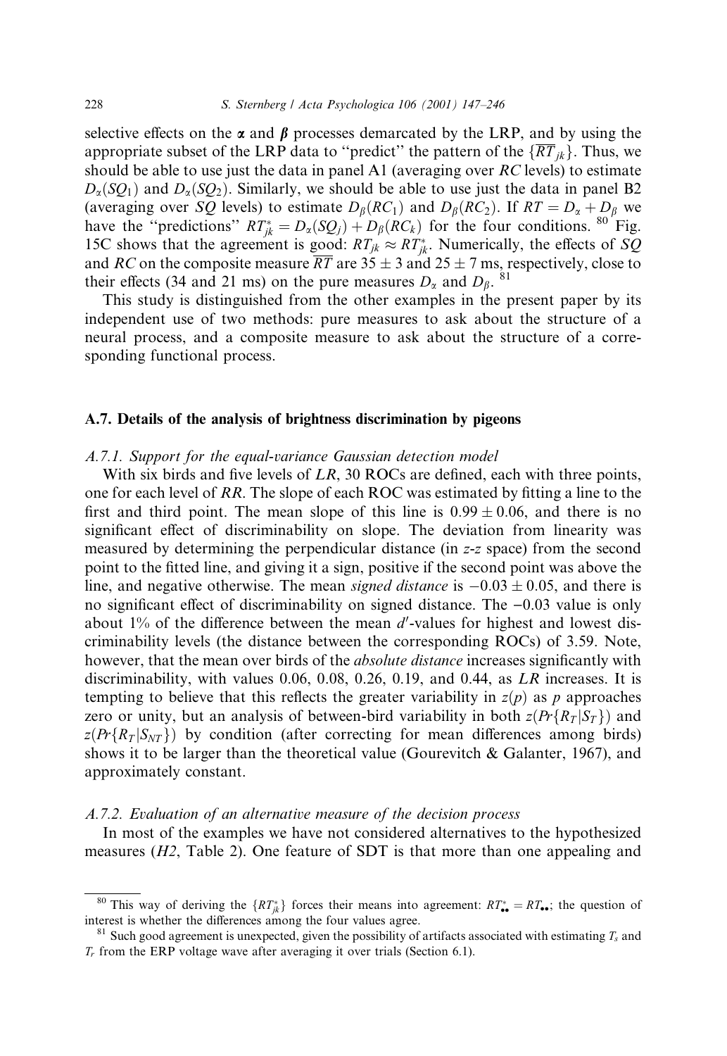selective effects on the $\boldsymbol{\alpha}$ and $\boldsymbol{\beta}$ processes demarcated by the LRP, and by using the appropriate subset of the LRP data to "predict" the pattern of the $\{\overline{RT}_{jk}\}$. Thus, we should be able to use just the data in panel A1 (averaging over *RC* levels) to estimate $D_\alpha(SQ_1)$ and $D_\alpha(SQ_2)$. Similarly, we should be able to use just the data in panel B2 (averaging over *SQ* levels) to estimate $D_\beta(RC_1)$ and $D_\beta(RC_2)$. If $RT = D_\alpha + D_\beta$ we have the "predictions" $RT^*_{jk} = D_\alpha(SQ_j) + D_\beta(RC_k)$ for the four conditions.[80] Fig. 15C shows that the agreement is good: $RT_{jk} \approx RT^*_{jk}$. Numerically, the effects of *SQ* and *RC* on the composite measure $\overline{RT}$ are $35 \pm 3$ and $25 \pm 7$ ms, respectively, close to their effects (34 and 21 ms) on the pure measures $D_\alpha$ and $D_\beta$.[81]

This study is distinguished from the other examples in the present paper by its independent use of two methods: pure measures to ask about the structure of a neural process, and a composite measure to ask about the structure of a corresponding functional process.

### A.7. Details of the analysis of brightness discrimination by pigeons

#### *A.7.1. Support for the equal-variance Gaussian detection model*

With six birds and five levels of *LR*, 30 ROCs are defined, each with three points, one for each level of *RR*. The slope of each ROC was estimated by fitting a line to the first and third point. The mean slope of this line is $0.99 \pm 0.06$, and there is no significant effect of discriminability on slope. The deviation from linearity was measured by determining the perpendicular distance (in *z-z* space) from the second point to the fitted line, and giving it a sign, positive if the second point was above the line, and negative otherwise. The mean *signed distance* is $-0.03 \pm 0.05$, and there is no significant effect of discriminability on signed distance. The $-0.03$ value is only about 1% of the difference between the mean $d'$-values for highest and lowest discriminability levels (the distance between the corresponding ROCs) of 3.59. Note, however, that the mean over birds of the *absolute distance* increases significantly with discriminability, with values 0.06, 0.08, 0.26, 0.19, and 0.44, as *LR* increases. It is tempting to believe that this reflects the greater variability in $z(p)$ as $p$ approaches zero or unity, but an analysis of between-bird variability in both $z(Pr\{R_T|S_T\})$ and $z(Pr\{R_T|S_{NT}\})$ by condition (after correcting for mean differences among birds) shows it to be larger than the theoretical value (Gourevitch & Galanter, 1967), and approximately constant.

#### *A.7.2. Evaluation of an alternative measure of the decision process*

In most of the examples we have not considered alternatives to the hypothesized measures (*H2*, Table 2). One feature of SDT is that more than one appealing and

---

[80] This way of deriving the $\{RT^*_{jk}\}$ forces their means into agreement: $RT^*_{\bullet\bullet} = RT_{\bullet\bullet}$; the question of interest is whether the differences among the four values agree.

[81] Such good agreement is unexpected, given the possibility of artifacts associated with estimating $T_s$ and $T_r$ from the ERP voltage wave after averaging it over trials (Section 6.1).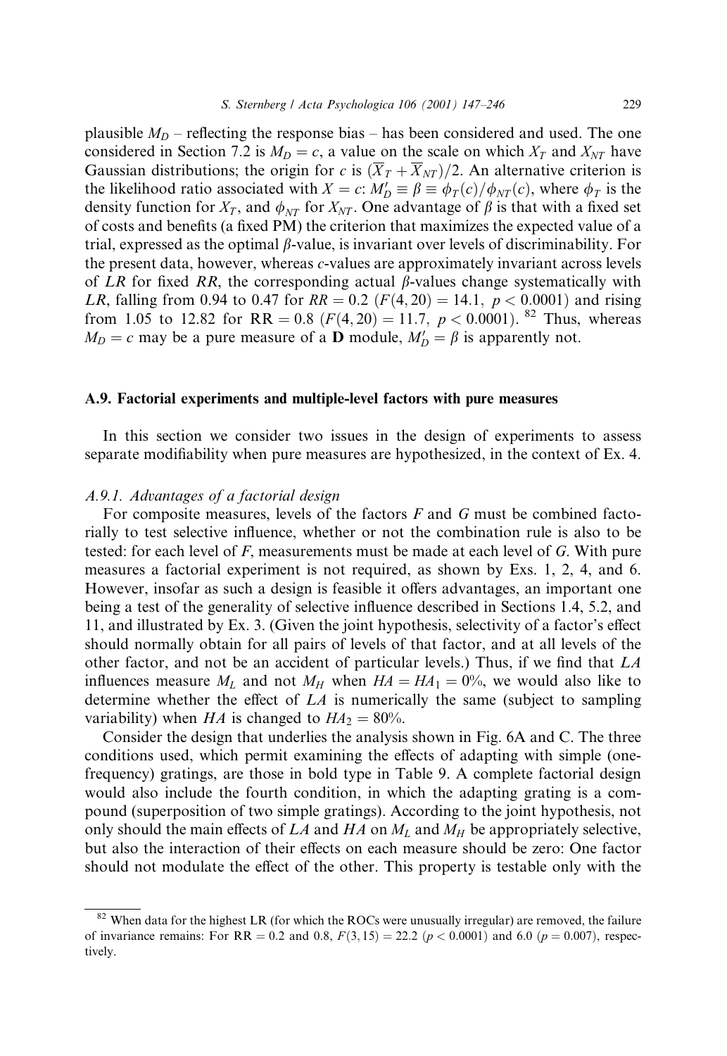plausible $M_D$ – reflecting the response bias – has been considered and used. The one considered in Section 7.2 is $M_D = c$, a value on the scale on which $X_T$ and $X_{NT}$ have Gaussian distributions; the origin for $c$ is $(\overline{X}_T + \overline{X}_{NT})/2$. An alternative criterion is the likelihood ratio associated with $X = c$: $M'_D \equiv \beta \equiv \phi_T(c)/\phi_{NT}(c)$, where $\phi_T$ is the density function for $X_T$, and $\phi_{NT}$ for $X_{NT}$. One advantage of $\beta$ is that with a fixed set of costs and benefits (a fixed PM) the criterion that maximizes the expected value of a trial, expressed as the optimal $\beta$-value, is invariant over levels of discriminability. For the present data, however, whereas $c$-values are approximately invariant across levels of $LR$ for fixed $RR$, the corresponding actual $\beta$-values change systematically with $LR$, falling from 0.94 to 0.47 for $RR = 0.2$ ($F(4, 20) = 14.1$, $p < 0.0001$) and rising from 1.05 to 12.82 for $\text{RR} = 0.8$ ($F(4, 20) = 11.7$, $p < 0.0001$).[82] Thus, whereas $M_D = c$ may be a pure measure of a **D** module, $M'_D = \beta$ is apparently not.

## A.9. Factorial experiments and multiple-level factors with pure measures

In this section we consider two issues in the design of experiments to assess separate modifiability when pure measures are hypothesized, in the context of Ex. 4.

### *A.9.1. Advantages of a factorial design*

For composite measures, levels of the factors $F$ and $G$ must be combined factorially to test selective influence, whether or not the combination rule is also to be tested: for each level of $F$, measurements must be made at each level of $G$. With pure measures a factorial experiment is not required, as shown by Exs. 1, 2, 4, and 6. However, insofar as such a design is feasible it offers advantages, an important one being a test of the generality of selective influence described in Sections 1.4, 5.2, and 11, and illustrated by Ex. 3. (Given the joint hypothesis, selectivity of a factor's effect should normally obtain for all pairs of levels of that factor, and at all levels of the other factor, and not be an accident of particular levels.) Thus, if we find that $LA$ influences measure $M_L$ and not $M_H$ when $HA = HA_1 = 0\%$, we would also like to determine whether the effect of $LA$ is numerically the same (subject to sampling variability) when $HA$ is changed to $HA_2 = 80\%$.

Consider the design that underlies the analysis shown in Fig. 6A and C. The three conditions used, which permit examining the effects of adapting with simple (one-frequency) gratings, are those in bold type in Table 9. A complete factorial design would also include the fourth condition, in which the adapting grating is a compound (superposition of two simple gratings). According to the joint hypothesis, not only should the main effects of $LA$ and $HA$ on $M_L$ and $M_H$ be appropriately selective, but also the interaction of their effects on each measure should be zero: One factor should not modulate the effect of the other. This property is testable only with the

[82] When data for the highest LR (for which the ROCs were unusually irregular) are removed, the failure of invariance remains: For $\text{RR} = 0.2$ and $0.8$, $F(3, 15) = 22.2$ ($p < 0.0001$) and $6.0$ ($p = 0.007$), respectively.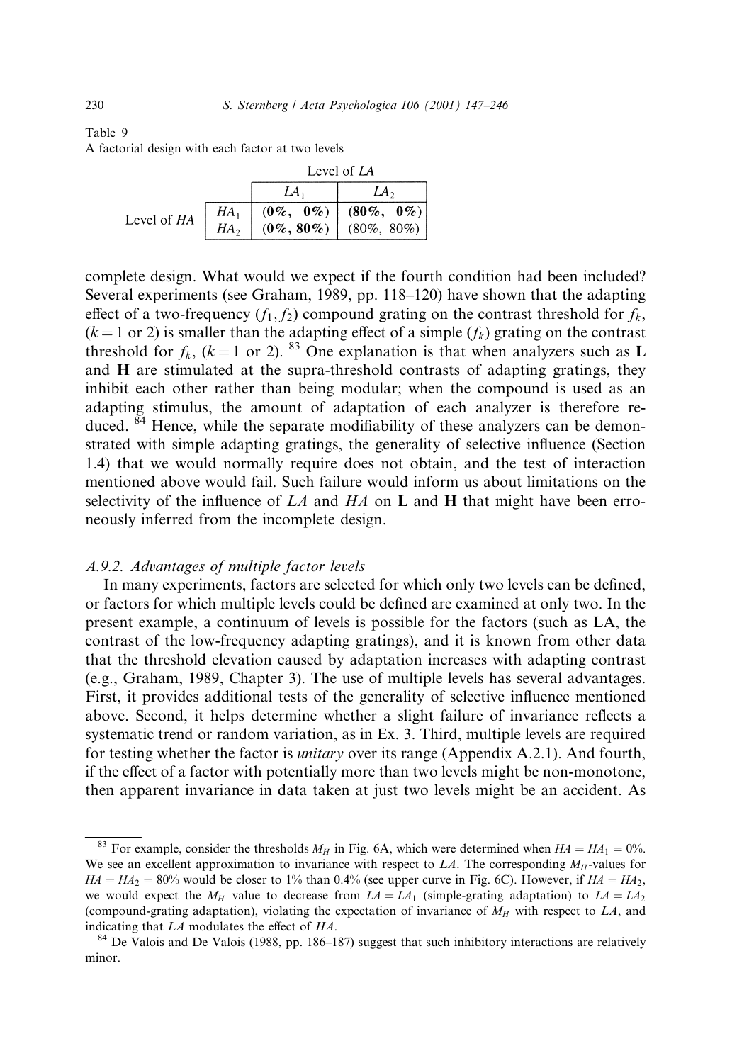Table 9
A factorial design with each factor at two levels

| | | Level of *LA* | |
|---|---|---|---|
| | | $LA_1$ | $LA_2$ |
| Level of *HA* | $HA_1$ | **(0%, 0%)** | **(80%, 0%)** |
| | $HA_2$ | **(0%, 80%)** | (80%, 80%) |

complete design. What would we expect if the fourth condition had been included? Several experiments (see Graham, 1989, pp. 118–120) have shown that the adapting effect of a two-frequency $(f_1, f_2)$ compound grating on the contrast threshold for $f_k$, $(k = 1 \text{ or } 2)$ is smaller than the adapting effect of a simple $(f_k)$ grating on the contrast threshold for $f_k$, $(k = 1 \text{ or } 2)$. [83] One explanation is that when analyzers such as **L** and **H** are stimulated at the supra-threshold contrasts of adapting gratings, they inhibit each other rather than being modular; when the compound is used as an adapting stimulus, the amount of adaptation of each analyzer is therefore reduced. [84] Hence, while the separate modifiability of these analyzers can be demonstrated with simple adapting gratings, the generality of selective influence (Section 1.4) that we would normally require does not obtain, and the test of interaction mentioned above would fail. Such failure would inform us about limitations on the selectivity of the influence of *LA* and *HA* on **L** and **H** that might have been erroneously inferred from the incomplete design.

### *A.9.2. Advantages of multiple factor levels*

In many experiments, factors are selected for which only two levels can be defined, or factors for which multiple levels could be defined are examined at only two. In the present example, a continuum of levels is possible for the factors (such as LA, the contrast of the low-frequency adapting gratings), and it is known from other data that the threshold elevation caused by adaptation increases with adapting contrast (e.g., Graham, 1989, Chapter 3). The use of multiple levels has several advantages. First, it provides additional tests of the generality of selective influence mentioned above. Second, it helps determine whether a slight failure of invariance reflects a systematic trend or random variation, as in Ex. 3. Third, multiple levels are required for testing whether the factor is *unitary* over its range (Appendix A.2.1). And fourth, if the effect of a factor with potentially more than two levels might be non-monotone, then apparent invariance in data taken at just two levels might be an accident. As

---

[83] For example, consider the thresholds $M_H$ in Fig. 6A, which were determined when $HA = HA_1 = 0\%$. We see an excellent approximation to invariance with respect to $LA$. The corresponding $M_H$-values for $HA = HA_2 = 80\%$ would be closer to 1% than 0.4% (see upper curve in Fig. 6C). However, if $HA = HA_2$, we would expect the $M_H$ value to decrease from $LA = LA_1$ (simple-grating adaptation) to $LA = LA_2$ (compound-grating adaptation), violating the expectation of invariance of $M_H$ with respect to $LA$, and indicating that $LA$ modulates the effect of $HA$.

[84] De Valois and De Valois (1988, pp. 186–187) suggest that such inhibitory interactions are relatively minor.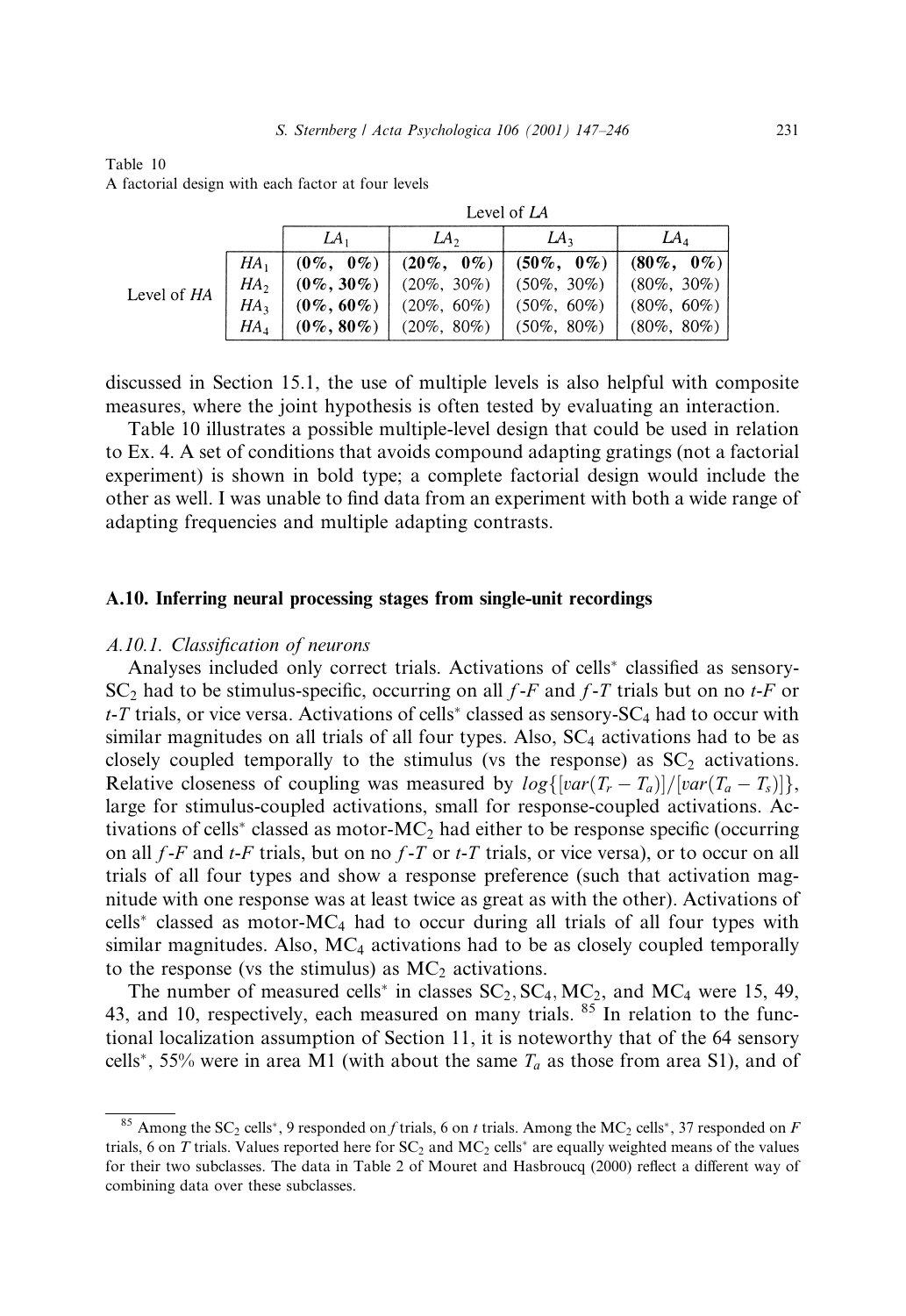Table 10
A factorial design with each factor at four levels

| | | Level of *LA* | | | |
|---|---|---|---|---|---|
| | | $LA_1$ | $LA_2$ | $LA_3$ | $LA_4$ |
| Level of *HA* | $HA_1$ | **(0%, 0%)** | **(20%, 0%)** | **(50%, 0%)** | **(80%, 0%)** |
| | $HA_2$ | **(0%, 30%)** | (20%, 30%) | (50%, 30%) | (80%, 30%) |
| | $HA_3$ | **(0%, 60%)** | (20%, 60%) | (50%, 60%) | (80%, 60%) |
| | $HA_4$ | **(0%, 80%)** | (20%, 80%) | (50%, 80%) | (80%, 80%) |

discussed in Section 15.1, the use of multiple levels is also helpful with composite measures, where the joint hypothesis is often tested by evaluating an interaction.

Table 10 illustrates a possible multiple-level design that could be used in relation to Ex. 4. A set of conditions that avoids compound adapting gratings (not a factorial experiment) is shown in bold type; a complete factorial design would include the other as well. I was unable to find data from an experiment with both a wide range of adapting frequencies and multiple adapting contrasts.

### A.10. Inferring neural processing stages from single-unit recordings

#### *A.10.1. Classification of neurons*

Analyses included only correct trials. Activations of cells* classified as sensory-$SC_2$ had to be stimulus-specific, occurring on all *f*-*F* and *f*-*T* trials but on no *t*-*F* or *t*-*T* trials, or vice versa. Activations of cells* classed as sensory-$SC_4$ had to occur with similar magnitudes on all trials of all four types. Also, $SC_4$ activations had to be as closely coupled temporally to the stimulus (vs the response) as $SC_2$ activations. Relative closeness of coupling was measured by $log\{[var(T_r - T_a)]/[var(T_a - T_s)]\}$, large for stimulus-coupled activations, small for response-coupled activations. Activations of cells* classed as motor-$MC_2$ had either to be response specific (occurring on all *f*-*F* and *t*-*F* trials, but on no *f*-*T* or *t*-*T* trials, or vice versa), or to occur on all trials of all four types and show a response preference (such that activation magnitude with one response was at least twice as great as with the other). Activations of cells* classed as motor-$MC_4$ had to occur during all trials of all four types with similar magnitudes. Also, $MC_4$ activations had to be as closely coupled temporally to the response (vs the stimulus) as $MC_2$ activations.

The number of measured cells* in classes $SC_2, SC_4, MC_2$, and $MC_4$ were 15, 49, 43, and 10, respectively, each measured on many trials. [85] In relation to the functional localization assumption of Section 11, it is noteworthy that of the 64 sensory cells*, 55% were in area M1 (with about the same $T_a$ as those from area S1), and of

---

[85] Among the $SC_2$ cells*, 9 responded on *f* trials, 6 on *t* trials. Among the $MC_2$ cells*, 37 responded on *F* trials, 6 on *T* trials. Values reported here for $SC_2$ and $MC_2$ cells* are equally weighted means of the values for their two subclasses. The data in Table 2 of Mouret and Hasbroucq (2000) reflect a different way of combining data over these subclasses.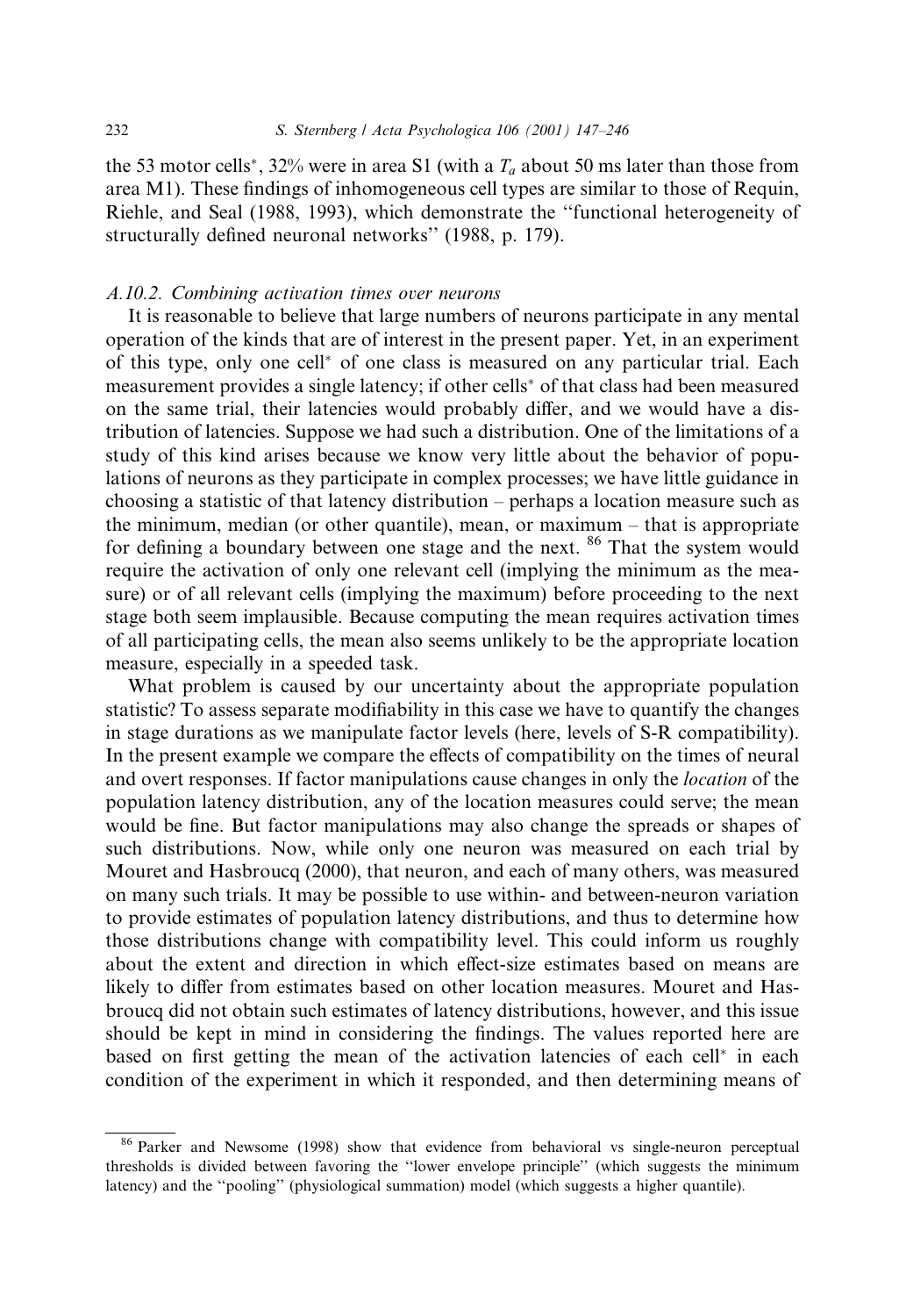the 53 motor cells*, 32% were in area S1 (with a $T_a$ about 50 ms later than those from area M1). These findings of inhomogeneous cell types are similar to those of Requin, Riehle, and Seal (1988, 1993), which demonstrate the "functional heterogeneity of structurally defined neuronal networks" (1988, p. 179).

### *A.10.2. Combining activation times over neurons*

It is reasonable to believe that large numbers of neurons participate in any mental operation of the kinds that are of interest in the present paper. Yet, in an experiment of this type, only one cell* of one class is measured on any particular trial. Each measurement provides a single latency; if other cells* of that class had been measured on the same trial, their latencies would probably differ, and we would have a distribution of latencies. Suppose we had such a distribution. One of the limitations of a study of this kind arises because we know very little about the behavior of populations of neurons as they participate in complex processes; we have little guidance in choosing a statistic of that latency distribution – perhaps a location measure such as the minimum, median (or other quantile), mean, or maximum – that is appropriate for defining a boundary between one stage and the next. [86] That the system would require the activation of only one relevant cell (implying the minimum as the measure) or of all relevant cells (implying the maximum) before proceeding to the next stage both seem implausible. Because computing the mean requires activation times of all participating cells, the mean also seems unlikely to be the appropriate location measure, especially in a speeded task.

What problem is caused by our uncertainty about the appropriate population statistic? To assess separate modifiability in this case we have to quantify the changes in stage durations as we manipulate factor levels (here, levels of S-R compatibility). In the present example we compare the effects of compatibility on the times of neural and overt responses. If factor manipulations cause changes in only the *location* of the population latency distribution, any of the location measures could serve; the mean would be fine. But factor manipulations may also change the spreads or shapes of such distributions. Now, while only one neuron was measured on each trial by Mouret and Hasbroucq (2000), that neuron, and each of many others, was measured on many such trials. It may be possible to use within- and between-neuron variation to provide estimates of population latency distributions, and thus to determine how those distributions change with compatibility level. This could inform us roughly about the extent and direction in which effect-size estimates based on means are likely to differ from estimates based on other location measures. Mouret and Hasbroucq did not obtain such estimates of latency distributions, however, and this issue should be kept in mind in considering the findings. The values reported here are based on first getting the mean of the activation latencies of each cell* in each condition of the experiment in which it responded, and then determining means of

[86] Parker and Newsome (1998) show that evidence from behavioral vs single-neuron perceptual thresholds is divided between favoring the "lower envelope principle" (which suggests the minimum latency) and the "pooling" (physiological summation) model (which suggests a higher quantile).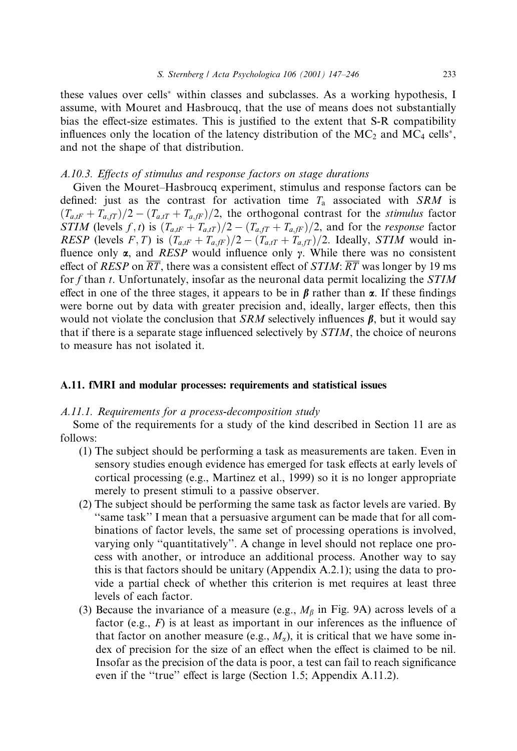these values over cells* within classes and subclasses. As a working hypothesis, I assume, with Mouret and Hasbroucq, that the use of means does not substantially bias the effect-size estimates. This is justified to the extent that S-R compatibility influences only the location of the latency distribution of the $MC_2$ and $MC_4$ cells*, and not the shape of that distribution.

### *A.10.3. Effects of stimulus and response factors on stage durations*

Given the Mouret–Hasbroucq experiment, stimulus and response factors can be defined: just as the contrast for activation time $T_a$ associated with *SRM* is $(T_{a,tF} + T_{a,fT})/2 - (T_{a,tT} + T_{a,fF})/2$, the orthogonal contrast for the *stimulus* factor *STIM* (levels $f, t$) is $(T_{a,tF} + T_{a,tT})/2 - (T_{a,fT} + T_{a,fF})/2$, and for the *response* factor *RESP* (levels $F, T$) is $(T_{a,tF} + T_{a,fF})/2 - (T_{a,tT} + T_{a,fT})/2$. Ideally, *STIM* would influence only $\boldsymbol{\alpha}$, and *RESP* would influence only $\boldsymbol{\gamma}$. While there was no consistent effect of *RESP* on $\overline{RT}$, there was a consistent effect of *STIM*: $\overline{RT}$ was longer by 19 ms for $f$ than $t$. Unfortunately, insofar as the neuronal data permit localizing the *STIM* effect in one of the three stages, it appears to be in $\boldsymbol{\beta}$ rather than $\boldsymbol{\alpha}$. If these findings were borne out by data with greater precision and, ideally, larger effects, then this would not violate the conclusion that *SRM* selectively influences $\boldsymbol{\beta}$, but it would say that if there is a separate stage influenced selectively by *STIM*, the choice of neurons to measure has not isolated it.

## A.11. fMRI and modular processes: requirements and statistical issues

### *A.11.1. Requirements for a process-decomposition study*

Some of the requirements for a study of the kind described in Section 11 are as follows:

(1) The subject should be performing a task as measurements are taken. Even in sensory studies enough evidence has emerged for task effects at early levels of cortical processing (e.g., Martinez et al., 1999) so it is no longer appropriate merely to present stimuli to a passive observer.

(2) The subject should be performing the same task as factor levels are varied. By "same task" I mean that a persuasive argument can be made that for all combinations of factor levels, the same set of processing operations is involved, varying only "quantitatively". A change in level should not replace one process with another, or introduce an additional process. Another way to say this is that factors should be unitary (Appendix A.2.1); using the data to provide a partial check of whether this criterion is met requires at least three levels of each factor.

(3) Because the invariance of a measure (e.g., $M_\beta$ in Fig. 9A) across levels of a factor (e.g., $F$) is at least as important in our inferences as the influence of that factor on another measure (e.g., $M_\alpha$), it is critical that we have some index of precision for the size of an effect when the effect is claimed to be nil. Insofar as the precision of the data is poor, a test can fail to reach significance even if the "true" effect is large (Section 1.5; Appendix A.11.2).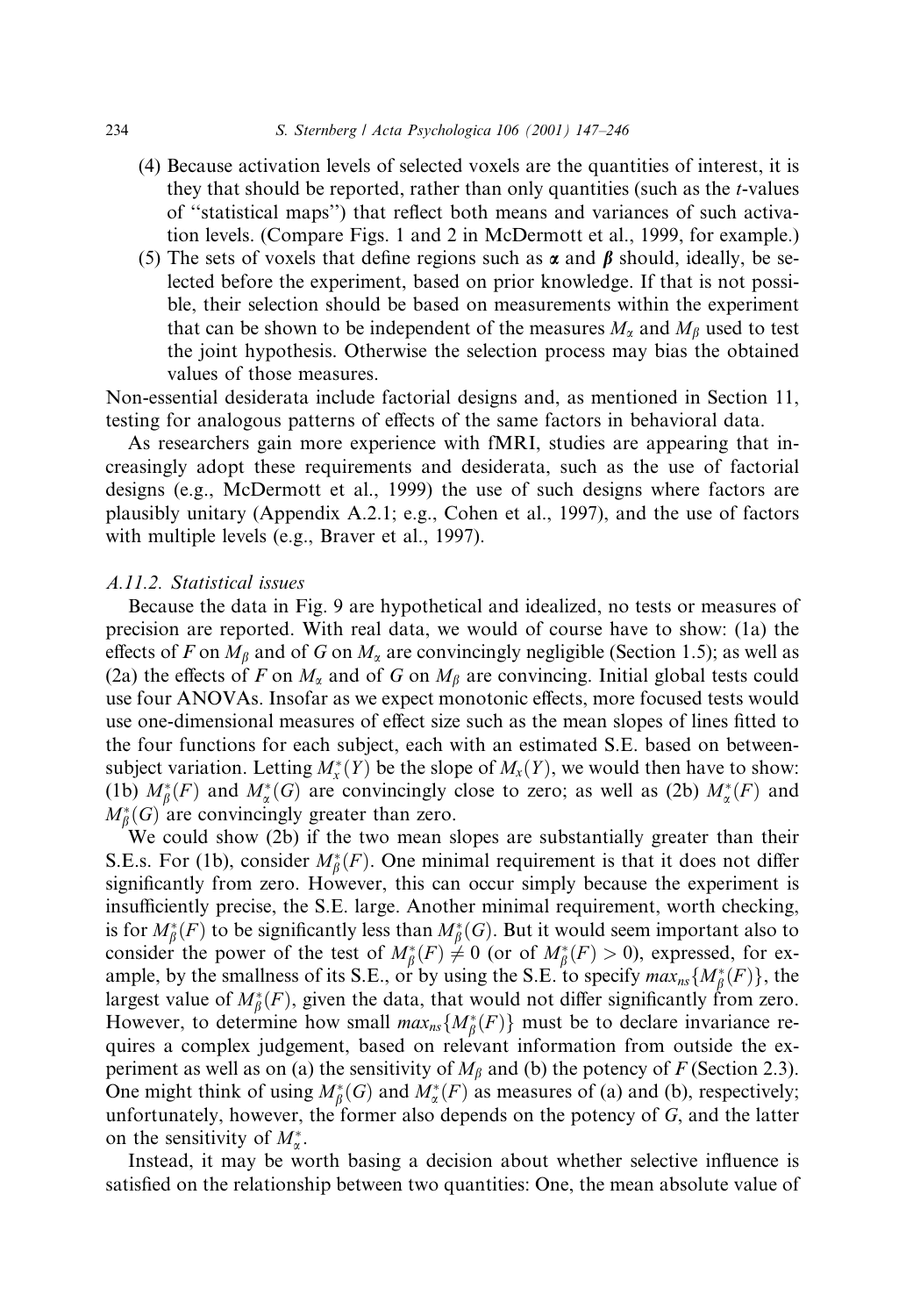(4) Because activation levels of selected voxels are the quantities of interest, it is they that should be reported, rather than only quantities (such as the *t*-values of "statistical maps") that reflect both means and variances of such activation levels. (Compare Figs. 1 and 2 in McDermott et al., 1999, for example.)

(5) The sets of voxels that define regions such as $\boldsymbol{\alpha}$ and $\boldsymbol{\beta}$ should, ideally, be selected before the experiment, based on prior knowledge. If that is not possible, their selection should be based on measurements within the experiment that can be shown to be independent of the measures $M_\alpha$ and $M_\beta$ used to test the joint hypothesis. Otherwise the selection process may bias the obtained values of those measures.

Non-essential desiderata include factorial designs and, as mentioned in Section 11, testing for analogous patterns of effects of the same factors in behavioral data.

As researchers gain more experience with fMRI, studies are appearing that increasingly adopt these requirements and desiderata, such as the use of factorial designs (e.g., McDermott et al., 1999) the use of such designs where factors are plausibly unitary (Appendix A.2.1; e.g., Cohen et al., 1997), and the use of factors with multiple levels (e.g., Braver et al., 1997).

### A.11.2. Statistical issues

Because the data in Fig. 9 are hypothetical and idealized, no tests or measures of precision are reported. With real data, we would of course have to show: (1a) the effects of $F$ on $M_\beta$ and of $G$ on $M_\alpha$ are convincingly negligible (Section 1.5); as well as (2a) the effects of $F$ on $M_\alpha$ and of $G$ on $M_\beta$ are convincing. Initial global tests could use four ANOVAs. Insofar as we expect monotonic effects, more focused tests would use one-dimensional measures of effect size such as the mean slopes of lines fitted to the four functions for each subject, each with an estimated S.E. based on between-subject variation. Letting $M_x^*(Y)$ be the slope of $M_x(Y)$, we would then have to show: (1b) $M_\beta^*(F)$ and $M_\alpha^*(G)$ are convincingly close to zero; as well as (2b) $M_\alpha^*(F)$ and $M_\beta^*(G)$ are convincingly greater than zero.

We could show (2b) if the two mean slopes are substantially greater than their S.E.s. For (1b), consider $M_\beta^*(F)$. One minimal requirement is that it does not differ significantly from zero. However, this can occur simply because the experiment is insufficiently precise, the S.E. large. Another minimal requirement, worth checking, is for $M_\beta^*(F)$ to be significantly less than $M_\beta^*(G)$. But it would seem important also to consider the power of the test of $M_\beta^*(F) \neq 0$ (or of $M_\beta^*(F) > 0$), expressed, for example, by the smallness of its S.E., or by using the S.E. to specify $max_{ns}\{M_\beta^*(F)\}$, the largest value of $M_\beta^*(F)$, given the data, that would not differ significantly from zero. However, to determine how small $max_{ns}\{M_\beta^*(F)\}$ must be to declare invariance requires a complex judgement, based on relevant information from outside the experiment as well as on (a) the sensitivity of $M_\beta$ and (b) the potency of $F$ (Section 2.3). One might think of using $M_\beta^*(G)$ and $M_\alpha^*(F)$ as measures of (a) and (b), respectively; unfortunately, however, the former also depends on the potency of $G$, and the latter on the sensitivity of $M_\alpha^*$.

Instead, it may be worth basing a decision about whether selective influence is satisfied on the relationship between two quantities: One, the mean absolute value of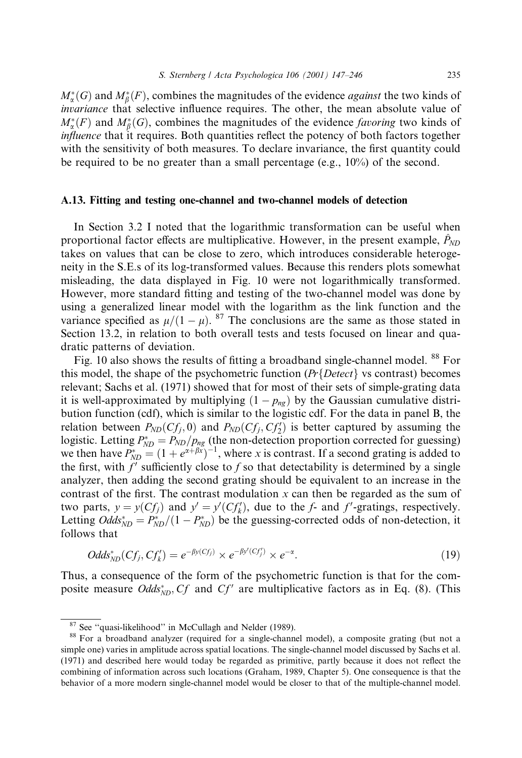$M^*_\alpha(G)$ and $M^*_\beta(F)$, combines the magnitudes of the evidence *against* the two kinds of *invariance* that selective influence requires. The other, the mean absolute value of $M^*_\alpha(F)$ and $M^*_\beta(G)$, combines the magnitudes of the evidence *favoring* two kinds of *influence* that it requires. Both quantities reflect the potency of both factors together with the sensitivity of both measures. To declare invariance, the first quantity could be required to be no greater than a small percentage (e.g., 10%) of the second.

### A.13. Fitting and testing one-channel and two-channel models of detection

In Section 3.2 I noted that the logarithmic transformation can be useful when proportional factor effects are multiplicative. However, in the present example, $\hat{P}_{ND}$ takes on values that can be close to zero, which introduces considerable heterogeneity in the S.E.s of its log-transformed values. Because this renders plots somewhat misleading, the data displayed in Fig. 10 were not logarithmically transformed. However, more standard fitting and testing of the two-channel model was done by using a generalized linear model with the logarithm as the link function and the variance specified as $\mu/(1-\mu)$. [87] The conclusions are the same as those stated in Section 13.2, in relation to both overall tests and tests focused on linear and quadratic patterns of deviation.

Fig. 10 also shows the results of fitting a broadband single-channel model. [88] For this model, the shape of the psychometric function ($Pr\{Detect\}$ vs contrast) becomes relevant; Sachs et al. (1971) showed that for most of their sets of simple-grating data it is well-approximated by multiplying $(1-p_{ng})$ by the Gaussian cumulative distribution function (cdf), which is similar to the logistic cdf. For the data in panel B, the relation between $P_{ND}(Cf_j, 0)$ and $P_{ND}(Cf_j, Cf'_2)$ is better captured by assuming the logistic. Letting $P^*_{ND} = P_{ND}/p_{ng}$ (the non-detection proportion corrected for guessing) we then have $P^*_{ND} = (1+e^{\alpha+\beta x})^{-1}$, where $x$ is contrast. If a second grating is added to the first, with $f'$ sufficiently close to $f$ so that detectability is determined by a single analyzer, then adding the second grating should be equivalent to an increase in the contrast of the first. The contrast modulation $x$ can then be regarded as the sum of two parts, $y = y(Cf_j)$ and $y' = y'(Cf'_k)$, due to the $f$- and $f'$-gratings, respectively. Letting $Odds^*_{ND} = P^*_{ND}/(1-P^*_{ND})$ be the guessing-corrected odds of non-detection, it follows that

$$Odds^*_{ND}(Cf_j, Cf'_k) = e^{-\beta y(Cf_j)} \times e^{-\beta y'(Cf'_j)} \times e^{-\alpha}. \tag{19}$$

Thus, a consequence of the form of the psychometric function is that for the composite measure $Odds^*_{ND}$, $Cf$ and $Cf'$ are multiplicative factors as in Eq. (8). (This

[87] See "quasi-likelihood" in McCullagh and Nelder (1989).

[88] For a broadband analyzer (required for a single-channel model), a composite grating (but not a simple one) varies in amplitude across spatial locations. The single-channel model discussed by Sachs et al. (1971) and described here would today be regarded as primitive, partly because it does not reflect the combining of information across such locations (Graham, 1989, Chapter 5). One consequence is that the behavior of a more modern single-channel model would be closer to that of the multiple-channel model.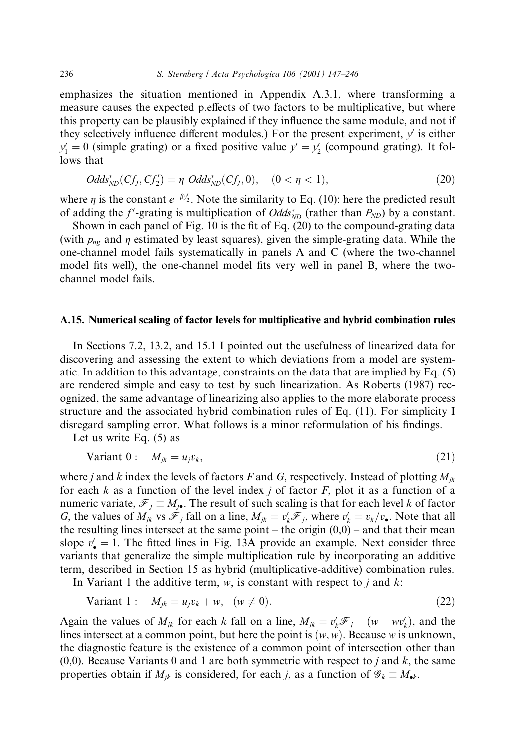emphasizes the situation mentioned in Appendix A.3.1, where transforming a measure causes the expected p.effects of two factors to be multiplicative, but where this property can be plausibly explained if they influence the same module, and not if they selectively influence different modules.) For the present experiment, $y'$ is either $y'_1 = 0$ (simple grating) or a fixed positive value $y' = y'_2$ (compound grating). It follows that

$$Odds^*_{ND}(Cf_j, Cf'_2) = \eta \; Odds^*_{ND}(Cf_j, 0), \quad (0 < \eta < 1), \tag{20}$$

where $\eta$ is the constant $e^{-\beta y'_2}$. Note the similarity to Eq. (10): here the predicted result of adding the $f'$-grating is multiplication of $Odds^*_{ND}$ (rather than $P_{ND}$) by a constant.

Shown in each panel of Fig. 10 is the fit of Eq. (20) to the compound-grating data (with $p_{ng}$ and $\eta$ estimated by least squares), given the simple-grating data. While the one-channel model fails systematically in panels A and C (where the two-channel model fits well), the one-channel model fits very well in panel B, where the two-channel model fails.

### A.15. Numerical scaling of factor levels for multiplicative and hybrid combination rules

In Sections 7.2, 13.2, and 15.1 I pointed out the usefulness of linearized data for discovering and assessing the extent to which deviations from a model are systematic. In addition to this advantage, constraints on the data that are implied by Eq. (5) are rendered simple and easy to test by such linearization. As Roberts (1987) recognized, the same advantage of linearizing also applies to the more elaborate process structure and the associated hybrid combination rules of Eq. (11). For simplicity I disregard sampling error. What follows is a minor reformulation of his findings.

Let us write Eq. (5) as

$$\text{Variant 0}: \quad M_{jk} = u_j v_k, \tag{21}$$

where $j$ and $k$ index the levels of factors $F$ and $G$, respectively. Instead of plotting $M_{jk}$ for each $k$ as a function of the level index $j$ of factor $F$, plot it as a function of a numeric variate, $\mathscr{F}_j \equiv M_{j\bullet}$. The result of such scaling is that for each level $k$ of factor $G$, the values of $M_{jk}$ vs $\mathscr{F}_j$ fall on a line, $M_{jk} = v'_k \mathscr{F}_j$, where $v'_k = v_k / v_\bullet$. Note that all the resulting lines intersect at the same point – the origin (0,0) – and that their mean slope $v'_\bullet = 1$. The fitted lines in Fig. 13A provide an example. Next consider three variants that generalize the simple multiplication rule by incorporating an additive term, described in Section 15 as hybrid (multiplicative-additive) combination rules.

In Variant 1 the additive term, $w$, is constant with respect to $j$ and $k$:

$$\text{Variant 1}: \quad M_{jk} = u_j v_k + w, \quad (w \neq 0). \tag{22}$$

Again the values of $M_{jk}$ for each $k$ fall on a line, $M_{jk} = v'_k \mathscr{F}_j + (w - w v'_k)$, and the lines intersect at a common point, but here the point is $(w, w)$. Because $w$ is unknown, the diagnostic feature is the existence of a common point of intersection other than (0,0). Because Variants 0 and 1 are both symmetric with respect to $j$ and $k$, the same properties obtain if $M_{jk}$ is considered, for each $j$, as a function of $\mathscr{G}_k \equiv M_{\bullet k}$.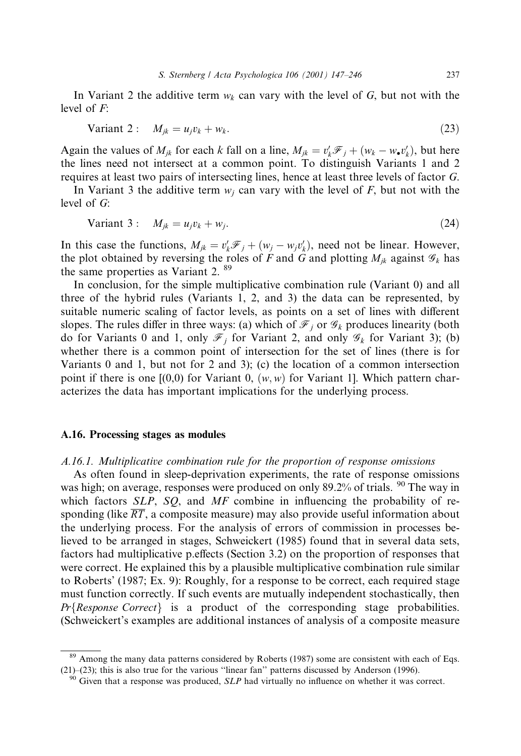In Variant 2 the additive term $w_k$ can vary with the level of $G$, but not with the level of $F$:

$$\text{Variant 2}: \quad M_{jk} = u_j v_k + w_k. \tag{23}$$

Again the values of $M_{jk}$ for each $k$ fall on a line, $M_{jk} = v'_k \mathscr{F}_j + (w_k - w_\bullet v'_k)$, but here the lines need not intersect at a common point. To distinguish Variants 1 and 2 requires at least two pairs of intersecting lines, hence at least three levels of factor $G$.

In Variant 3 the additive term $w_j$ can vary with the level of $F$, but not with the level of $G$:

$$\text{Variant 3}: \quad M_{jk} = u_j v_k + w_j. \tag{24}$$

In this case the functions, $M_{jk} = v'_k \mathscr{F}_j + (w_j - w_j v'_k)$, need not be linear. However, the plot obtained by reversing the roles of $F$ and $G$ and plotting $M_{jk}$ against $\mathscr{G}_k$ has the same properties as Variant 2. [89]

In conclusion, for the simple multiplicative combination rule (Variant 0) and all three of the hybrid rules (Variants 1, 2, and 3) the data can be represented, by suitable numeric scaling of factor levels, as points on a set of lines with different slopes. The rules differ in three ways: (a) which of $\mathscr{F}_j$ or $\mathscr{G}_k$ produces linearity (both do for Variants 0 and 1, only $\mathscr{F}_j$ for Variant 2, and only $\mathscr{G}_k$ for Variant 3); (b) whether there is a common point of intersection for the set of lines (there is for Variants 0 and 1, but not for 2 and 3); (c) the location of a common intersection point if there is one [(0,0) for Variant 0, $(w, w)$ for Variant 1]. Which pattern characterizes the data has important implications for the underlying process.

### A.16. Processing stages as modules

#### *A.16.1. Multiplicative combination rule for the proportion of response omissions*

As often found in sleep-deprivation experiments, the rate of response omissions was high; on average, responses were produced on only 89.2% of trials. [90] The way in which factors *SLP*, *SQ*, and *MF* combine in influencing the probability of responding (like $\overline{RT}$, a composite measure) may also provide useful information about the underlying process. For the analysis of errors of commission in processes believed to be arranged in stages, Schweickert (1985) found that in several data sets, factors had multiplicative p.effects (Section 3.2) on the proportion of responses that were correct. He explained this by a plausible multiplicative combination rule similar to Roberts' (1987; Ex. 9): Roughly, for a response to be correct, each required stage must function correctly. If such events are mutually independent stochastically, then $Pr\{Response\ Correct\}$ is a product of the corresponding stage probabilities. (Schweickert's examples are additional instances of analysis of a composite measure

---

[89] Among the many data patterns considered by Roberts (1987) some are consistent with each of Eqs. (21)–(23); this is also true for the various "linear fan" patterns discussed by Anderson (1996).

[90] Given that a response was produced, *SLP* had virtually no influence on whether it was correct.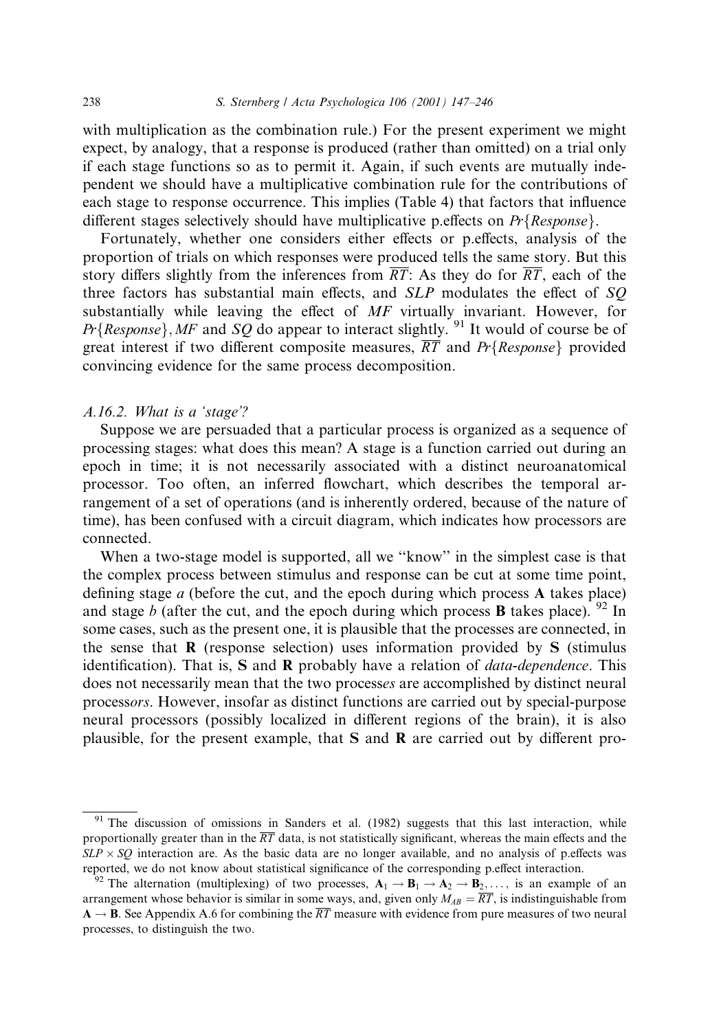with multiplication as the combination rule.) For the present experiment we might expect, by analogy, that a response is produced (rather than omitted) on a trial only if each stage functions so as to permit it. Again, if such events are mutually independent we should have a multiplicative combination rule for the contributions of each stage to response occurrence. This implies (Table 4) that factors that influence different stages selectively should have multiplicative p.effects on $Pr\{Response\}$.

Fortunately, whether one considers either effects or p.effects, analysis of the proportion of trials on which responses were produced tells the same story. But this story differs slightly from the inferences from $\overline{RT}$: As they do for $\overline{RT}$, each of the three factors has substantial main effects, and *SLP* modulates the effect of *SQ* substantially while leaving the effect of *MF* virtually invariant. However, for $Pr\{Response\}$, *MF* and *SQ* do appear to interact slightly. [91] It would of course be of great interest if two different composite measures, $\overline{RT}$ and $Pr\{Response\}$ provided convincing evidence for the same process decomposition.

### A.16.2. What is a 'stage'?

Suppose we are persuaded that a particular process is organized as a sequence of processing stages: what does this mean? A stage is a function carried out during an epoch in time; it is not necessarily associated with a distinct neuroanatomical processor. Too often, an inferred flowchart, which describes the temporal arrangement of a set of operations (and is inherently ordered, because of the nature of time), has been confused with a circuit diagram, which indicates how processors are connected.

When a two-stage model is supported, all we "know" in the simplest case is that the complex process between stimulus and response can be cut at some time point, defining stage *a* (before the cut, and the epoch during which process **A** takes place) and stage *b* (after the cut, and the epoch during which process **B** takes place). [92] In some cases, such as the present one, it is plausible that the processes are connected, in the sense that **R** (response selection) uses information provided by **S** (stimulus identification). That is, **S** and **R** probably have a relation of *data-dependence*. This does not necessarily mean that the two process*es* are accomplished by distinct neural process*ors*. However, insofar as distinct functions are carried out by special-purpose neural processors (possibly localized in different regions of the brain), it is also plausible, for the present example, that **S** and **R** are carried out by different pro-

---

[91] The discussion of omissions in Sanders et al. (1982) suggests that this last interaction, while proportionally greater than in the $\overline{RT}$ data, is not statistically significant, whereas the main effects and the $SLP \times SQ$ interaction are. As the basic data are no longer available, and no analysis of p.effects was reported, we do not know about statistical significance of the corresponding p.effect interaction.

[92] The alternation (multiplexing) of two processes, $\mathbf{A}_1 \rightarrow \mathbf{B}_1 \rightarrow \mathbf{A}_2 \rightarrow \mathbf{B}_2, \ldots,$ is an example of an arrangement whose behavior is similar in some ways, and, given only $M_{AB} = \overline{RT}$, is indistinguishable from $\mathbf{A} \rightarrow \mathbf{B}$. See Appendix A.6 for combining the $\overline{RT}$ measure with evidence from pure measures of two neural processes, to distinguish the two.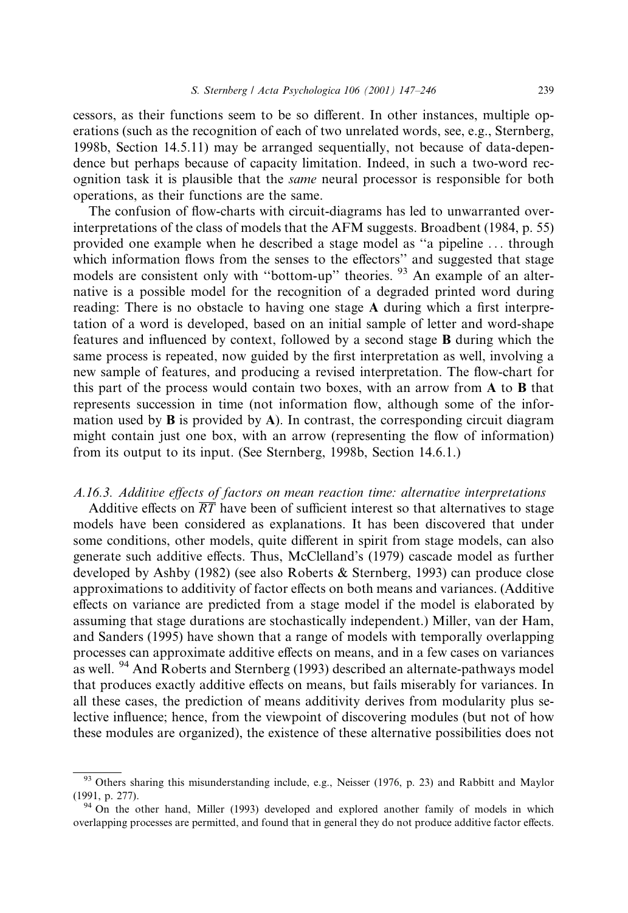cessors, as their functions seem to be so different. In other instances, multiple operations (such as the recognition of each of two unrelated words, see, e.g., Sternberg, 1998b, Section 14.5.11) may be arranged sequentially, not because of data-dependence but perhaps because of capacity limitation. Indeed, in such a two-word recognition task it is plausible that the *same* neural processor is responsible for both operations, as their functions are the same.

The confusion of flow-charts with circuit-diagrams has led to unwarranted over-interpretations of the class of models that the AFM suggests. Broadbent (1984, p. 55) provided one example when he described a stage model as "a pipeline ... through which information flows from the senses to the effectors" and suggested that stage models are consistent only with "bottom-up" theories. [93] An example of an alternative is a possible model for the recognition of a degraded printed word during reading: There is no obstacle to having one stage **A** during which a first interpretation of a word is developed, based on an initial sample of letter and word-shape features and influenced by context, followed by a second stage **B** during which the same process is repeated, now guided by the first interpretation as well, involving a new sample of features, and producing a revised interpretation. The flow-chart for this part of the process would contain two boxes, with an arrow from **A** to **B** that represents succession in time (not information flow, although some of the information used by **B** is provided by **A**). In contrast, the corresponding circuit diagram might contain just one box, with an arrow (representing the flow of information) from its output to its input. (See Sternberg, 1998b, Section 14.6.1.)

### *A.16.3. Additive effects of factors on mean reaction time: alternative interpretations*

Additive effects on $\overline{RT}$ have been of sufficient interest so that alternatives to stage models have been considered as explanations. It has been discovered that under some conditions, other models, quite different in spirit from stage models, can also generate such additive effects. Thus, McClelland's (1979) cascade model as further developed by Ashby (1982) (see also Roberts & Sternberg, 1993) can produce close approximations to additivity of factor effects on both means and variances. (Additive effects on variance are predicted from a stage model if the model is elaborated by assuming that stage durations are stochastically independent.) Miller, van der Ham, and Sanders (1995) have shown that a range of models with temporally overlapping processes can approximate additive effects on means, and in a few cases on variances as well. [94] And Roberts and Sternberg (1993) described an alternate-pathways model that produces exactly additive effects on means, but fails miserably for variances. In all these cases, the prediction of means additivity derives from modularity plus selective influence; hence, from the viewpoint of discovering modules (but not of how these modules are organized), the existence of these alternative possibilities does not

---

[93] Others sharing this misunderstanding include, e.g., Neisser (1976, p. 23) and Rabbitt and Maylor (1991, p. 277).

[94] On the other hand, Miller (1993) developed and explored another family of models in which overlapping processes are permitted, and found that in general they do not produce additive factor effects.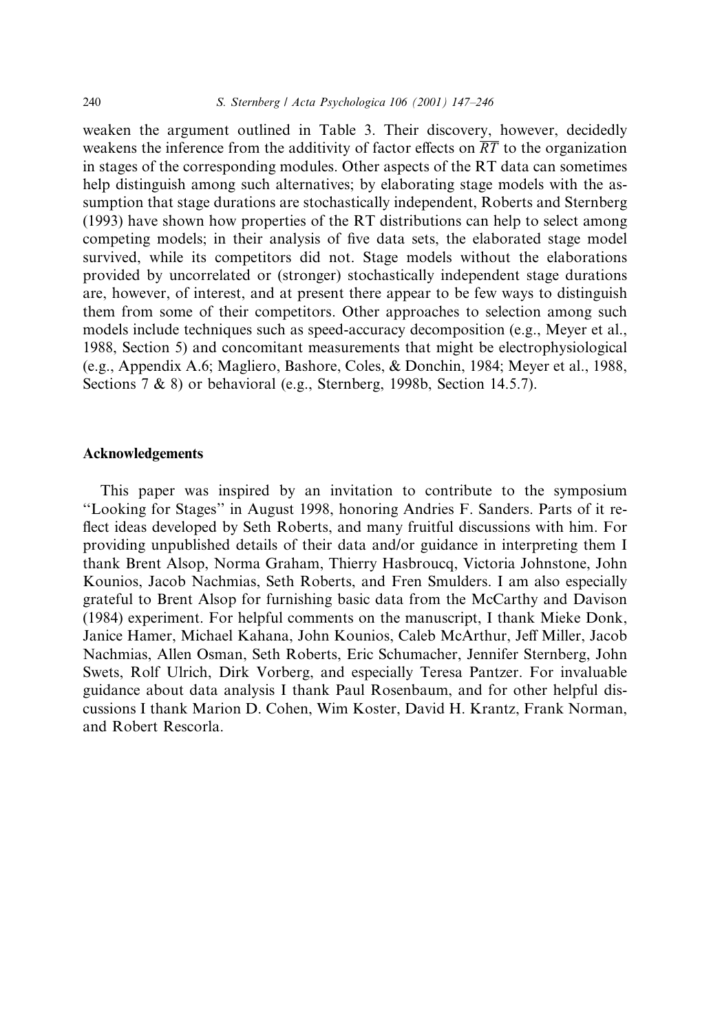weaken the argument outlined in Table 3. Their discovery, however, decidedly weakens the inference from the additivity of factor effects on $\overline{RT}$ to the organization in stages of the corresponding modules. Other aspects of the RT data can sometimes help distinguish among such alternatives; by elaborating stage models with the assumption that stage durations are stochastically independent, Roberts and Sternberg (1993) have shown how properties of the RT distributions can help to select among competing models; in their analysis of five data sets, the elaborated stage model survived, while its competitors did not. Stage models without the elaborations provided by uncorrelated or (stronger) stochastically independent stage durations are, however, of interest, and at present there appear to be few ways to distinguish them from some of their competitors. Other approaches to selection among such models include techniques such as speed-accuracy decomposition (e.g., Meyer et al., 1988, Section 5) and concomitant measurements that might be electrophysiological (e.g., Appendix A.6; Magliero, Bashore, Coles, & Donchin, 1984; Meyer et al., 1988, Sections 7 & 8) or behavioral (e.g., Sternberg, 1998b, Section 14.5.7).

## Acknowledgements

This paper was inspired by an invitation to contribute to the symposium "Looking for Stages" in August 1998, honoring Andries F. Sanders. Parts of it reflect ideas developed by Seth Roberts, and many fruitful discussions with him. For providing unpublished details of their data and/or guidance in interpreting them I thank Brent Alsop, Norma Graham, Thierry Hasbroucq, Victoria Johnstone, John Kounios, Jacob Nachmias, Seth Roberts, and Fren Smulders. I am also especially grateful to Brent Alsop for furnishing basic data from the McCarthy and Davison (1984) experiment. For helpful comments on the manuscript, I thank Mieke Donk, Janice Hamer, Michael Kahana, John Kounios, Caleb McArthur, Jeff Miller, Jacob Nachmias, Allen Osman, Seth Roberts, Eric Schumacher, Jennifer Sternberg, John Swets, Rolf Ulrich, Dirk Vorberg, and especially Teresa Pantzer. For invaluable guidance about data analysis I thank Paul Rosenbaum, and for other helpful discussions I thank Marion D. Cohen, Wim Koster, David H. Krantz, Frank Norman, and Robert Rescorla.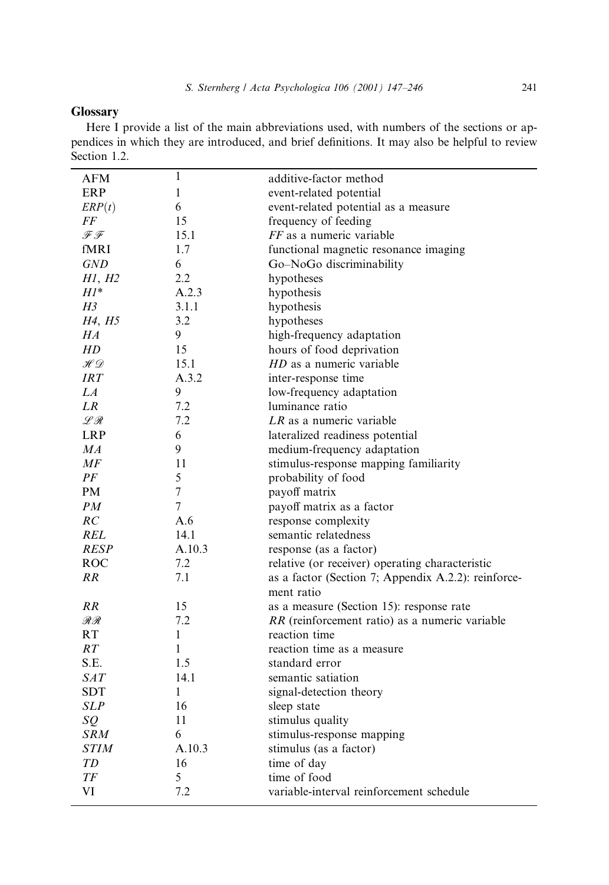## Glossary

Here I provide a list of the main abbreviations used, with numbers of the sections or appendices in which they are introduced, and brief definitions. It may also be helpful to review Section 1.2.

| | | |
|---|---|---|
| AFM | 1 | additive-factor method |
| ERP | 1 | event-related potential |
| *ERP*($t$) | 6 | event-related potential as a measure |
| *FF* | 15 | frequency of feeding |
| $\mathscr{FF}$ | 15.1 | *FF* as a numeric variable |
| fMRI | 1.7 | functional magnetic resonance imaging |
| *GND* | 6 | Go–NoGo discriminability |
| *H1*, *H2* | 2.2 | hypotheses |
| *H1*\* | A.2.3 | hypothesis |
| *H3* | 3.1.1 | hypothesis |
| *H4*, *H5* | 3.2 | hypotheses |
| *HA* | 9 | high-frequency adaptation |
| *HD* | 15 | hours of food deprivation |
| $\mathscr{HD}$ | 15.1 | *HD* as a numeric variable |
| *IRT* | A.3.2 | inter-response time |
| *LA* | 9 | low-frequency adaptation |
| *LR* | 7.2 | luminance ratio |
| $\mathscr{LR}$ | 7.2 | *LR* as a numeric variable |
| LRP | 6 | lateralized readiness potential |
| *MA* | 9 | medium-frequency adaptation |
| *MF* | 11 | stimulus-response mapping familiarity |
| *PF* | 5 | probability of food |
| PM | 7 | payoff matrix |
| *PM* | 7 | payoff matrix as a factor |
| *RC* | A.6 | response complexity |
| *REL* | 14.1 | semantic relatedness |
| *RESP* | A.10.3 | response (as a factor) |
| ROC | 7.2 | relative (or receiver) operating characteristic |
| *RR* | 7.1 | as a factor (Section 7; Appendix A.2.2): reinforcement ratio |
| *RR* | 15 | as a measure (Section 15): response rate |
| $\mathscr{RR}$ | 7.2 | *RR* (reinforcement ratio) as a numeric variable |
| RT | 1 | reaction time |
| *RT* | 1 | reaction time as a measure |
| S.E. | 1.5 | standard error |
| *SAT* | 14.1 | semantic satiation |
| SDT | 1 | signal-detection theory |
| *SLP* | 16 | sleep state |
| *SQ* | 11 | stimulus quality |
| *SRM* | 6 | stimulus-response mapping |
| *STIM* | A.10.3 | stimulus (as a factor) |
| *TD* | 16 | time of day |
| *TF* | 5 | time of food |
| VI | 7.2 | variable-interval reinforcement schedule |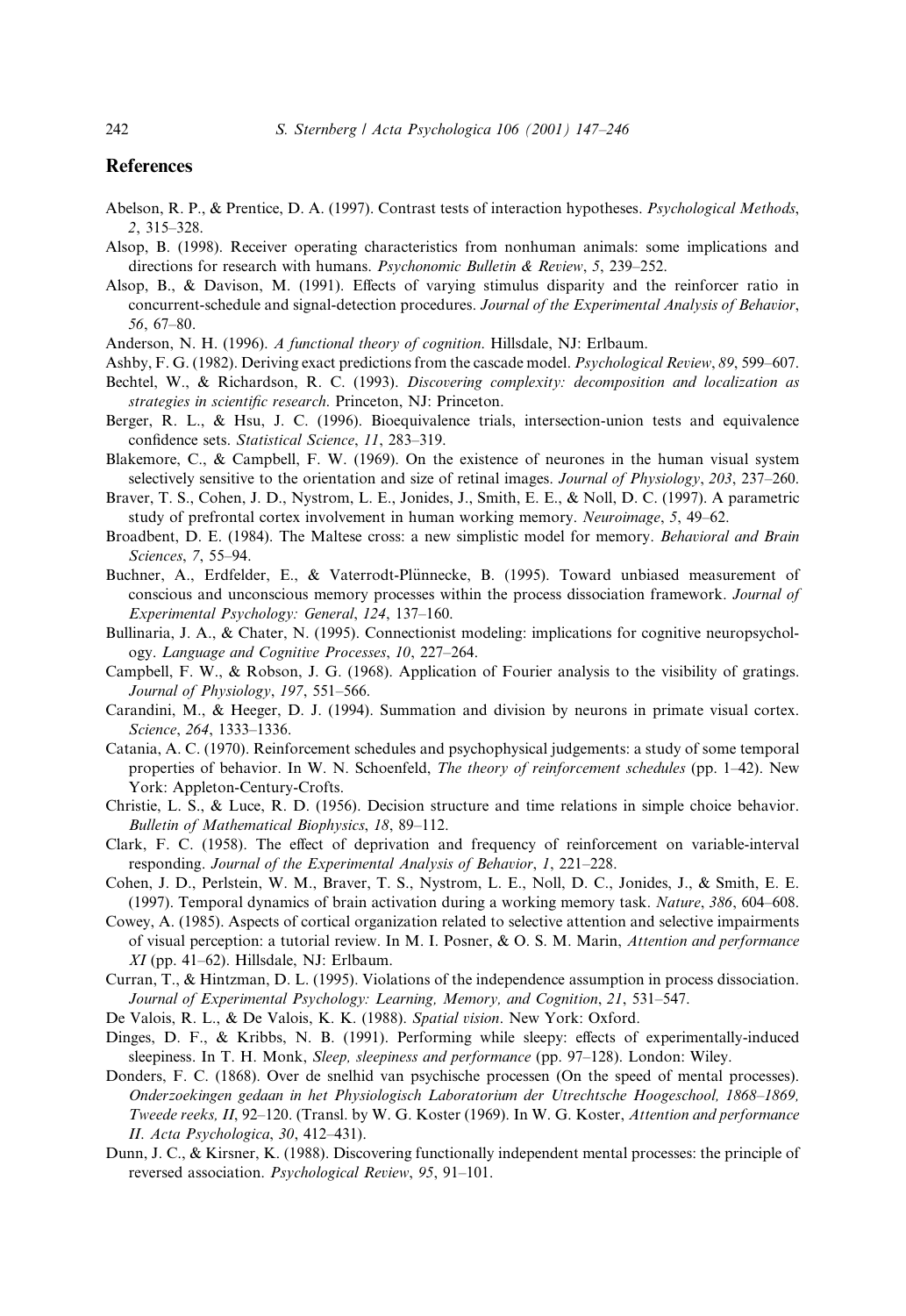## References

Abelson, R. P., & Prentice, D. A. (1997). Contrast tests of interaction hypotheses. *Psychological Methods*, *2*, 315–328.

Alsop, B. (1998). Receiver operating characteristics from nonhuman animals: some implications and directions for research with humans. *Psychonomic Bulletin & Review*, *5*, 239–252.

Alsop, B., & Davison, M. (1991). Effects of varying stimulus disparity and the reinforcer ratio in concurrent-schedule and signal-detection procedures. *Journal of the Experimental Analysis of Behavior*, *56*, 67–80.

Anderson, N. H. (1996). *A functional theory of cognition*. Hillsdale, NJ: Erlbaum.

Ashby, F. G. (1982). Deriving exact predictions from the cascade model. *Psychological Review*, *89*, 599–607.

Bechtel, W., & Richardson, R. C. (1993). *Discovering complexity: decomposition and localization as strategies in scientific research*. Princeton, NJ: Princeton.

Berger, R. L., & Hsu, J. C. (1996). Bioequivalence trials, intersection-union tests and equivalence confidence sets. *Statistical Science*, *11*, 283–319.

Blakemore, C., & Campbell, F. W. (1969). On the existence of neurones in the human visual system selectively sensitive to the orientation and size of retinal images. *Journal of Physiology*, *203*, 237–260.

Braver, T. S., Cohen, J. D., Nystrom, L. E., Jonides, J., Smith, E. E., & Noll, D. C. (1997). A parametric study of prefrontal cortex involvement in human working memory. *Neuroimage*, *5*, 49–62.

Broadbent, D. E. (1984). The Maltese cross: a new simplistic model for memory. *Behavioral and Brain Sciences*, *7*, 55–94.

Buchner, A., Erdfelder, E., & Vaterrodt-Plünnecke, B. (1995). Toward unbiased measurement of conscious and unconscious memory processes within the process dissociation framework. *Journal of Experimental Psychology: General*, *124*, 137–160.

Bullinaria, J. A., & Chater, N. (1995). Connectionist modeling: implications for cognitive neuropsychology. *Language and Cognitive Processes*, *10*, 227–264.

Campbell, F. W., & Robson, J. G. (1968). Application of Fourier analysis to the visibility of gratings. *Journal of Physiology*, *197*, 551–566.

Carandini, M., & Heeger, D. J. (1994). Summation and division by neurons in primate visual cortex. *Science*, *264*, 1333–1336.

Catania, A. C. (1970). Reinforcement schedules and psychophysical judgements: a study of some temporal properties of behavior. In W. N. Schoenfeld, *The theory of reinforcement schedules* (pp. 1–42). New York: Appleton-Century-Crofts.

Christie, L. S., & Luce, R. D. (1956). Decision structure and time relations in simple choice behavior. *Bulletin of Mathematical Biophysics*, *18*, 89–112.

Clark, F. C. (1958). The effect of deprivation and frequency of reinforcement on variable-interval responding. *Journal of the Experimental Analysis of Behavior*, *1*, 221–228.

Cohen, J. D., Perlstein, W. M., Braver, T. S., Nystrom, L. E., Noll, D. C., Jonides, J., & Smith, E. E. (1997). Temporal dynamics of brain activation during a working memory task. *Nature*, *386*, 604–608.

Cowey, A. (1985). Aspects of cortical organization related to selective attention and selective impairments of visual perception: a tutorial review. In M. I. Posner, & O. S. M. Marin, *Attention and performance XI* (pp. 41–62). Hillsdale, NJ: Erlbaum.

Curran, T., & Hintzman, D. L. (1995). Violations of the independence assumption in process dissociation. *Journal of Experimental Psychology: Learning, Memory, and Cognition*, *21*, 531–547.

De Valois, R. L., & De Valois, K. K. (1988). *Spatial vision*. New York: Oxford.

Dinges, D. F., & Kribbs, N. B. (1991). Performing while sleepy: effects of experimentally-induced sleepiness. In T. H. Monk, *Sleep, sleepiness and performance* (pp. 97–128). London: Wiley.

Donders, F. C. (1868). Over de snelhid van psychische processen (On the speed of mental processes). *Onderzoekingen gedaan in het Physiologisch Laboratorium der Utrechtsche Hoogeschool, 1868–1869, Tweede reeks, II*, 92–120. (Transl. by W. G. Koster (1969). In W. G. Koster, *Attention and performance II*. *Acta Psychologica*, *30*, 412–431).

Dunn, J. C., & Kirsner, K. (1988). Discovering functionally independent mental processes: the principle of reversed association. *Psychological Review*, *95*, 91–101.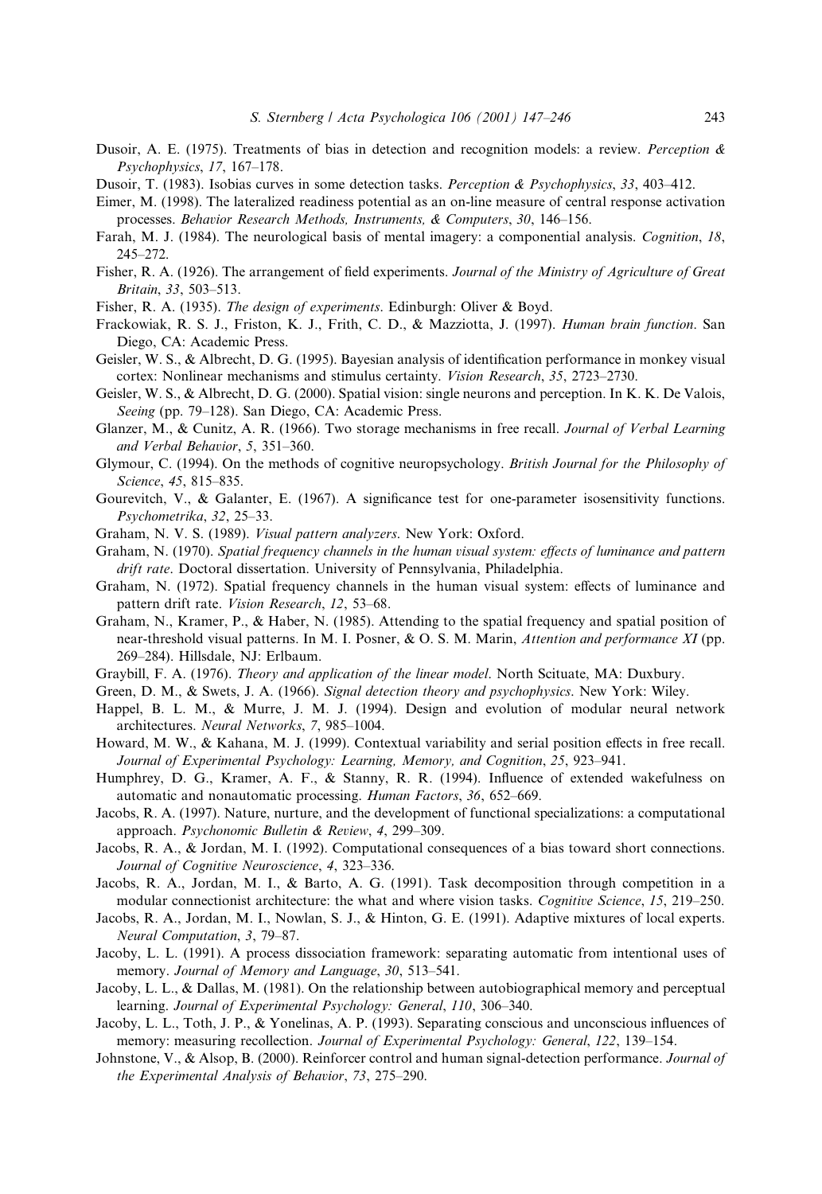Dusoir, A. E. (1975). Treatments of bias in detection and recognition models: a review. *Perception & Psychophysics*, *17*, 167–178.

Dusoir, T. (1983). Isobias curves in some detection tasks. *Perception & Psychophysics*, *33*, 403–412.

Eimer, M. (1998). The lateralized readiness potential as an on-line measure of central response activation processes. *Behavior Research Methods, Instruments, & Computers*, *30*, 146–156.

Farah, M. J. (1984). The neurological basis of mental imagery: a componential analysis. *Cognition*, *18*, 245–272.

Fisher, R. A. (1926). The arrangement of field experiments. *Journal of the Ministry of Agriculture of Great Britain*, *33*, 503–513.

Fisher, R. A. (1935). *The design of experiments*. Edinburgh: Oliver & Boyd.

Frackowiak, R. S. J., Friston, K. J., Frith, C. D., & Mazziotta, J. (1997). *Human brain function*. San Diego, CA: Academic Press.

Geisler, W. S., & Albrecht, D. G. (1995). Bayesian analysis of identification performance in monkey visual cortex: Nonlinear mechanisms and stimulus certainty. *Vision Research*, *35*, 2723–2730.

Geisler, W. S., & Albrecht, D. G. (2000). Spatial vision: single neurons and perception. In K. K. De Valois, *Seeing* (pp. 79–128). San Diego, CA: Academic Press.

Glanzer, M., & Cunitz, A. R. (1966). Two storage mechanisms in free recall. *Journal of Verbal Learning and Verbal Behavior*, *5*, 351–360.

Glymour, C. (1994). On the methods of cognitive neuropsychology. *British Journal for the Philosophy of Science*, *45*, 815–835.

Gourevitch, V., & Galanter, E. (1967). A significance test for one-parameter isosensitivity functions. *Psychometrika*, *32*, 25–33.

Graham, N. V. S. (1989). *Visual pattern analyzers*. New York: Oxford.

Graham, N. (1970). *Spatial frequency channels in the human visual system: effects of luminance and pattern drift rate*. Doctoral dissertation. University of Pennsylvania, Philadelphia.

Graham, N. (1972). Spatial frequency channels in the human visual system: effects of luminance and pattern drift rate. *Vision Research*, *12*, 53–68.

Graham, N., Kramer, P., & Haber, N. (1985). Attending to the spatial frequency and spatial position of near-threshold visual patterns. In M. I. Posner, & O. S. M. Marin, *Attention and performance XI* (pp. 269–284). Hillsdale, NJ: Erlbaum.

Graybill, F. A. (1976). *Theory and application of the linear model*. North Scituate, MA: Duxbury.

Green, D. M., & Swets, J. A. (1966). *Signal detection theory and psychophysics*. New York: Wiley.

Happel, B. L. M., & Murre, J. M. J. (1994). Design and evolution of modular neural network architectures. *Neural Networks*, *7*, 985–1004.

Howard, M. W., & Kahana, M. J. (1999). Contextual variability and serial position effects in free recall. *Journal of Experimental Psychology: Learning, Memory, and Cognition*, *25*, 923–941.

Humphrey, D. G., Kramer, A. F., & Stanny, R. R. (1994). Influence of extended wakefulness on automatic and nonautomatic processing. *Human Factors*, *36*, 652–669.

Jacobs, R. A. (1997). Nature, nurture, and the development of functional specializations: a computational approach. *Psychonomic Bulletin & Review*, *4*, 299–309.

Jacobs, R. A., & Jordan, M. I. (1992). Computational consequences of a bias toward short connections. *Journal of Cognitive Neuroscience*, *4*, 323–336.

Jacobs, R. A., Jordan, M. I., & Barto, A. G. (1991). Task decomposition through competition in a modular connectionist architecture: the what and where vision tasks. *Cognitive Science*, *15*, 219–250.

Jacobs, R. A., Jordan, M. I., Nowlan, S. J., & Hinton, G. E. (1991). Adaptive mixtures of local experts. *Neural Computation*, *3*, 79–87.

Jacoby, L. L. (1991). A process dissociation framework: separating automatic from intentional uses of memory. *Journal of Memory and Language*, *30*, 513–541.

Jacoby, L. L., & Dallas, M. (1981). On the relationship between autobiographical memory and perceptual learning. *Journal of Experimental Psychology: General*, *110*, 306–340.

Jacoby, L. L., Toth, J. P., & Yonelinas, A. P. (1993). Separating conscious and unconscious influences of memory: measuring recollection. *Journal of Experimental Psychology: General*, *122*, 139–154.

Johnstone, V., & Alsop, B. (2000). Reinforcer control and human signal-detection performance. *Journal of the Experimental Analysis of Behavior*, *73*, 275–290.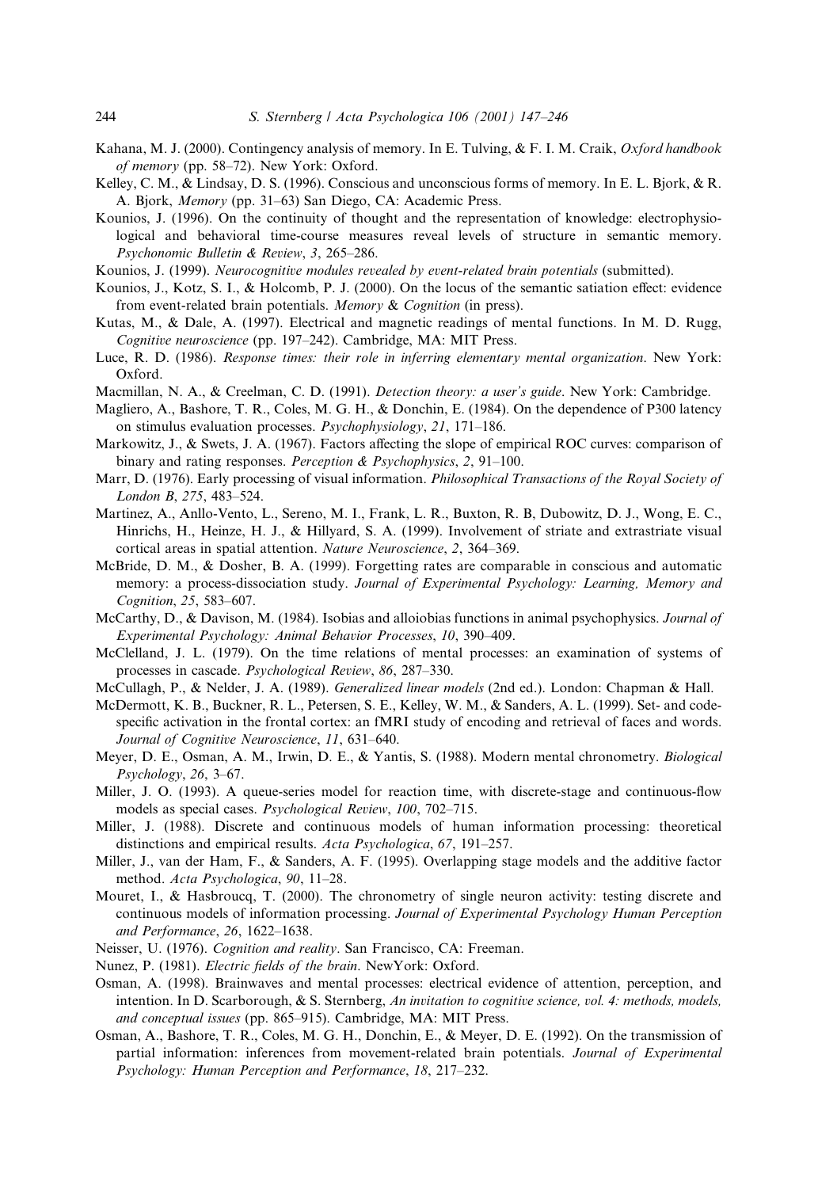Kahana, M. J. (2000). Contingency analysis of memory. In E. Tulving, & F. I. M. Craik, *Oxford handbook of memory* (pp. 58–72). New York: Oxford.

Kelley, C. M., & Lindsay, D. S. (1996). Conscious and unconscious forms of memory. In E. L. Bjork, & R. A. Bjork, *Memory* (pp. 31–63) San Diego, CA: Academic Press.

Kounios, J. (1996). On the continuity of thought and the representation of knowledge: electrophysiological and behavioral time-course measures reveal levels of structure in semantic memory. *Psychonomic Bulletin & Review*, *3*, 265–286.

Kounios, J. (1999). *Neurocognitive modules revealed by event-related brain potentials* (submitted).

Kounios, J., Kotz, S. I., & Holcomb, P. J. (2000). On the locus of the semantic satiation effect: evidence from event-related brain potentials. *Memory* & *Cognition* (in press).

Kutas, M., & Dale, A. (1997). Electrical and magnetic readings of mental functions. In M. D. Rugg, *Cognitive neuroscience* (pp. 197–242). Cambridge, MA: MIT Press.

Luce, R. D. (1986). *Response times: their role in inferring elementary mental organization*. New York: Oxford.

Macmillan, N. A., & Creelman, C. D. (1991). *Detection theory: a user's guide*. New York: Cambridge.

Magliero, A., Bashore, T. R., Coles, M. G. H., & Donchin, E. (1984). On the dependence of P300 latency on stimulus evaluation processes. *Psychophysiology*, *21*, 171–186.

Markowitz, J., & Swets, J. A. (1967). Factors affecting the slope of empirical ROC curves: comparison of binary and rating responses. *Perception & Psychophysics*, *2*, 91–100.

Marr, D. (1976). Early processing of visual information. *Philosophical Transactions of the Royal Society of London B*, *275*, 483–524.

Martinez, A., Anllo-Vento, L., Sereno, M. I., Frank, L. R., Buxton, R. B, Dubowitz, D. J., Wong, E. C., Hinrichs, H., Heinze, H. J., & Hillyard, S. A. (1999). Involvement of striate and extrastriate visual cortical areas in spatial attention. *Nature Neuroscience*, *2*, 364–369.

McBride, D. M., & Dosher, B. A. (1999). Forgetting rates are comparable in conscious and automatic memory: a process-dissociation study. *Journal of Experimental Psychology: Learning, Memory and Cognition*, *25*, 583–607.

McCarthy, D., & Davison, M. (1984). Isobias and alloiobias functions in animal psychophysics. *Journal of Experimental Psychology: Animal Behavior Processes*, *10*, 390–409.

McClelland, J. L. (1979). On the time relations of mental processes: an examination of systems of processes in cascade. *Psychological Review*, *86*, 287–330.

McCullagh, P., & Nelder, J. A. (1989). *Generalized linear models* (2nd ed.). London: Chapman & Hall.

McDermott, K. B., Buckner, R. L., Petersen, S. E., Kelley, W. M., & Sanders, A. L. (1999). Set- and code-specific activation in the frontal cortex: an fMRI study of encoding and retrieval of faces and words. *Journal of Cognitive Neuroscience*, *11*, 631–640.

Meyer, D. E., Osman, A. M., Irwin, D. E., & Yantis, S. (1988). Modern mental chronometry. *Biological Psychology*, *26*, 3–67.

Miller, J. O. (1993). A queue-series model for reaction time, with discrete-stage and continuous-flow models as special cases. *Psychological Review*, *100*, 702–715.

Miller, J. (1988). Discrete and continuous models of human information processing: theoretical distinctions and empirical results. *Acta Psychologica*, *67*, 191–257.

Miller, J., van der Ham, F., & Sanders, A. F. (1995). Overlapping stage models and the additive factor method. *Acta Psychologica*, *90*, 11–28.

Mouret, I., & Hasbroucq, T. (2000). The chronometry of single neuron activity: testing discrete and continuous models of information processing. *Journal of Experimental Psychology Human Perception and Performance*, *26*, 1622–1638.

Neisser, U. (1976). *Cognition and reality*. San Francisco, CA: Freeman.

Nunez, P. (1981). *Electric fields of the brain*. NewYork: Oxford.

Osman, A. (1998). Brainwaves and mental processes: electrical evidence of attention, perception, and intention. In D. Scarborough, & S. Sternberg, *An invitation to cognitive science, vol. 4: methods, models, and conceptual issues* (pp. 865–915). Cambridge, MA: MIT Press.

Osman, A., Bashore, T. R., Coles, M. G. H., Donchin, E., & Meyer, D. E. (1992). On the transmission of partial information: inferences from movement-related brain potentials. *Journal of Experimental Psychology: Human Perception and Performance*, *18*, 217–232.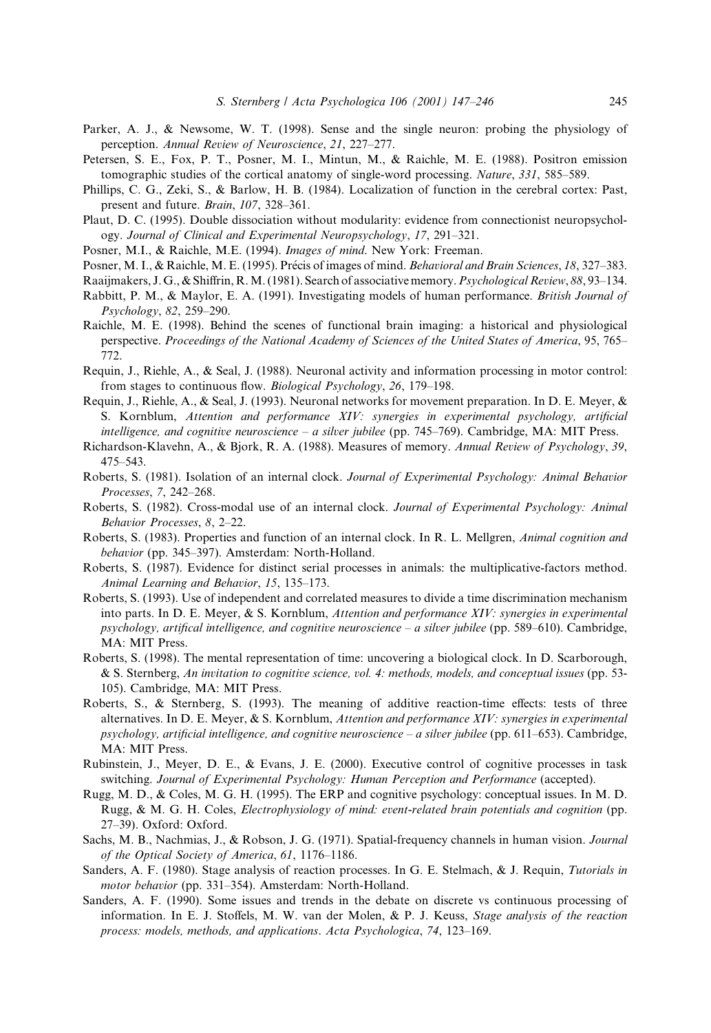Parker, A. J., & Newsome, W. T. (1998). Sense and the single neuron: probing the physiology of perception. *Annual Review of Neuroscience*, *21*, 227–277.

Petersen, S. E., Fox, P. T., Posner, M. I., Mintun, M., & Raichle, M. E. (1988). Positron emission tomographic studies of the cortical anatomy of single-word processing. *Nature*, *331*, 585–589.

Phillips, C. G., Zeki, S., & Barlow, H. B. (1984). Localization of function in the cerebral cortex: Past, present and future. *Brain*, *107*, 328–361.

Plaut, D. C. (1995). Double dissociation without modularity: evidence from connectionist neuropsychology. *Journal of Clinical and Experimental Neuropsychology*, *17*, 291–321.

Posner, M.I., & Raichle, M.E. (1994). *Images of mind*. New York: Freeman.

Posner, M. I., & Raichle, M. E. (1995). Précis of images of mind. *Behavioral and Brain Sciences*, *18*, 327–383.

Raaijmakers, J. G., & Shiffrin, R. M. (1981). Search of associative memory. *Psychological Review*, *88*, 93–134.

Rabbitt, P. M., & Maylor, E. A. (1991). Investigating models of human performance. *British Journal of Psychology*, *82*, 259–290.

Raichle, M. E. (1998). Behind the scenes of functional brain imaging: a historical and physiological perspective. *Proceedings of the National Academy of Sciences of the United States of America*, 95, 765–772.

Requin, J., Riehle, A., & Seal, J. (1988). Neuronal activity and information processing in motor control: from stages to continuous flow. *Biological Psychology*, *26*, 179–198.

Requin, J., Riehle, A., & Seal, J. (1993). Neuronal networks for movement preparation. In D. E. Meyer, & S. Kornblum, *Attention and performance XIV: synergies in experimental psychology, artificial intelligence, and cognitive neuroscience – a silver jubilee* (pp. 745–769). Cambridge, MA: MIT Press.

Richardson-Klavehn, A., & Bjork, R. A. (1988). Measures of memory. *Annual Review of Psychology*, *39*, 475–543.

Roberts, S. (1981). Isolation of an internal clock. *Journal of Experimental Psychology: Animal Behavior Processes*, *7*, 242–268.

Roberts, S. (1982). Cross-modal use of an internal clock. *Journal of Experimental Psychology: Animal Behavior Processes*, *8*, 2–22.

Roberts, S. (1983). Properties and function of an internal clock. In R. L. Mellgren, *Animal cognition and behavior* (pp. 345–397). Amsterdam: North-Holland.

Roberts, S. (1987). Evidence for distinct serial processes in animals: the multiplicative-factors method. *Animal Learning and Behavior*, *15*, 135–173.

Roberts, S. (1993). Use of independent and correlated measures to divide a time discrimination mechanism into parts. In D. E. Meyer, & S. Kornblum, *Attention and performance XIV: synergies in experimental psychology, artifical intelligence, and cognitive neuroscience – a silver jubilee* (pp. 589–610). Cambridge, MA: MIT Press.

Roberts, S. (1998). The mental representation of time: uncovering a biological clock. In D. Scarborough, & S. Sternberg, *An invitation to cognitive science, vol. 4: methods, models, and conceptual issues* (pp. 53-105). Cambridge, MA: MIT Press.

Roberts, S., & Sternberg, S. (1993). The meaning of additive reaction-time effects: tests of three alternatives. In D. E. Meyer, & S. Kornblum, *Attention and performance XIV: synergies in experimental psychology, artificial intelligence, and cognitive neuroscience – a silver jubilee* (pp. 611–653). Cambridge, MA: MIT Press.

Rubinstein, J., Meyer, D. E., & Evans, J. E. (2000). Executive control of cognitive processes in task switching. *Journal of Experimental Psychology: Human Perception and Performance* (accepted).

Rugg, M. D., & Coles, M. G. H. (1995). The ERP and cognitive psychology: conceptual issues. In M. D. Rugg, & M. G. H. Coles, *Electrophysiology of mind: event-related brain potentials and cognition* (pp. 27–39). Oxford: Oxford.

Sachs, M. B., Nachmias, J., & Robson, J. G. (1971). Spatial-frequency channels in human vision. *Journal of the Optical Society of America*, *61*, 1176–1186.

Sanders, A. F. (1980). Stage analysis of reaction processes. In G. E. Stelmach, & J. Requin, *Tutorials in motor behavior* (pp. 331–354). Amsterdam: North-Holland.

Sanders, A. F. (1990). Some issues and trends in the debate on discrete vs continuous processing of information. In E. J. Stoffels, M. W. van der Molen, & P. J. Keuss, *Stage analysis of the reaction process: models, methods, and applications*. *Acta Psychologica*, *74*, 123–169.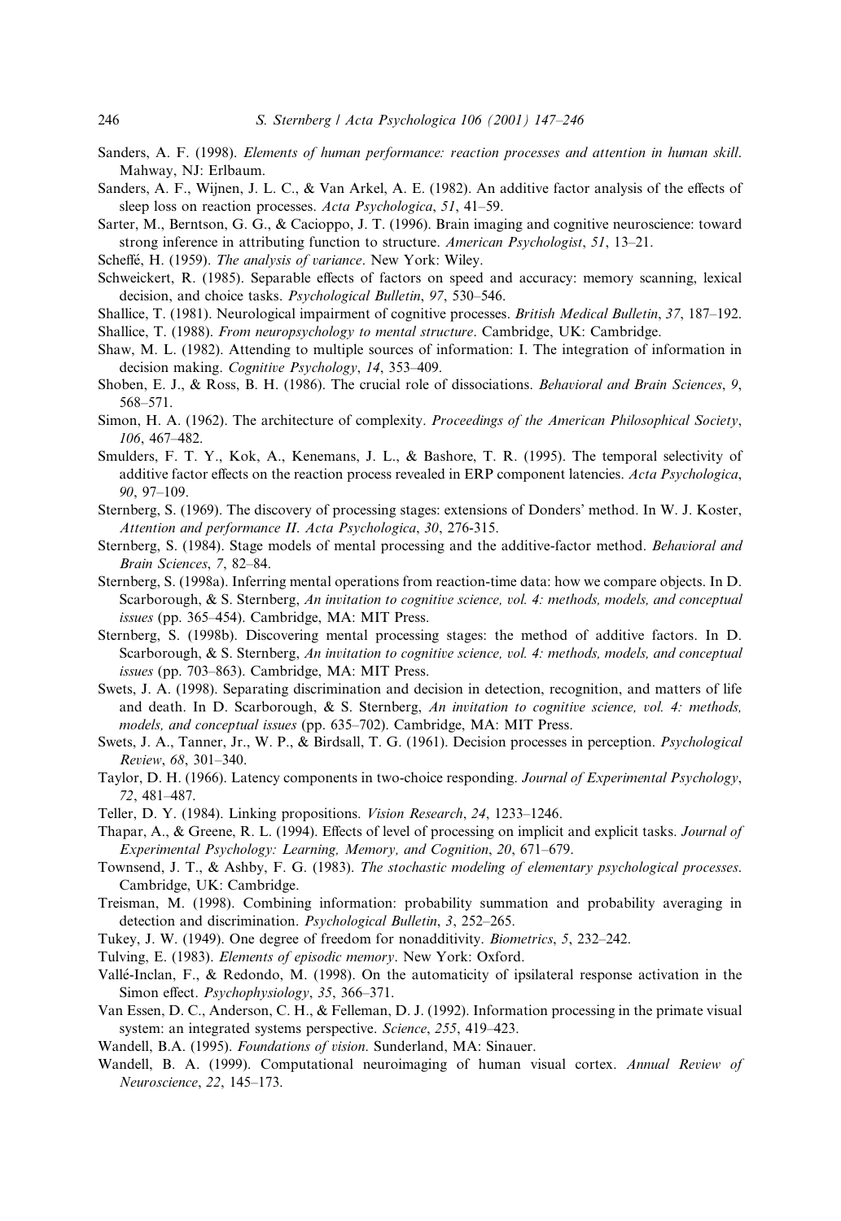Sanders, A. F. (1998). *Elements of human performance: reaction processes and attention in human skill*. Mahway, NJ: Erlbaum.

Sanders, A. F., Wijnen, J. L. C., & Van Arkel, A. E. (1982). An additive factor analysis of the effects of sleep loss on reaction processes. *Acta Psychologica*, *51*, 41–59.

Sarter, M., Berntson, G. G., & Cacioppo, J. T. (1996). Brain imaging and cognitive neuroscience: toward strong inference in attributing function to structure. *American Psychologist*, *51*, 13–21.

Scheffé, H. (1959). *The analysis of variance*. New York: Wiley.

Schweickert, R. (1985). Separable effects of factors on speed and accuracy: memory scanning, lexical decision, and choice tasks. *Psychological Bulletin*, *97*, 530–546.

Shallice, T. (1981). Neurological impairment of cognitive processes. *British Medical Bulletin*, *37*, 187–192.

Shallice, T. (1988). *From neuropsychology to mental structure*. Cambridge, UK: Cambridge.

Shaw, M. L. (1982). Attending to multiple sources of information: I. The integration of information in decision making. *Cognitive Psychology*, *14*, 353–409.

Shoben, E. J., & Ross, B. H. (1986). The crucial role of dissociations. *Behavioral and Brain Sciences*, *9*, 568–571.

Simon, H. A. (1962). The architecture of complexity. *Proceedings of the American Philosophical Society*, *106*, 467–482.

Smulders, F. T. Y., Kok, A., Kenemans, J. L., & Bashore, T. R. (1995). The temporal selectivity of additive factor effects on the reaction process revealed in ERP component latencies. *Acta Psychologica*, *90*, 97–109.

Sternberg, S. (1969). The discovery of processing stages: extensions of Donders' method. In W. J. Koster, *Attention and performance II. Acta Psychologica*, *30*, 276-315.

Sternberg, S. (1984). Stage models of mental processing and the additive-factor method. *Behavioral and Brain Sciences*, *7*, 82–84.

Sternberg, S. (1998a). Inferring mental operations from reaction-time data: how we compare objects. In D. Scarborough, & S. Sternberg, *An invitation to cognitive science, vol. 4: methods, models, and conceptual issues* (pp. 365–454). Cambridge, MA: MIT Press.

Sternberg, S. (1998b). Discovering mental processing stages: the method of additive factors. In D. Scarborough, & S. Sternberg, *An invitation to cognitive science, vol. 4: methods, models, and conceptual issues* (pp. 703–863). Cambridge, MA: MIT Press.

Swets, J. A. (1998). Separating discrimination and decision in detection, recognition, and matters of life and death. In D. Scarborough, & S. Sternberg, *An invitation to cognitive science, vol. 4: methods, models, and conceptual issues* (pp. 635–702). Cambridge, MA: MIT Press.

Swets, J. A., Tanner, Jr., W. P., & Birdsall, T. G. (1961). Decision processes in perception. *Psychological Review*, *68*, 301–340.

Taylor, D. H. (1966). Latency components in two-choice responding. *Journal of Experimental Psychology*, *72*, 481–487.

Teller, D. Y. (1984). Linking propositions. *Vision Research*, *24*, 1233–1246.

Thapar, A., & Greene, R. L. (1994). Effects of level of processing on implicit and explicit tasks. *Journal of Experimental Psychology: Learning, Memory, and Cognition*, *20*, 671–679.

Townsend, J. T., & Ashby, F. G. (1983). *The stochastic modeling of elementary psychological processes*. Cambridge, UK: Cambridge.

Treisman, M. (1998). Combining information: probability summation and probability averaging in detection and discrimination. *Psychological Bulletin*, *3*, 252–265.

Tukey, J. W. (1949). One degree of freedom for nonadditivity. *Biometrics*, *5*, 232–242.

Tulving, E. (1983). *Elements of episodic memory*. New York: Oxford.

Vallé-Inclan, F., & Redondo, M. (1998). On the automaticity of ipsilateral response activation in the Simon effect. *Psychophysiology*, *35*, 366–371.

Van Essen, D. C., Anderson, C. H., & Felleman, D. J. (1992). Information processing in the primate visual system: an integrated systems perspective. *Science*, *255*, 419–423.

Wandell, B.A. (1995). *Foundations of vision*. Sunderland, MA: Sinauer.

Wandell, B. A. (1999). Computational neuroimaging of human visual cortex. *Annual Review of Neuroscience*, *22*, 145–173.